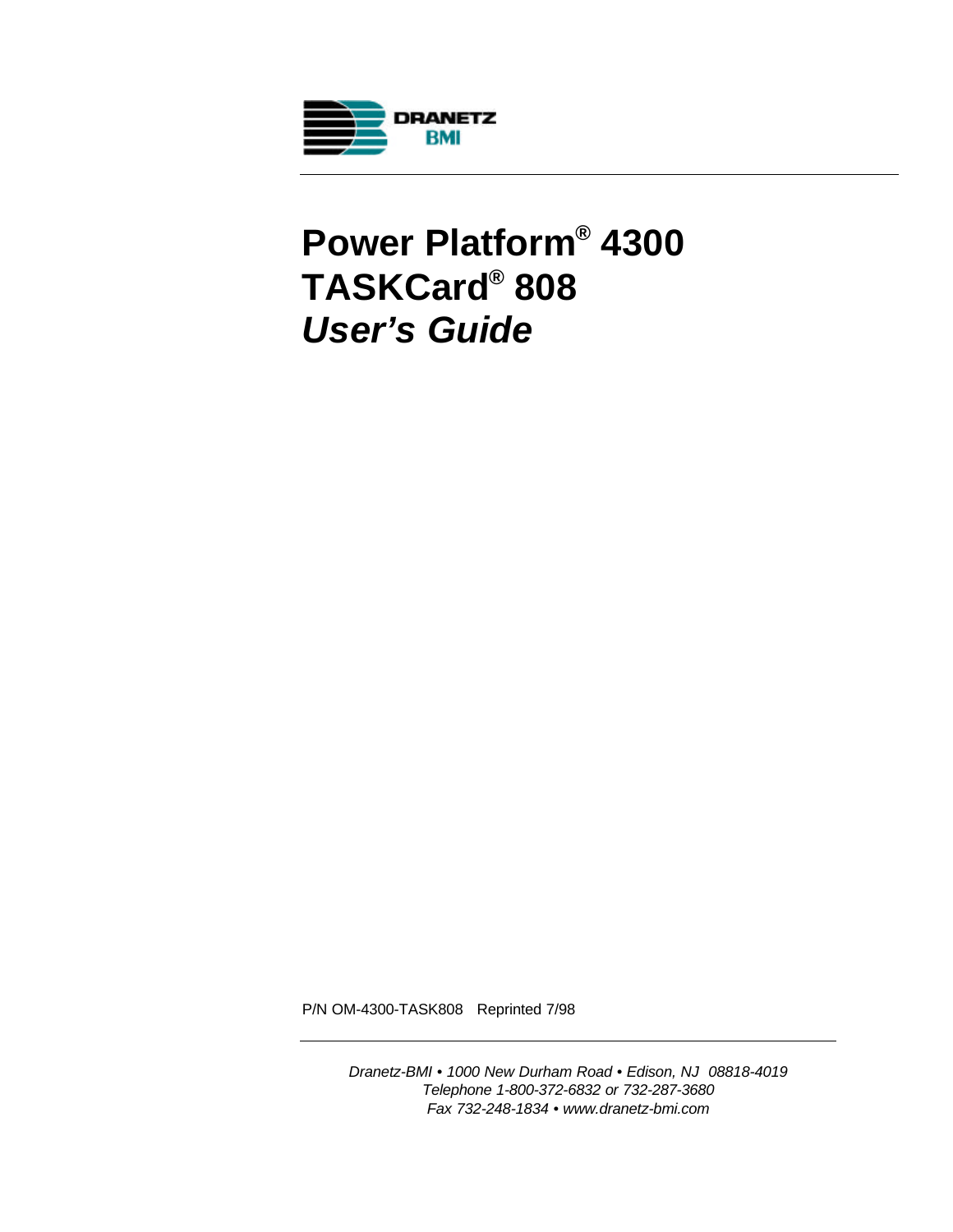DRANETZ
BMI

# Power Platform® 4300 TASKCard® 808 *User's Guide*

P/N OM-4300-TASK808   Reprinted 7/98

*Dranetz-BMI • 1000 New Durham Road • Edison, NJ  08818-4019*
*Telephone 1-800-372-6832 or 732-287-3680*
*Fax 732-248-1834 • www.dranetz-bmi.com*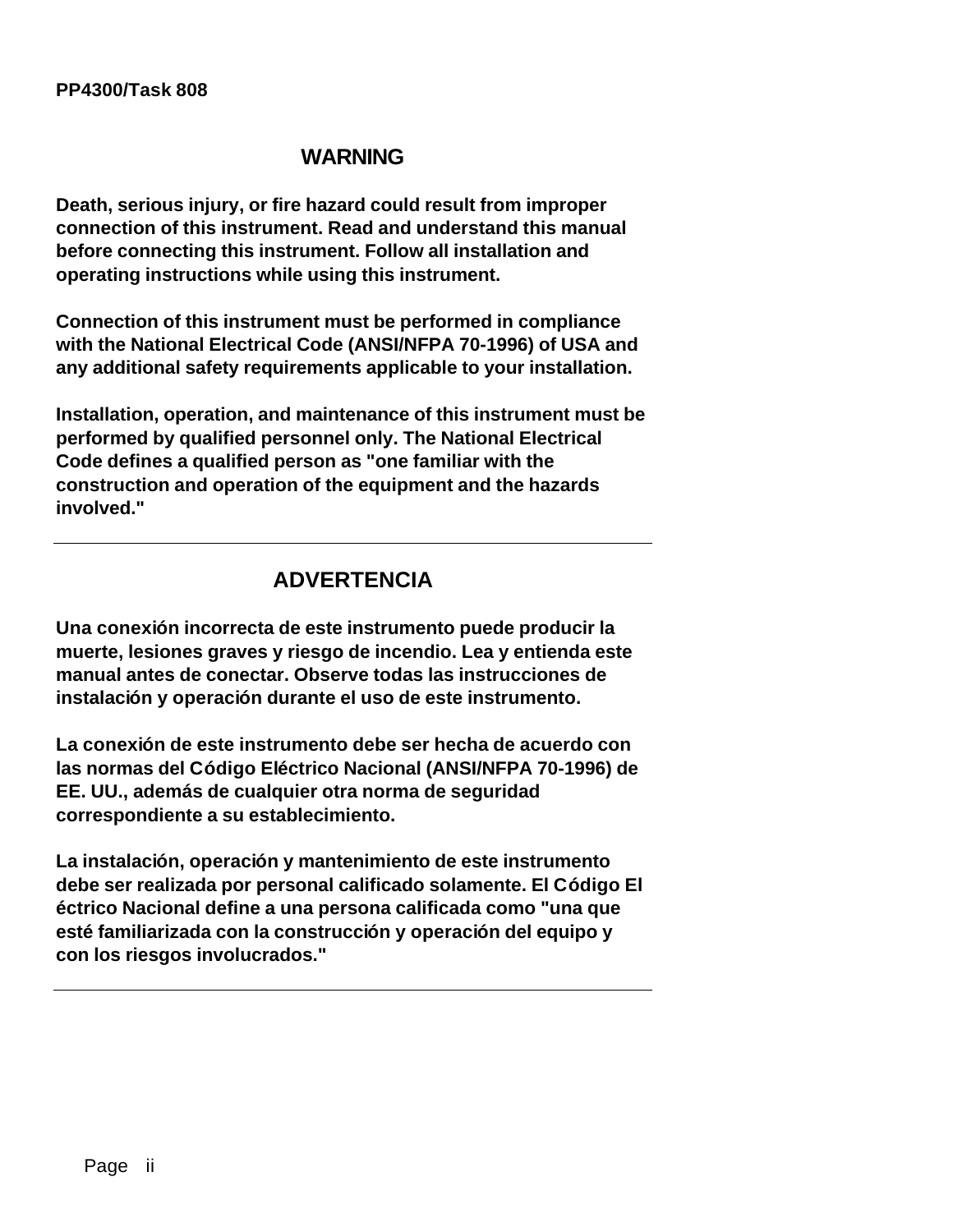## WARNING

**Death, serious injury, or fire hazard could result from improper connection of this instrument. Read and understand this manual before connecting this instrument. Follow all installation and operating instructions while using this instrument.**

**Connection of this instrument must be performed in compliance with the National Electrical Code (ANSI/NFPA 70-1996) of USA and any additional safety requirements applicable to your installation.**

**Installation, operation, and maintenance of this instrument must be performed by qualified personnel only. The National Electrical Code defines a qualified person as "one familiar with the construction and operation of the equipment and the hazards involved."**

---

## ADVERTENCIA

**Una conexión incorrecta de este instrumento puede producir la muerte, lesiones graves y riesgo de incendio. Lea y entienda este manual antes de conectar. Observe todas las instrucciones de instalación y operación durante el uso de este instrumento.**

**La conexión de este instrumento debe ser hecha de acuerdo con las normas del Código Eléctrico Nacional (ANSI/NFPA 70-1996) de EE. UU., además de cualquier otra norma de seguridad correspondiente a su establecimiento.**

**La instalación, operación y mantenimiento de este instrumento debe ser realizada por personal calificado solamente. El Código El éctrico Nacional define a una persona calificada como "una que esté familiarizada con la construcción y operación del equipo y con los riesgos involucrados."**

---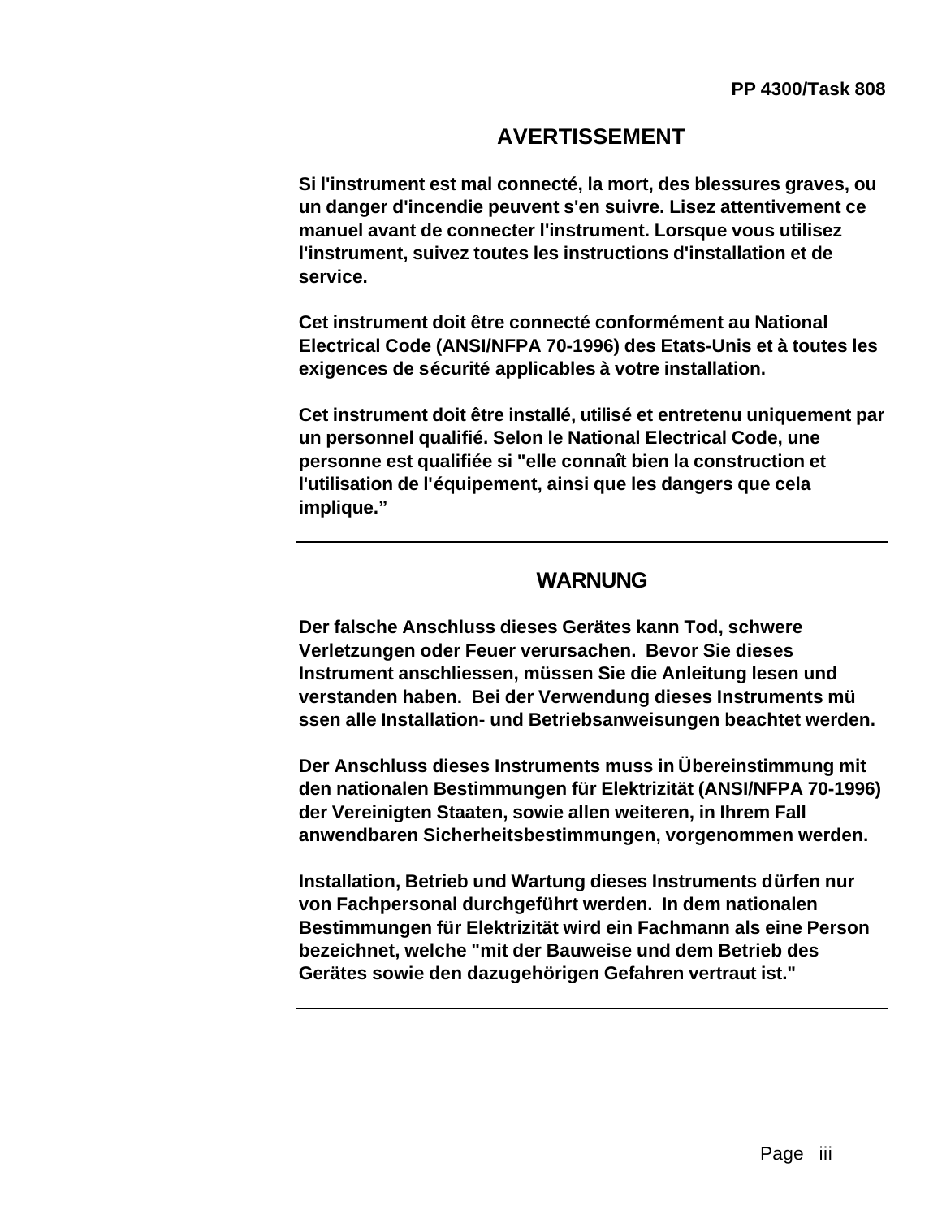## AVERTISSEMENT

**Si l'instrument est mal connecté, la mort, des blessures graves, ou un danger d'incendie peuvent s'en suivre. Lisez attentivement ce manuel avant de connecter l'instrument. Lorsque vous utilisez l'instrument, suivez toutes les instructions d'installation et de service.**

**Cet instrument doit être connecté conformément au National Electrical Code (ANSI/NFPA 70-1996) des Etats-Unis et à toutes les exigences de sécurité applicables à votre installation.**

**Cet instrument doit être installé, utilisé et entretenu uniquement par un personnel qualifié. Selon le National Electrical Code, une personne est qualifiée si "elle connaît bien la construction et l'utilisation de l'équipement, ainsi que les dangers que cela implique."**

---

## WARNUNG

**Der falsche Anschluss dieses Gerätes kann Tod, schwere Verletzungen oder Feuer verursachen. Bevor Sie dieses Instrument anschliessen, müssen Sie die Anleitung lesen und verstanden haben. Bei der Verwendung dieses Instruments müssen alle Installation- und Betriebsanweisungen beachtet werden.**

**Der Anschluss dieses Instruments muss in Übereinstimmung mit den nationalen Bestimmungen für Elektrizität (ANSI/NFPA 70-1996) der Vereinigten Staaten, sowie allen weiteren, in Ihrem Fall anwendbaren Sicherheitsbestimmungen, vorgenommen werden.**

**Installation, Betrieb und Wartung dieses Instruments dürfen nur von Fachpersonal durchgeführt werden. In dem nationalen Bestimmungen für Elektrizität wird ein Fachmann als eine Person bezeichnet, welche "mit der Bauweise und dem Betrieb des Gerätes sowie den dazugehörigen Gefahren vertraut ist."**

---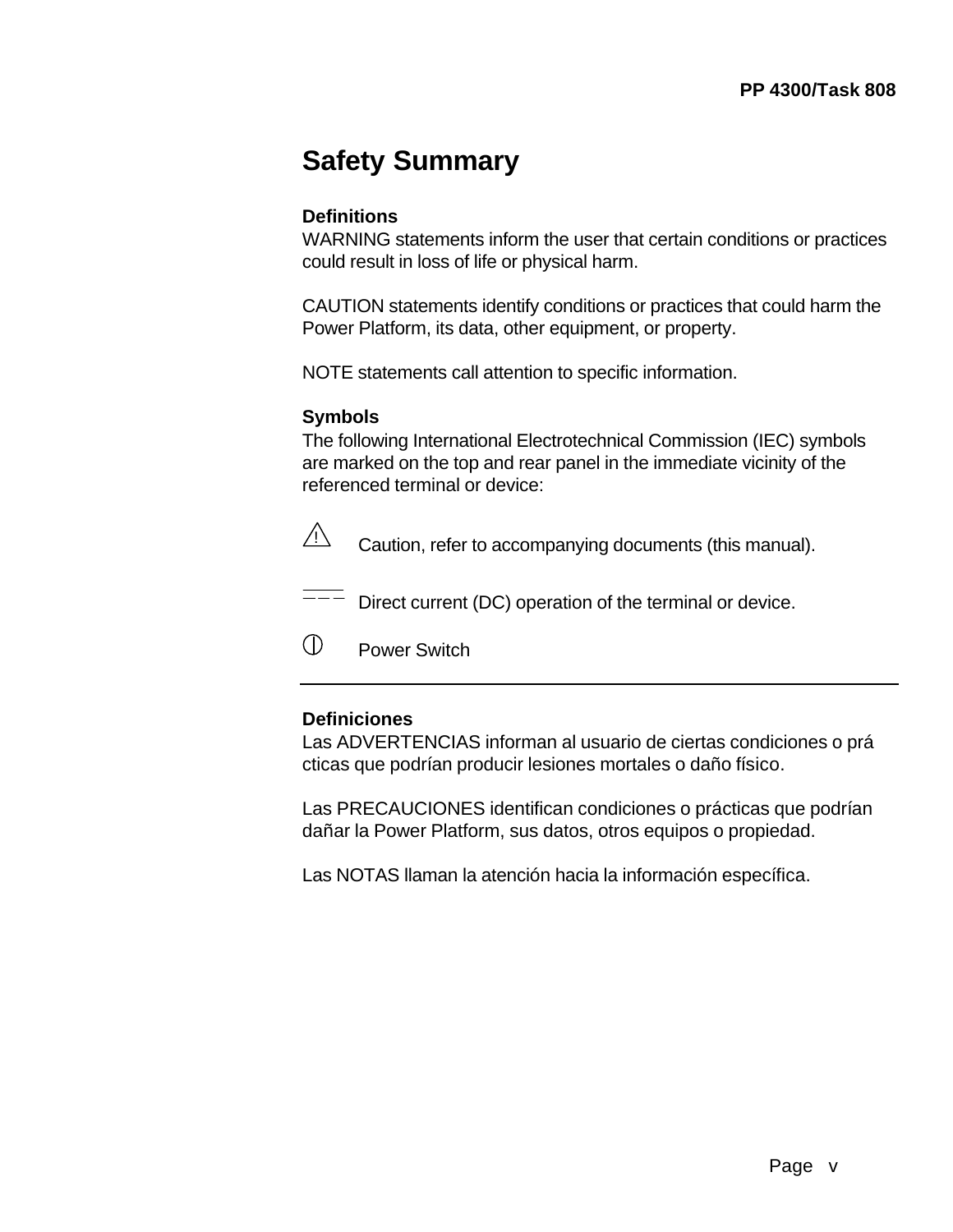# Safety Summary

**Definitions**

WARNING statements inform the user that certain conditions or practices could result in loss of life or physical harm.

CAUTION statements identify conditions or practices that could harm the Power Platform, its data, other equipment, or property.

NOTE statements call attention to specific information.

**Symbols**

The following International Electrotechnical Commission (IEC) symbols are marked on the top and rear panel in the immediate vicinity of the referenced terminal or device:

⚠ Caution, refer to accompanying documents (this manual).

⎓ Direct current (DC) operation of the terminal or device.

⏻ Power Switch

---

**Definiciones**

Las ADVERTENCIAS informan al usuario de ciertas condiciones o prá cticas que podrían producir lesiones mortales o daño físico.

Las PRECAUCIONES identifican condiciones o prácticas que podrían dañar la Power Platform, sus datos, otros equipos o propiedad.

Las NOTAS llaman la atención hacia la información específica.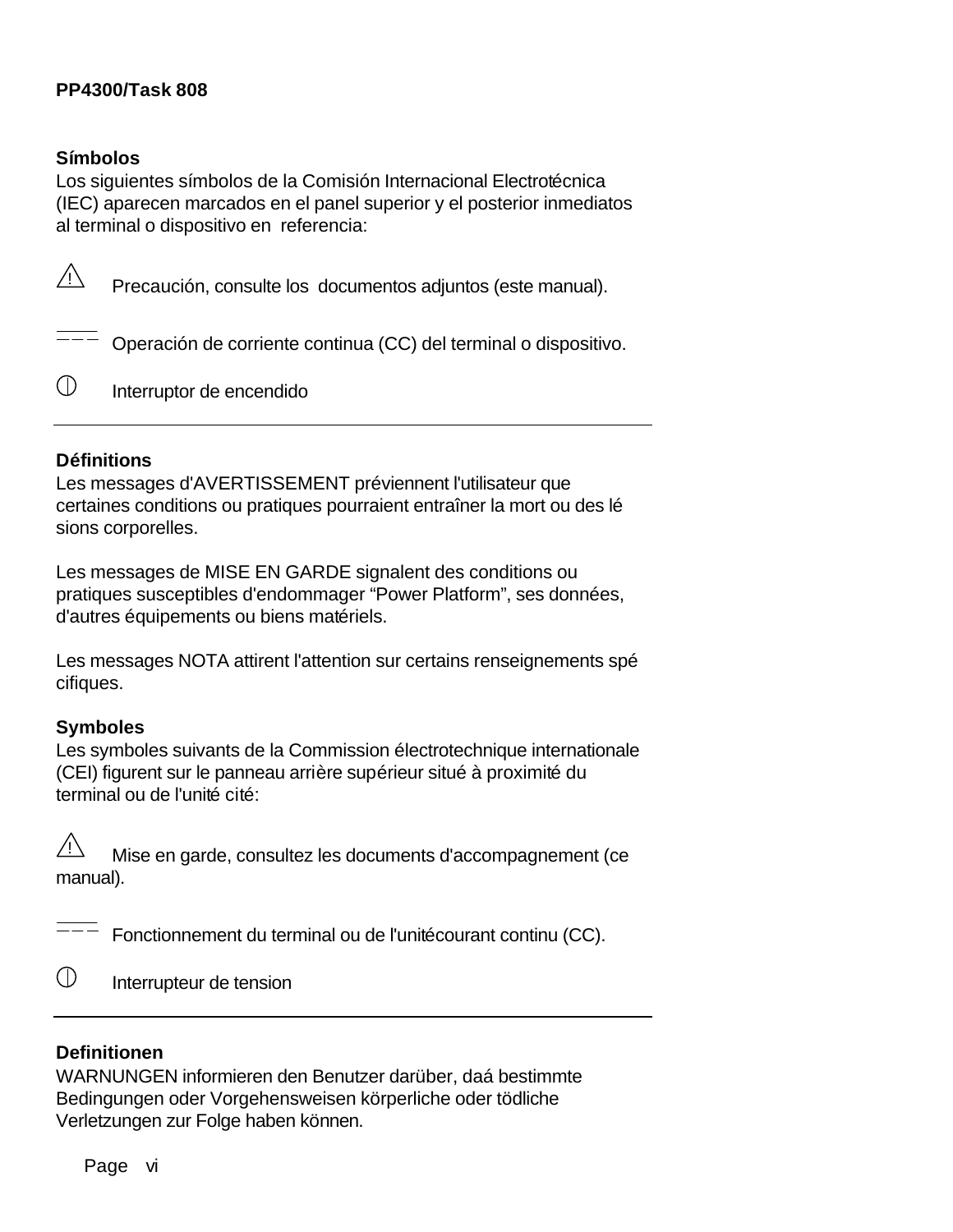## Símbolos

Los siguientes símbolos de la Comisión Internacional Electrotécnica (IEC) aparecen marcados en el panel superior y el posterior inmediatos al terminal o dispositivo en referencia:

⚠ Precaución, consulte los documentos adjuntos (este manual).

⎓ Operación de corriente continua (CC) del terminal o dispositivo.

⏀ Interruptor de encendido

---

## Définitions

Les messages d'AVERTISSEMENT préviennent l'utilisateur que certaines conditions ou pratiques pourraient entraîner la mort ou des lé sions corporelles.

Les messages de MISE EN GARDE signalent des conditions ou pratiques susceptibles d'endommager “Power Platform”, ses données, d'autres équipements ou biens matériels.

Les messages NOTA attirent l'attention sur certains renseignements spé cifiques.

## Symboles

Les symboles suivants de la Commission électrotechnique internationale (CEI) figurent sur le panneau arrière supérieur situé à proximité du terminal ou de l'unité cité:

⚠ Mise en garde, consultez les documents d'accompagnement (ce manual).

⎓ Fonctionnement du terminal ou de l'unitécourant continu (CC).

⏀ Interrupteur de tension

---

## Definitionen

WARNUNGEN informieren den Benutzer darüber, daá bestimmte Bedingungen oder Vorgehensweisen körperliche oder tödliche Verletzungen zur Folge haben können.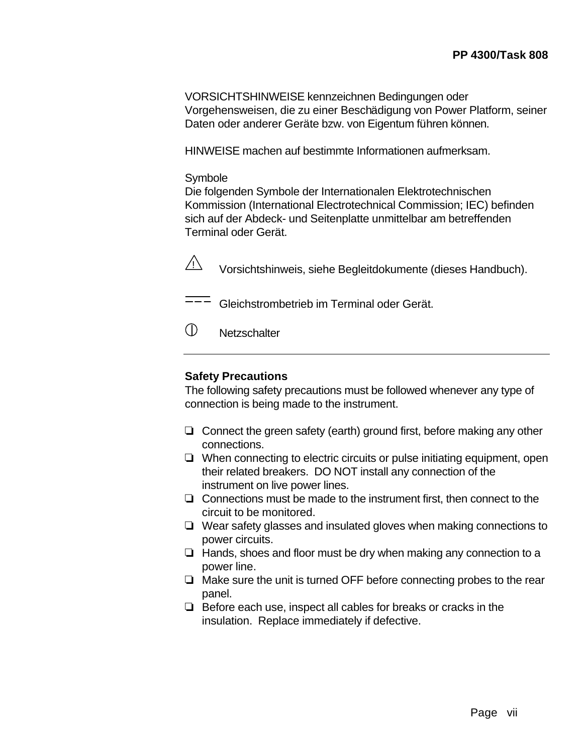VORSICHTSHINWEISE kennzeichnen Bedingungen oder Vorgehensweisen, die zu einer Beschädigung von Power Platform, seiner Daten oder anderer Geräte bzw. von Eigentum führen können.

HINWEISE machen auf bestimmte Informationen aufmerksam.

Symbole
Die folgenden Symbole der Internationalen Elektrotechnischen Kommission (International Electrotechnical Commission; IEC) befinden sich auf der Abdeck- und Seitenplatte unmittelbar am betreffenden Terminal oder Gerät.

⚠ Vorsichtshinweis, siehe Begleitdokumente (dieses Handbuch).

⎓ Gleichstrombetrieb im Terminal oder Gerät.

⏀ Netzschalter

---

**Safety Precautions**
The following safety precautions must be followed whenever any type of connection is being made to the instrument.

- ❏ Connect the green safety (earth) ground first, before making any other connections.
- ❏ When connecting to electric circuits or pulse initiating equipment, open their related breakers. DO NOT install any connection of the instrument on live power lines.
- ❏ Connections must be made to the instrument first, then connect to the circuit to be monitored.
- ❏ Wear safety glasses and insulated gloves when making connections to power circuits.
- ❏ Hands, shoes and floor must be dry when making any connection to a power line.
- ❏ Make sure the unit is turned OFF before connecting probes to the rear panel.
- ❏ Before each use, inspect all cables for breaks or cracks in the insulation. Replace immediately if defective.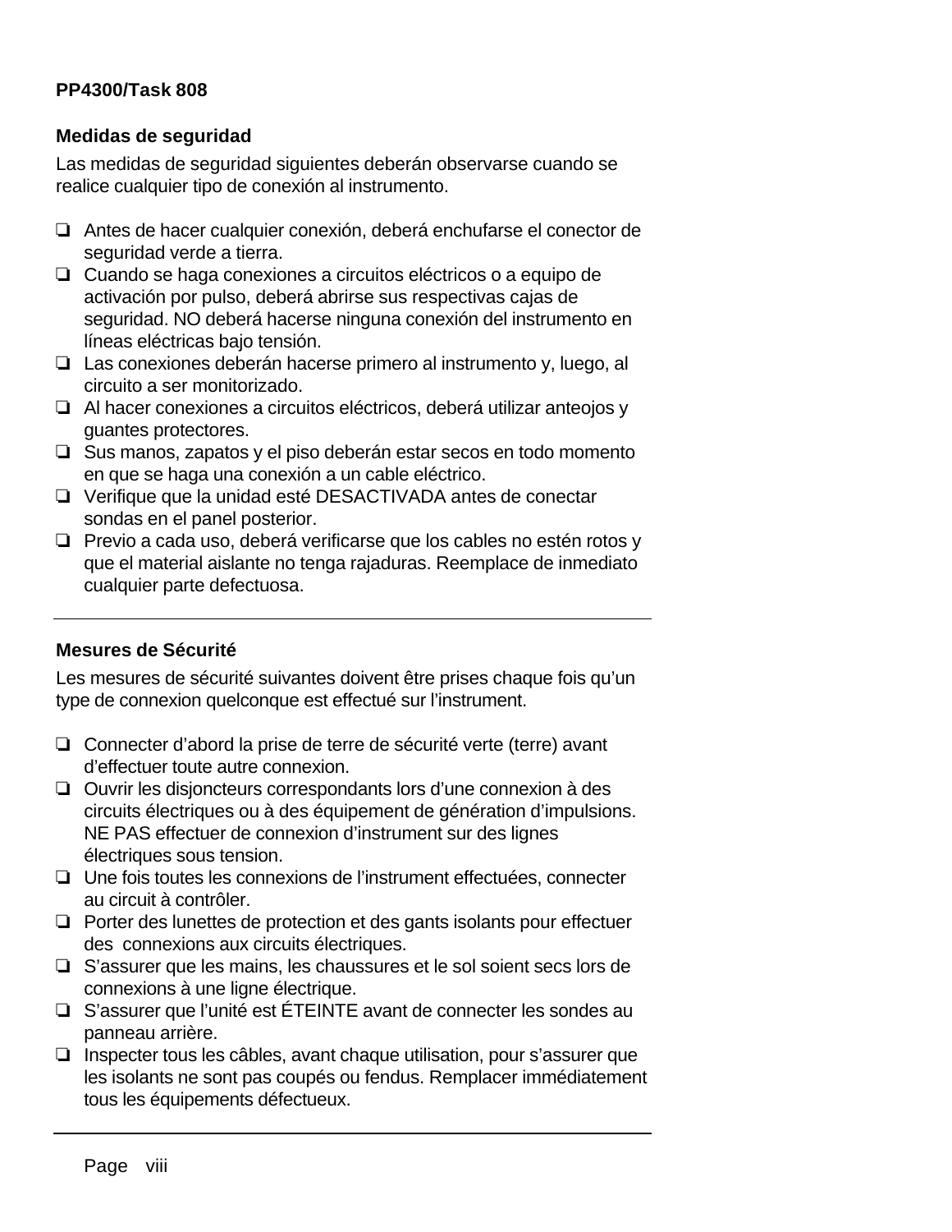## Medidas de seguridad

Las medidas de seguridad siguientes deberán observarse cuando se realice cualquier tipo de conexión al instrumento.

- ❏ Antes de hacer cualquier conexión, deberá enchufarse el conector de seguridad verde a tierra.
- ❏ Cuando se haga conexiones a circuitos eléctricos o a equipo de activación por pulso, deberá abrirse sus respectivas cajas de seguridad. NO deberá hacerse ninguna conexión del instrumento en líneas eléctricas bajo tensión.
- ❏ Las conexiones deberán hacerse primero al instrumento y, luego, al circuito a ser monitorizado.
- ❏ Al hacer conexiones a circuitos eléctricos, deberá utilizar anteojos y guantes protectores.
- ❏ Sus manos, zapatos y el piso deberán estar secos en todo momento en que se haga una conexión a un cable eléctrico.
- ❏ Verifique que la unidad esté DESACTIVADA antes de conectar sondas en el panel posterior.
- ❏ Previo a cada uso, deberá verificarse que los cables no estén rotos y que el material aislante no tenga rajaduras. Reemplace de inmediato cualquier parte defectuosa.

---

## Mesures de Sécurité

Les mesures de sécurité suivantes doivent être prises chaque fois qu'un type de connexion quelconque est effectué sur l'instrument.

- ❏ Connecter d'abord la prise de terre de sécurité verte (terre) avant d'effectuer toute autre connexion.
- ❏ Ouvrir les disjoncteurs correspondants lors d'une connexion à des circuits électriques ou à des équipement de génération d'impulsions. NE PAS effectuer de connexion d'instrument sur des lignes électriques sous tension.
- ❏ Une fois toutes les connexions de l'instrument effectuées, connecter au circuit à contrôler.
- ❏ Porter des lunettes de protection et des gants isolants pour effectuer des connexions aux circuits électriques.
- ❏ S'assurer que les mains, les chaussures et le sol soient secs lors de connexions à une ligne électrique.
- ❏ S'assurer que l'unité est ÉTEINTE avant de connecter les sondes au panneau arrière.
- ❏ Inspecter tous les câbles, avant chaque utilisation, pour s'assurer que les isolants ne sont pas coupés ou fendus. Remplacer immédiatement tous les équipements défectueux.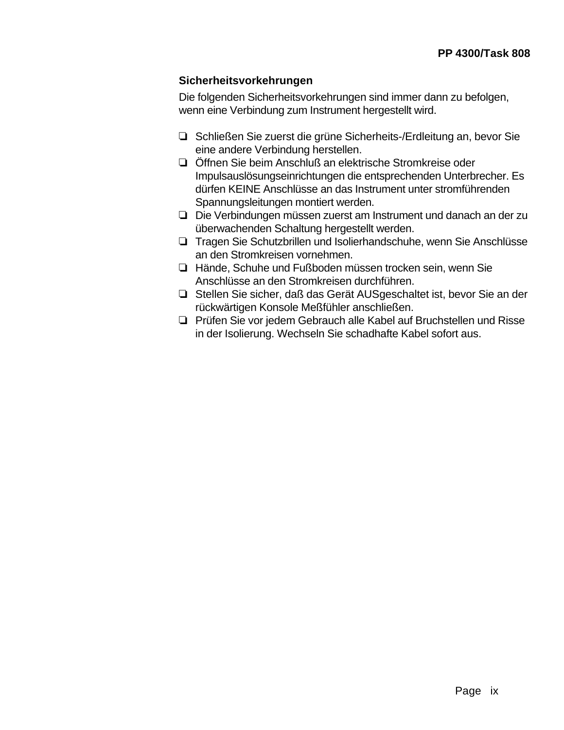## Sicherheitsvorkehrungen

Die folgenden Sicherheitsvorkehrungen sind immer dann zu befolgen, wenn eine Verbindung zum Instrument hergestellt wird.

- ❑ Schließen Sie zuerst die grüne Sicherheits-/Erdleitung an, bevor Sie eine andere Verbindung herstellen.
- ❑ Öffnen Sie beim Anschluß an elektrische Stromkreise oder Impulsauslösungseinrichtungen die entsprechenden Unterbrecher. Es dürfen KEINE Anschlüsse an das Instrument unter stromführenden Spannungsleitungen montiert werden.
- ❑ Die Verbindungen müssen zuerst am Instrument und danach an der zu überwachenden Schaltung hergestellt werden.
- ❑ Tragen Sie Schutzbrillen und Isolierhandschuhe, wenn Sie Anschlüsse an den Stromkreisen vornehmen.
- ❑ Hände, Schuhe und Fußboden müssen trocken sein, wenn Sie Anschlüsse an den Stromkreisen durchführen.
- ❑ Stellen Sie sicher, daß das Gerät AUSgeschaltet ist, bevor Sie an der rückwärtigen Konsole Meßfühler anschließen.
- ❑ Prüfen Sie vor jedem Gebrauch alle Kabel auf Bruchstellen und Risse in der Isolierung. Wechseln Sie schadhafte Kabel sofort aus.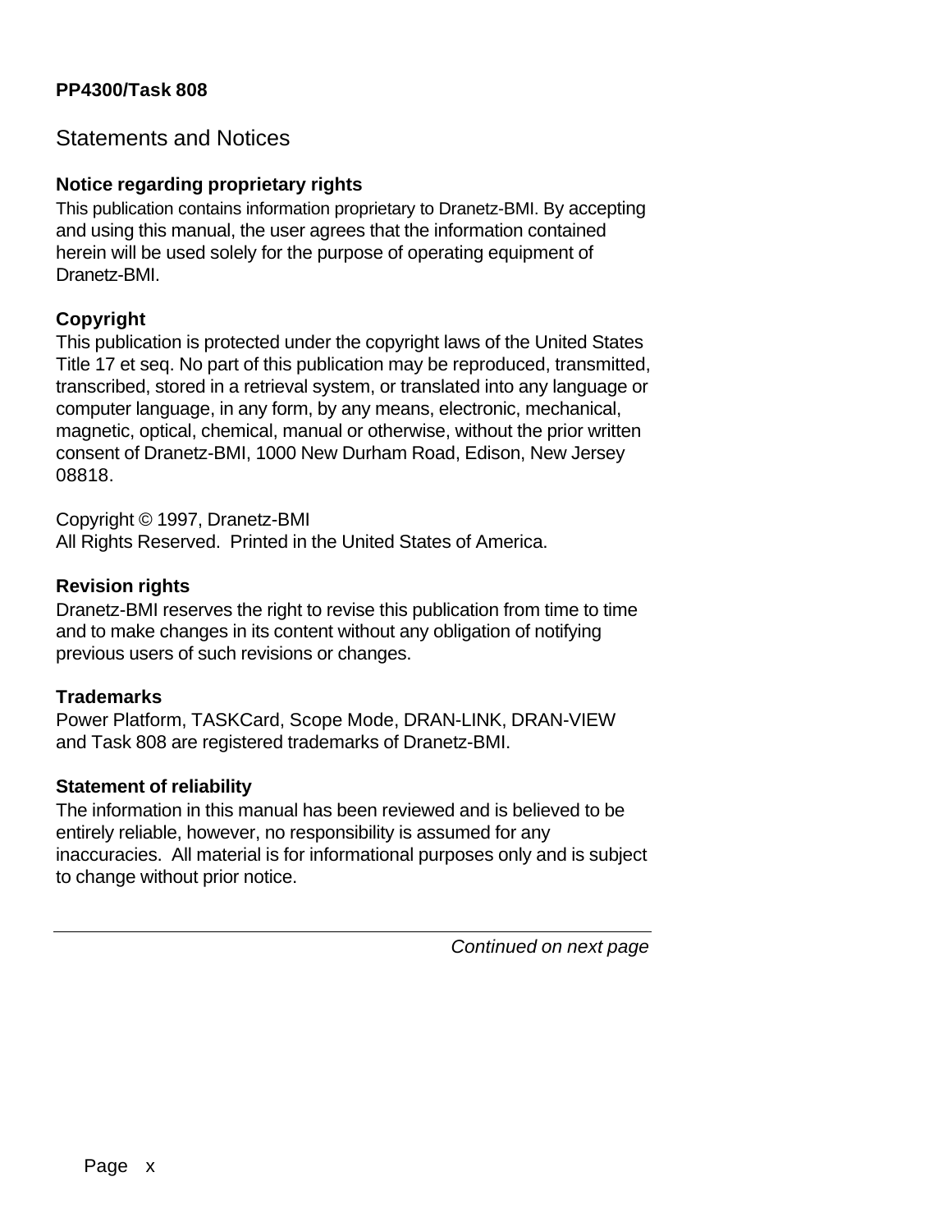## Statements and Notices

**Notice regarding proprietary rights**

This publication contains information proprietary to Dranetz-BMI. By accepting and using this manual, the user agrees that the information contained herein will be used solely for the purpose of operating equipment of Dranetz-BMI.

**Copyright**

This publication is protected under the copyright laws of the United States Title 17 et seq. No part of this publication may be reproduced, transmitted, transcribed, stored in a retrieval system, or translated into any language or computer language, in any form, by any means, electronic, mechanical, magnetic, optical, chemical, manual or otherwise, without the prior written consent of Dranetz-BMI, 1000 New Durham Road, Edison, New Jersey 08818.

Copyright © 1997, Dranetz-BMI
All Rights Reserved. Printed in the United States of America.

**Revision rights**

Dranetz-BMI reserves the right to revise this publication from time to time and to make changes in its content without any obligation of notifying previous users of such revisions or changes.

**Trademarks**

Power Platform, TASKCard, Scope Mode, DRAN-LINK, DRAN-VIEW and Task 808 are registered trademarks of Dranetz-BMI.

**Statement of reliability**

The information in this manual has been reviewed and is believed to be entirely reliable, however, no responsibility is assumed for any inaccuracies. All material is for informational purposes only and is subject to change without prior notice.

---

*Continued on next page*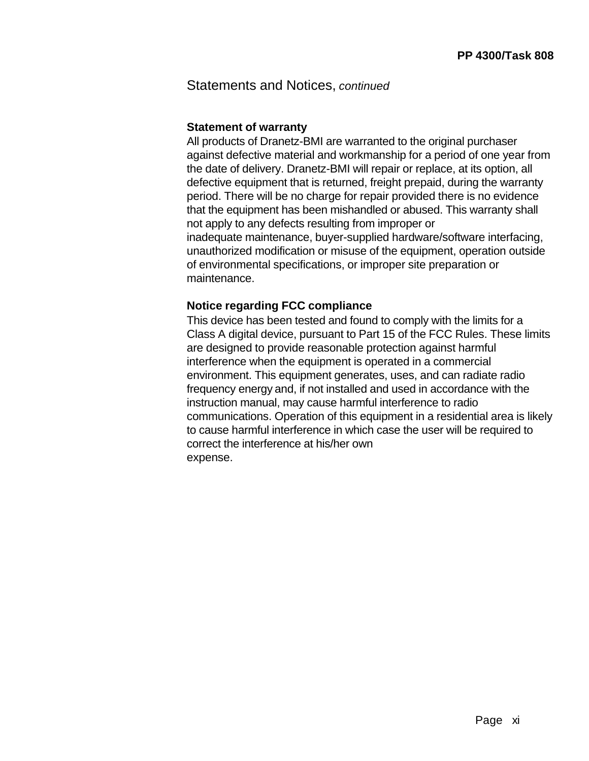## Statements and Notices, *continued*

**Statement of warranty**

All products of Dranetz-BMI are warranted to the original purchaser against defective material and workmanship for a period of one year from the date of delivery. Dranetz-BMI will repair or replace, at its option, all defective equipment that is returned, freight prepaid, during the warranty period. There will be no charge for repair provided there is no evidence that the equipment has been mishandled or abused. This warranty shall not apply to any defects resulting from improper or inadequate maintenance, buyer-supplied hardware/software interfacing, unauthorized modification or misuse of the equipment, operation outside of environmental specifications, or improper site preparation or maintenance.

**Notice regarding FCC compliance**

This device has been tested and found to comply with the limits for a Class A digital device, pursuant to Part 15 of the FCC Rules. These limits are designed to provide reasonable protection against harmful interference when the equipment is operated in a commercial environment. This equipment generates, uses, and can radiate radio frequency energy and, if not installed and used in accordance with the instruction manual, may cause harmful interference to radio communications. Operation of this equipment in a residential area is likely to cause harmful interference in which case the user will be required to correct the interference at his/her own expense.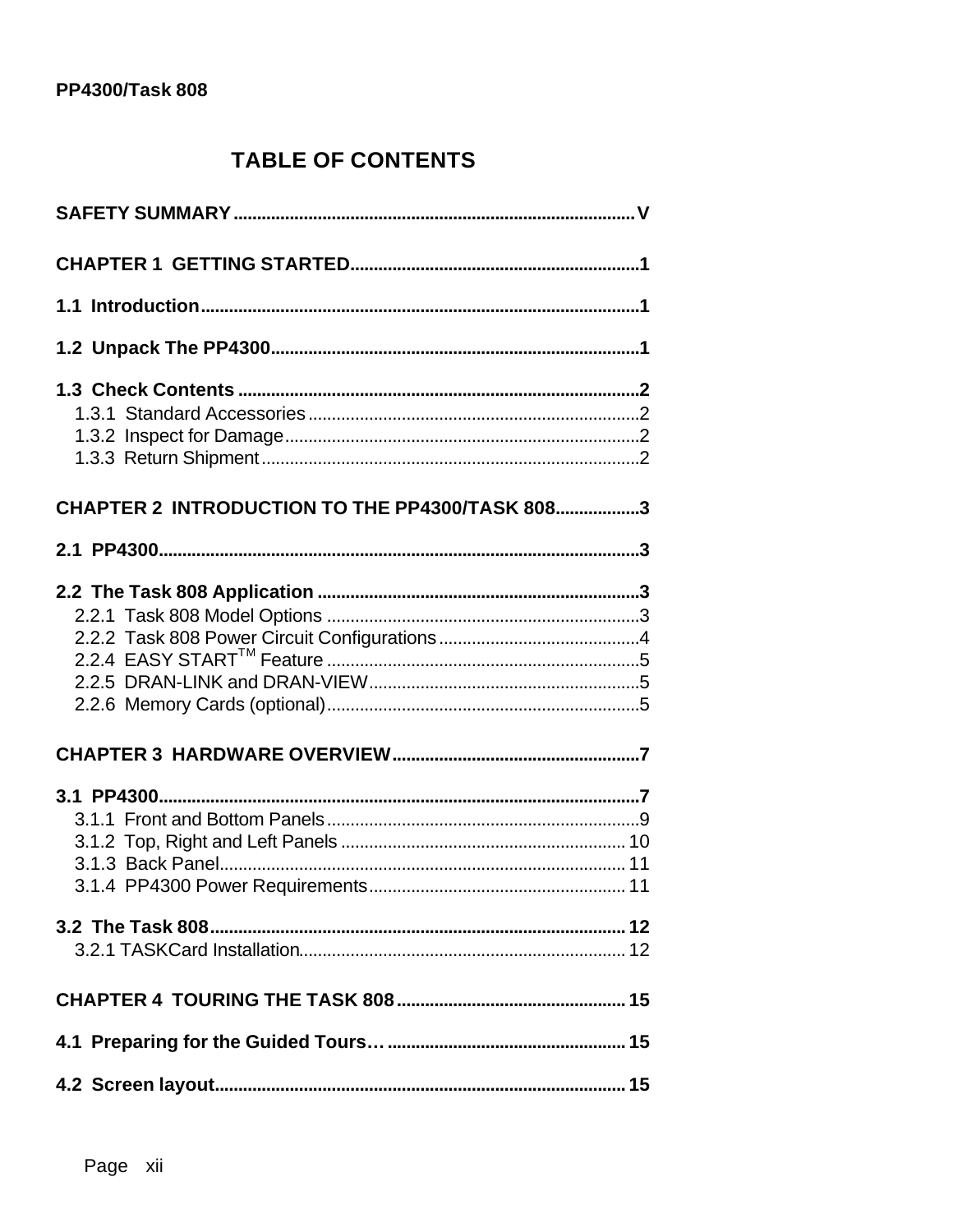# TABLE OF CONTENTS

**SAFETY SUMMARY** ..................................................................................... V

**CHAPTER 1 GETTING STARTED**............................................................1

**1.1 Introduction**............................................................................................1

**1.2 Unpack The PP4300**..............................................................................1

**1.3 Check Contents** ....................................................................................2

- 1.3.1 Standard Accessories ......................................................................2
- 1.3.2 Inspect for Damage...........................................................................2
- 1.3.3 Return Shipment................................................................................2

**CHAPTER 2 INTRODUCTION TO THE PP4300/TASK 808**.................3

**2.1 PP4300**......................................................................................................3

**2.2 The Task 808 Application** ......................................................................3

- 2.2.1 Task 808 Model Options ...................................................................3
- 2.2.2 Task 808 Power Circuit Configurations...........................................4
- 2.2.4 EASY START™ Feature ....................................................................5
- 2.2.5 DRAN-LINK and DRAN-VIEW..........................................................5
- 2.2.6 Memory Cards (optional)...................................................................5

**CHAPTER 3 HARDWARE OVERVIEW**....................................................7

**3.1 PP4300**......................................................................................................7

- 3.1.1 Front and Bottom Panels..................................................................9
- 3.1.2 Top, Right and Left Panels ............................................................ 10
- 3.1.3 Back Panel...................................................................................... 11
- 3.1.4 PP4300 Power Requirements...................................................... 11

**3.2 The Task 808**........................................................................................ 12

- 3.2.1 TASKCard Installation..................................................................... 12

**CHAPTER 4 TOURING THE TASK 808**................................................ 15

**4.1 Preparing for the Guided Tours…** ................................................... 15

**4.2 Screen layout**....................................................................................... 15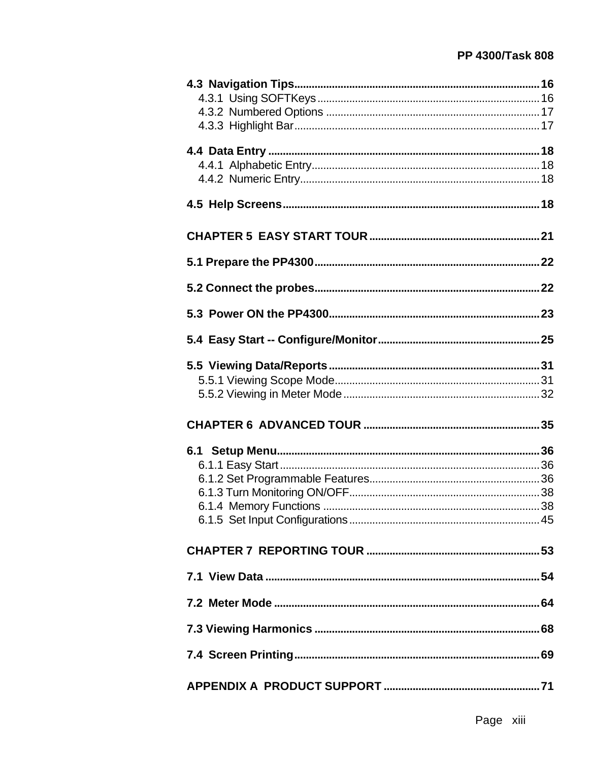**4.3 Navigation Tips** ................................................................................ **16**
4.3.1 Using SOFTKeys ................................................................................ 16
4.3.2 Numbered Options ................................................................................ 17
4.3.3 Highlight Bar ................................................................................ 17

**4.4 Data Entry** ................................................................................ **18**
4.4.1 Alphabetic Entry ................................................................................ 18
4.4.2 Numeric Entry ................................................................................ 18

**4.5 Help Screens** ................................................................................ **18**

**CHAPTER 5 EASY START TOUR** ................................................................................ **21**

**5.1 Prepare the PP4300** ................................................................................ **22**

**5.2 Connect the probes** ................................................................................ **22**

**5.3 Power ON the PP4300** ................................................................................ **23**

**5.4 Easy Start -- Configure/Monitor** ................................................................................ **25**

**5.5 Viewing Data/Reports** ................................................................................ **31**
5.5.1 Viewing Scope Mode ................................................................................ 31
5.5.2 Viewing in Meter Mode ................................................................................ 32

**CHAPTER 6 ADVANCED TOUR** ................................................................................ **35**

**6.1 Setup Menu** ................................................................................ **36**
6.1.1 Easy Start ................................................................................ 36
6.1.2 Set Programmable Features ................................................................................ 36
6.1.3 Turn Monitoring ON/OFF ................................................................................ 38
6.1.4 Memory Functions ................................................................................ 38
6.1.5 Set Input Configurations ................................................................................ 45

**CHAPTER 7 REPORTING TOUR** ................................................................................ **53**

**7.1 View Data** ................................................................................ **54**

**7.2 Meter Mode** ................................................................................ **64**

**7.3 Viewing Harmonics** ................................................................................ **68**

**7.4 Screen Printing** ................................................................................ **69**

**APPENDIX A PRODUCT SUPPORT** ................................................................................ **71**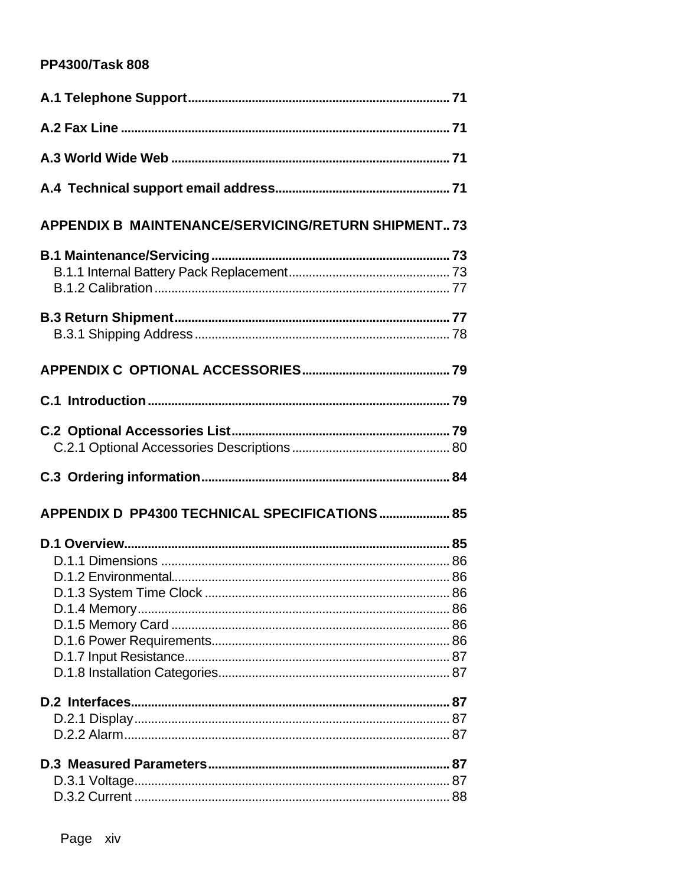A.1 Telephone Support ........................................................................... 71

A.2 Fax Line ................................................................................................ 71

A.3 World Wide Web .................................................................................. 71

A.4 Technical support email address.................................................... 71

APPENDIX B MAINTENANCE/SERVICING/RETURN SHIPMENT.. 73

B.1 Maintenance/Servicing ...................................................................... 73
- B.1.1 Internal Battery Pack Replacement............................................... 73
- B.1.2 Calibration ....................................................................................... 77

B.3 Return Shipment.................................................................................. 77
- B.3.1 Shipping Address ........................................................................... 78

APPENDIX C OPTIONAL ACCESSORIES ........................................... 79

C.1 Introduction ......................................................................................... 79

C.2 Optional Accessories List.................................................................. 79
- C.2.1 Optional Accessories Descriptions .............................................. 80

C.3 Ordering information.......................................................................... 84

APPENDIX D PP4300 TECHNICAL SPECIFICATIONS ..................... 85

D.1 Overview............................................................................................... 85
- D.1.1 Dimensions ..................................................................................... 86
- D.1.2 Environmental.................................................................................. 86
- D.1.3 System Time Clock ........................................................................ 86
- D.1.4 Memory............................................................................................ 86
- D.1.5 Memory Card .................................................................................. 86
- D.1.6 Power Requirements...................................................................... 86
- D.1.7 Input Resistance.............................................................................. 87
- D.1.8 Installation Categories.................................................................... 87

D.2 Interfaces............................................................................................. 87
- D.2.1 Display............................................................................................ 87
- D.2.2 Alarm................................................................................................ 87

D.3 Measured Parameters........................................................................ 87
- D.3.1 Voltage............................................................................................ 87
- D.3.2 Current ............................................................................................ 88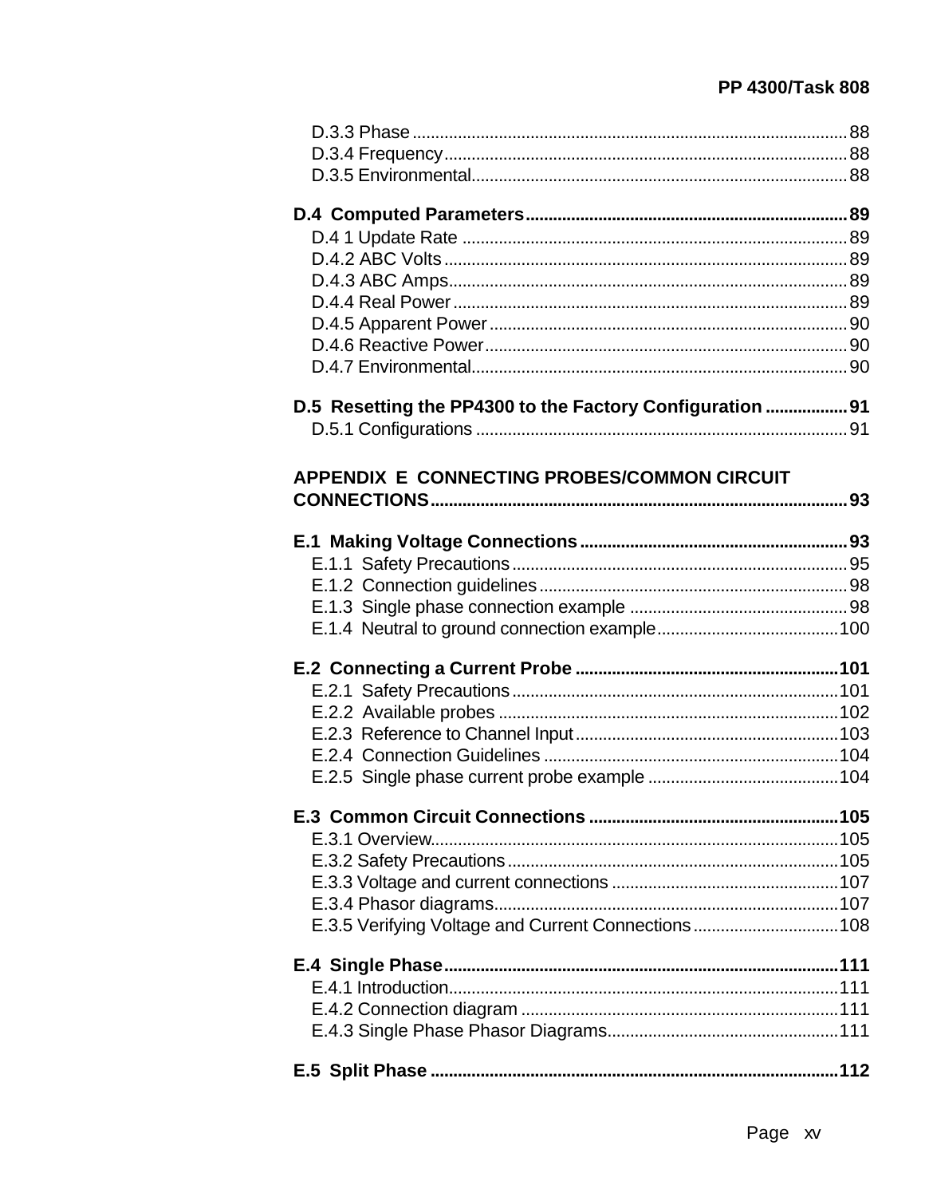D.3.3 Phase ............................................................................................. 88
D.3.4 Frequency ...................................................................................... 88
D.3.5 Environmental ................................................................................. 88

**D.4 Computed Parameters ..................................................................... 89**

D.4 1 Update Rate .................................................................................. 89
D.4.2 ABC Volts ....................................................................................... 89
D.4.3 ABC Amps ...................................................................................... 89
D.4.4 Real Power ..................................................................................... 89
D.4.5 Apparent Power ............................................................................. 90
D.4.6 Reactive Power .............................................................................. 90
D.4.7 Environmental ................................................................................. 90

**D.5 Resetting the PP4300 to the Factory Configuration ................. 91**

D.5.1 Configurations ................................................................................ 91

**APPENDIX E CONNECTING PROBES/COMMON CIRCUIT CONNECTIONS ........................................................................................ 93**

**E.1 Making Voltage Connections .......................................................... 93**

E.1.1 Safety Precautions ........................................................................ 95
E.1.2 Connection guidelines .................................................................. 98
E.1.3 Single phase connection example ............................................... 98
E.1.4 Neutral to ground connection example ....................................... 100

**E.2 Connecting a Current Probe ......................................................... 101**

E.2.1 Safety Precautions ...................................................................... 101
E.2.2 Available probes .......................................................................... 102
E.2.3 Reference to Channel Input ......................................................... 103
E.2.4 Connection Guidelines ................................................................ 104
E.2.5 Single phase current probe example .......................................... 104

**E.3 Common Circuit Connections ...................................................... 105**

E.3.1 Overview ....................................................................................... 105
E.3.2 Safety Precautions ....................................................................... 105
E.3.3 Voltage and current connections ................................................ 107
E.3.4 Phasor diagrams .......................................................................... 107
E.3.5 Verifying Voltage and Current Connections ............................... 108

**E.4 Single Phase ................................................................................... 111**

E.4.1 Introduction .................................................................................... 111
E.4.2 Connection diagram ..................................................................... 111
E.4.3 Single Phase Phasor Diagrams .................................................. 111

**E.5 Split Phase ....................................................................................... 112**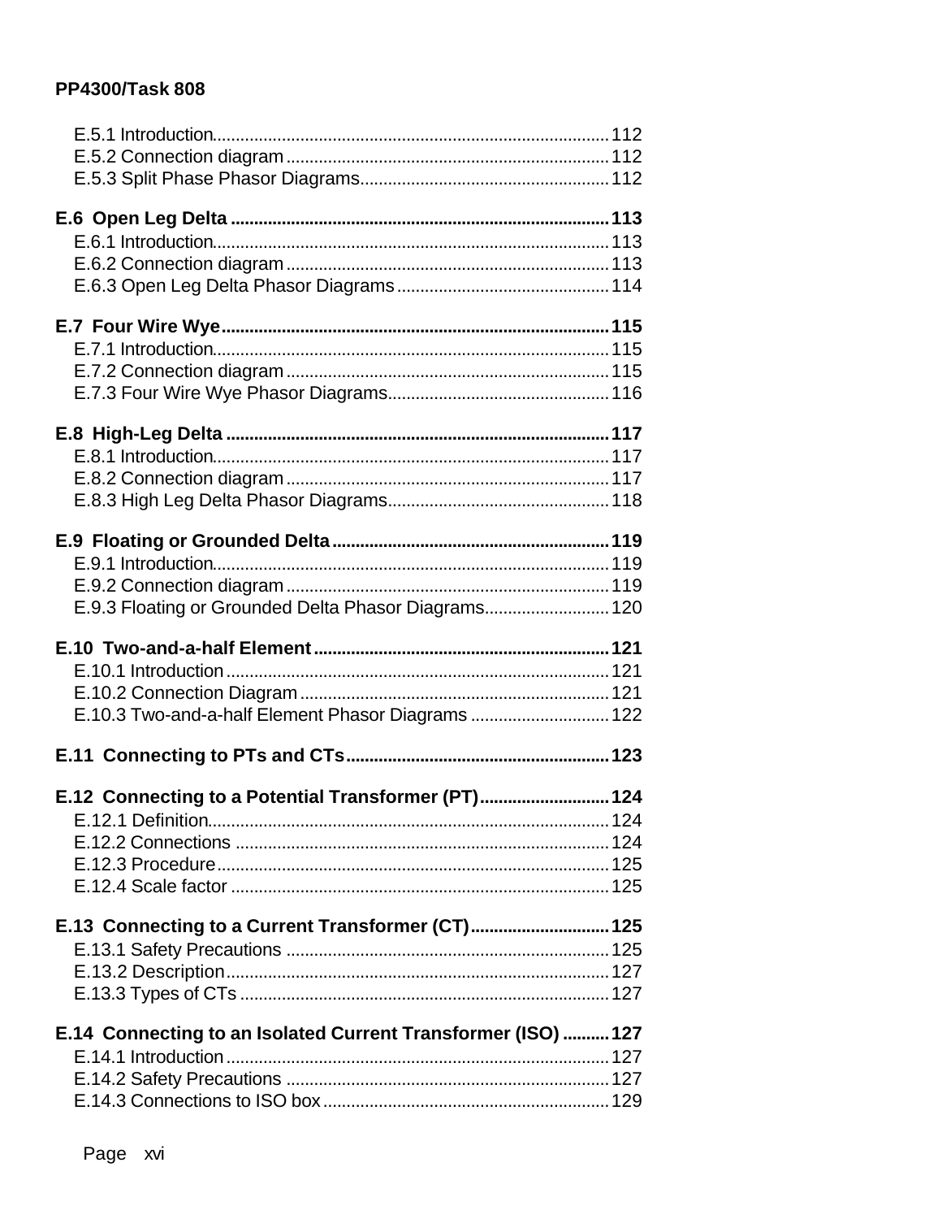E.5.1 Introduction........................................................................................112
E.5.2 Connection diagram .............................................................................112
E.5.3 Split Phase Phasor Diagrams...............................................................112

**E.6 Open Leg Delta ..........................................................................................113**

E.6.1 Introduction........................................................................................113
E.6.2 Connection diagram .............................................................................113
E.6.3 Open Leg Delta Phasor Diagrams ........................................................114

**E.7 Four Wire Wye............................................................................................115**

E.7.1 Introduction........................................................................................115
E.7.2 Connection diagram .............................................................................115
E.7.3 Four Wire Wye Phasor Diagrams..........................................................116

**E.8 High-Leg Delta ...........................................................................................117**

E.8.1 Introduction........................................................................................117
E.8.2 Connection diagram .............................................................................117
E.8.3 High Leg Delta Phasor Diagrams..........................................................118

**E.9 Floating or Grounded Delta ........................................................................119**

E.9.1 Introduction........................................................................................119
E.9.2 Connection diagram .............................................................................119
E.9.3 Floating or Grounded Delta Phasor Diagrams.......................................120

**E.10 Two-and-a-half Element ...........................................................................121**

E.10.1 Introduction......................................................................................121
E.10.2 Connection Diagram .........................................................................121
E.10.3 Two-and-a-half Element Phasor Diagrams .........................................122

**E.11 Connecting to PTs and CTs.......................................................................123**

**E.12 Connecting to a Potential Transformer (PT)..............................................124**

E.12.1 Definition..........................................................................................124
E.12.2 Connections .....................................................................................124
E.12.3 Procedure.........................................................................................125
E.12.4 Scale factor ......................................................................................125

**E.13 Connecting to a Current Transformer (CT)................................................125**

E.13.1 Safety Precautions ............................................................................125
E.13.2 Description.......................................................................................127
E.13.3 Types of CTs .....................................................................................127

**E.14 Connecting to an Isolated Current Transformer (ISO) ..........................127**

E.14.1 Introduction......................................................................................127
E.14.2 Safety Precautions ............................................................................127
E.14.3 Connections to ISO box.....................................................................129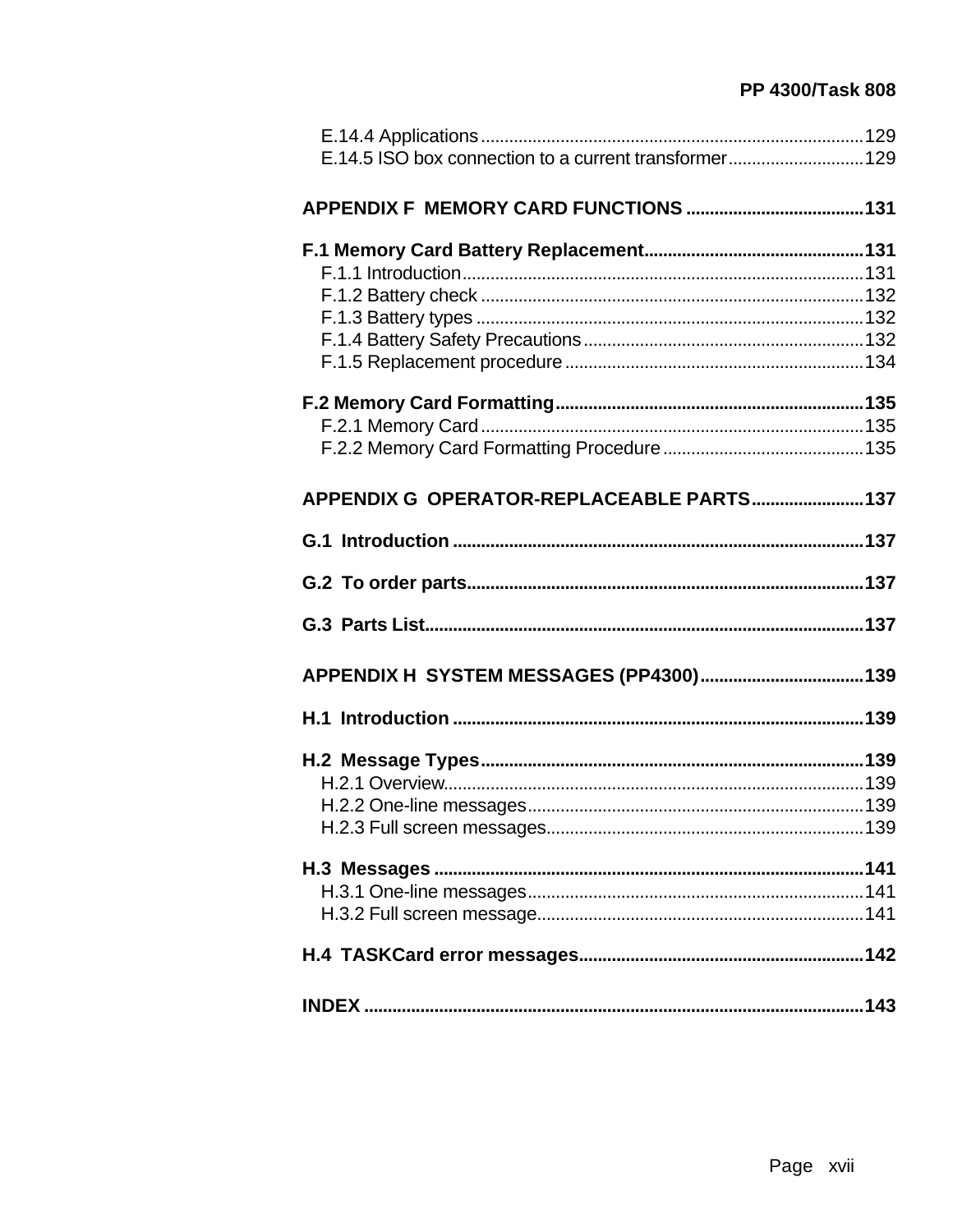E.14.4 Applications ........................................................................ 129
E.14.5 ISO box connection to a current transformer ............................ 129

**APPENDIX F MEMORY CARD FUNCTIONS ..................................... 131**

**F.1 Memory Card Battery Replacement ............................................. 131**
F.1.1 Introduction ................................................................................ 131
F.1.2 Battery check .............................................................................. 132
F.1.3 Battery types ............................................................................... 132
F.1.4 Battery Safety Precautions .......................................................... 132
F.1.5 Replacement procedure .............................................................. 134

**F.2 Memory Card Formatting ............................................................. 135**
F.2.1 Memory Card ............................................................................... 135
F.2.2 Memory Card Formatting Procedure ........................................... 135

**APPENDIX G OPERATOR-REPLACEABLE PARTS ........................ 137**

**G.1 Introduction ................................................................................. 137**

**G.2 To order parts .............................................................................. 137**

**G.3 Parts List ..................................................................................... 137**

**APPENDIX H SYSTEM MESSAGES (PP4300) .................................. 139**

**H.1 Introduction ................................................................................. 139**

**H.2 Message Types ............................................................................ 139**
H.2.1 Overview ..................................................................................... 139
H.2.2 One-line messages ...................................................................... 139
H.2.3 Full screen messages .................................................................. 139

**H.3 Messages ..................................................................................... 141**
H.3.1 One-line messages ...................................................................... 141
H.3.2 Full screen message .................................................................... 141

**H.4 TASKCard error messages ........................................................... 142**

**INDEX ................................................................................................ 143**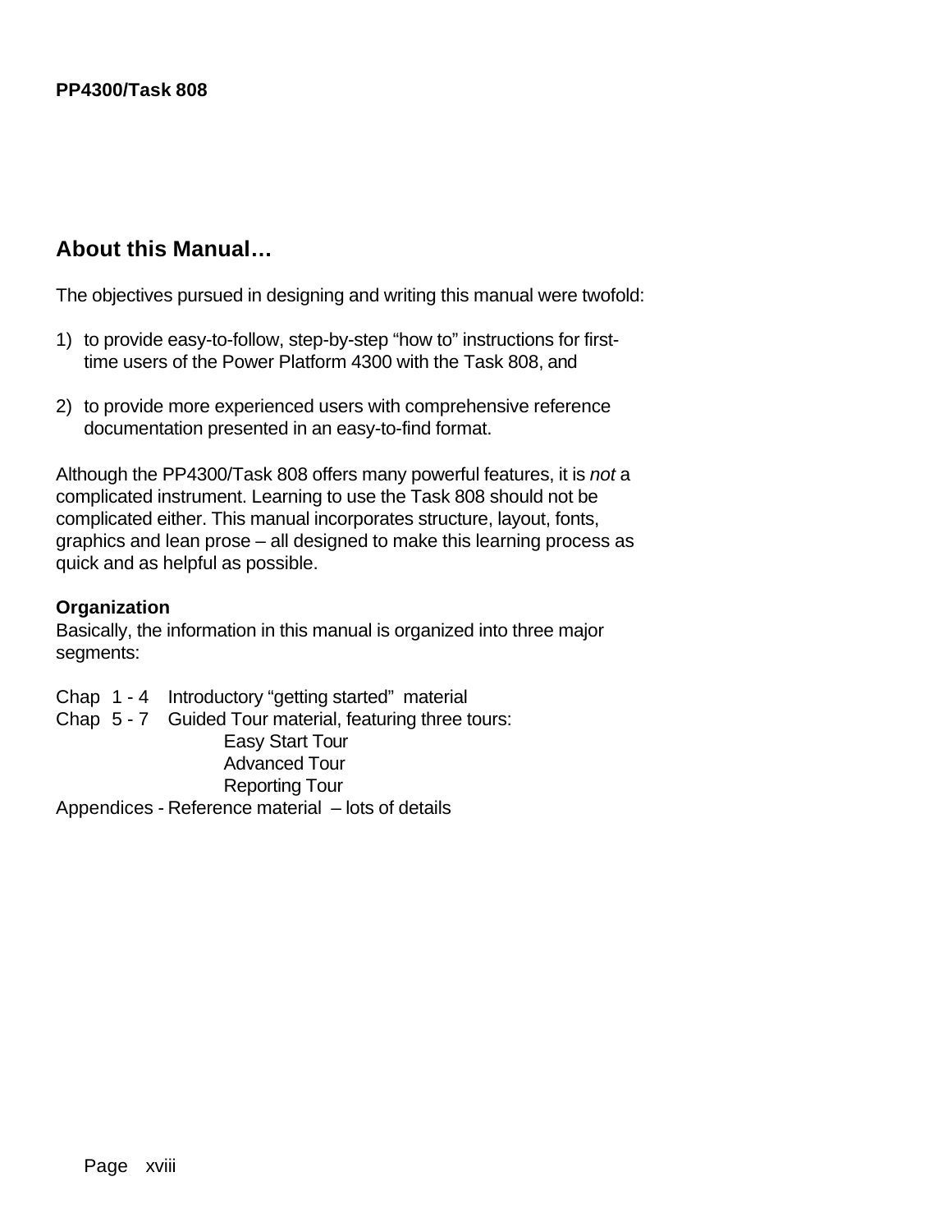## About this Manual…

The objectives pursued in designing and writing this manual were twofold:

1) to provide easy-to-follow, step-by-step "how to" instructions for first-time users of the Power Platform 4300 with the Task 808, and

2) to provide more experienced users with comprehensive reference documentation presented in an easy-to-find format.

Although the PP4300/Task 808 offers many powerful features, it is *not* a complicated instrument. Learning to use the Task 808 should not be complicated either. This manual incorporates structure, layout, fonts, graphics and lean prose – all designed to make this learning process as quick and as helpful as possible.

**Organization**

Basically, the information in this manual is organized into three major segments:

Chap 1 - 4 Introductory "getting started" material

Chap 5 - 7 Guided Tour material, featuring three tours:

- Easy Start Tour
- Advanced Tour
- Reporting Tour

Appendices - Reference material – lots of details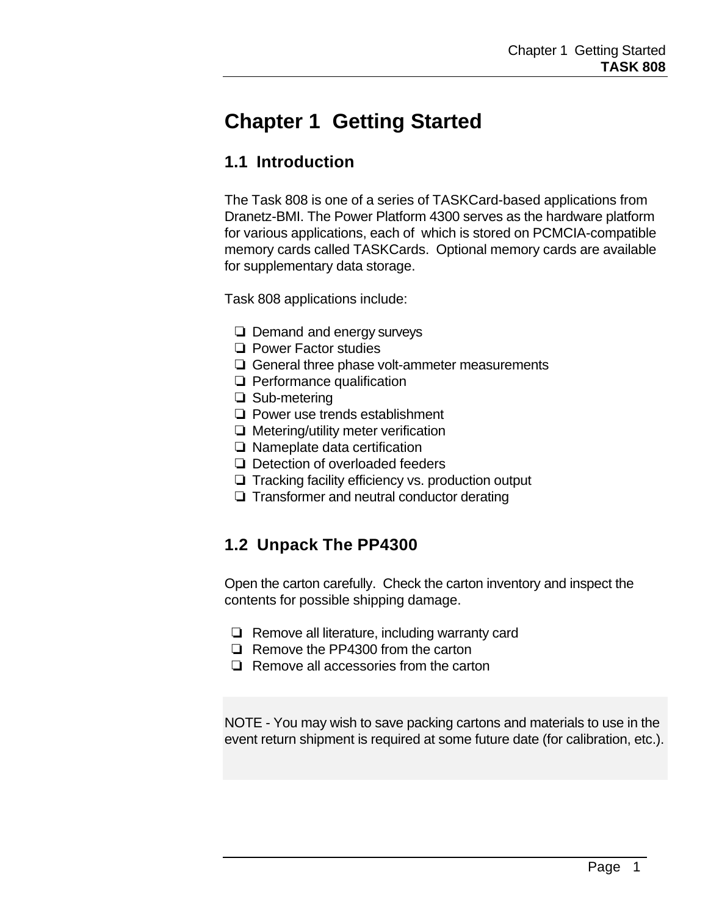# Chapter 1  Getting Started

## 1.1  Introduction

The Task 808 is one of a series of TASKCard-based applications from Dranetz-BMI. The Power Platform 4300 serves as the hardware platform for various applications, each of  which is stored on PCMCIA-compatible memory cards called TASKCards.  Optional memory cards are available for supplementary data storage.

Task 808 applications include:

- ❏ Demand and energy surveys
- ❏ Power Factor studies
- ❏ General three phase volt-ammeter measurements
- ❏ Performance qualification
- ❏ Sub-metering
- ❏ Power use trends establishment
- ❏ Metering/utility meter verification
- ❏ Nameplate data certification
- ❏ Detection of overloaded feeders
- ❏ Tracking facility efficiency vs. production output
- ❏ Transformer and neutral conductor derating

## 1.2  Unpack The PP4300

Open the carton carefully.  Check the carton inventory and inspect the contents for possible shipping damage.

- ❏ Remove all literature, including warranty card
- ❏ Remove the PP4300 from the carton
- ❏ Remove all accessories from the carton

NOTE - You may wish to save packing cartons and materials to use in the event return shipment is required at some future date (for calibration, etc.).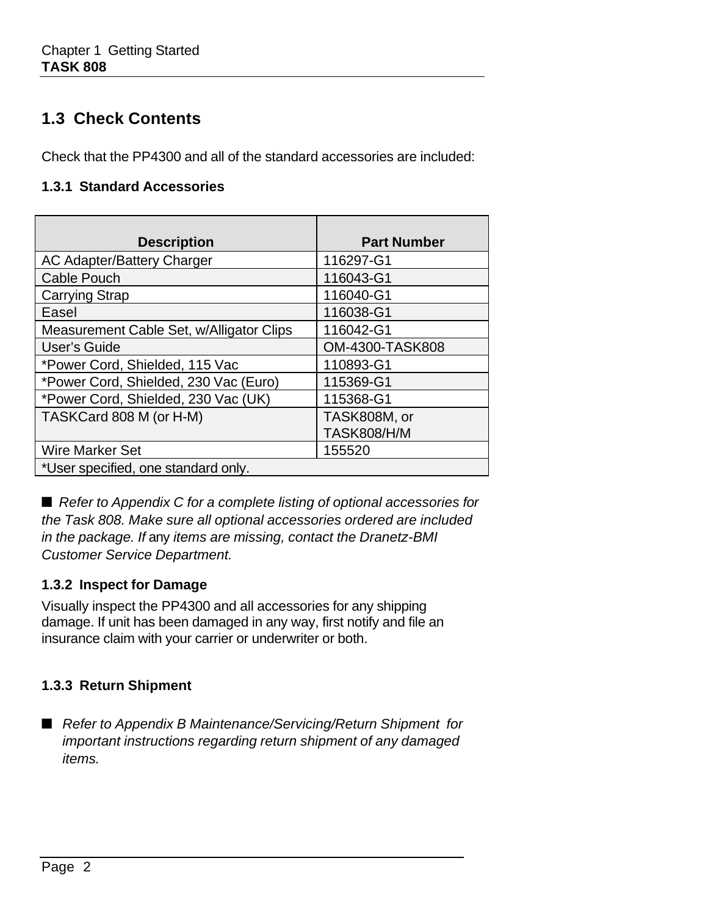## 1.3 Check Contents

Check that the PP4300 and all of the standard accessories are included:

### 1.3.1 Standard Accessories

| Description | Part Number |
|---|---|
| AC Adapter/Battery Charger | 116297-G1 |
| Cable Pouch | 116043-G1 |
| Carrying Strap | 116040-G1 |
| Easel | 116038-G1 |
| Measurement Cable Set, w/Alligator Clips | 116042-G1 |
| User's Guide | OM-4300-TASK808 |
| *Power Cord, Shielded, 115 Vac | 110893-G1 |
| *Power Cord, Shielded, 230 Vac (Euro) | 115369-G1 |
| *Power Cord, Shielded, 230 Vac (UK) | 115368-G1 |
| TASKCard 808 M (or H-M) | TASK808M, or TASK808/H/M |
| Wire Marker Set | 155520 |
| *User specified, one standard only. | |

■ *Refer to Appendix C for a complete listing of optional accessories for the Task 808. Make sure all optional accessories ordered are included in the package. If* any *items are missing, contact the Dranetz-BMI Customer Service Department.*

### 1.3.2 Inspect for Damage

Visually inspect the PP4300 and all accessories for any shipping damage. If unit has been damaged in any way, first notify and file an insurance claim with your carrier or underwriter or both.

### 1.3.3 Return Shipment

■ *Refer to Appendix B Maintenance/Servicing/Return Shipment for important instructions regarding return shipment of any damaged items.*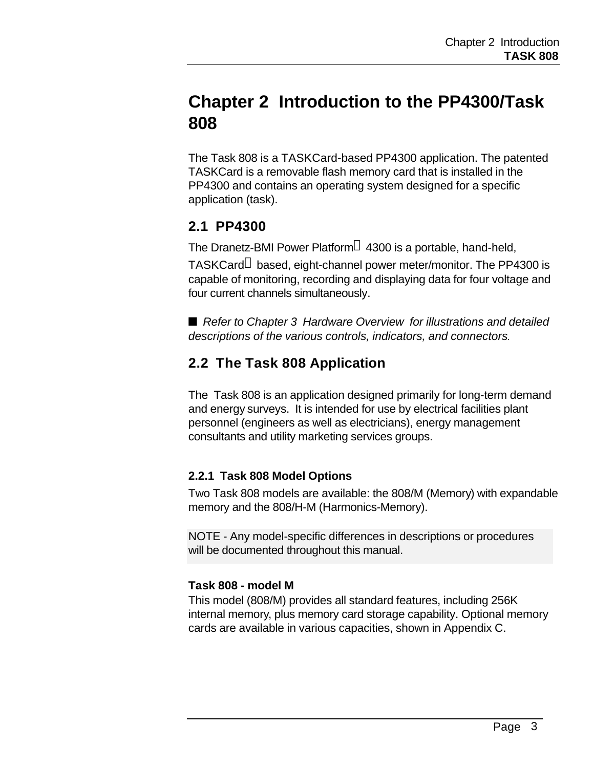# Chapter 2 Introduction to the PP4300/Task 808

The Task 808 is a TASKCard-based PP4300 application. The patented TASKCard is a removable flash memory card that is installed in the PP4300 and contains an operating system designed for a specific application (task).

## 2.1 PP4300

The Dranetz-BMI Power Platform 4300 is a portable, hand-held, TASKCard based, eight-channel power meter/monitor. The PP4300 is capable of monitoring, recording and displaying data for four voltage and four current channels simultaneously.

■ *Refer to Chapter 3 Hardware Overview for illustrations and detailed descriptions of the various controls, indicators, and connectors.*

## 2.2 The Task 808 Application

The Task 808 is an application designed primarily for long-term demand and energy surveys. It is intended for use by electrical facilities plant personnel (engineers as well as electricians), energy management consultants and utility marketing services groups.

### 2.2.1 Task 808 Model Options

Two Task 808 models are available: the 808/M (Memory) with expandable memory and the 808/H-M (Harmonics-Memory).

NOTE - Any model-specific differences in descriptions or procedures will be documented throughout this manual.

**Task 808 - model M**

This model (808/M) provides all standard features, including 256K internal memory, plus memory card storage capability. Optional memory cards are available in various capacities, shown in Appendix C.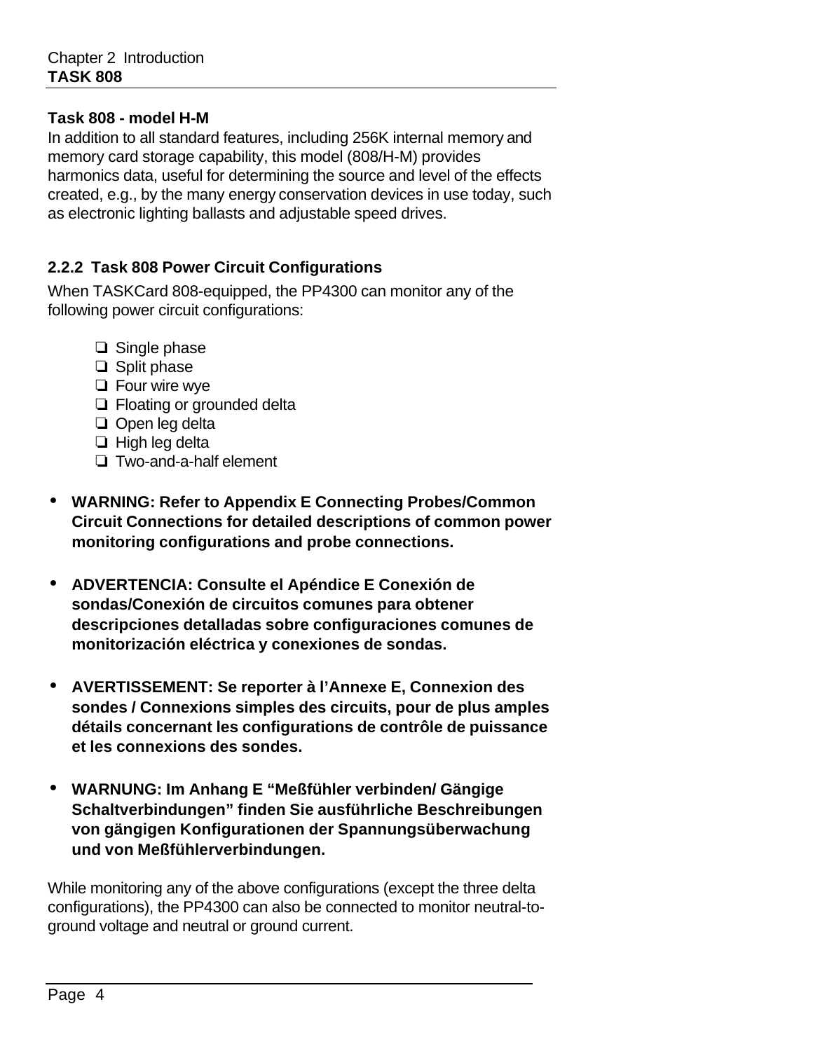### Task 808 - model H-M

In addition to all standard features, including 256K internal memory and memory card storage capability, this model (808/H-M) provides harmonics data, useful for determining the source and level of the effects created, e.g., by the many energy conservation devices in use today, such as electronic lighting ballasts and adjustable speed drives.

## 2.2.2 Task 808 Power Circuit Configurations

When TASKCard 808-equipped, the PP4300 can monitor any of the following power circuit configurations:

- ❏ Single phase
- ❏ Split phase
- ❏ Four wire wye
- ❏ Floating or grounded delta
- ❏ Open leg delta
- ❏ High leg delta
- ❏ Two-and-a-half element

- **WARNING: Refer to Appendix E Connecting Probes/Common Circuit Connections for detailed descriptions of common power monitoring configurations and probe connections.**

- **ADVERTENCIA: Consulte el Apéndice E Conexión de sondas/Conexión de circuitos comunes para obtener descripciones detalladas sobre configuraciones comunes de monitorización eléctrica y conexiones de sondas.**

- **AVERTISSEMENT: Se reporter à l'Annexe E, Connexion des sondes / Connexions simples des circuits, pour de plus amples détails concernant les configurations de contrôle de puissance et les connexions des sondes.**

- **WARNUNG: Im Anhang E "Meßfühler verbinden/ Gängige Schaltverbindungen" finden Sie ausführliche Beschreibungen von gängigen Konfigurationen der Spannungsüberwachung und von Meßfühlerverbindungen.**

While monitoring any of the above configurations (except the three delta configurations), the PP4300 can also be connected to monitor neutral-to-ground voltage and neutral or ground current.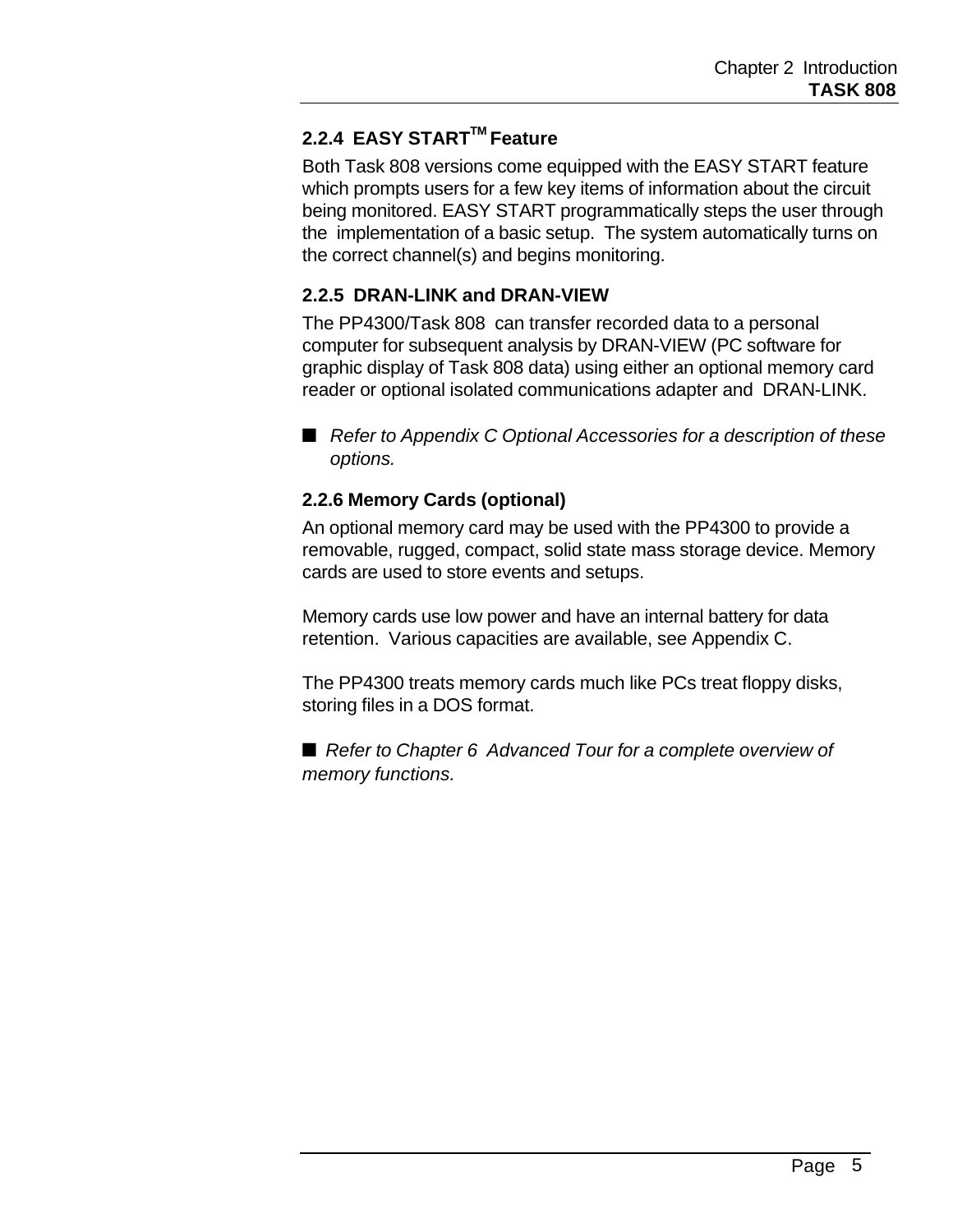### 2.2.4 EASY START™ Feature

Both Task 808 versions come equipped with the EASY START feature which prompts users for a few key items of information about the circuit being monitored. EASY START programmatically steps the user through the implementation of a basic setup. The system automatically turns on the correct channel(s) and begins monitoring.

### 2.2.5 DRAN-LINK and DRAN-VIEW

The PP4300/Task 808 can transfer recorded data to a personal computer for subsequent analysis by DRAN-VIEW (PC software for graphic display of Task 808 data) using either an optional memory card reader or optional isolated communications adapter and DRAN-LINK.

■ *Refer to Appendix C Optional Accessories for a description of these options.*

### 2.2.6 Memory Cards (optional)

An optional memory card may be used with the PP4300 to provide a removable, rugged, compact, solid state mass storage device. Memory cards are used to store events and setups.

Memory cards use low power and have an internal battery for data retention. Various capacities are available, see Appendix C.

The PP4300 treats memory cards much like PCs treat floppy disks, storing files in a DOS format.

■ *Refer to Chapter 6 Advanced Tour for a complete overview of memory functions.*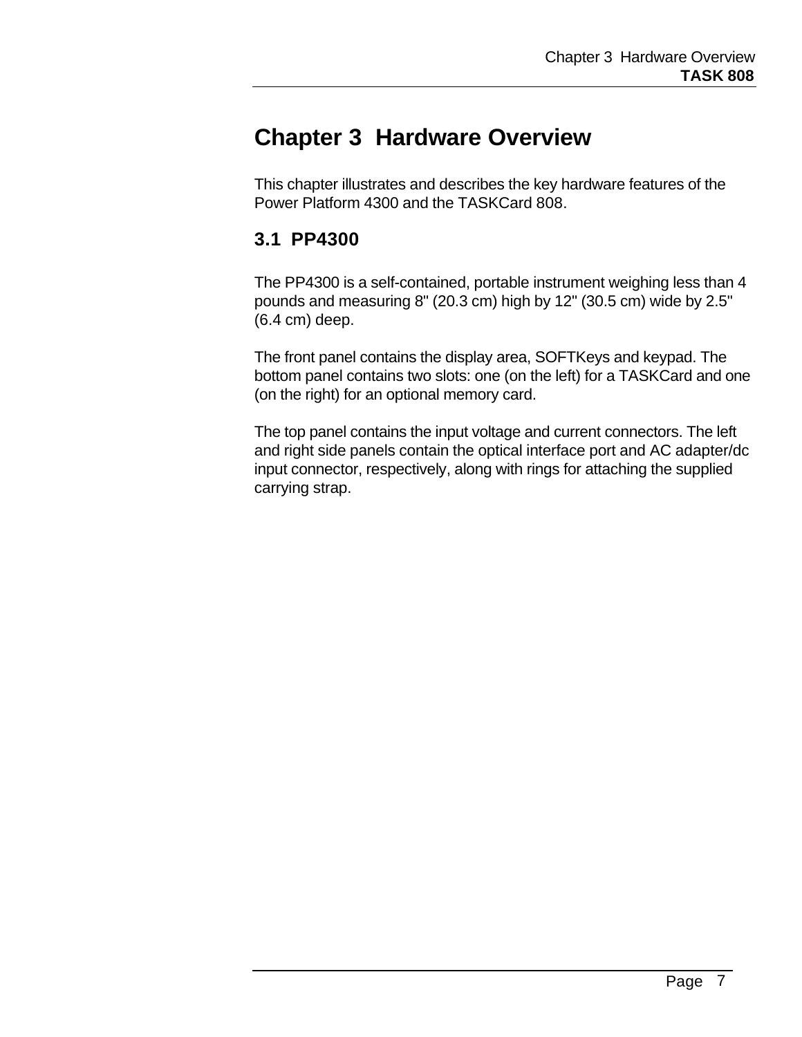# Chapter 3 Hardware Overview

This chapter illustrates and describes the key hardware features of the Power Platform 4300 and the TASKCard 808.

## 3.1 PP4300

The PP4300 is a self-contained, portable instrument weighing less than 4 pounds and measuring 8" (20.3 cm) high by 12" (30.5 cm) wide by 2.5" (6.4 cm) deep.

The front panel contains the display area, SOFTKeys and keypad. The bottom panel contains two slots: one (on the left) for a TASKCard and one (on the right) for an optional memory card.

The top panel contains the input voltage and current connectors. The left and right side panels contain the optical interface port and AC adapter/dc input connector, respectively, along with rings for attaching the supplied carrying strap.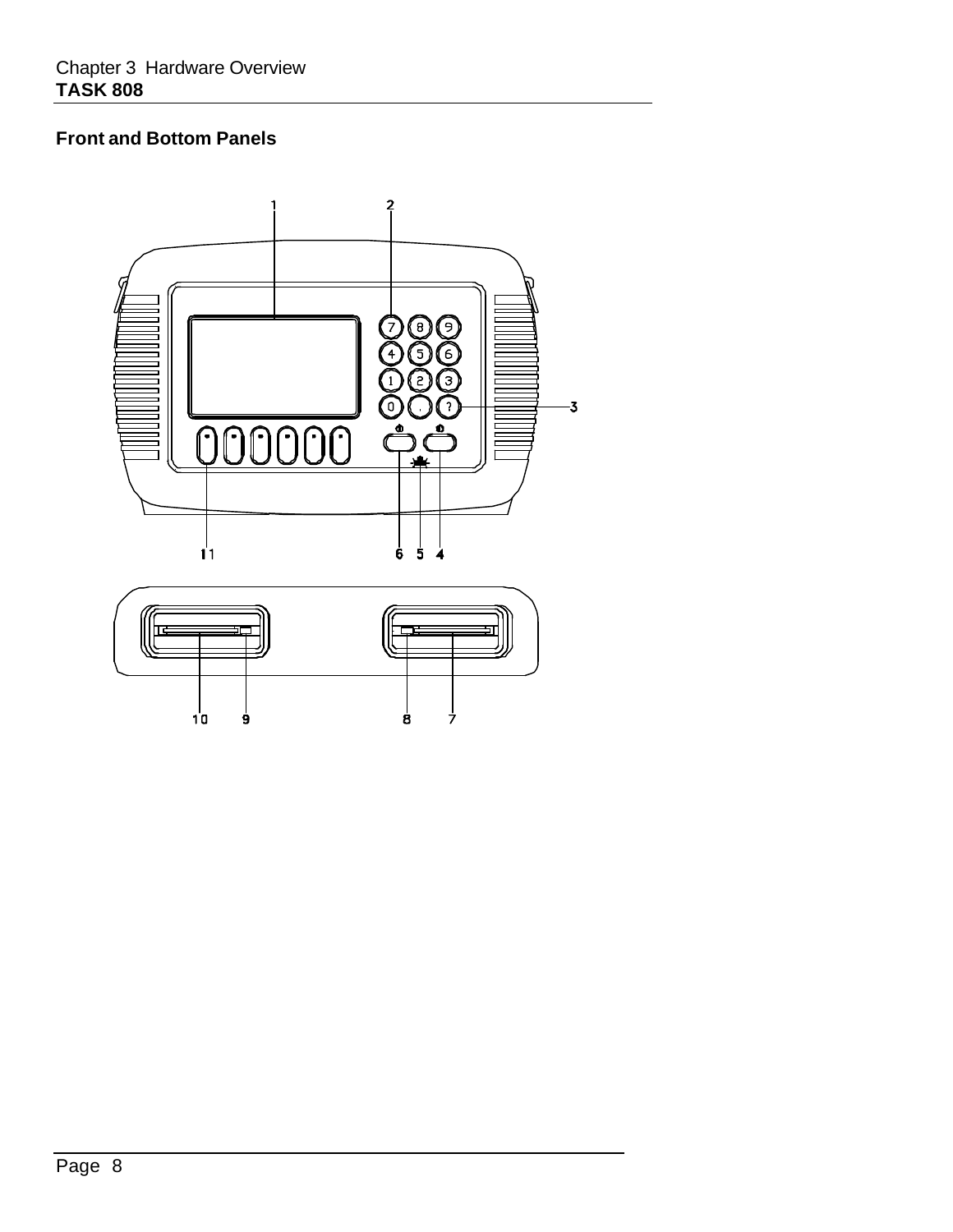## Front and Bottom Panels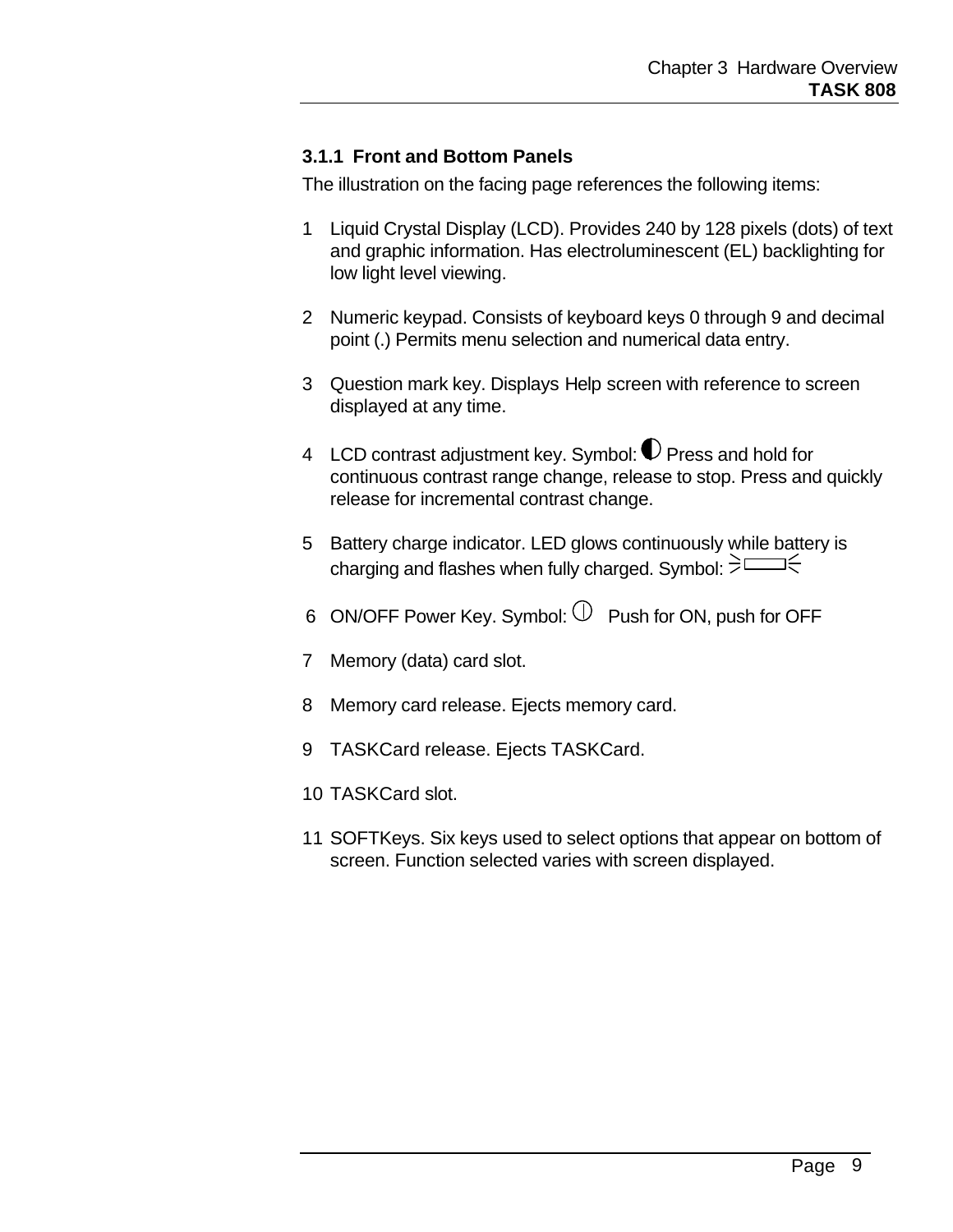### 3.1.1 Front and Bottom Panels

The illustration on the facing page references the following items:

1. Liquid Crystal Display (LCD). Provides 240 by 128 pixels (dots) of text and graphic information. Has electroluminescent (EL) backlighting for low light level viewing.

2. Numeric keypad. Consists of keyboard keys 0 through 9 and decimal point (.) Permits menu selection and numerical data entry.

3. Question mark key. Displays Help screen with reference to screen displayed at any time.

4. LCD contrast adjustment key. Symbol: ◐ Press and hold for continuous contrast range change, release to stop. Press and quickly release for incremental contrast change.

5. Battery charge indicator. LED glows continuously while battery is charging and flashes when fully charged. Symbol:

6. ON/OFF Power Key. Symbol: Push for ON, push for OFF

7. Memory (data) card slot.

8. Memory card release. Ejects memory card.

9. TASKCard release. Ejects TASKCard.

10. TASKCard slot.

11. SOFTKeys. Six keys used to select options that appear on bottom of screen. Function selected varies with screen displayed.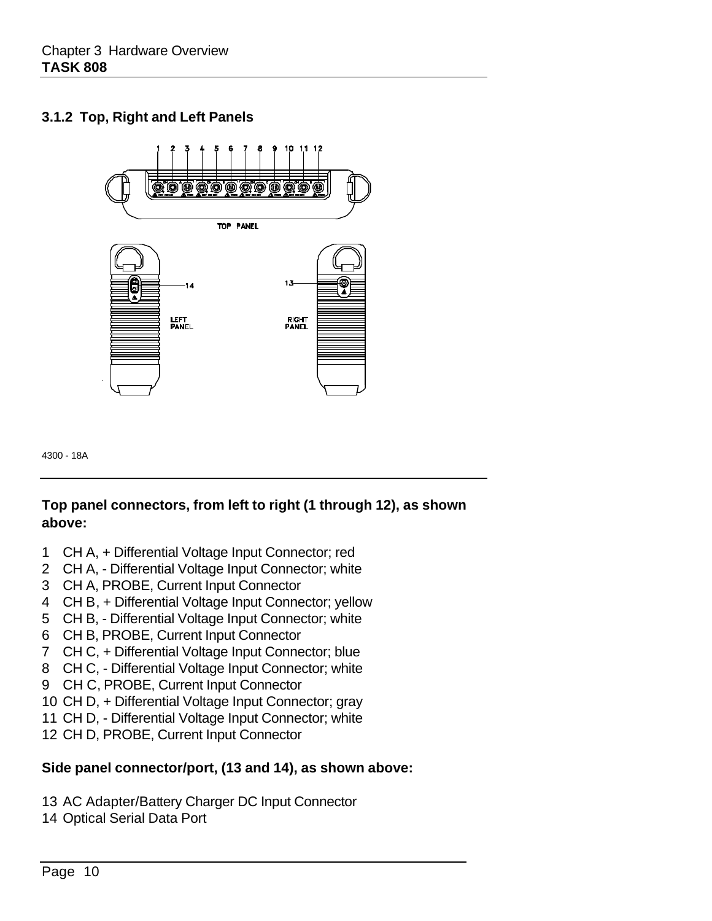### 3.1.2 Top, Right and Left Panels

4300 - 18A

**Top panel connectors, from left to right (1 through 12), as shown above:**

1 CH A, + Differential Voltage Input Connector; red
2 CH A, - Differential Voltage Input Connector; white
3 CH A, PROBE, Current Input Connector
4 CH B, + Differential Voltage Input Connector; yellow
5 CH B, - Differential Voltage Input Connector; white
6 CH B, PROBE, Current Input Connector
7 CH C, + Differential Voltage Input Connector; blue
8 CH C, - Differential Voltage Input Connector; white
9 CH C, PROBE, Current Input Connector
10 CH D, + Differential Voltage Input Connector; gray
11 CH D, - Differential Voltage Input Connector; white
12 CH D, PROBE, Current Input Connector

**Side panel connector/port, (13 and 14), as shown above:**

13 AC Adapter/Battery Charger DC Input Connector
14 Optical Serial Data Port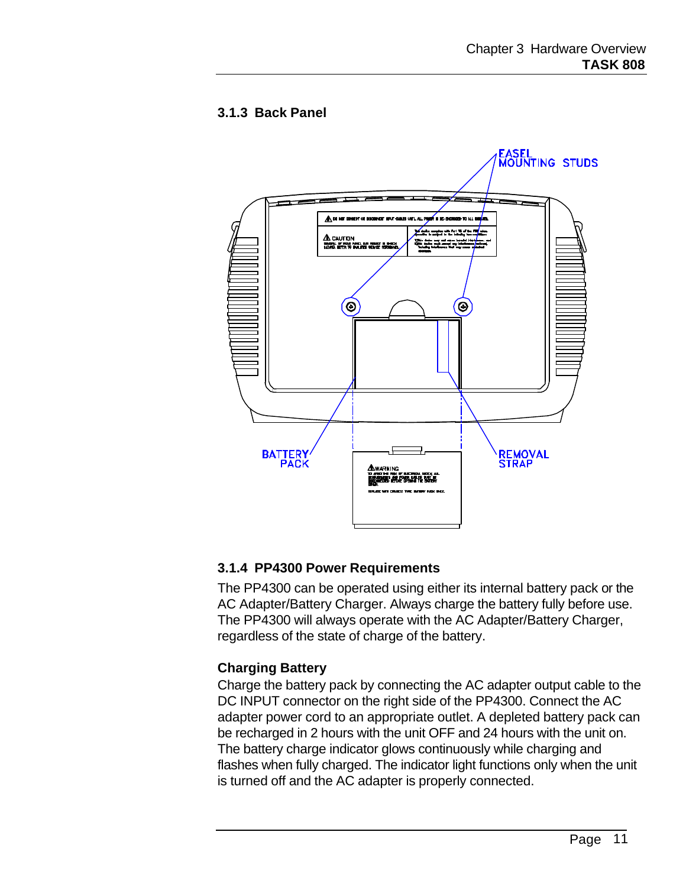### 3.1.3 Back Panel

EASEL MOUNTING STUDS

BATTERY PACK

REMOVAL STRAP

### 3.1.4 PP4300 Power Requirements

The PP4300 can be operated using either its internal battery pack or the AC Adapter/Battery Charger. Always charge the battery fully before use. The PP4300 will always operate with the AC Adapter/Battery Charger, regardless of the state of charge of the battery.

#### Charging Battery

Charge the battery pack by connecting the AC adapter output cable to the DC INPUT connector on the right side of the PP4300. Connect the AC adapter power cord to an appropriate outlet. A depleted battery pack can be recharged in 2 hours with the unit OFF and 24 hours with the unit on. The battery charge indicator glows continuously while charging and flashes when fully charged. The indicator light functions only when the unit is turned off and the AC adapter is properly connected.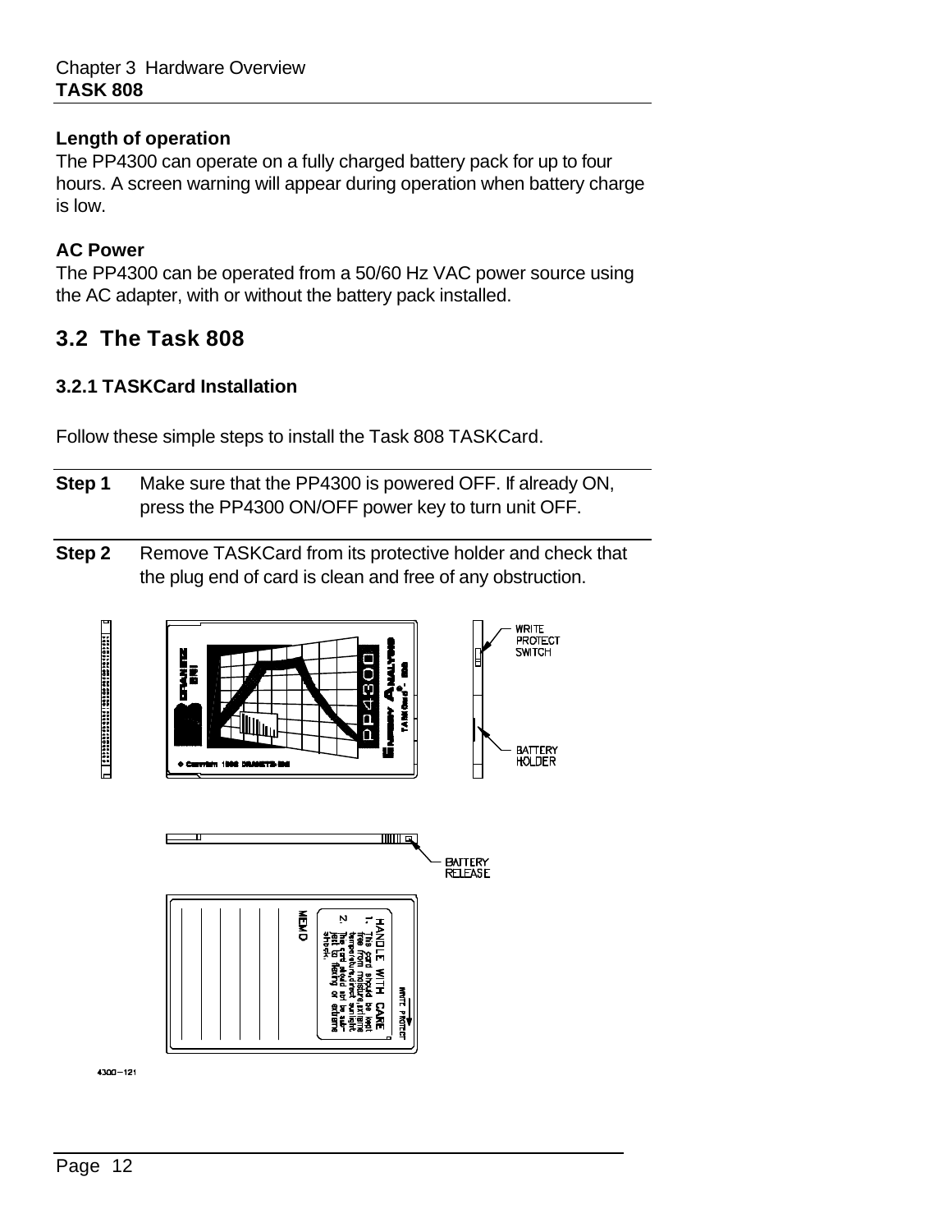### Length of operation

The PP4300 can operate on a fully charged battery pack for up to four hours. A screen warning will appear during operation when battery charge is low.

### AC Power

The PP4300 can be operated from a 50/60 Hz VAC power source using the AC adapter, with or without the battery pack installed.

## 3.2 The Task 808

### 3.2.1 TASKCard Installation

Follow these simple steps to install the Task 808 TASKCard.

**Step 1** Make sure that the PP4300 is powered OFF. If already ON, press the PP4300 ON/OFF power key to turn unit OFF.

**Step 2** Remove TASKCard from its protective holder and check that the plug end of card is clean and free of any obstruction.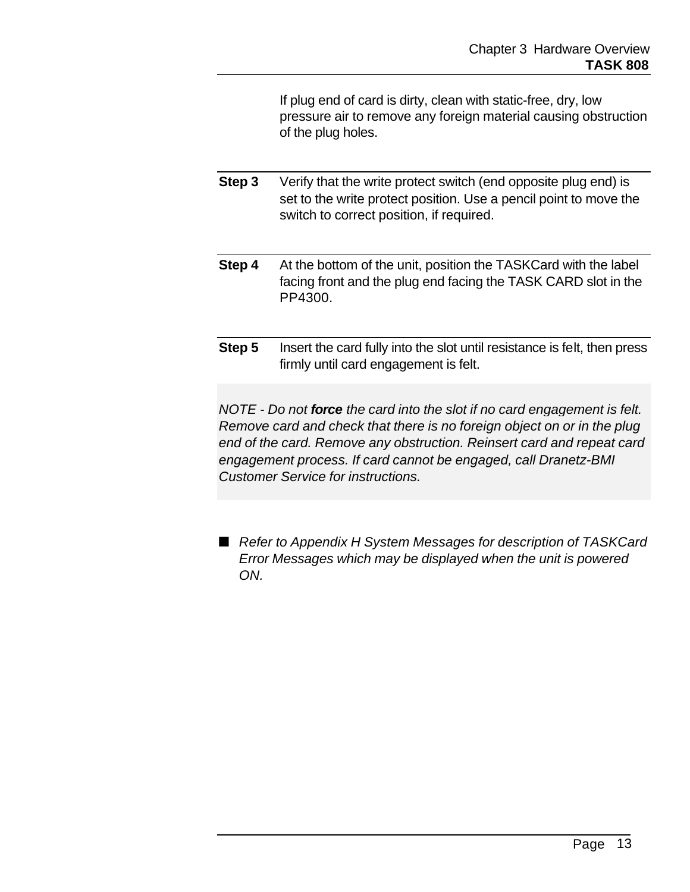If plug end of card is dirty, clean with static-free, dry, low pressure air to remove any foreign material causing obstruction of the plug holes.

**Step 3** Verify that the write protect switch (end opposite plug end) is set to the write protect position. Use a pencil point to move the switch to correct position, if required.

**Step 4** At the bottom of the unit, position the TASKCard with the label facing front and the plug end facing the TASK CARD slot in the PP4300.

**Step 5** Insert the card fully into the slot until resistance is felt, then press firmly until card engagement is felt.

*NOTE - Do not **force** the card into the slot if no card engagement is felt. Remove card and check that there is no foreign object on or in the plug end of the card. Remove any obstruction. Reinsert card and repeat card engagement process. If card cannot be engaged, call Dranetz-BMI Customer Service for instructions.*

■ *Refer to Appendix H System Messages for description of TASKCard Error Messages which may be displayed when the unit is powered ON.*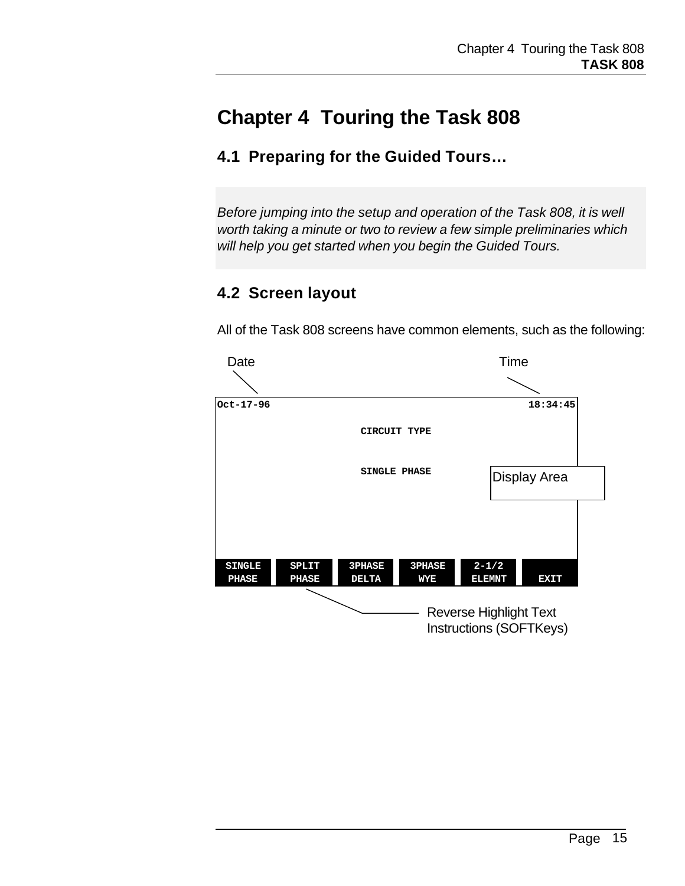# Chapter 4 Touring the Task 808

## 4.1 Preparing for the Guided Tours…

*Before jumping into the setup and operation of the Task 808, it is well worth taking a minute or two to review a few simple preliminaries which will help you get started when you begin the Guided Tours.*

## 4.2 Screen layout

All of the Task 808 screens have common elements, such as the following:

Date

Time

```
Oct-17-96                                          18:34:45

                         CIRCUIT TYPE

                         SINGLE PHASE




SINGLE   SPLIT    3PHASE   3PHASE   2-1/2
PHASE    PHASE    DELTA    WYE      ELEMNT    EXIT
```

Display Area

Reverse Highlight Text Instructions (SOFTKeys)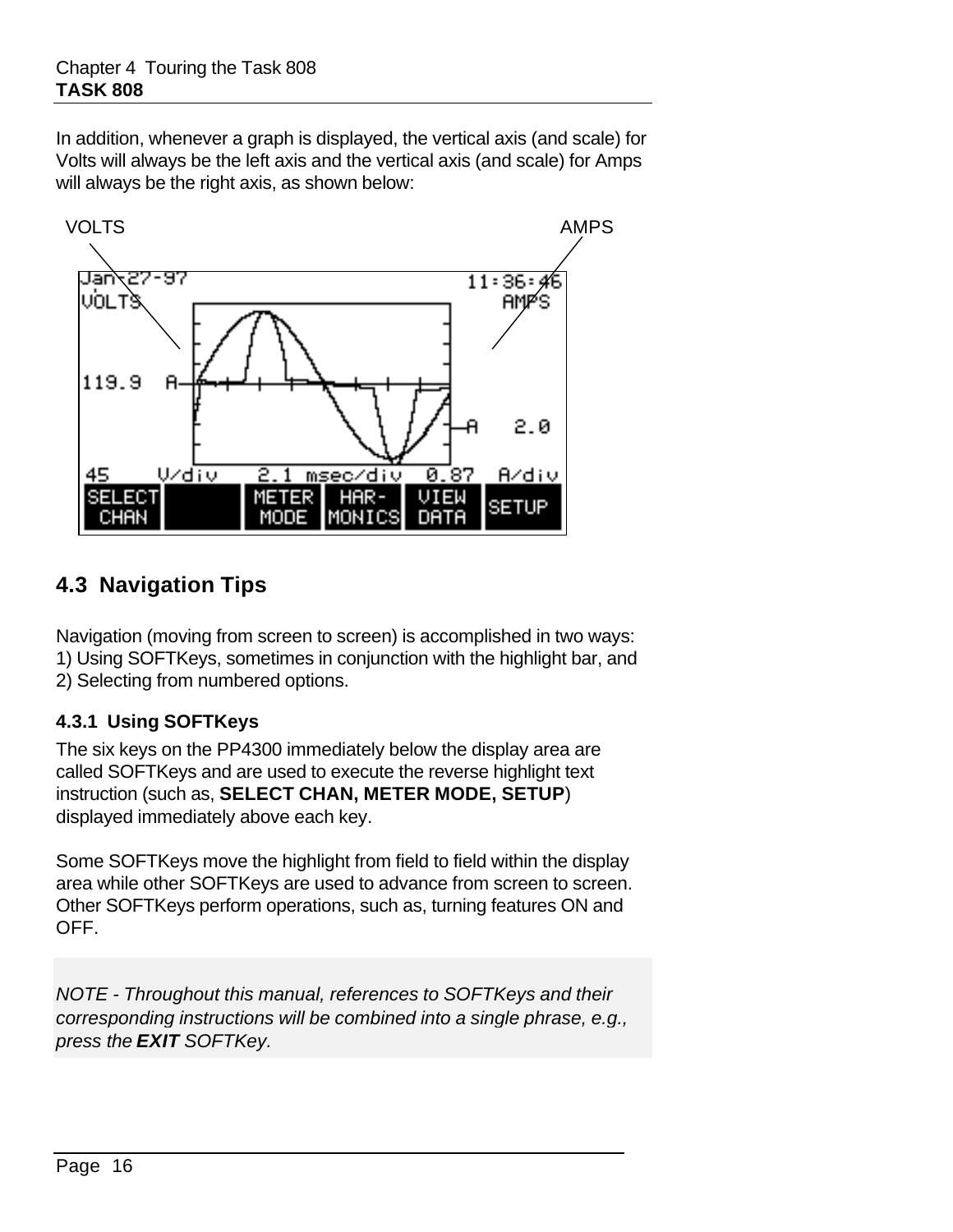In addition, whenever a graph is displayed, the vertical axis (and scale) for Volts will always be the left axis and the vertical axis (and scale) for Amps will always be the right axis, as shown below:

## 4.3 Navigation Tips

Navigation (moving from screen to screen) is accomplished in two ways:
1) Using SOFTKeys, sometimes in conjunction with the highlight bar, and
2) Selecting from numbered options.

### 4.3.1 Using SOFTKeys

The six keys on the PP4300 immediately below the display area are called SOFTKeys and are used to execute the reverse highlight text instruction (such as, **SELECT CHAN, METER MODE, SETUP**) displayed immediately above each key.

Some SOFTKeys move the highlight from field to field within the display area while other SOFTKeys are used to advance from screen to screen. Other SOFTKeys perform operations, such as, turning features ON and OFF.

*NOTE - Throughout this manual, references to SOFTKeys and their corresponding instructions will be combined into a single phrase, e.g., press the **EXIT** SOFTKey.*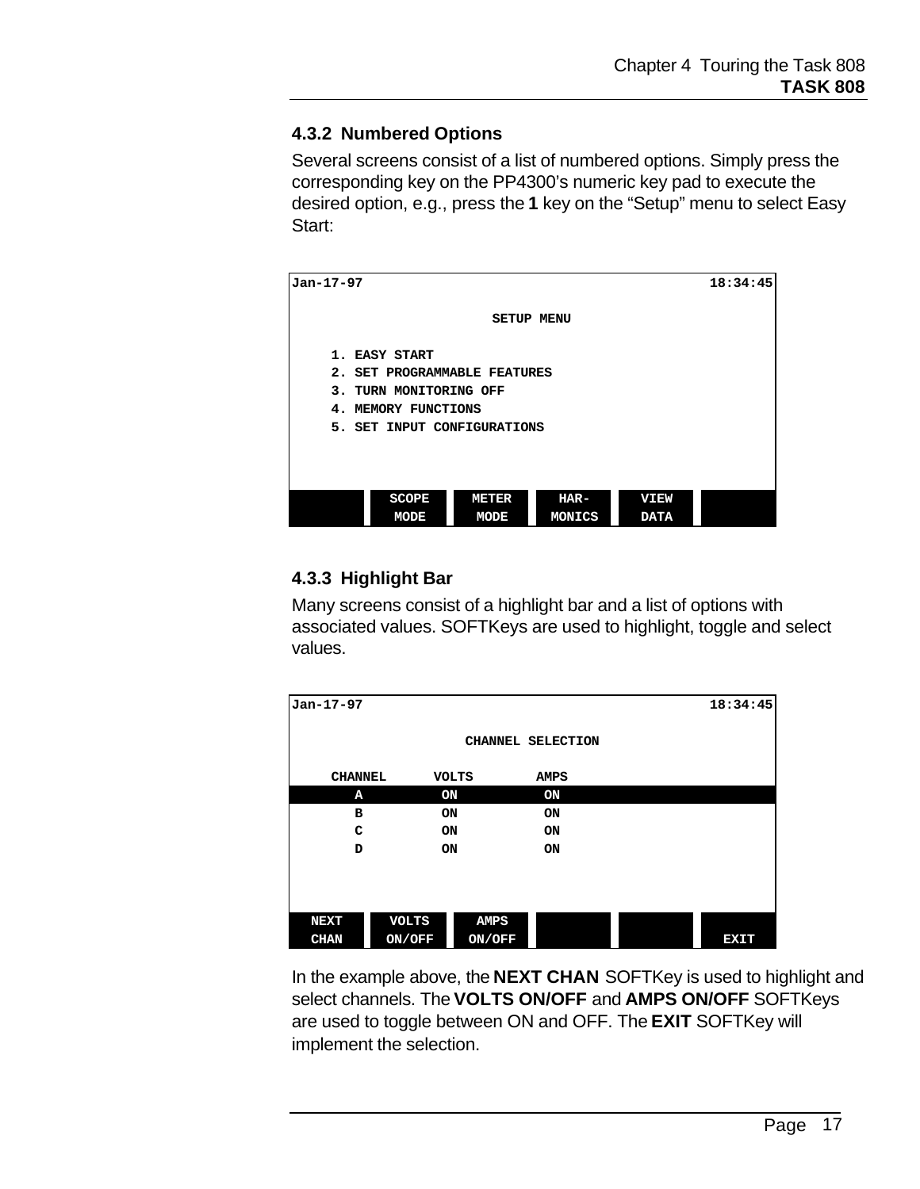### 4.3.2 Numbered Options

Several screens consist of a list of numbered options. Simply press the corresponding key on the PP4300's numeric key pad to execute the desired option, e.g., press the **1** key on the "Setup" menu to select Easy Start:

```
Jan-17-97                                              18:34:45

                        SETUP MENU

     1. EASY START
     2. SET PROGRAMMABLE FEATURES
     3. TURN MONITORING OFF
     4. MEMORY FUNCTIONS
     5. SET INPUT CONFIGURATIONS



          SCOPE     METER     HAR-      VIEW
          MODE      MODE      MONICS    DATA
```

### 4.3.3 Highlight Bar

Many screens consist of a highlight bar and a list of options with associated values. SOFTKeys are used to highlight, toggle and select values.

```
Jan-17-97                                              18:34:45

                     CHANNEL SELECTION

     CHANNEL      VOLTS        AMPS
        A          ON           ON
        B          ON           ON
        C          ON           ON
        D          ON           ON



NEXT      VOLTS     AMPS
CHAN      ON/OFF    ON/OFF                         EXIT
```

In the example above, the **NEXT CHAN** SOFTKey is used to highlight and select channels. The **VOLTS ON/OFF** and **AMPS ON/OFF** SOFTKeys are used to toggle between ON and OFF. The **EXIT** SOFTKey will implement the selection.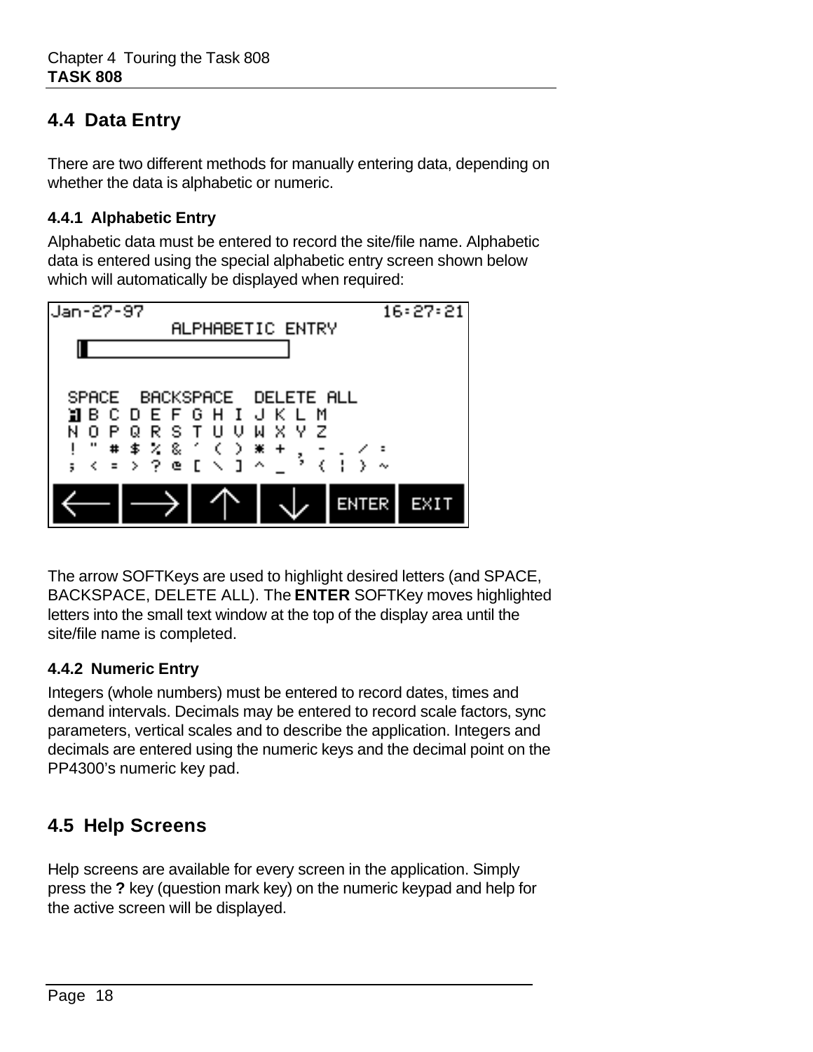## 4.4 Data Entry

There are two different methods for manually entering data, depending on whether the data is alphabetic or numeric.

### 4.4.1 Alphabetic Entry

Alphabetic data must be entered to record the site/file name. Alphabetic data is entered using the special alphabetic entry screen shown below which will automatically be displayed when required:

```
Jan-27-97                                   16:27:21
               ALPHABETIC ENTRY

  SPACE   BACKSPACE   DELETE ALL
  A B C D E F G H I J K L M
  N O P Q R S T U V W X Y Z
  ! " # $ % & ' ( ) * + , - . / :
  ; < = > ? @ [ \ ] ^ _ ` { | } ~
  ←   →   ↑   ↓   ENTER   EXIT
```

The arrow SOFTKeys are used to highlight desired letters (and SPACE, BACKSPACE, DELETE ALL). The **ENTER** SOFTKey moves highlighted letters into the small text window at the top of the display area until the site/file name is completed.

### 4.4.2 Numeric Entry

Integers (whole numbers) must be entered to record dates, times and demand intervals. Decimals may be entered to record scale factors, sync parameters, vertical scales and to describe the application. Integers and decimals are entered using the numeric keys and the decimal point on the PP4300's numeric key pad.

## 4.5 Help Screens

Help screens are available for every screen in the application. Simply press the **?** key (question mark key) on the numeric keypad and help for the active screen will be displayed.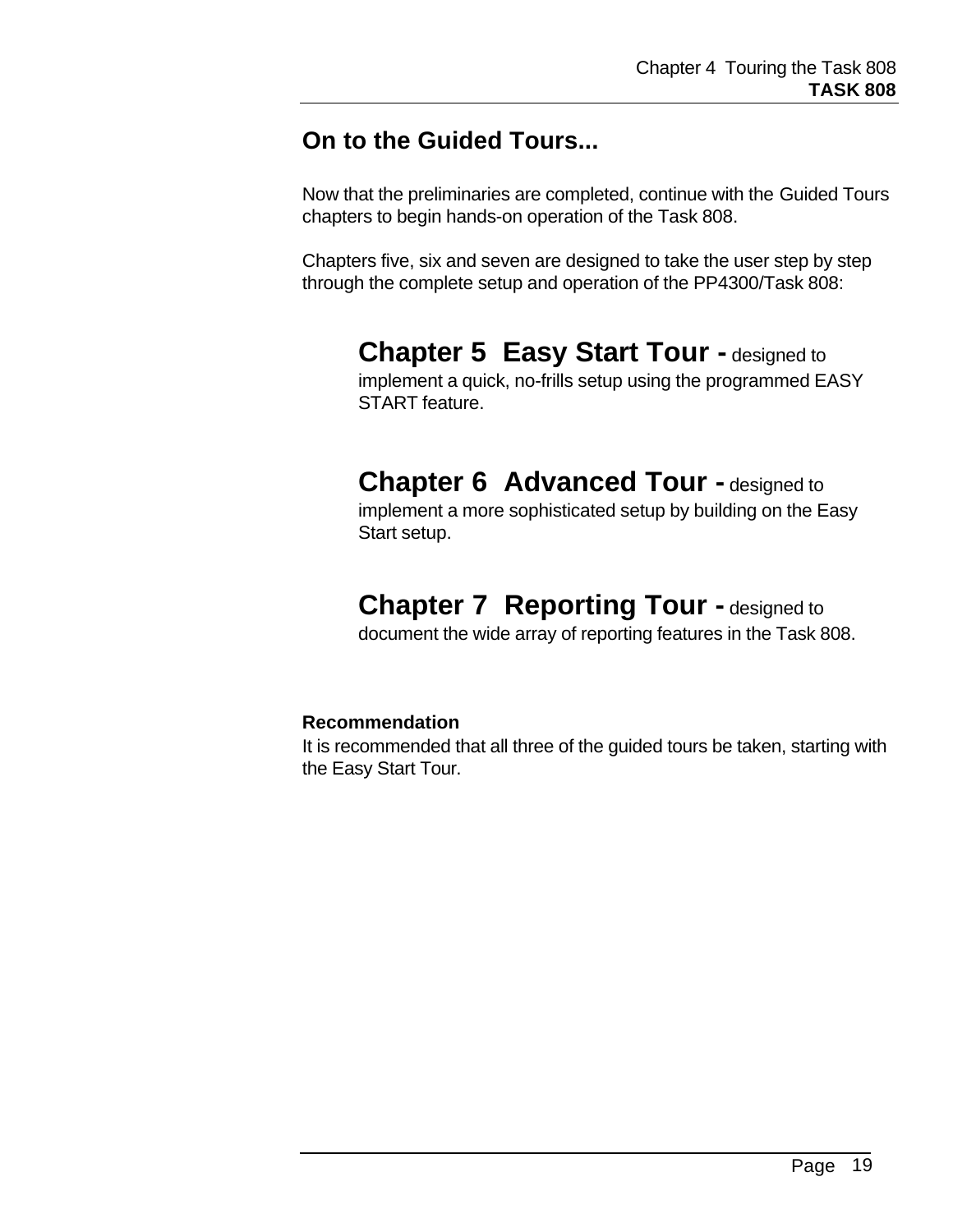## On to the Guided Tours...

Now that the preliminaries are completed, continue with the Guided Tours chapters to begin hands-on operation of the Task 808.

Chapters five, six and seven are designed to take the user step by step through the complete setup and operation of the PP4300/Task 808:

**Chapter 5 Easy Start Tour -** designed to implement a quick, no-frills setup using the programmed EASY START feature.

**Chapter 6 Advanced Tour -** designed to implement a more sophisticated setup by building on the Easy Start setup.

**Chapter 7 Reporting Tour -** designed to document the wide array of reporting features in the Task 808.

**Recommendation**
It is recommended that all three of the guided tours be taken, starting with the Easy Start Tour.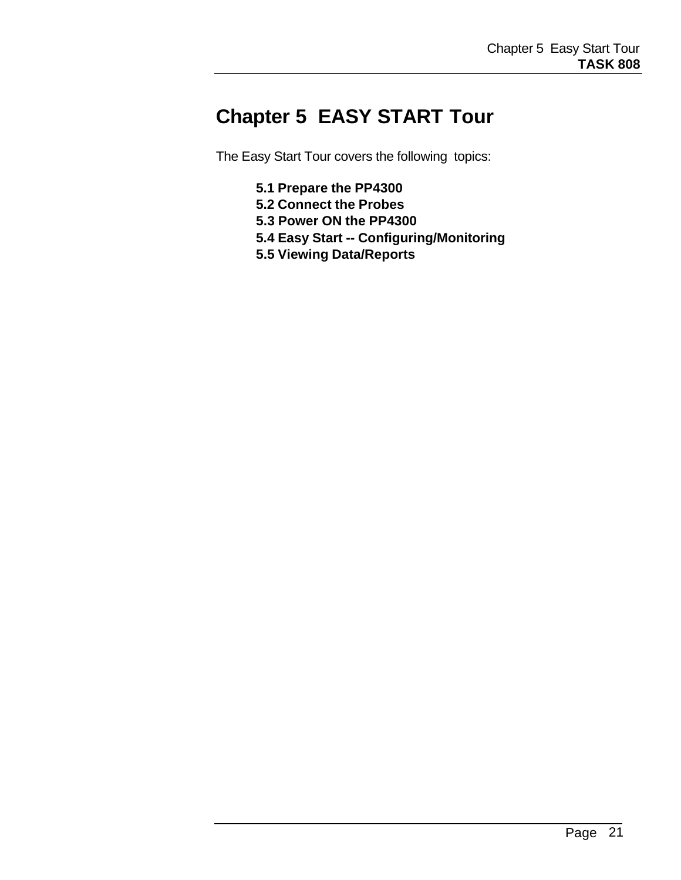# Chapter 5  EASY START Tour

The Easy Start Tour covers the following  topics:

**5.1 Prepare the PP4300**
**5.2 Connect the Probes**
**5.3 Power ON the PP4300**
**5.4 Easy Start -- Configuring/Monitoring**
**5.5 Viewing Data/Reports**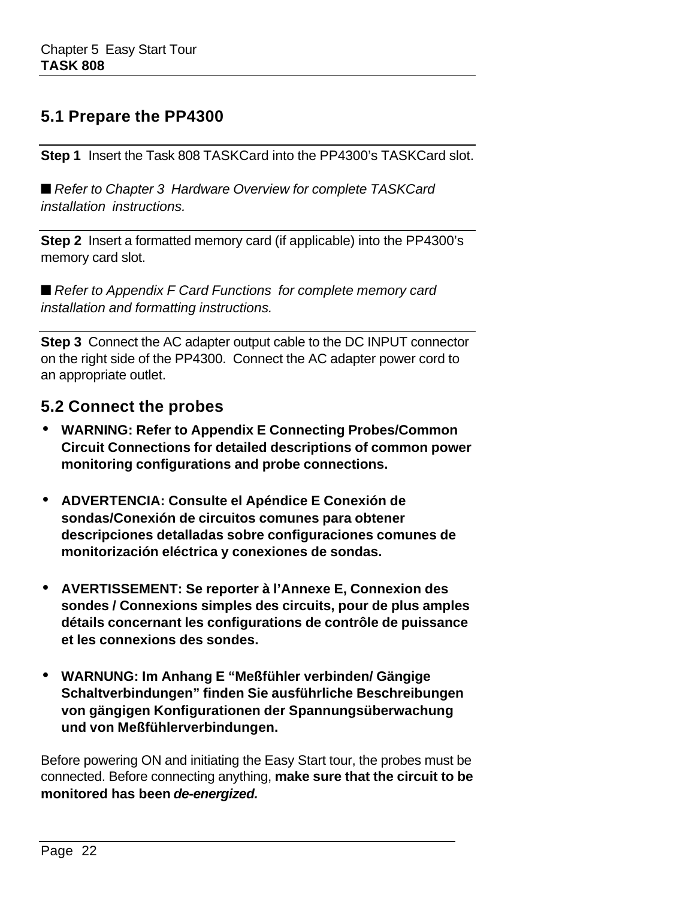## 5.1 Prepare the PP4300

**Step 1** Insert the Task 808 TASKCard into the PP4300's TASKCard slot.

■ *Refer to Chapter 3 Hardware Overview for complete TASKCard installation instructions.*

**Step 2** Insert a formatted memory card (if applicable) into the PP4300's memory card slot.

■ *Refer to Appendix F Card Functions for complete memory card installation and formatting instructions.*

**Step 3** Connect the AC adapter output cable to the DC INPUT connector on the right side of the PP4300. Connect the AC adapter power cord to an appropriate outlet.

## 5.2 Connect the probes

- **WARNING: Refer to Appendix E Connecting Probes/Common Circuit Connections for detailed descriptions of common power monitoring configurations and probe connections.**

- **ADVERTENCIA: Consulte el Apéndice E Conexión de sondas/Conexión de circuitos comunes para obtener descripciones detalladas sobre configuraciones comunes de monitorización eléctrica y conexiones de sondas.**

- **AVERTISSEMENT: Se reporter à l'Annexe E, Connexion des sondes / Connexions simples des circuits, pour de plus amples détails concernant les configurations de contrôle de puissance et les connexions des sondes.**

- **WARNUNG: Im Anhang E "Meßfühler verbinden/ Gängige Schaltverbindungen" finden Sie ausführliche Beschreibungen von gängigen Konfigurationen der Spannungsüberwachung und von Meßfühlerverbindungen.**

Before powering ON and initiating the Easy Start tour, the probes must be connected. Before connecting anything, **make sure that the circuit to be monitored has been *de-energized.***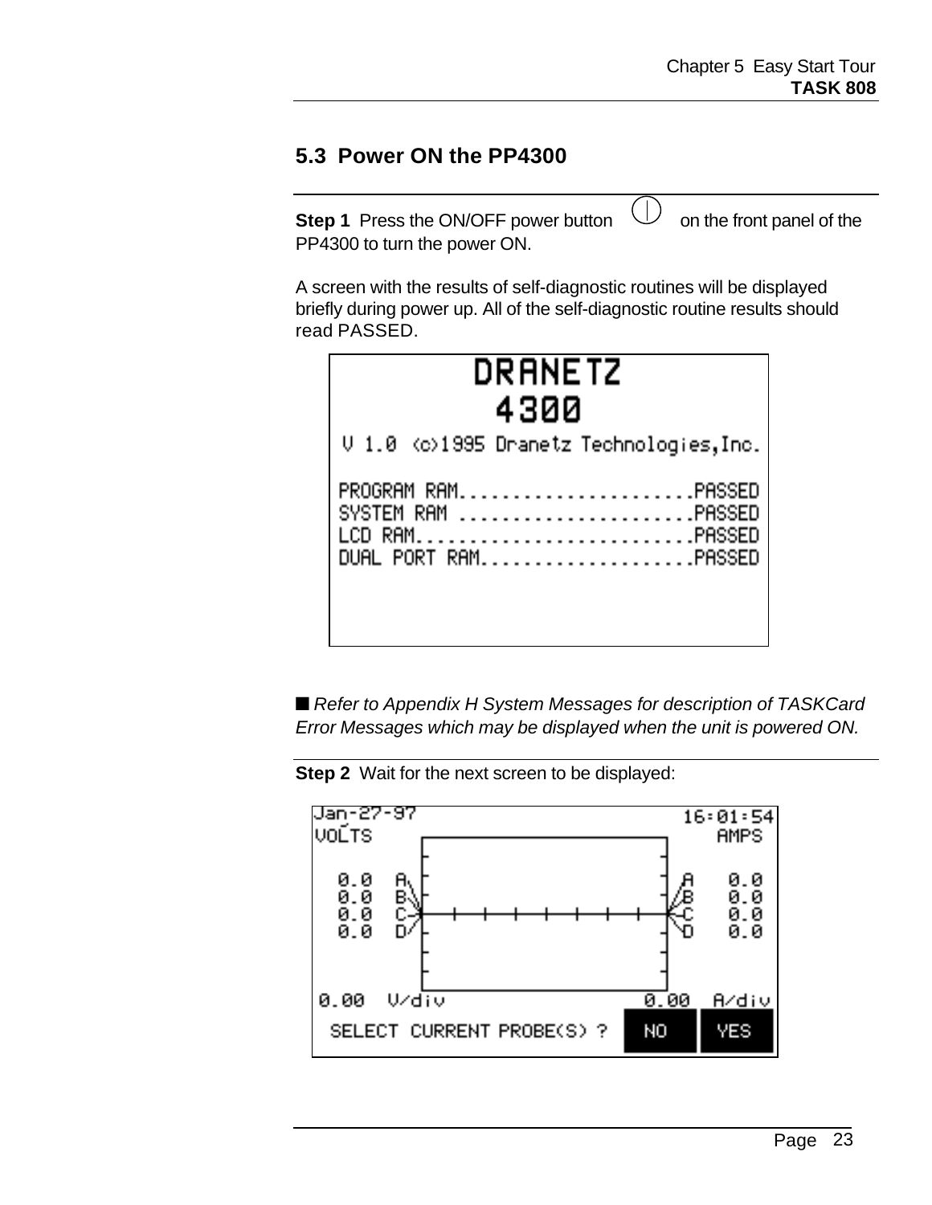## 5.3 Power ON the PP4300

**Step 1** Press the ON/OFF power button on the front panel of the PP4300 to turn the power ON.

A screen with the results of self-diagnostic routines will be displayed briefly during power up. All of the self-diagnostic routine results should read PASSED.

```
DRANETZ
4300
V 1.0 (c)1995 Dranetz Technologies,Inc.

PROGRAM RAM.......................PASSED
SYSTEM RAM .......................PASSED
LCD RAM...........................PASSED
DUAL PORT RAM.....................PASSED
```

■ *Refer to Appendix H System Messages for description of TASKCard Error Messages which may be displayed when the unit is powered ON.*

**Step 2** Wait for the next screen to be displayed:

```
Jan-27-97                                16:01:54
VOLTS                                        AMPS

0.0  A                                 A   0.0
0.0  B                                 B   0.0
0.0  C                                 C   0.0
0.0  D                                 D   0.0

0.00  V/div                      0.00  A/div
SELECT CURRENT PROBE(S) ?         NO     YES
```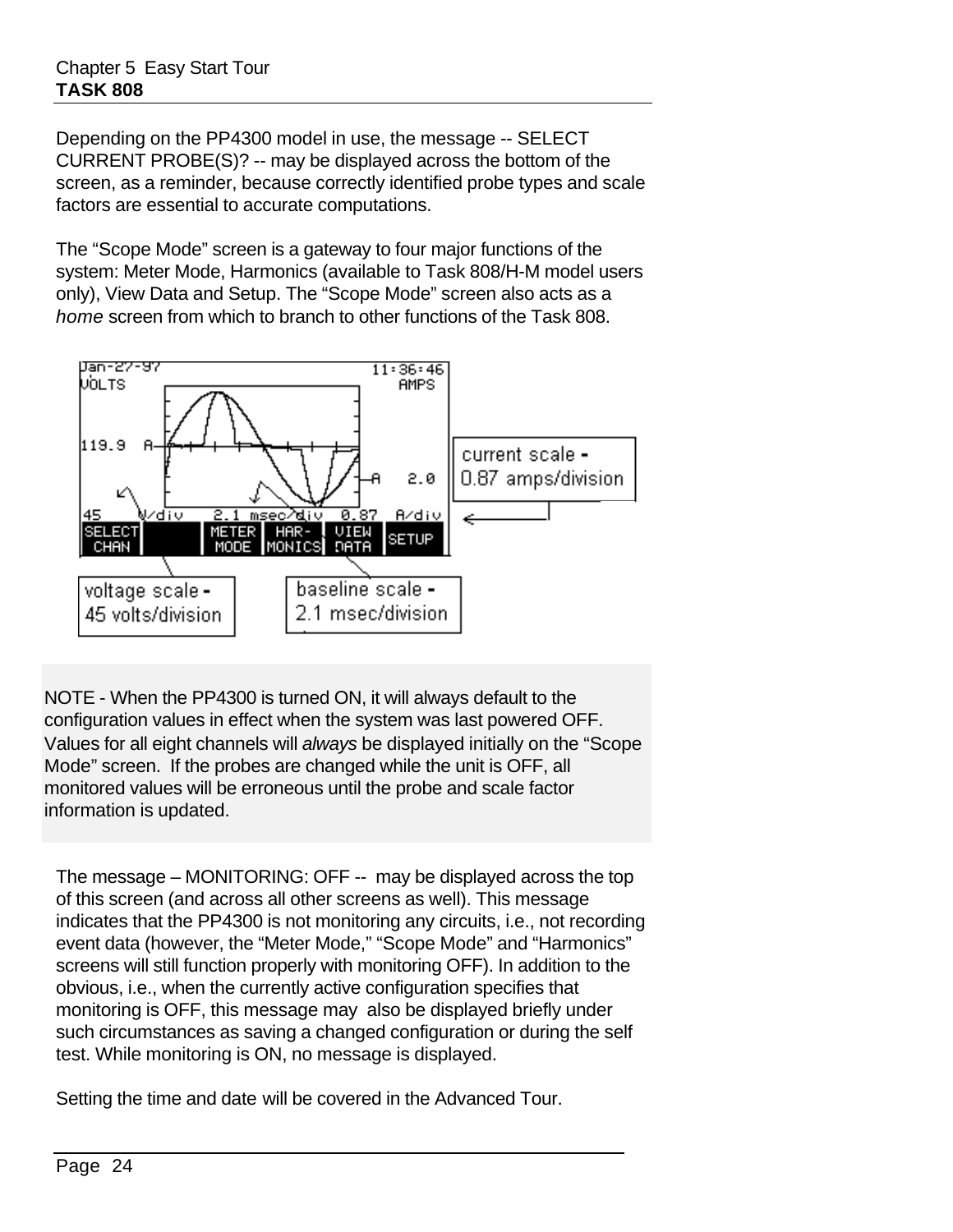Depending on the PP4300 model in use, the message -- SELECT CURRENT PROBE(S)? -- may be displayed across the bottom of the screen, as a reminder, because correctly identified probe types and scale factors are essential to accurate computations.

The “Scope Mode” screen is a gateway to four major functions of the system: Meter Mode, Harmonics (available to Task 808/H-M model users only), View Data and Setup. The “Scope Mode” screen also acts as a *home* screen from which to branch to other functions of the Task 808.

current scale - 0.87 amps/division

voltage scale - 45 volts/division

baseline scale - 2.1 msec/division

NOTE - When the PP4300 is turned ON, it will always default to the configuration values in effect when the system was last powered OFF. Values for all eight channels will *always* be displayed initially on the “Scope Mode” screen. If the probes are changed while the unit is OFF, all monitored values will be erroneous until the probe and scale factor information is updated.

The message – MONITORING: OFF -- may be displayed across the top of this screen (and across all other screens as well). This message indicates that the PP4300 is not monitoring any circuits, i.e., not recording event data (however, the “Meter Mode,” “Scope Mode” and “Harmonics” screens will still function properly with monitoring OFF). In addition to the obvious, i.e., when the currently active configuration specifies that monitoring is OFF, this message may also be displayed briefly under such circumstances as saving a changed configuration or during the self test. While monitoring is ON, no message is displayed.

Setting the time and date will be covered in the Advanced Tour.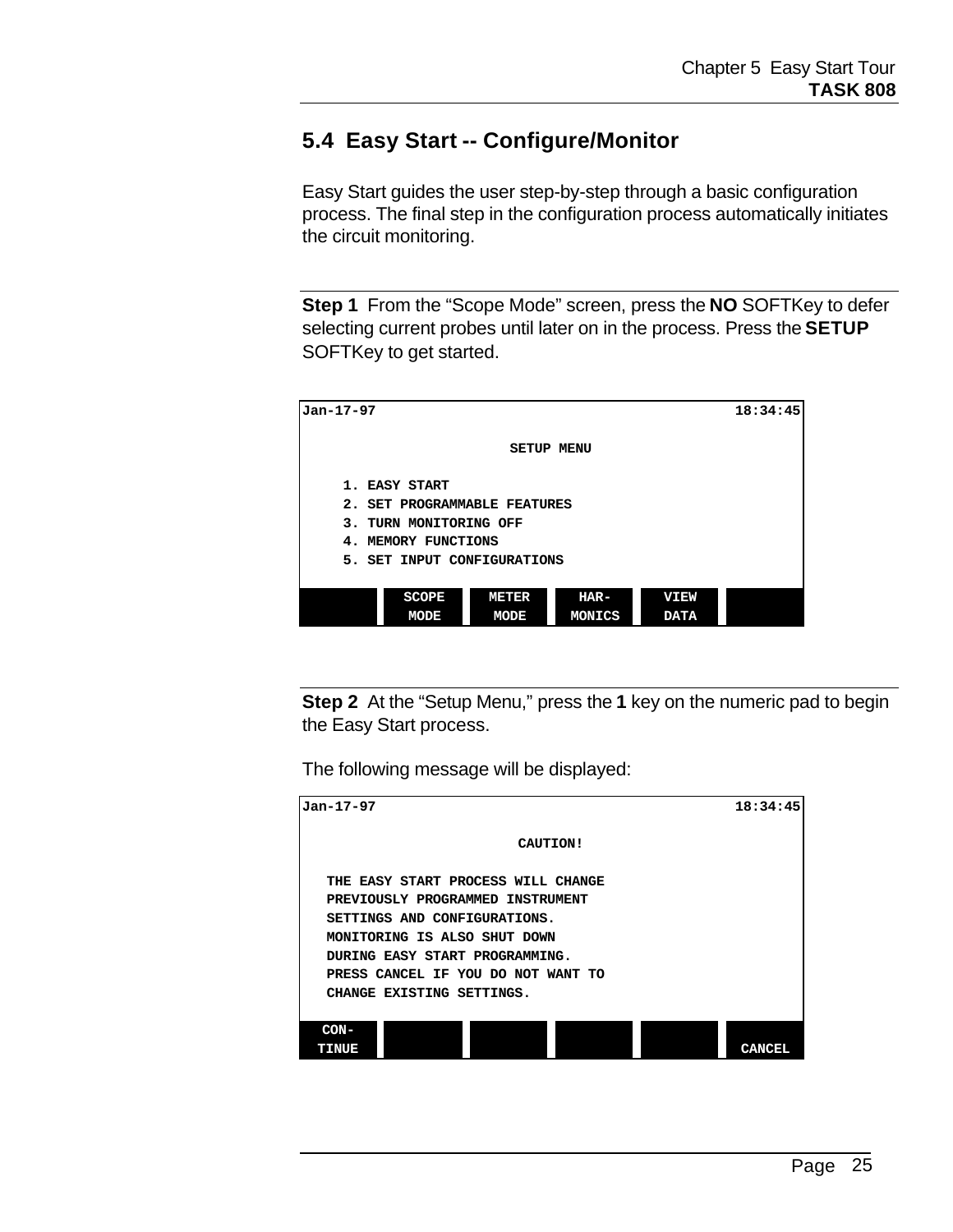## 5.4 Easy Start -- Configure/Monitor

Easy Start guides the user step-by-step through a basic configuration process. The final step in the configuration process automatically initiates the circuit monitoring.

**Step 1** From the “Scope Mode” screen, press the **NO** SOFTKey to defer selecting current probes until later on in the process. Press the **SETUP** SOFTKey to get started.

```
Jan-17-97                                         18:34:45

                        SETUP MENU

     1. EASY START
     2. SET PROGRAMMABLE FEATURES
     3. TURN MONITORING OFF
     4. MEMORY FUNCTIONS
     5. SET INPUT CONFIGURATIONS

          SCOPE     METER     HAR-      VIEW
          MODE      MODE      MONICS    DATA
```

**Step 2** At the “Setup Menu,” press the **1** key on the numeric pad to begin the Easy Start process.

The following message will be displayed:

```
Jan-17-97                                         18:34:45

                         CAUTION!

   THE EASY START PROCESS WILL CHANGE
   PREVIOUSLY PROGRAMMED INSTRUMENT
   SETTINGS AND CONFIGURATIONS.
   MONITORING IS ALSO SHUT DOWN
   DURING EASY START PROGRAMMING.
   PRESS CANCEL IF YOU DO NOT WANT TO
   CHANGE EXISTING SETTINGS.

 CON-
 TINUE                                            CANCEL
```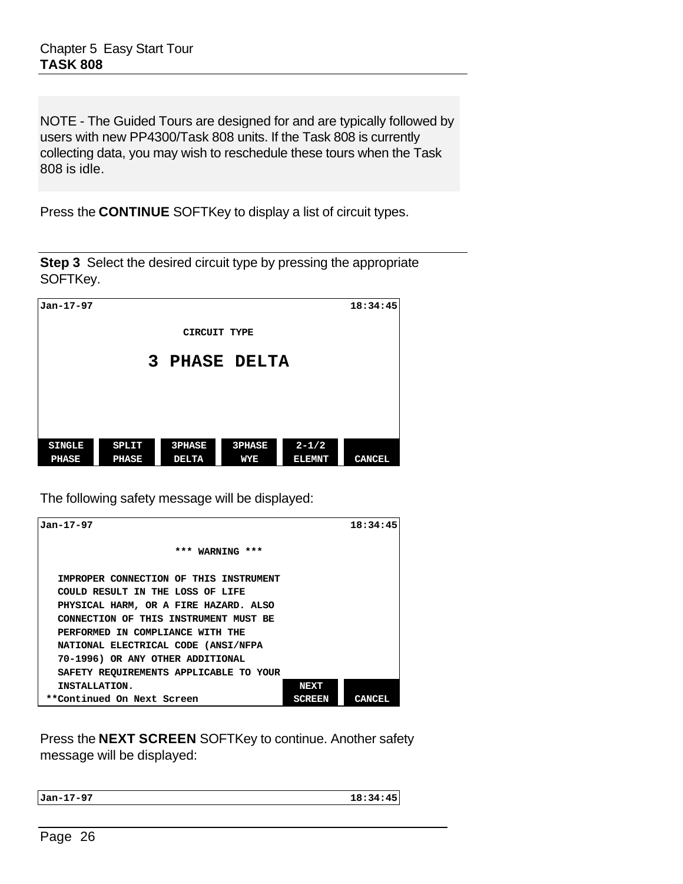NOTE - The Guided Tours are designed for and are typically followed by users with new PP4300/Task 808 units. If the Task 808 is currently collecting data, you may wish to reschedule these tours when the Task 808 is idle.

Press the **CONTINUE** SOFTKey to display a list of circuit types.

**Step 3** Select the desired circuit type by pressing the appropriate SOFTKey.

```
Jan-17-97                                                18:34:45

                          CIRCUIT TYPE

                       3 PHASE DELTA




 SINGLE     SPLIT     3PHASE     3PHASE     2-1/2
 PHASE      PHASE     DELTA      WYE        ELEMNT     CANCEL
```

The following safety message will be displayed:

```
Jan-17-97                                                18:34:45

                       *** WARNING ***

   IMPROPER CONNECTION OF THIS INSTRUMENT
   COULD RESULT IN THE LOSS OF LIFE
   PHYSICAL HARM, OR A FIRE HAZARD. ALSO
   CONNECTION OF THIS INSTRUMENT MUST BE
   PERFORMED IN COMPLIANCE WITH THE
   NATIONAL ELECTRICAL CODE (ANSI/NFPA
   70-1996) OR ANY OTHER ADDITIONAL
   SAFETY REQUIREMENTS APPLICABLE TO YOUR
   INSTALLATION.                               NEXT
 **Continued On Next Screen                    SCREEN    CANCEL
```

Press the **NEXT SCREEN** SOFTKey to continue. Another safety message will be displayed:

```
Jan-17-97                                                18:34:45
```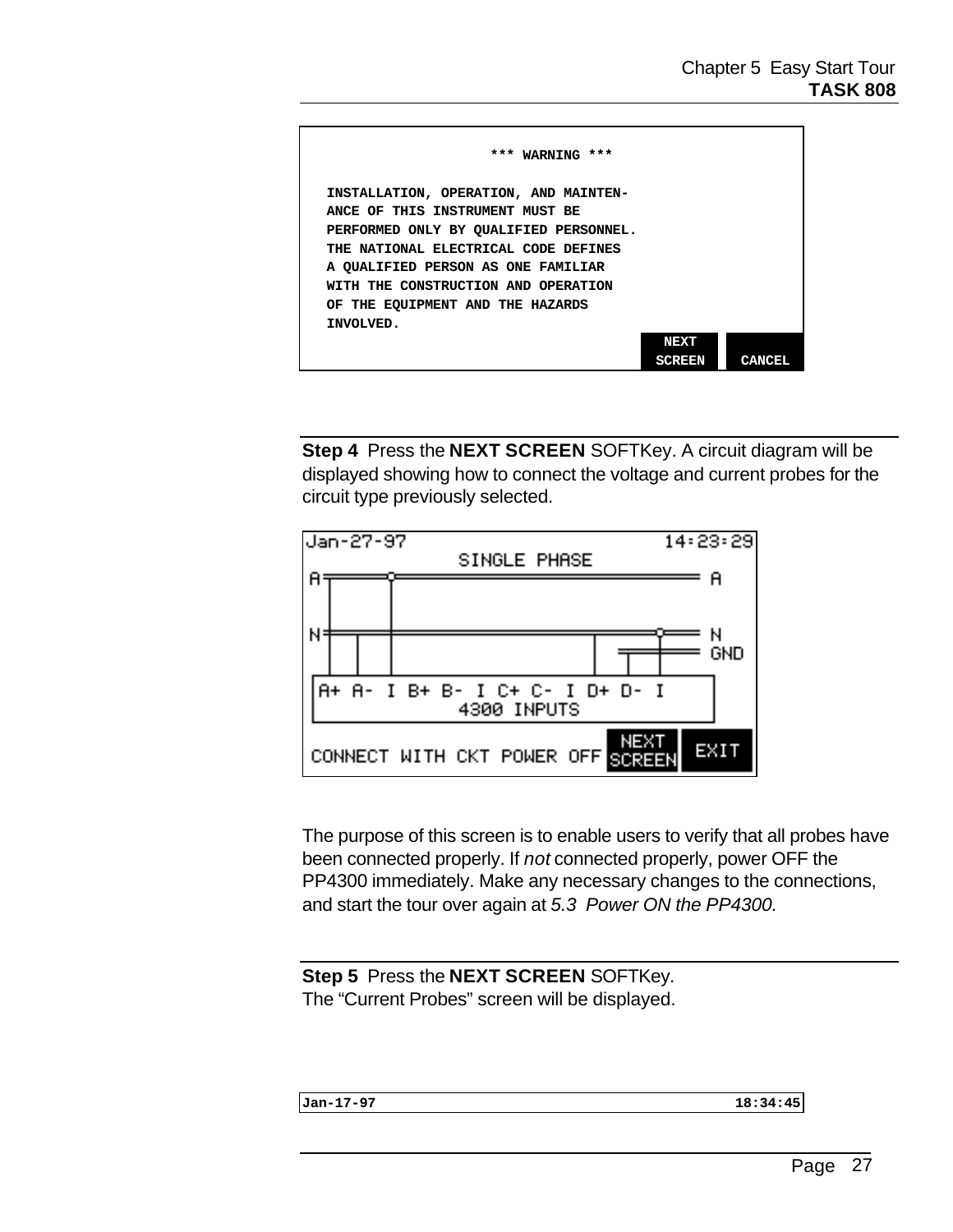```
*** WARNING ***

INSTALLATION, OPERATION, AND MAINTEN-
ANCE OF THIS INSTRUMENT MUST BE
PERFORMED ONLY BY QUALIFIED PERSONNEL.
THE NATIONAL ELECTRICAL CODE DEFINES
A QUALIFIED PERSON AS ONE FAMILIAR
WITH THE CONSTRUCTION AND OPERATION
OF THE EQUIPMENT AND THE HAZARDS
INVOLVED.
                                    NEXT
                                    SCREEN   CANCEL
```

**Step 4** Press the **NEXT SCREEN** SOFTKey. A circuit diagram will be displayed showing how to connect the voltage and current probes for the circuit type previously selected.

```
Jan-27-97                                  14:23:29
                SINGLE PHASE
A                                          A
N                                          N
                                           GND
A+ A- I B+ B- I C+ C- I D+ D- I
              4300 INPUTS
CONNECT WITH CKT POWER OFF   NEXT SCREEN   EXIT
```

The purpose of this screen is to enable users to verify that all probes have been connected properly. If *not* connected properly, power OFF the PP4300 immediately. Make any necessary changes to the connections, and start the tour over again at *5.3 Power ON the PP4300.*

**Step 5** Press the **NEXT SCREEN** SOFTKey.
The “Current Probes” screen will be displayed.

```
Jan-17-97                                  18:34:45
```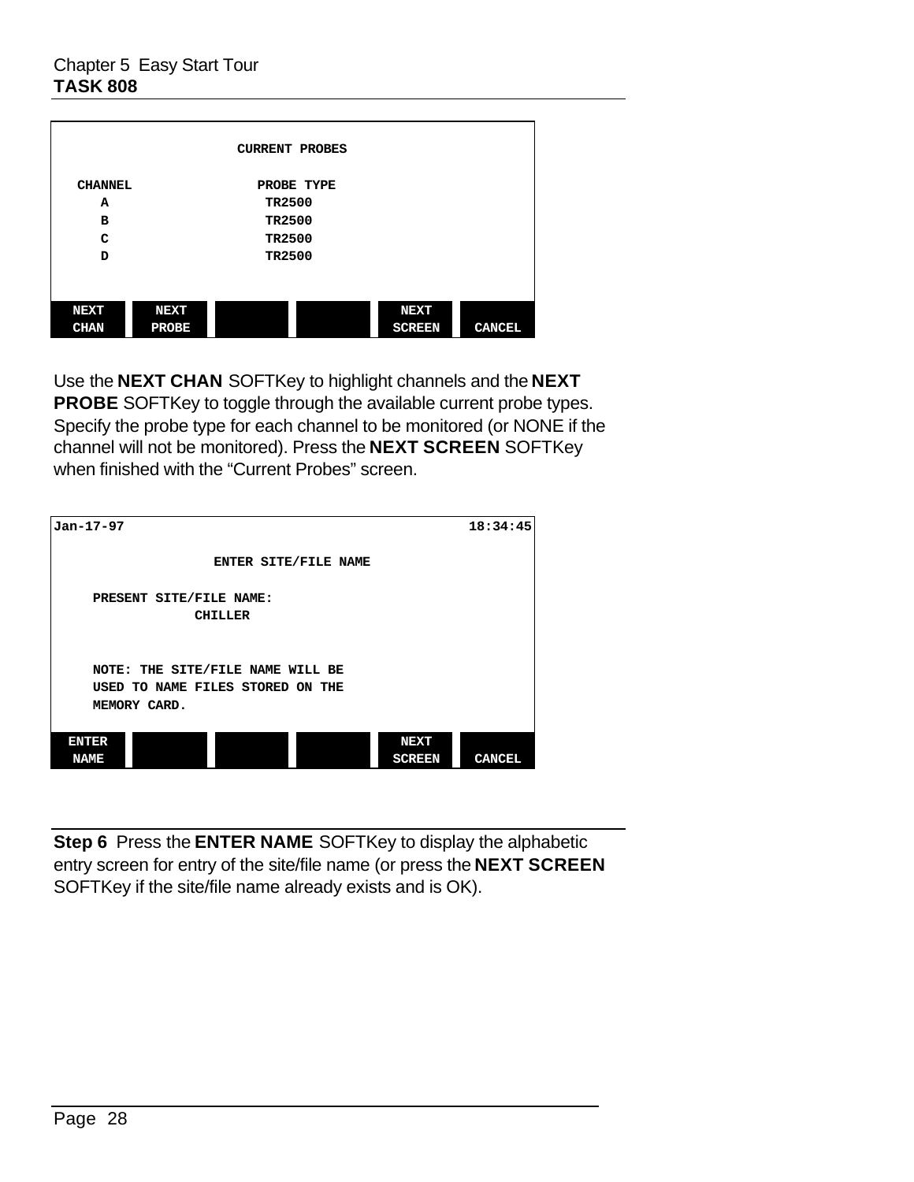```
                    CURRENT PROBES

  CHANNEL              PROBE TYPE
     A                   TR2500
     B                   TR2500
     C                   TR2500
     D                   TR2500

 NEXT     NEXT                          NEXT
 CHAN     PROBE                         SCREEN    CANCEL
```

Use the **NEXT CHAN** SOFTKey to highlight channels and the **NEXT PROBE** SOFTKey to toggle through the available current probe types. Specify the probe type for each channel to be monitored (or NONE if the channel will not be monitored). Press the **NEXT SCREEN** SOFTKey when finished with the "Current Probes" screen.

```
Jan-17-97                                          18:34:45

                    ENTER SITE/FILE NAME

     PRESENT SITE/FILE NAME:
                  CHILLER


     NOTE: THE SITE/FILE NAME WILL BE
     USED TO NAME FILES STORED ON THE
     MEMORY CARD.

 ENTER                                  NEXT
 NAME                                   SCREEN    CANCEL
```

**Step 6** Press the **ENTER NAME** SOFTKey to display the alphabetic entry screen for entry of the site/file name (or press the **NEXT SCREEN** SOFTKey if the site/file name already exists and is OK).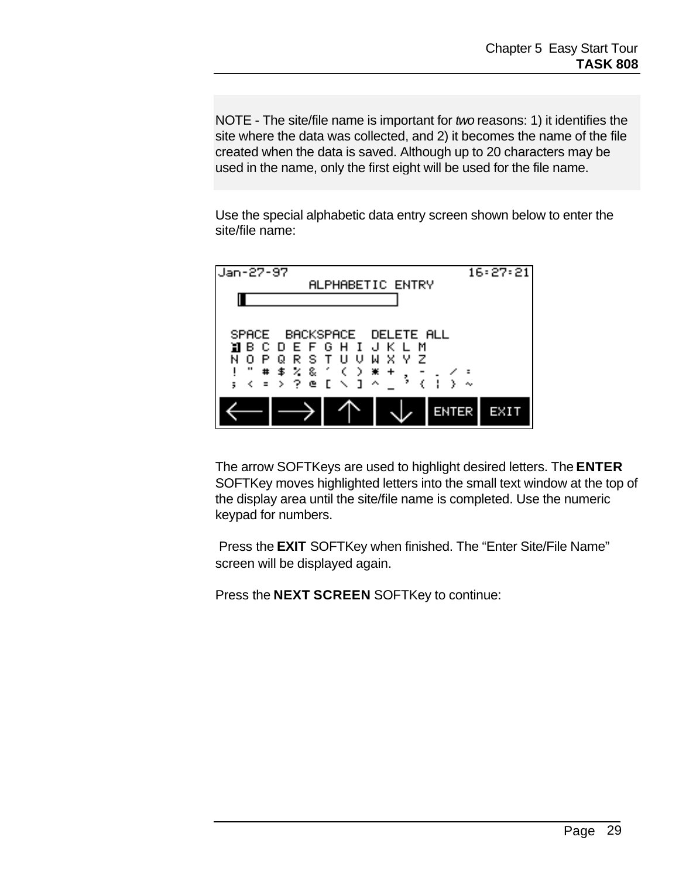NOTE - The site/file name is important for *two* reasons: 1) it identifies the site where the data was collected, and 2) it becomes the name of the file created when the data is saved. Although up to 20 characters may be used in the name, only the first eight will be used for the file name.

Use the special alphabetic data entry screen shown below to enter the site/file name:

```
Jan-27-97                              16:27:21
              ALPHABETIC ENTRY
   [                          ]

 SPACE   BACKSPACE   DELETE ALL
 A B C D E F G H I J K L M
 N O P Q R S T U V W X Y Z
 ! " # $ % & ' ( ) * + , - . / :
 ; < = > ? @ [ \ ] ^ _ ` { | } ~

 [←]  [→]  [↑]  [↓]  [ENTER]  [EXIT]
```

The arrow SOFTKeys are used to highlight desired letters. The **ENTER** SOFTKey moves highlighted letters into the small text window at the top of the display area until the site/file name is completed. Use the numeric keypad for numbers.

Press the **EXIT** SOFTKey when finished. The "Enter Site/File Name" screen will be displayed again.

Press the **NEXT SCREEN** SOFTKey to continue: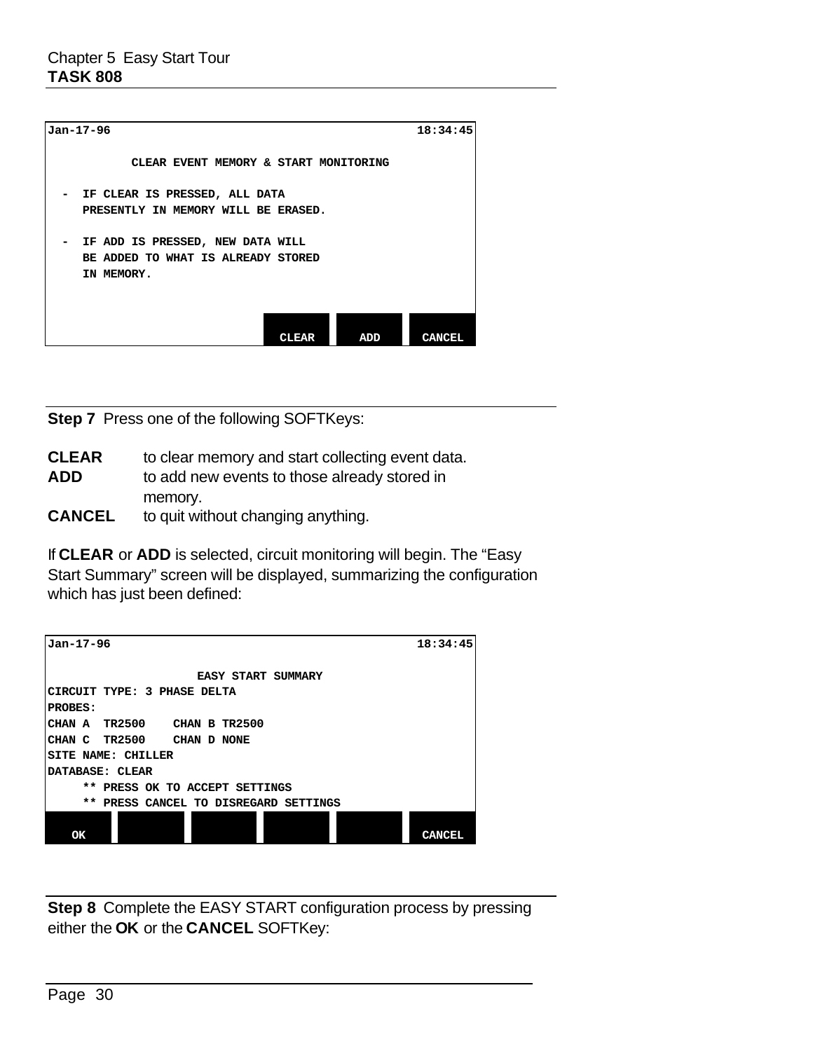```
Jan-17-96                                                    18:34:45

            CLEAR EVENT MEMORY & START MONITORING

  -  IF CLEAR IS PRESSED, ALL DATA
     PRESENTLY IN MEMORY WILL BE ERASED.

  -  IF ADD IS PRESSED, NEW DATA WILL
     BE ADDED TO WHAT IS ALREADY STORED
     IN MEMORY.

                                      CLEAR      ADD      CANCEL
```

**Step 7** Press one of the following SOFTKeys:

**CLEAR** to clear memory and start collecting event data.
**ADD** to add new events to those already stored in memory.
**CANCEL** to quit without changing anything.

If **CLEAR** or **ADD** is selected, circuit monitoring will begin. The "Easy Start Summary" screen will be displayed, summarizing the configuration which has just been defined:

```
Jan-17-96                                                    18:34:45

                     EASY START SUMMARY
CIRCUIT TYPE: 3 PHASE DELTA
PROBES:
CHAN A  TR2500    CHAN B TR2500
CHAN C  TR2500    CHAN D NONE
SITE NAME: CHILLER
DATABASE: CLEAR
     ** PRESS OK TO ACCEPT SETTINGS
     ** PRESS CANCEL TO DISREGARD SETTINGS

   OK                                                        CANCEL
```

**Step 8** Complete the EASY START configuration process by pressing either the **OK** or the **CANCEL** SOFTKey: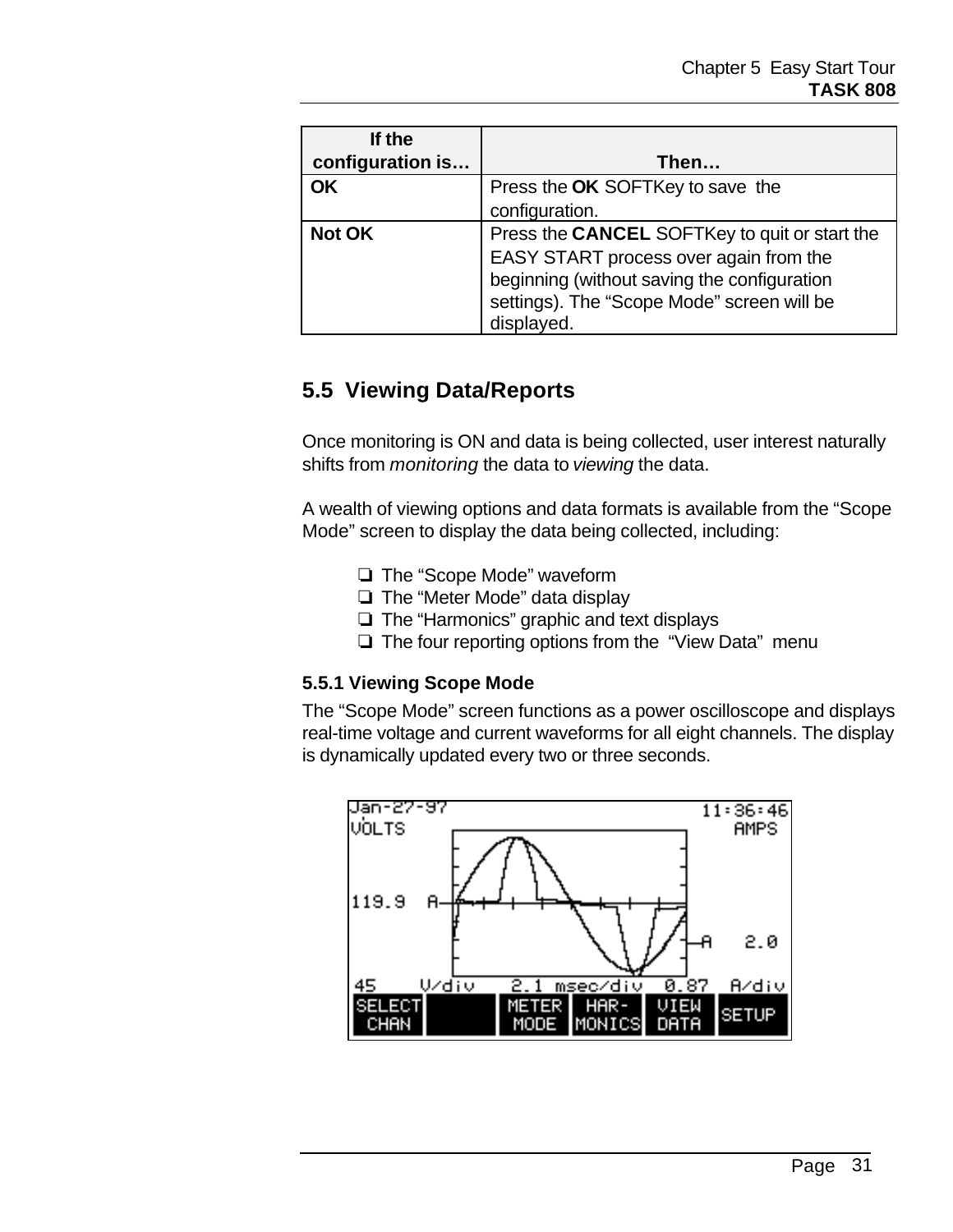| If the configuration is… | Then… |
| --- | --- |
| **OK** | Press the **OK** SOFTKey to save the configuration. |
| **Not OK** | Press the **CANCEL** SOFTKey to quit or start the EASY START process over again from the beginning (without saving the configuration settings). The "Scope Mode" screen will be displayed. |

## 5.5 Viewing Data/Reports

Once monitoring is ON and data is being collected, user interest naturally shifts from *monitoring* the data to *viewing* the data.

A wealth of viewing options and data formats is available from the "Scope Mode" screen to display the data being collected, including:

- ❏ The "Scope Mode" waveform
- ❏ The "Meter Mode" data display
- ❏ The "Harmonics" graphic and text displays
- ❏ The four reporting options from the "View Data" menu

### 5.5.1 Viewing Scope Mode

The "Scope Mode" screen functions as a power oscilloscope and displays real-time voltage and current waveforms for all eight channels. The display is dynamically updated every two or three seconds.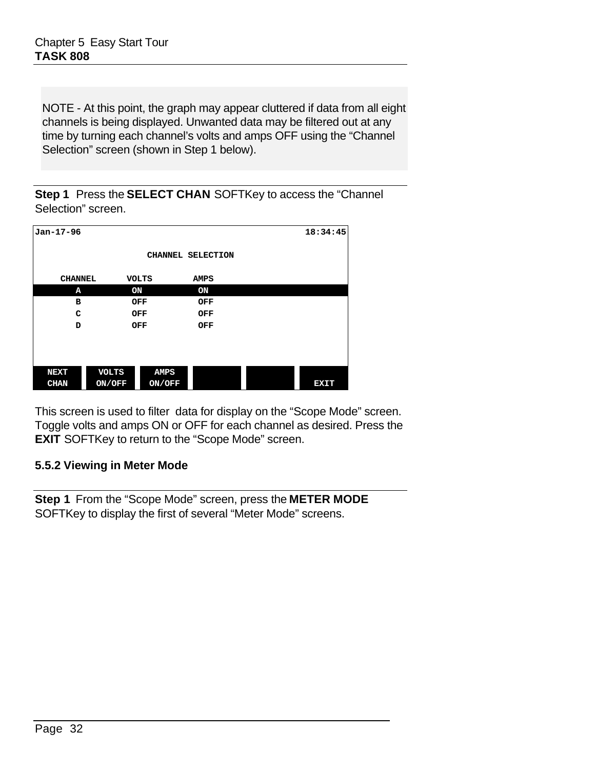NOTE - At this point, the graph may appear cluttered if data from all eight channels is being displayed. Unwanted data may be filtered out at any time by turning each channel's volts and amps OFF using the "Channel Selection" screen (shown in Step 1 below).

**Step 1** Press the **SELECT CHAN** SOFTKey to access the "Channel Selection" screen.

```
Jan-17-96                                          18:34:45

                    CHANNEL SELECTION

    CHANNEL      VOLTS        AMPS
       A           ON           ON
       B           OFF          OFF
       C           OFF          OFF
       D           OFF          OFF

 NEXT      VOLTS      AMPS
 CHAN      ON/OFF     ON/OFF                          EXIT
```

This screen is used to filter data for display on the "Scope Mode" screen. Toggle volts and amps ON or OFF for each channel as desired. Press the **EXIT** SOFTKey to return to the "Scope Mode" screen.

### 5.5.2 Viewing in Meter Mode

**Step 1** From the "Scope Mode" screen, press the **METER MODE** SOFTKey to display the first of several "Meter Mode" screens.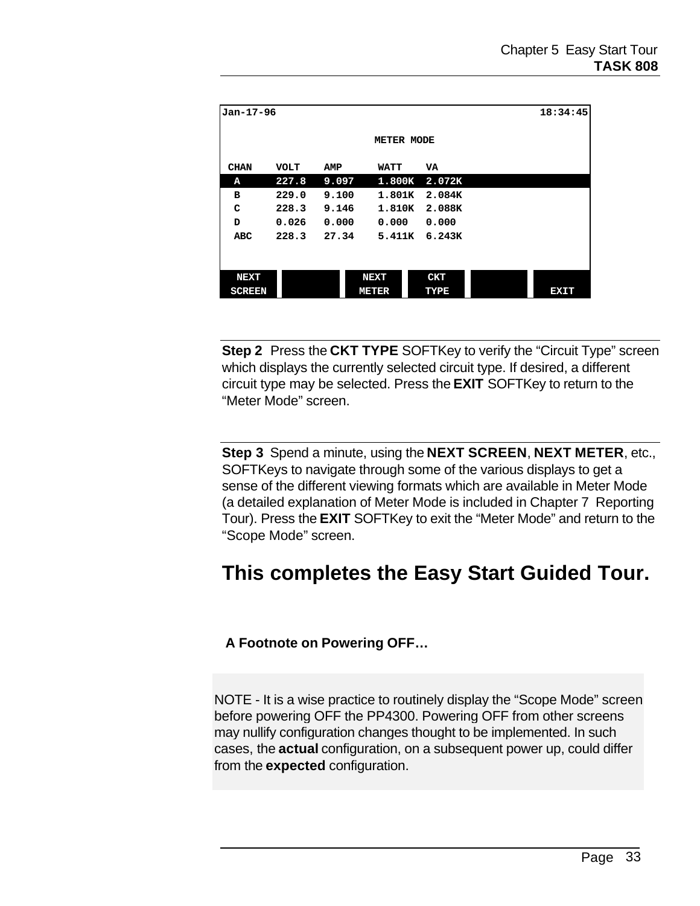```
Jan-17-96                                              18:34:45

                          METER MODE

 CHAN    VOLT    AMP      WATT    VA
  A      227.8   9.097    1.800K  2.072K
  B      229.0   9.100    1.801K  2.084K
  C      228.3   9.146    1.810K  2.088K
  D      0.026   0.000    0.000   0.000
  ABC    228.3   27.34    5.411K  6.243K

 NEXT                     NEXT    CKT
 SCREEN                   METER   TYPE                   EXIT
```

**Step 2** Press the **CKT TYPE** SOFTKey to verify the "Circuit Type" screen which displays the currently selected circuit type. If desired, a different circuit type may be selected. Press the **EXIT** SOFTKey to return to the "Meter Mode" screen.

**Step 3** Spend a minute, using the **NEXT SCREEN**, **NEXT METER**, etc., SOFTKeys to navigate through some of the various displays to get a sense of the different viewing formats which are available in Meter Mode (a detailed explanation of Meter Mode is included in Chapter 7 Reporting Tour). Press the **EXIT** SOFTKey to exit the "Meter Mode" and return to the "Scope Mode" screen.

# This completes the Easy Start Guided Tour.

### A Footnote on Powering OFF…

NOTE - It is a wise practice to routinely display the "Scope Mode" screen before powering OFF the PP4300. Powering OFF from other screens may nullify configuration changes thought to be implemented. In such cases, the **actual** configuration, on a subsequent power up, could differ from the **expected** configuration.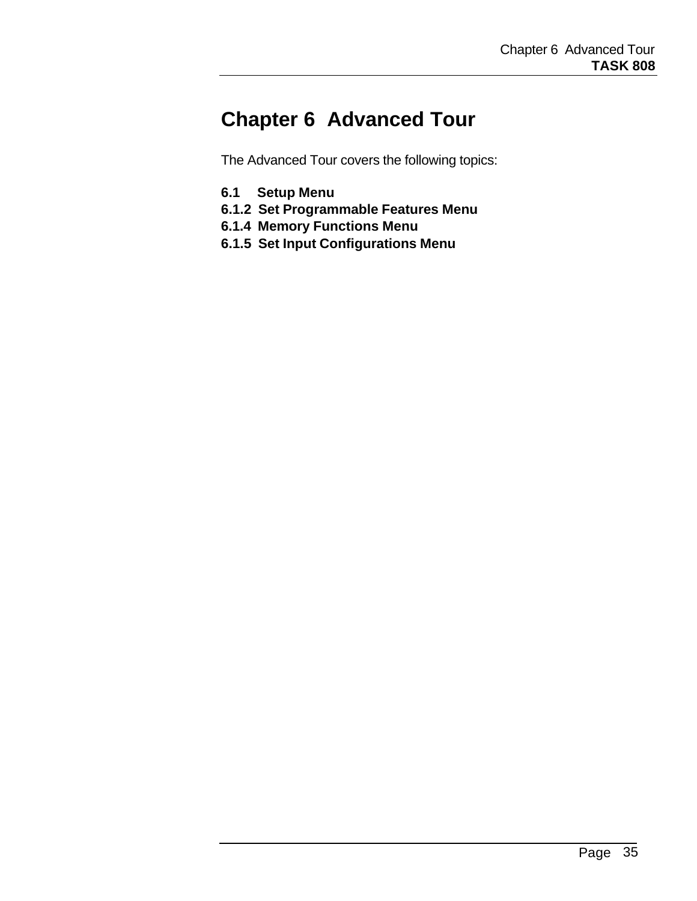# Chapter 6 Advanced Tour

The Advanced Tour covers the following topics:

**6.1 Setup Menu**
**6.1.2 Set Programmable Features Menu**
**6.1.4 Memory Functions Menu**
**6.1.5 Set Input Configurations Menu**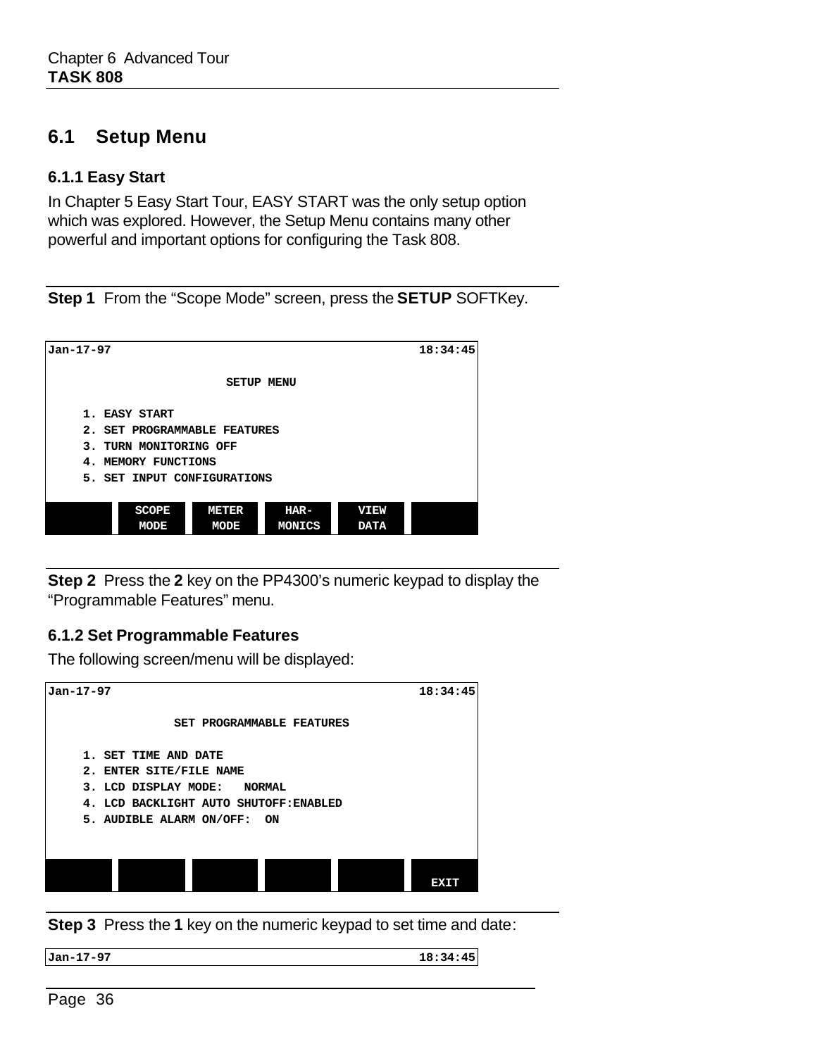## 6.1 Setup Menu

### 6.1.1 Easy Start

In Chapter 5 Easy Start Tour, EASY START was the only setup option which was explored. However, the Setup Menu contains many other powerful and important options for configuring the Task 808.

**Step 1** From the "Scope Mode" screen, press the **SETUP** SOFTKey.

```
Jan-17-97                                              18:34:45

                         SETUP MENU

     1. EASY START
     2. SET PROGRAMMABLE FEATURES
     3. TURN MONITORING OFF
     4. MEMORY FUNCTIONS
     5. SET INPUT CONFIGURATIONS

          SCOPE    METER    HAR-     VIEW
          MODE     MODE     MONICS   DATA
```

**Step 2** Press the **2** key on the PP4300's numeric keypad to display the "Programmable Features" menu.

### 6.1.2 Set Programmable Features

The following screen/menu will be displayed:

```
Jan-17-97                                              18:34:45

                  SET PROGRAMMABLE FEATURES

     1. SET TIME AND DATE
     2. ENTER SITE/FILE NAME
     3. LCD DISPLAY MODE:   NORMAL
     4. LCD BACKLIGHT AUTO SHUTOFF:ENABLED
     5. AUDIBLE ALARM ON/OFF:  ON

                                                       EXIT
```

**Step 3** Press the **1** key on the numeric keypad to set time and date:

```
Jan-17-97                                              18:34:45
```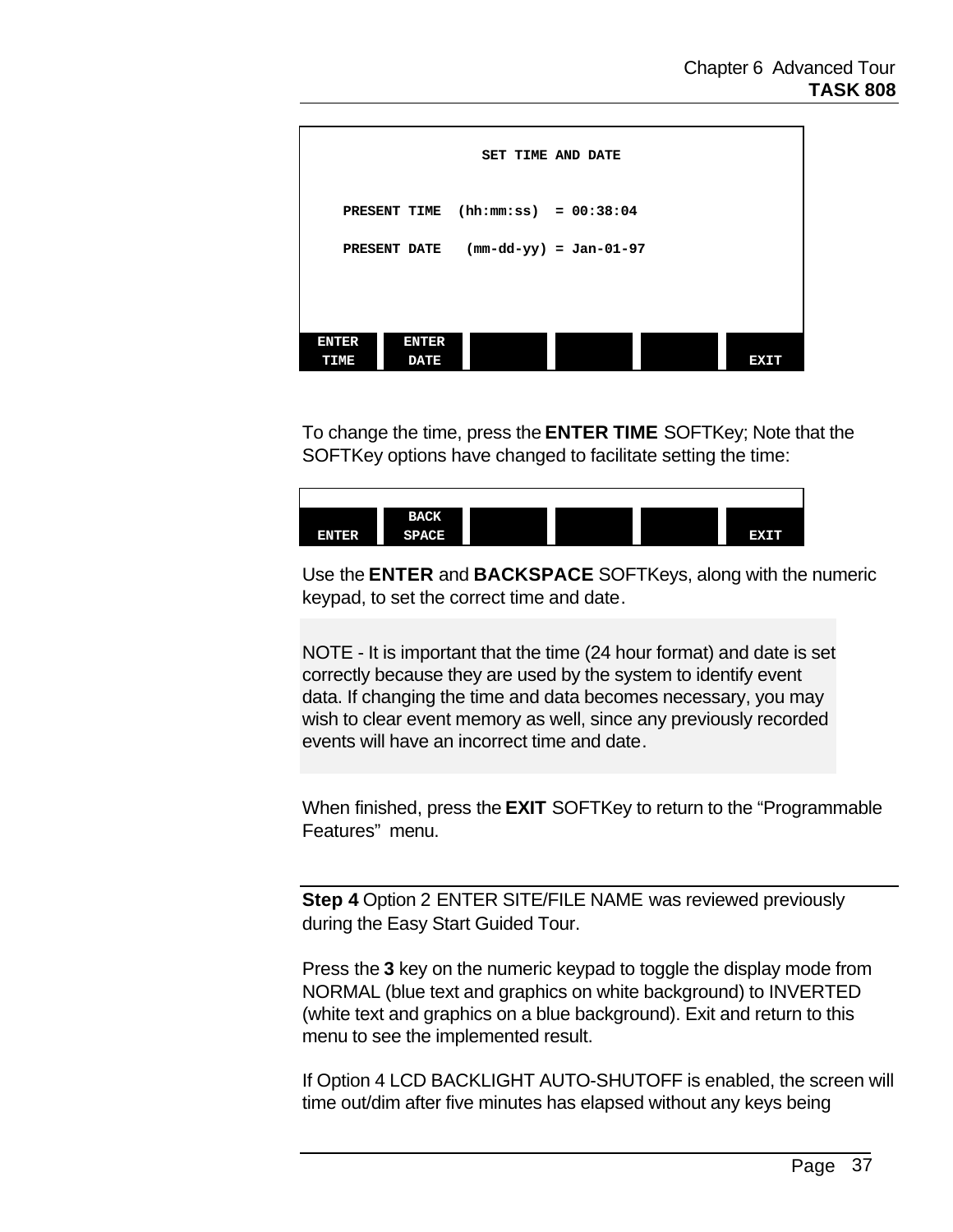```
                    SET TIME AND DATE

    PRESENT TIME  (hh:mm:ss)  = 00:38:04

    PRESENT DATE   (mm-dd-yy) = Jan-01-97

 ENTER    ENTER
 TIME     DATE                                           EXIT
```

To change the time, press the **ENTER TIME** SOFTKey; Note that the SOFTKey options have changed to facilitate setting the time:

```
          BACK
 ENTER    SPACE                                          EXIT
```

Use the **ENTER** and **BACKSPACE** SOFTKeys, along with the numeric keypad, to set the correct time and date.

NOTE - It is important that the time (24 hour format) and date is set correctly because they are used by the system to identify event data. If changing the time and data becomes necessary, you may wish to clear event memory as well, since any previously recorded events will have an incorrect time and date.

When finished, press the **EXIT** SOFTKey to return to the "Programmable Features" menu.

---

**Step 4** Option 2 ENTER SITE/FILE NAME was reviewed previously during the Easy Start Guided Tour.

Press the **3** key on the numeric keypad to toggle the display mode from NORMAL (blue text and graphics on white background) to INVERTED (white text and graphics on a blue background). Exit and return to this menu to see the implemented result.

If Option 4 LCD BACKLIGHT AUTO-SHUTOFF is enabled, the screen will time out/dim after five minutes has elapsed without any keys being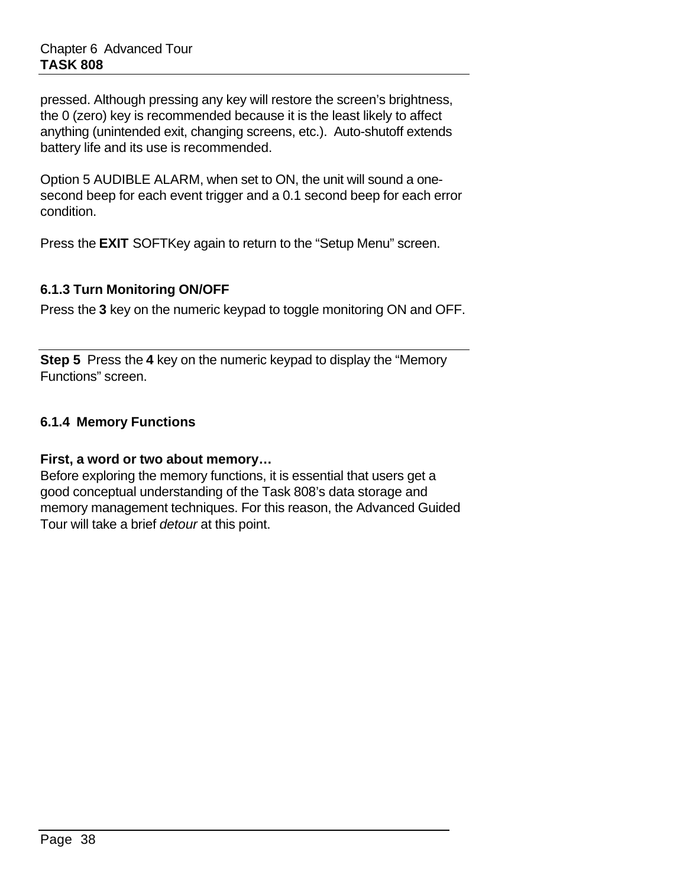pressed. Although pressing any key will restore the screen's brightness, the 0 (zero) key is recommended because it is the least likely to affect anything (unintended exit, changing screens, etc.). Auto-shutoff extends battery life and its use is recommended.

Option 5 AUDIBLE ALARM, when set to ON, the unit will sound a one-second beep for each event trigger and a 0.1 second beep for each error condition.

Press the **EXIT** SOFTKey again to return to the "Setup Menu" screen.

### 6.1.3 Turn Monitoring ON/OFF

Press the **3** key on the numeric keypad to toggle monitoring ON and OFF.

---

**Step 5** Press the **4** key on the numeric keypad to display the "Memory Functions" screen.

### 6.1.4 Memory Functions

**First, a word or two about memory…**

Before exploring the memory functions, it is essential that users get a good conceptual understanding of the Task 808's data storage and memory management techniques. For this reason, the Advanced Guided Tour will take a brief *detour* at this point.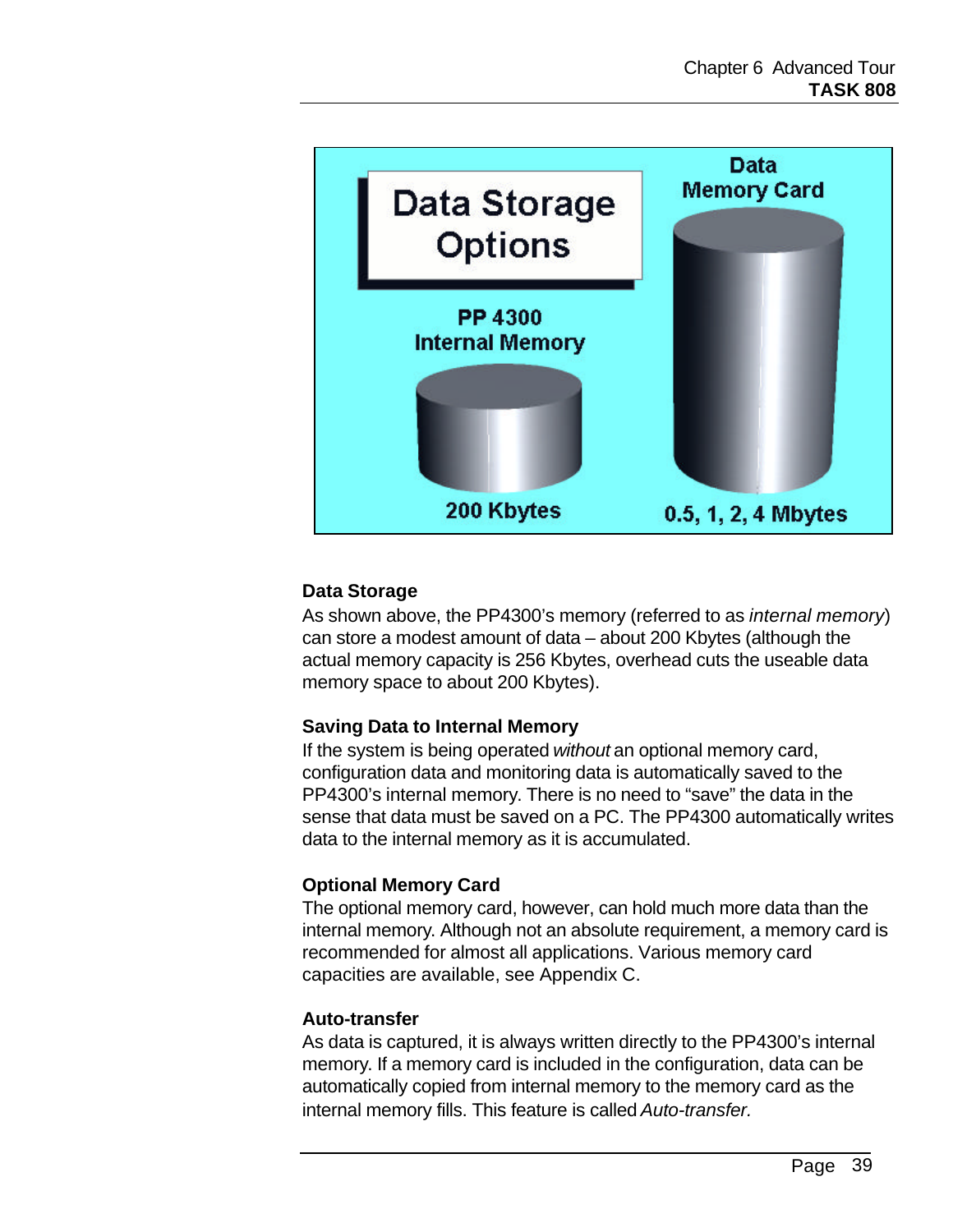Data Storage Options

PP 4300 Internal Memory

200 Kbytes

Data Memory Card

0.5, 1, 2, 4 Mbytes

### Data Storage

As shown above, the PP4300's memory (referred to as *internal memory*) can store a modest amount of data – about 200 Kbytes (although the actual memory capacity is 256 Kbytes, overhead cuts the useable data memory space to about 200 Kbytes).

### Saving Data to Internal Memory

If the system is being operated *without* an optional memory card, configuration data and monitoring data is automatically saved to the PP4300's internal memory. There is no need to "save" the data in the sense that data must be saved on a PC. The PP4300 automatically writes data to the internal memory as it is accumulated.

### Optional Memory Card

The optional memory card, however, can hold much more data than the internal memory. Although not an absolute requirement, a memory card is recommended for almost all applications. Various memory card capacities are available, see Appendix C.

### Auto-transfer

As data is captured, it is always written directly to the PP4300's internal memory. If a memory card is included in the configuration, data can be automatically copied from internal memory to the memory card as the internal memory fills. This feature is called *Auto-transfer.*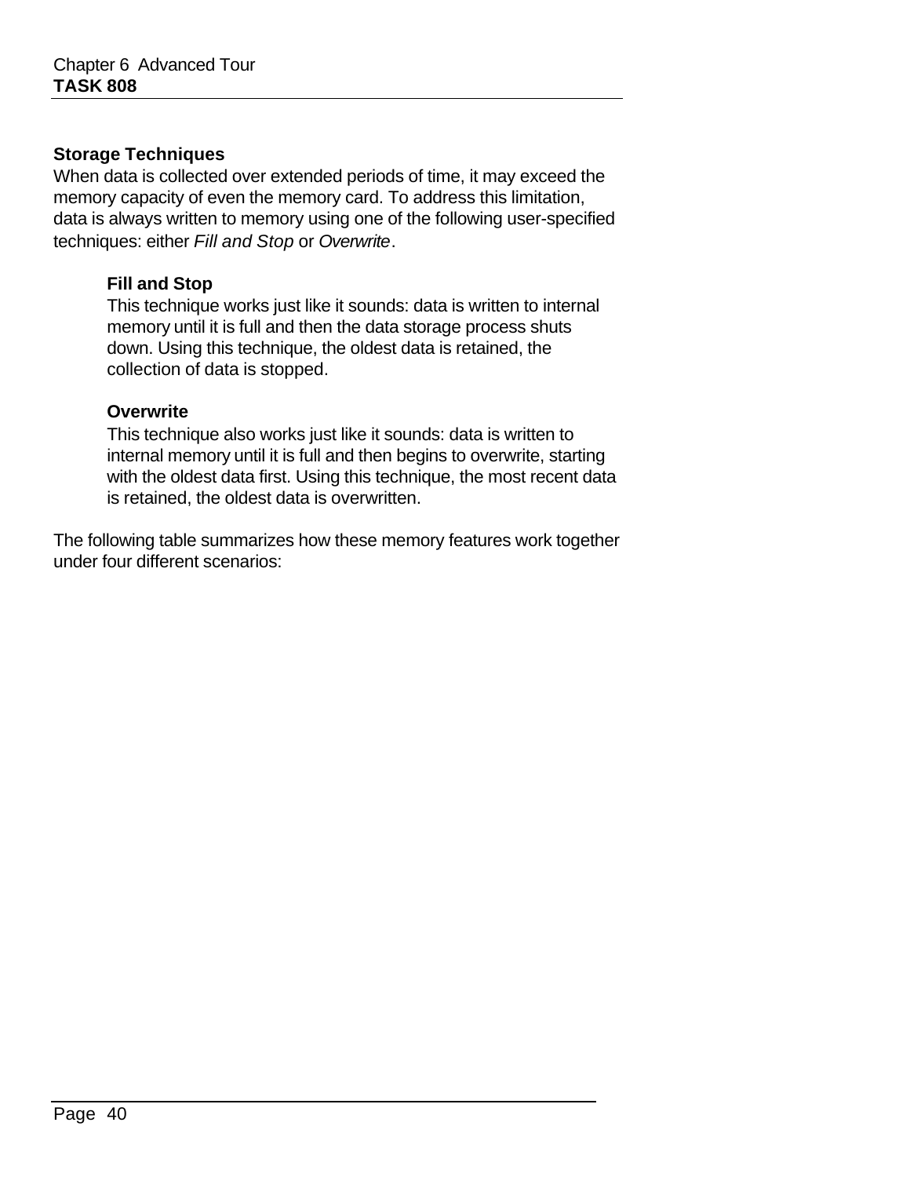## Storage Techniques

When data is collected over extended periods of time, it may exceed the memory capacity of even the memory card. To address this limitation, data is always written to memory using one of the following user-specified techniques: either *Fill and Stop* or *Overwrite*.

### Fill and Stop

This technique works just like it sounds: data is written to internal memory until it is full and then the data storage process shuts down. Using this technique, the oldest data is retained, the collection of data is stopped.

### Overwrite

This technique also works just like it sounds: data is written to internal memory until it is full and then begins to overwrite, starting with the oldest data first. Using this technique, the most recent data is retained, the oldest data is overwritten.

The following table summarizes how these memory features work together under four different scenarios: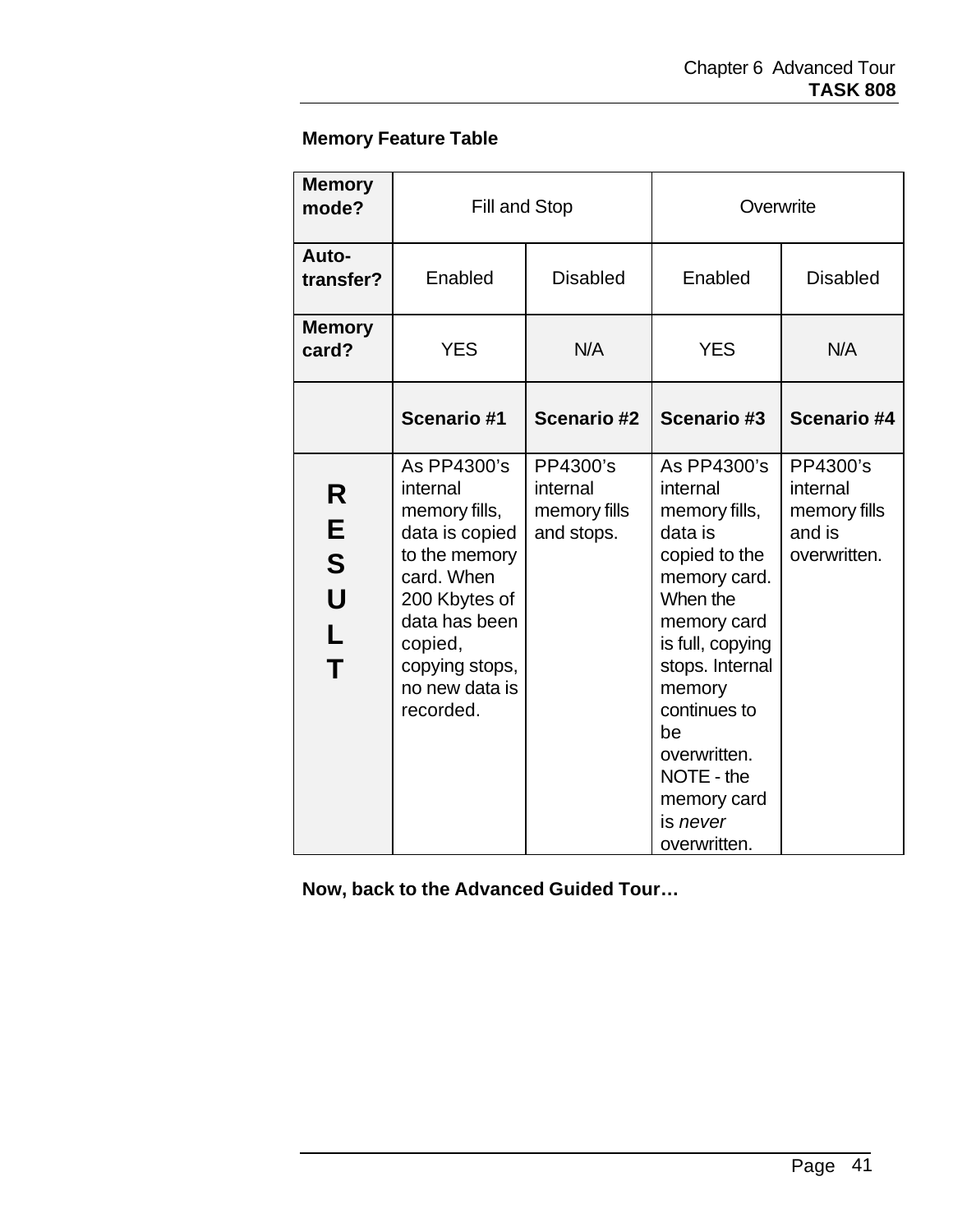**Memory Feature Table**

| **Memory mode?** | Fill and Stop | | Overwrite | |
|---|---|---|---|---|
| **Auto-transfer?** | Enabled | Disabled | Enabled | Disabled |
| **Memory card?** | YES | N/A | YES | N/A |
| | **Scenario #1** | **Scenario #2** | **Scenario #3** | **Scenario #4** |
| **RESULT** | As PP4300's internal memory fills, data is copied to the memory card. When 200 Kbytes of data has been copied, copying stops, no new data is recorded. | PP4300's internal memory fills and stops. | As PP4300's internal memory fills, data is copied to the memory card. When the memory card is full, copying stops. Internal memory continues to be overwritten. NOTE - the memory card is *never* overwritten. | PP4300's internal memory fills and is overwritten. |

**Now, back to the Advanced Guided Tour…**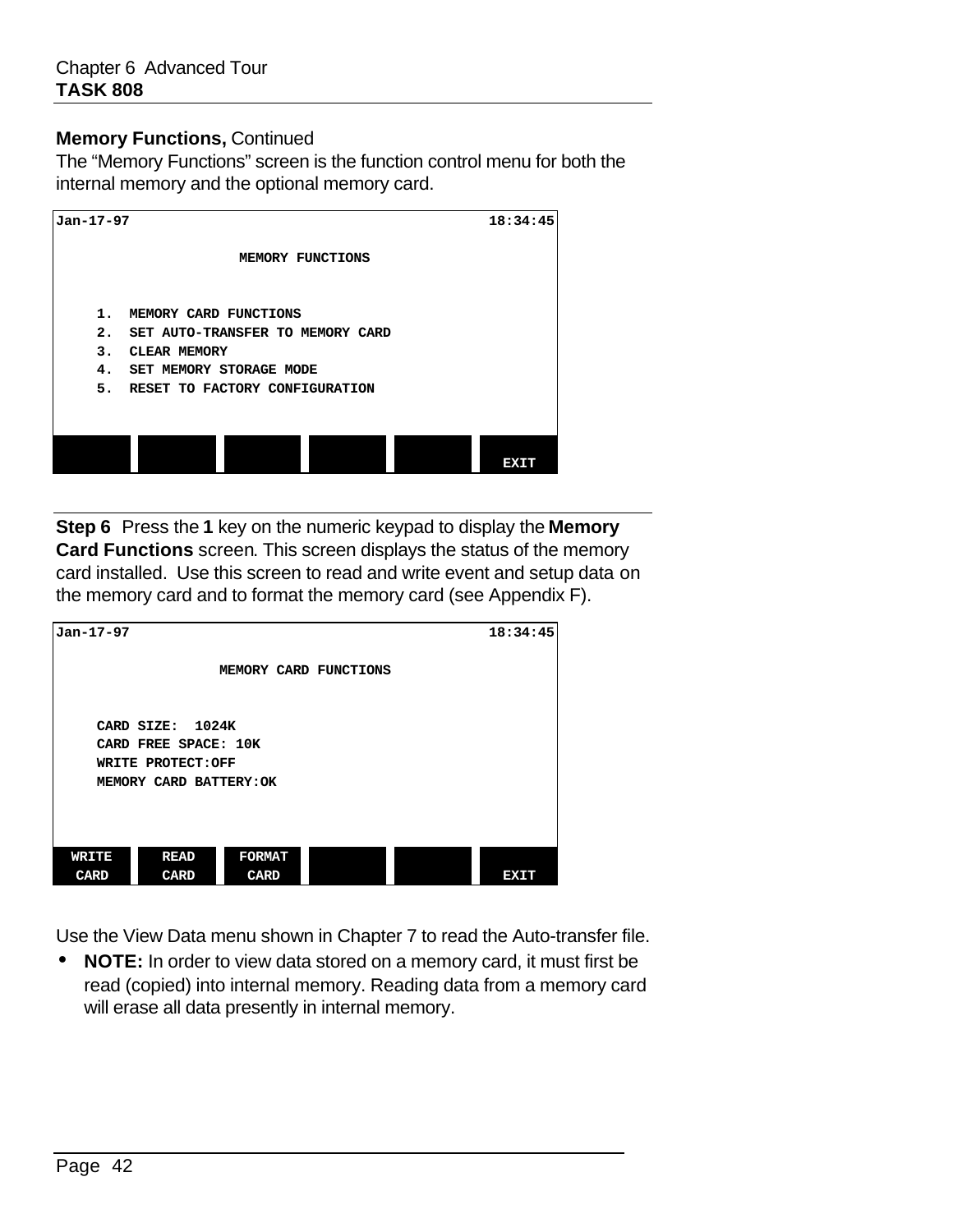## Memory Functions, Continued

The "Memory Functions" screen is the function control menu for both the internal memory and the optional memory card.

```
Jan-17-97                                          18:34:45

                    MEMORY FUNCTIONS


     1.  MEMORY CARD FUNCTIONS
     2.  SET AUTO-TRANSFER TO MEMORY CARD
     3.  CLEAR MEMORY
     4.  SET MEMORY STORAGE MODE
     5.  RESET TO FACTORY CONFIGURATION



                                                    EXIT
```

**Step 6** Press the **1** key on the numeric keypad to display the **Memory Card Functions** screen. This screen displays the status of the memory card installed. Use this screen to read and write event and setup data on the memory card and to format the memory card (see Appendix F).

```
Jan-17-97                                          18:34:45

                  MEMORY CARD FUNCTIONS


     CARD SIZE:  1024K
     CARD FREE SPACE: 10K
     WRITE PROTECT:OFF
     MEMORY CARD BATTERY:OK



 WRITE     READ     FORMAT
 CARD      CARD      CARD                               EXIT
```

Use the View Data menu shown in Chapter 7 to read the Auto-transfer file.

- **NOTE:** In order to view data stored on a memory card, it must first be read (copied) into internal memory. Reading data from a memory card will erase all data presently in internal memory.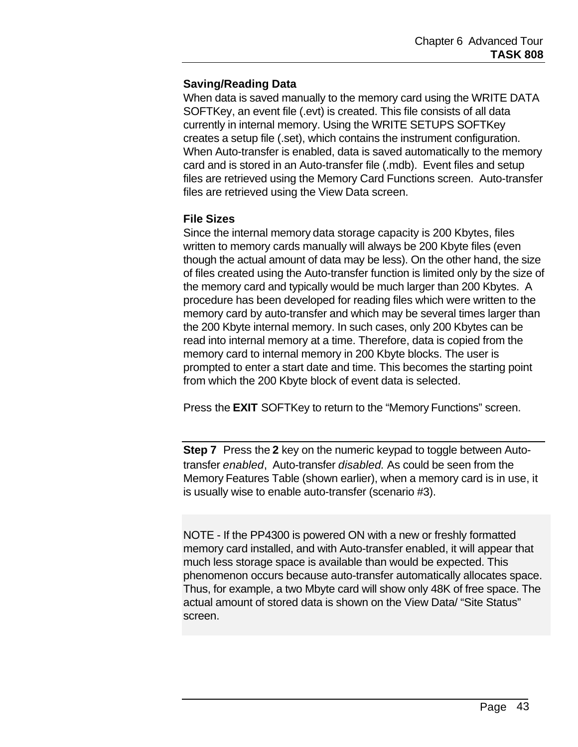### Saving/Reading Data

When data is saved manually to the memory card using the WRITE DATA SOFTKey, an event file (.evt) is created. This file consists of all data currently in internal memory. Using the WRITE SETUPS SOFTKey creates a setup file (.set), which contains the instrument configuration. When Auto-transfer is enabled, data is saved automatically to the memory card and is stored in an Auto-transfer file (.mdb). Event files and setup files are retrieved using the Memory Card Functions screen. Auto-transfer files are retrieved using the View Data screen.

### File Sizes

Since the internal memory data storage capacity is 200 Kbytes, files written to memory cards manually will always be 200 Kbyte files (even though the actual amount of data may be less). On the other hand, the size of files created using the Auto-transfer function is limited only by the size of the memory card and typically would be much larger than 200 Kbytes. A procedure has been developed for reading files which were written to the memory card by auto-transfer and which may be several times larger than the 200 Kbyte internal memory. In such cases, only 200 Kbytes can be read into internal memory at a time. Therefore, data is copied from the memory card to internal memory in 200 Kbyte blocks. The user is prompted to enter a start date and time. This becomes the starting point from which the 200 Kbyte block of event data is selected.

Press the **EXIT** SOFTKey to return to the “Memory Functions” screen.

---

**Step 7** Press the **2** key on the numeric keypad to toggle between Auto-transfer *enabled*, Auto-transfer *disabled.* As could be seen from the Memory Features Table (shown earlier), when a memory card is in use, it is usually wise to enable auto-transfer (scenario #3).

NOTE - If the PP4300 is powered ON with a new or freshly formatted memory card installed, and with Auto-transfer enabled, it will appear that much less storage space is available than would be expected. This phenomenon occurs because auto-transfer automatically allocates space. Thus, for example, a two Mbyte card will show only 48K of free space. The actual amount of stored data is shown on the View Data/ “Site Status” screen.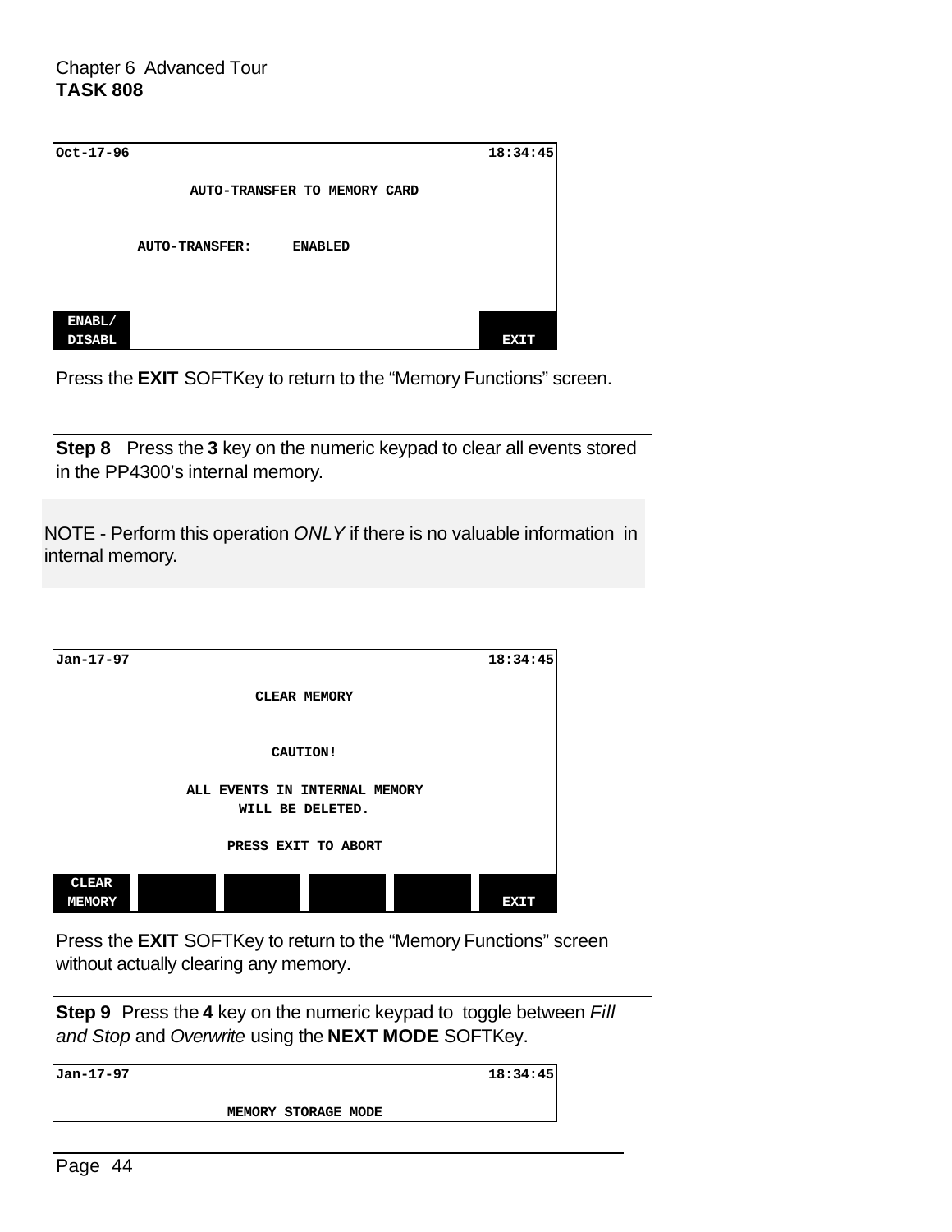```
Oct-17-96                                                18:34:45

                AUTO-TRANSFER TO MEMORY CARD


          AUTO-TRANSFER:     ENABLED




ENABL/
DISABL                                                       EXIT
```

Press the **EXIT** SOFTKey to return to the “Memory Functions” screen.

---

**Step 8** Press the **3** key on the numeric keypad to clear all events stored in the PP4300’s internal memory.

NOTE - Perform this operation *ONLY* if there is no valuable information in internal memory.

```
Jan-17-97                                                18:34:45

                        CLEAR MEMORY


                          CAUTION!

              ALL EVENTS IN INTERNAL MEMORY
                    WILL BE DELETED.

                   PRESS EXIT TO ABORT

CLEAR
MEMORY                                                       EXIT
```

Press the **EXIT** SOFTKey to return to the “Memory Functions” screen without actually clearing any memory.

---

**Step 9** Press the **4** key on the numeric keypad to toggle between *Fill and Stop* and *Overwrite* using the **NEXT MODE** SOFTKey.

```
Jan-17-97                                                18:34:45

                   MEMORY STORAGE MODE
```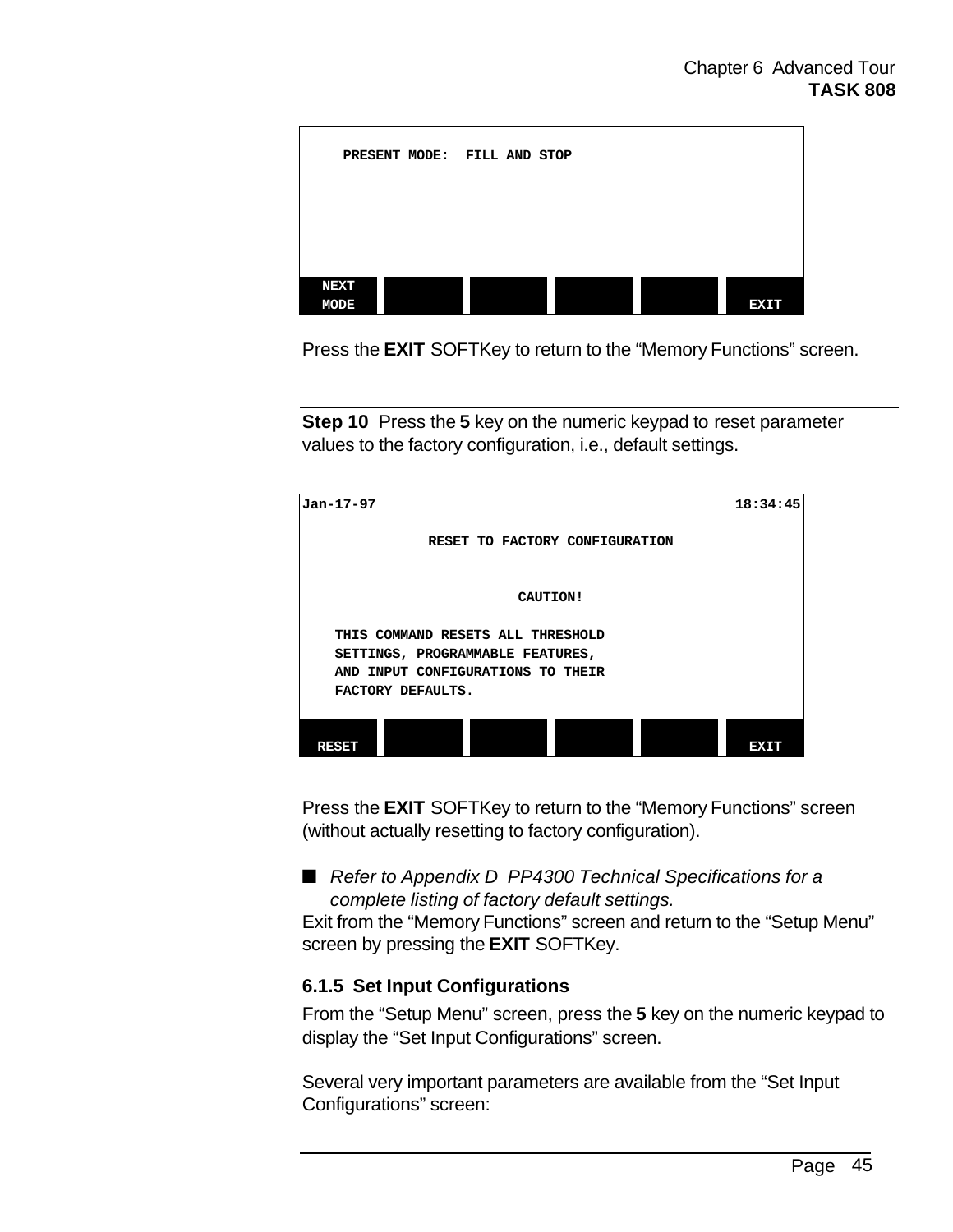```
    PRESENT MODE:  FILL AND STOP







 NEXT
 MODE                                                EXIT
```

Press the **EXIT** SOFTKey to return to the “Memory Functions” screen.

**Step 10** Press the **5** key on the numeric keypad to reset parameter values to the factory configuration, i.e., default settings.

```
Jan-17-97                                          18:34:45

               RESET TO FACTORY CONFIGURATION


                          CAUTION!

    THIS COMMAND RESETS ALL THRESHOLD
    SETTINGS, PROGRAMMABLE FEATURES,
    AND INPUT CONFIGURATIONS TO THEIR
    FACTORY DEFAULTS.


 RESET                                               EXIT
```

Press the **EXIT** SOFTKey to return to the “Memory Functions” screen (without actually resetting to factory configuration).

■ *Refer to Appendix D PP4300 Technical Specifications for a complete listing of factory default settings.*

Exit from the “Memory Functions” screen and return to the “Setup Menu” screen by pressing the **EXIT** SOFTKey.

### 6.1.5 Set Input Configurations

From the “Setup Menu” screen, press the **5** key on the numeric keypad to display the “Set Input Configurations” screen.

Several very important parameters are available from the “Set Input Configurations” screen: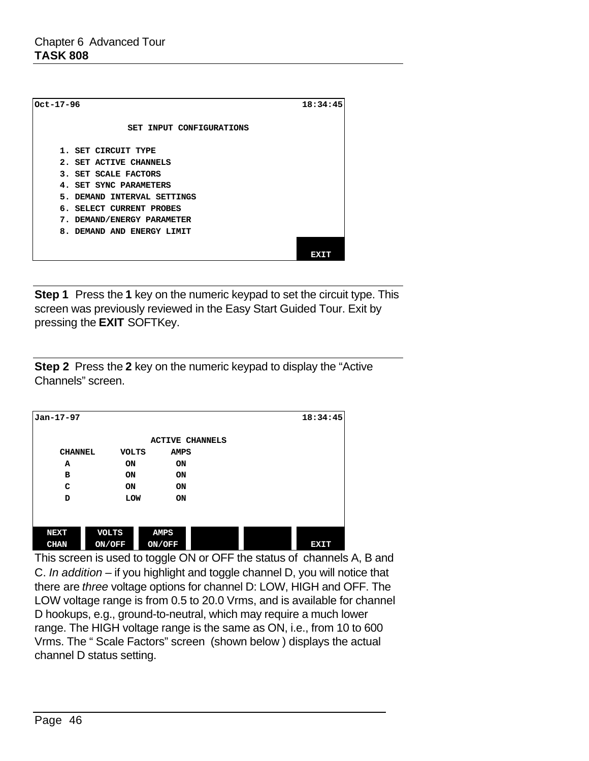```
Oct-17-96                                              18:34:45

                  SET INPUT CONFIGURATIONS

     1. SET CIRCUIT TYPE
     2. SET ACTIVE CHANNELS
     3. SET SCALE FACTORS
     4. SET SYNC PARAMETERS
     5. DEMAND INTERVAL SETTINGS
     6. SELECT CURRENT PROBES
     7. DEMAND/ENERGY PARAMETER
     8. DEMAND AND ENERGY LIMIT

                                                          EXIT
```

**Step 1** Press the **1** key on the numeric keypad to set the circuit type. This screen was previously reviewed in the Easy Start Guided Tour. Exit by pressing the **EXIT** SOFTKey.

**Step 2** Press the **2** key on the numeric keypad to display the "Active Channels" screen.

```
Jan-17-97                                              18:34:45

                       ACTIVE CHANNELS
     CHANNEL     VOLTS     AMPS
        A          ON        ON
        B          ON        ON
        C          ON        ON
        D          LOW       ON

  NEXT      VOLTS      AMPS
  CHAN      ON/OFF     ON/OFF                             EXIT
```

This screen is used to toggle ON or OFF the status of channels A, B and C. *In addition* – if you highlight and toggle channel D, you will notice that there are *three* voltage options for channel D: LOW, HIGH and OFF. The LOW voltage range is from 0.5 to 20.0 Vrms, and is available for channel D hookups, e.g., ground-to-neutral, which may require a much lower range. The HIGH voltage range is the same as ON, i.e., from 10 to 600 Vrms. The " Scale Factors" screen (shown below ) displays the actual channel D status setting.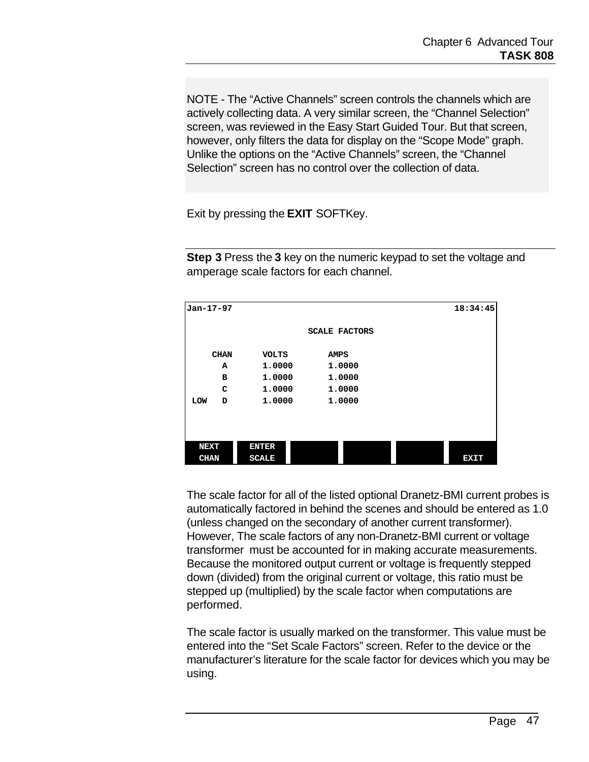NOTE - The “Active Channels” screen controls the channels which are actively collecting data. A very similar screen, the “Channel Selection” screen, was reviewed in the Easy Start Guided Tour. But that screen, however, only filters the data for display on the “Scope Mode” graph. Unlike the options on the “Active Channels” screen, the “Channel Selection” screen has no control over the collection of data.

Exit by pressing the **EXIT** SOFTKey.

**Step 3** Press the **3** key on the numeric keypad to set the voltage and amperage scale factors for each channel.

```
Jan-17-97                                              18:34:45

                         SCALE FACTORS

     CHAN      VOLTS        AMPS
       A       1.0000       1.0000
       B       1.0000       1.0000
       C       1.0000       1.0000
 LOW   D       1.0000       1.0000

 NEXT     ENTER
 CHAN     SCALE                                          EXIT
```

The scale factor for all of the listed optional Dranetz-BMI current probes is automatically factored in behind the scenes and should be entered as 1.0 (unless changed on the secondary of another current transformer). However, The scale factors of any non-Dranetz-BMI current or voltage transformer must be accounted for in making accurate measurements. Because the monitored output current or voltage is frequently stepped down (divided) from the original current or voltage, this ratio must be stepped up (multiplied) by the scale factor when computations are performed.

The scale factor is usually marked on the transformer. This value must be entered into the “Set Scale Factors” screen. Refer to the device or the manufacturer’s literature for the scale factor for devices which you may be using.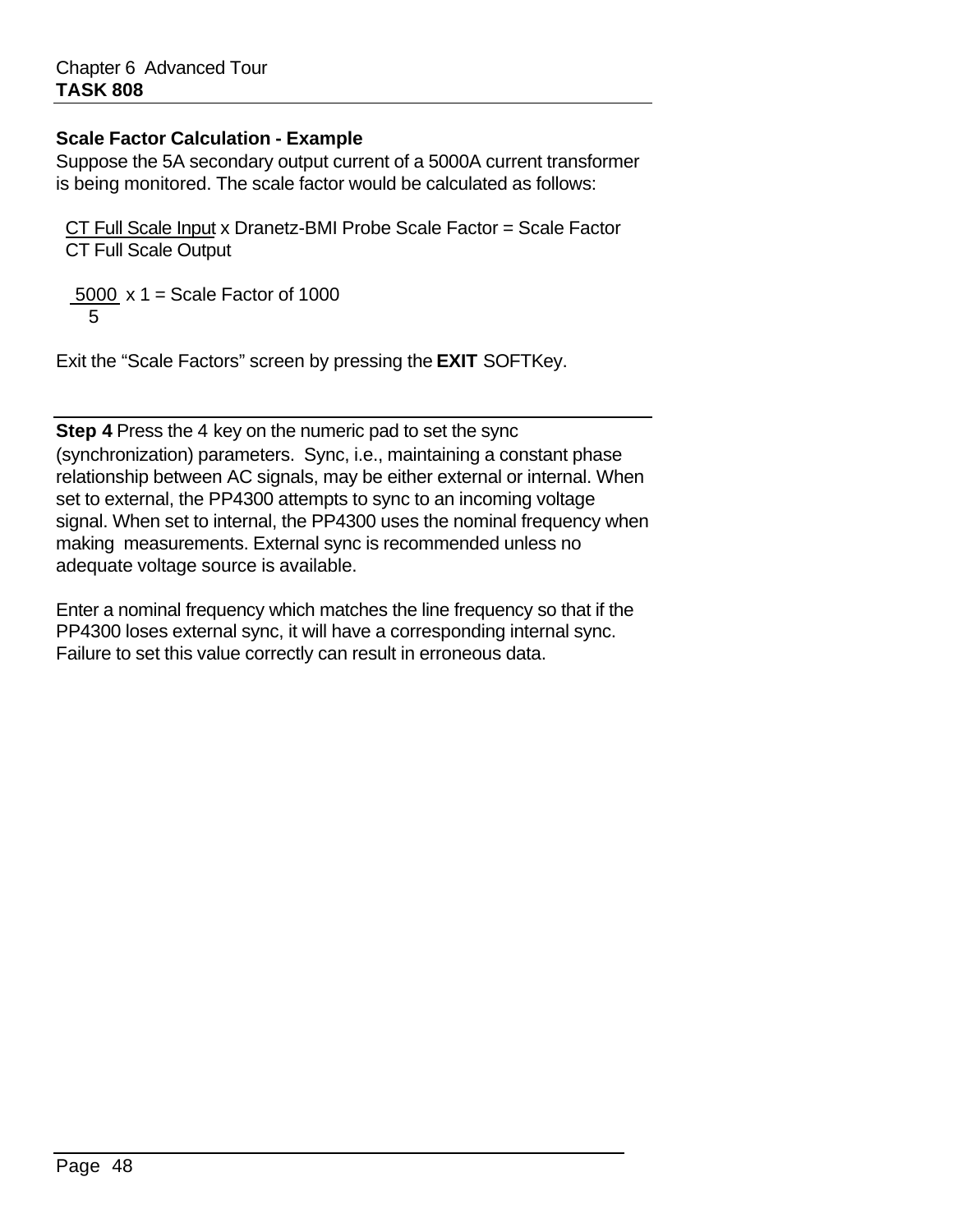### Scale Factor Calculation - Example

Suppose the 5A secondary output current of a 5000A current transformer is being monitored. The scale factor would be calculated as follows:

$$\frac{\text{CT Full Scale Input}}{\text{CT Full Scale Output}} \times \text{Dranetz-BMI Probe Scale Factor} = \text{Scale Factor}$$

$$\frac{5000}{5} \times 1 = \text{Scale Factor of } 1000$$

Exit the “Scale Factors” screen by pressing the **EXIT** SOFTKey.

---

**Step 4** Press the 4 key on the numeric pad to set the sync (synchronization) parameters. Sync, i.e., maintaining a constant phase relationship between AC signals, may be either external or internal. When set to external, the PP4300 attempts to sync to an incoming voltage signal. When set to internal, the PP4300 uses the nominal frequency when making measurements. External sync is recommended unless no adequate voltage source is available.

Enter a nominal frequency which matches the line frequency so that if the PP4300 loses external sync, it will have a corresponding internal sync. Failure to set this value correctly can result in erroneous data.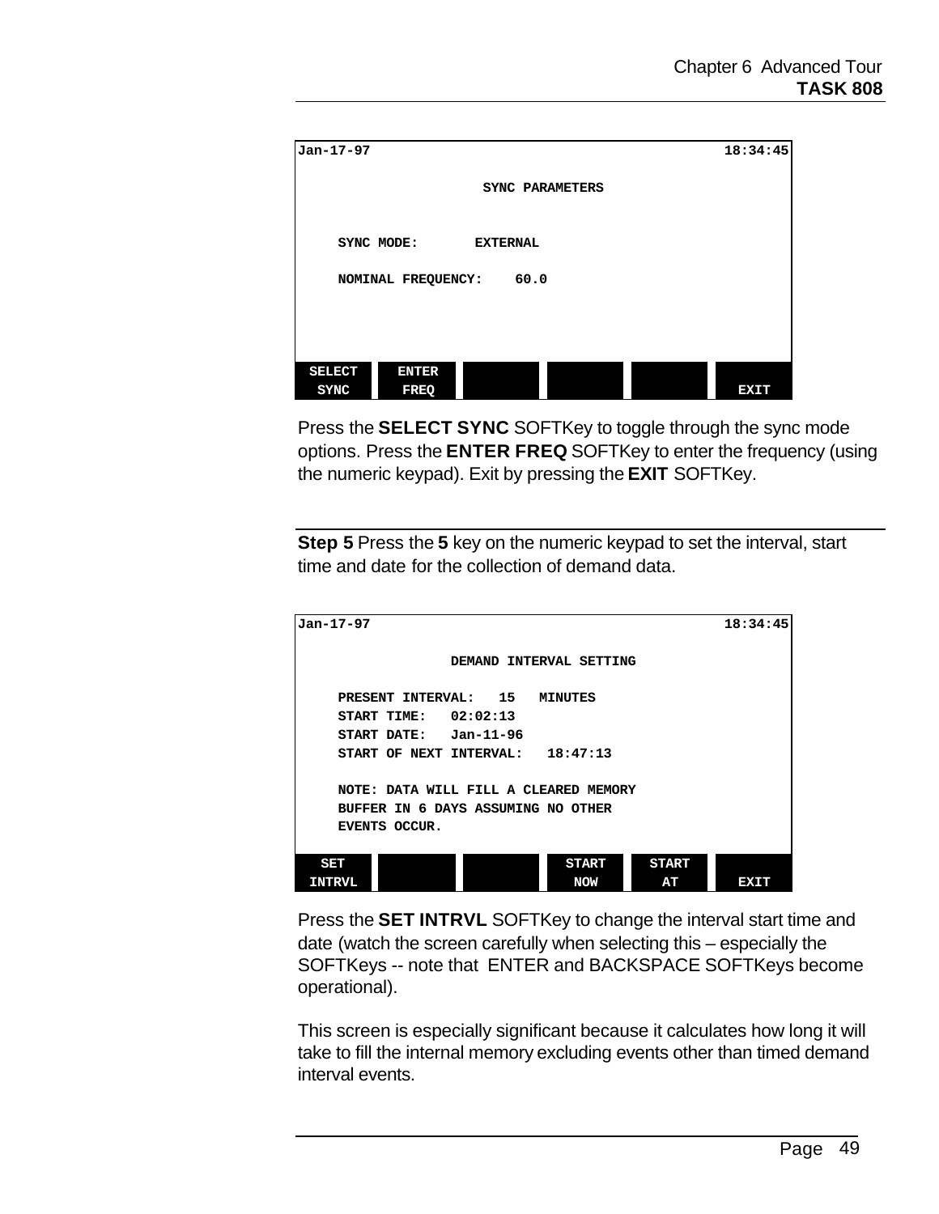```
Jan-17-97                                                18:34:45

                        SYNC PARAMETERS


     SYNC MODE:       EXTERNAL

     NOMINAL FREQUENCY:    60.0



 SELECT    ENTER
  SYNC     FREQ                                            EXIT
```

Press the **SELECT SYNC** SOFTKey to toggle through the sync mode options. Press the **ENTER FREQ** SOFTKey to enter the frequency (using the numeric keypad). Exit by pressing the **EXIT** SOFTKey.

---

**Step 5** Press the **5** key on the numeric keypad to set the interval, start time and date for the collection of demand data.

```
Jan-17-97                                                18:34:45

                   DEMAND INTERVAL SETTING

     PRESENT INTERVAL:   15   MINUTES
     START TIME:   02:02:13
     START DATE:   Jan-11-96
     START OF NEXT INTERVAL:   18:47:13

     NOTE: DATA WILL FILL A CLEARED MEMORY
     BUFFER IN 6 DAYS ASSUMING NO OTHER
     EVENTS OCCUR.

  SET                          START     START
 INTRVL                         NOW       AT          EXIT
```

Press the **SET INTRVL** SOFTKey to change the interval start time and date (watch the screen carefully when selecting this – especially the SOFTKeys -- note that ENTER and BACKSPACE SOFTKeys become operational).

This screen is especially significant because it calculates how long it will take to fill the internal memory excluding events other than timed demand interval events.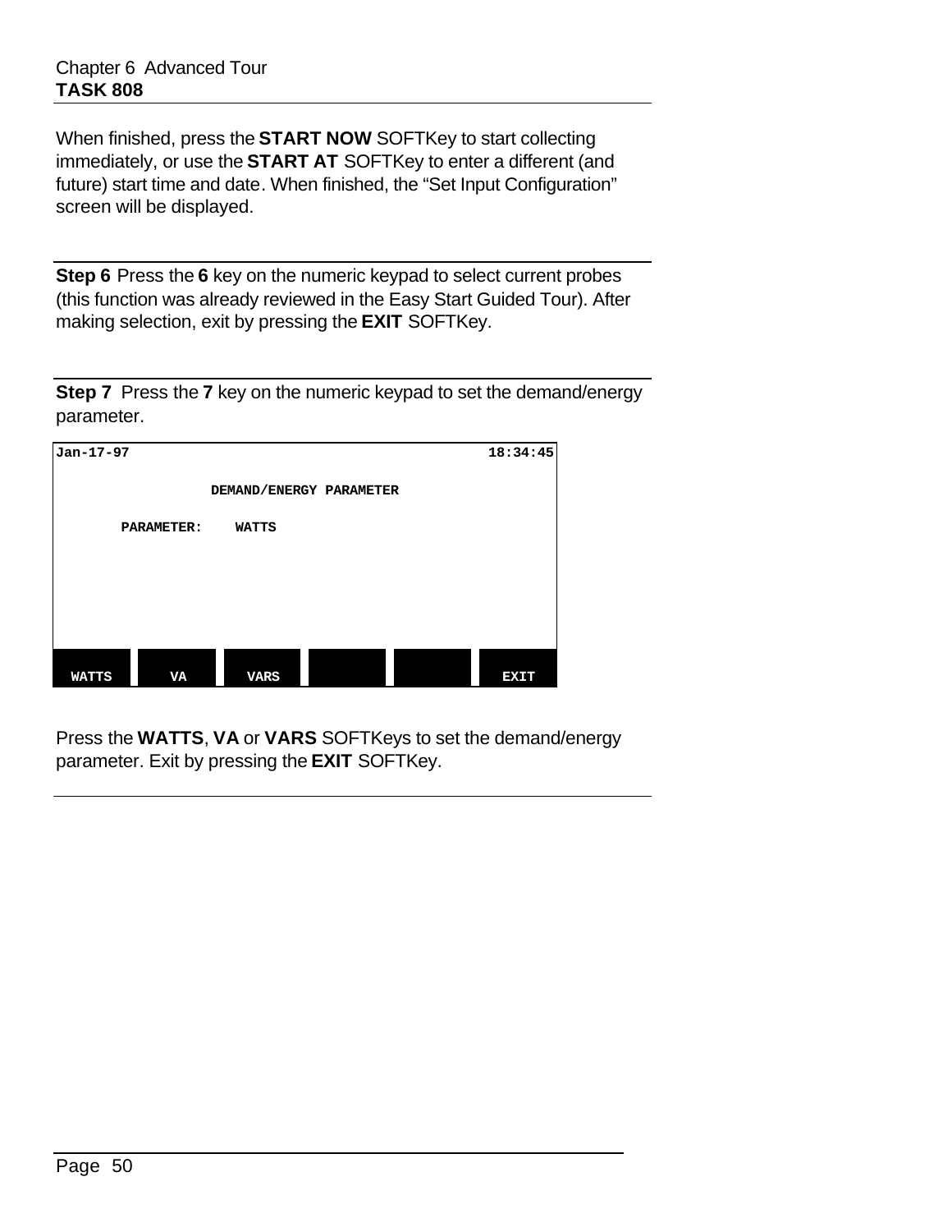When finished, press the **START NOW** SOFTKey to start collecting immediately, or use the **START AT** SOFTKey to enter a different (and future) start time and date. When finished, the "Set Input Configuration" screen will be displayed.

---

**Step 6** Press the **6** key on the numeric keypad to select current probes (this function was already reviewed in the Easy Start Guided Tour). After making selection, exit by pressing the **EXIT** SOFTKey.

---

**Step 7** Press the **7** key on the numeric keypad to set the demand/energy parameter.

```
Jan-17-97                                          18:34:45

                  DEMAND/ENERGY PARAMETER

        PARAMETER:     WATTS





 WATTS      VA      VARS                            EXIT
```

Press the **WATTS**, **VA** or **VARS** SOFTKeys to set the demand/energy parameter. Exit by pressing the **EXIT** SOFTKey.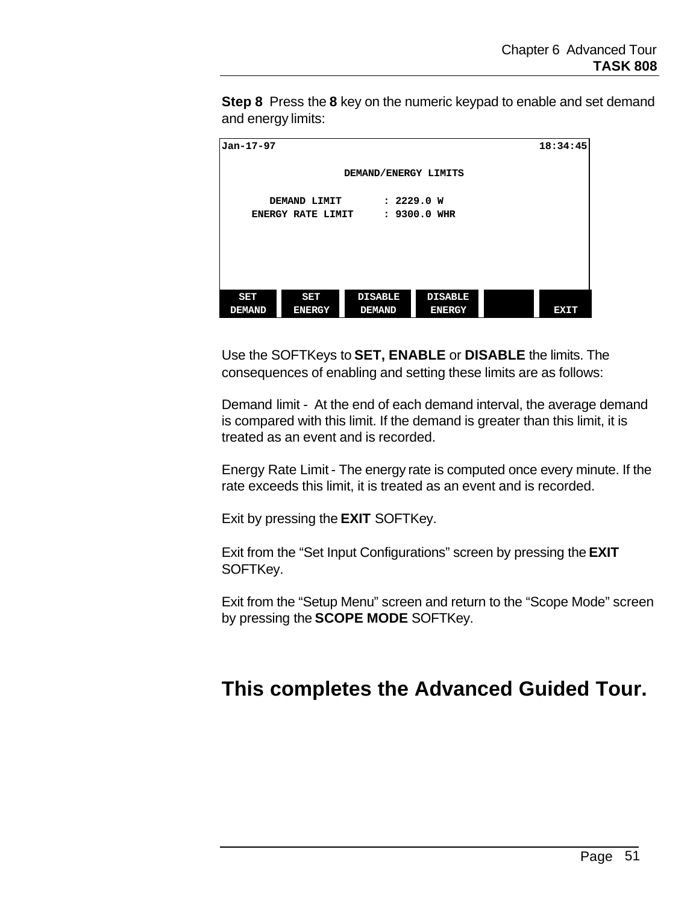**Step 8** Press the **8** key on the numeric keypad to enable and set demand and energy limits:

```
Jan-17-97                                          18:34:45

                    DEMAND/ENERGY LIMITS

        DEMAND LIMIT       : 2229.0 W
     ENERGY RATE LIMIT     : 9300.0 WHR





  SET      SET      DISABLE    DISABLE
 DEMAND   ENERGY    DEMAND     ENERGY              EXIT
```

Use the SOFTKeys to **SET, ENABLE** or **DISABLE** the limits. The consequences of enabling and setting these limits are as follows:

Demand limit - At the end of each demand interval, the average demand is compared with this limit. If the demand is greater than this limit, it is treated as an event and is recorded.

Energy Rate Limit - The energy rate is computed once every minute. If the rate exceeds this limit, it is treated as an event and is recorded.

Exit by pressing the **EXIT** SOFTKey.

Exit from the “Set Input Configurations” screen by pressing the **EXIT** SOFTKey.

Exit from the “Setup Menu” screen and return to the “Scope Mode” screen by pressing the **SCOPE MODE** SOFTKey.

## This completes the Advanced Guided Tour.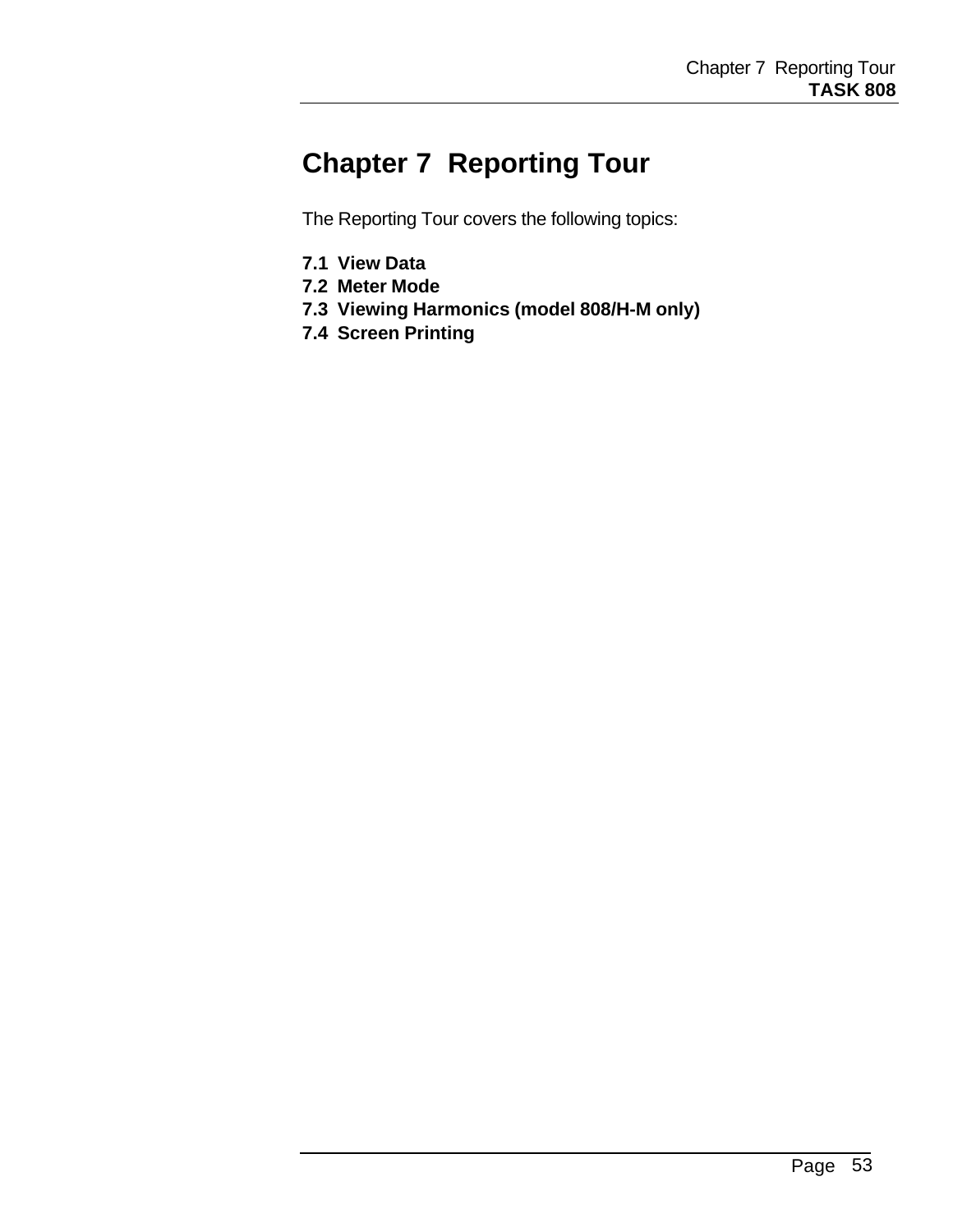# Chapter 7  Reporting Tour

The Reporting Tour covers the following topics:

**7.1  View Data**
**7.2  Meter Mode**
**7.3  Viewing Harmonics (model 808/H-M only)**
**7.4  Screen Printing**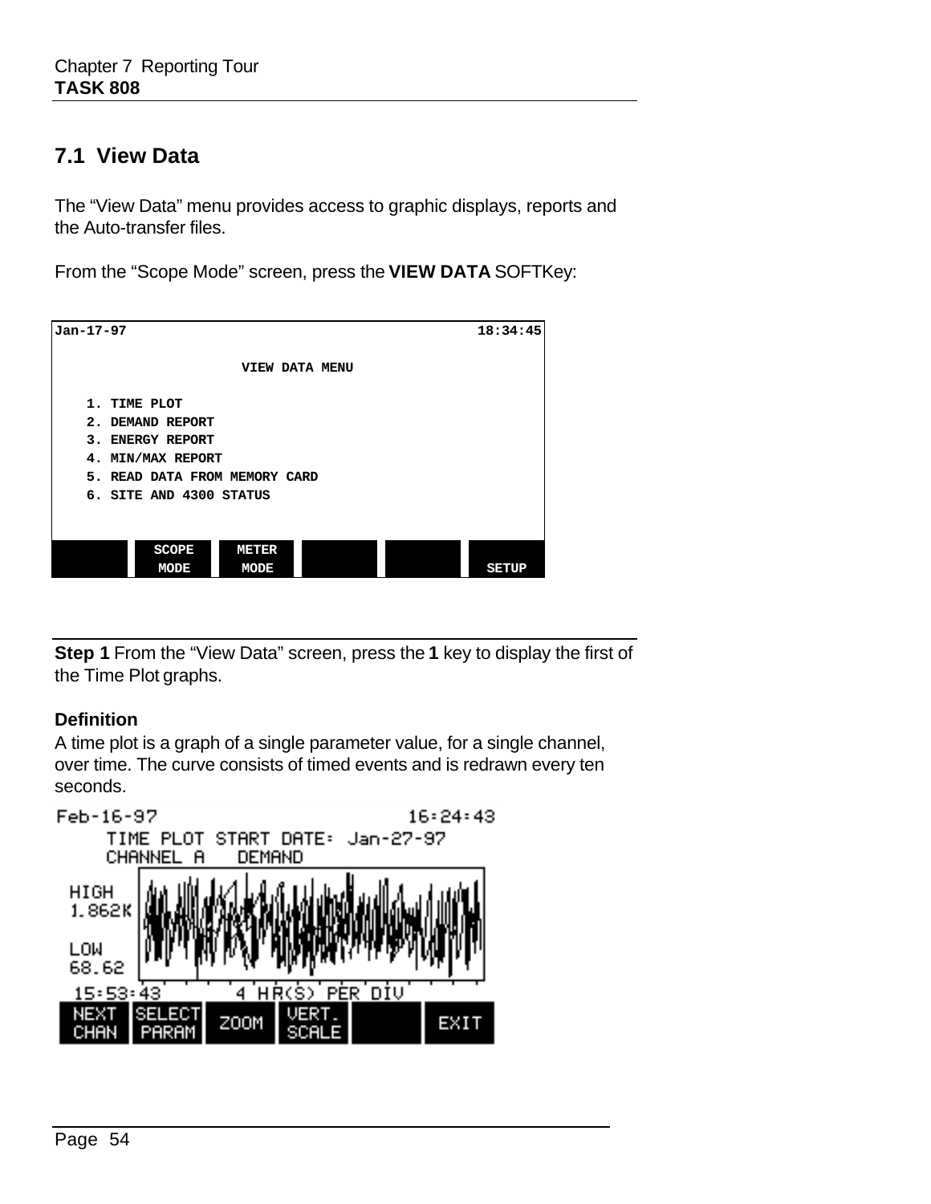## 7.1 View Data

The "View Data" menu provides access to graphic displays, reports and the Auto-transfer files.

From the "Scope Mode" screen, press the **VIEW DATA** SOFTKey:

```
Jan-17-97                                              18:34:45

                        VIEW DATA MENU

    1. TIME PLOT
    2. DEMAND REPORT
    3. ENERGY REPORT
    4. MIN/MAX REPORT
    5. READ DATA FROM MEMORY CARD
    6. SITE AND 4300 STATUS

          SCOPE      METER                              
          MODE       MODE                           SETUP
```

**Step 1** From the "View Data" screen, press the **1** key to display the first of the Time Plot graphs.

**Definition**

A time plot is a graph of a single parameter value, for a single channel, over time. The curve consists of timed events and is redrawn every ten seconds.

```
Feb-16-97                                   16:24:43
     TIME PLOT START DATE: Jan-27-97
     CHANNEL A    DEMAND
 HIGH
 1.862K

 LOW
 68.62
 15:53:43         4 HR(S) PER DIV
NEXT   SELECT          VERT.
CHAN   PARAM    ZOOM   SCALE           EXIT
```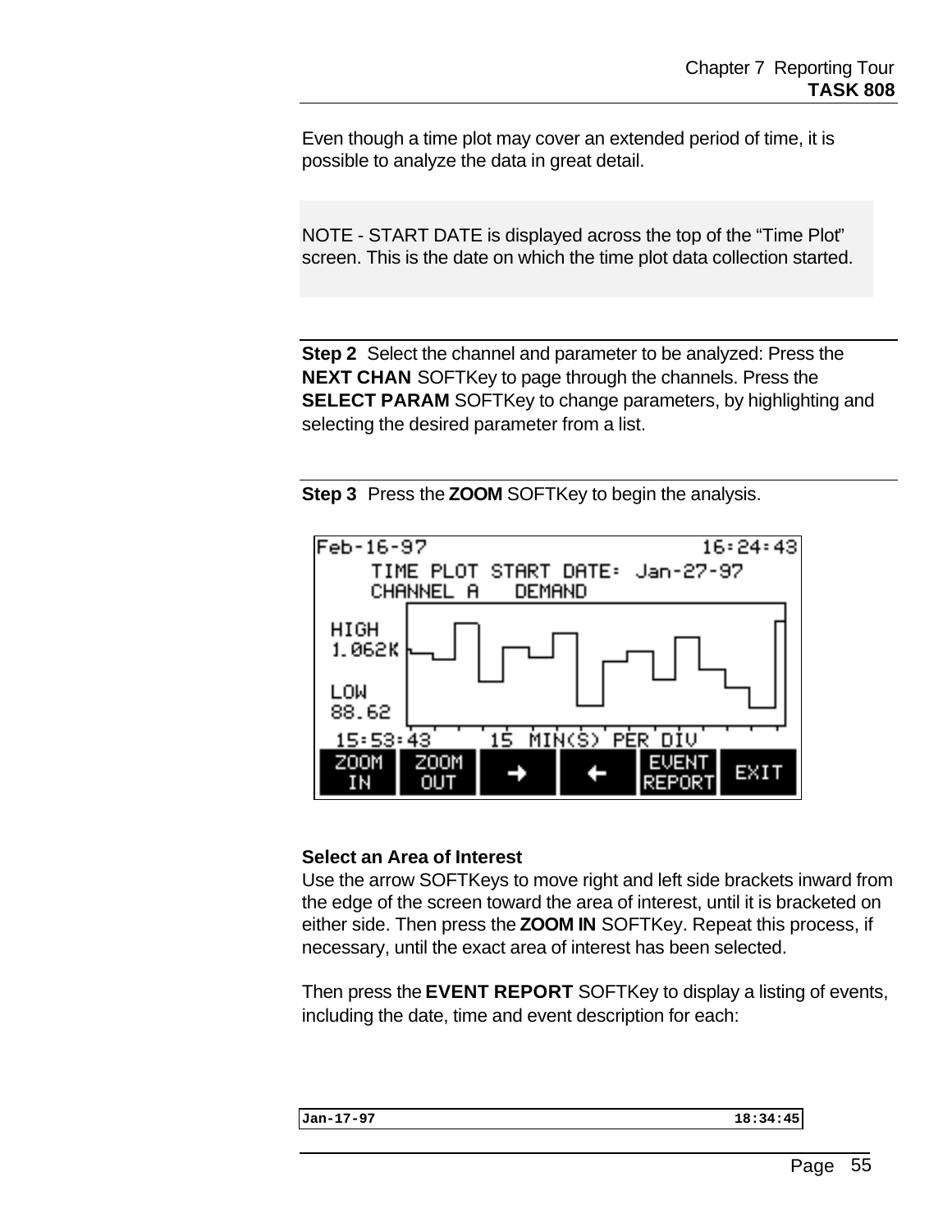Even though a time plot may cover an extended period of time, it is possible to analyze the data in great detail.

NOTE - START DATE is displayed across the top of the “Time Plot” screen. This is the date on which the time plot data collection started.

**Step 2** Select the channel and parameter to be analyzed: Press the **NEXT CHAN** SOFTKey to page through the channels. Press the **SELECT PARAM** SOFTKey to change parameters, by highlighting and selecting the desired parameter from a list.

**Step 3** Press the **ZOOM** SOFTKey to begin the analysis.

```
Feb-16-97                          16:24:43
     TIME PLOT START DATE: Jan-27-97
     CHANNEL A    DEMAND
HIGH
1.062K
LOW
88.62
15:53:43      15  MIN(S) PER DIV
ZOOM IN | ZOOM OUT | → | ← | EVENT REPORT | EXIT
```

**Select an Area of Interest**

Use the arrow SOFTKeys to move right and left side brackets inward from the edge of the screen toward the area of interest, until it is bracketed on either side. Then press the **ZOOM IN** SOFTKey. Repeat this process, if necessary, until the exact area of interest has been selected.

Then press the **EVENT REPORT** SOFTKey to display a listing of events, including the date, time and event description for each:

```
Jan-17-97                                          18:34:45
```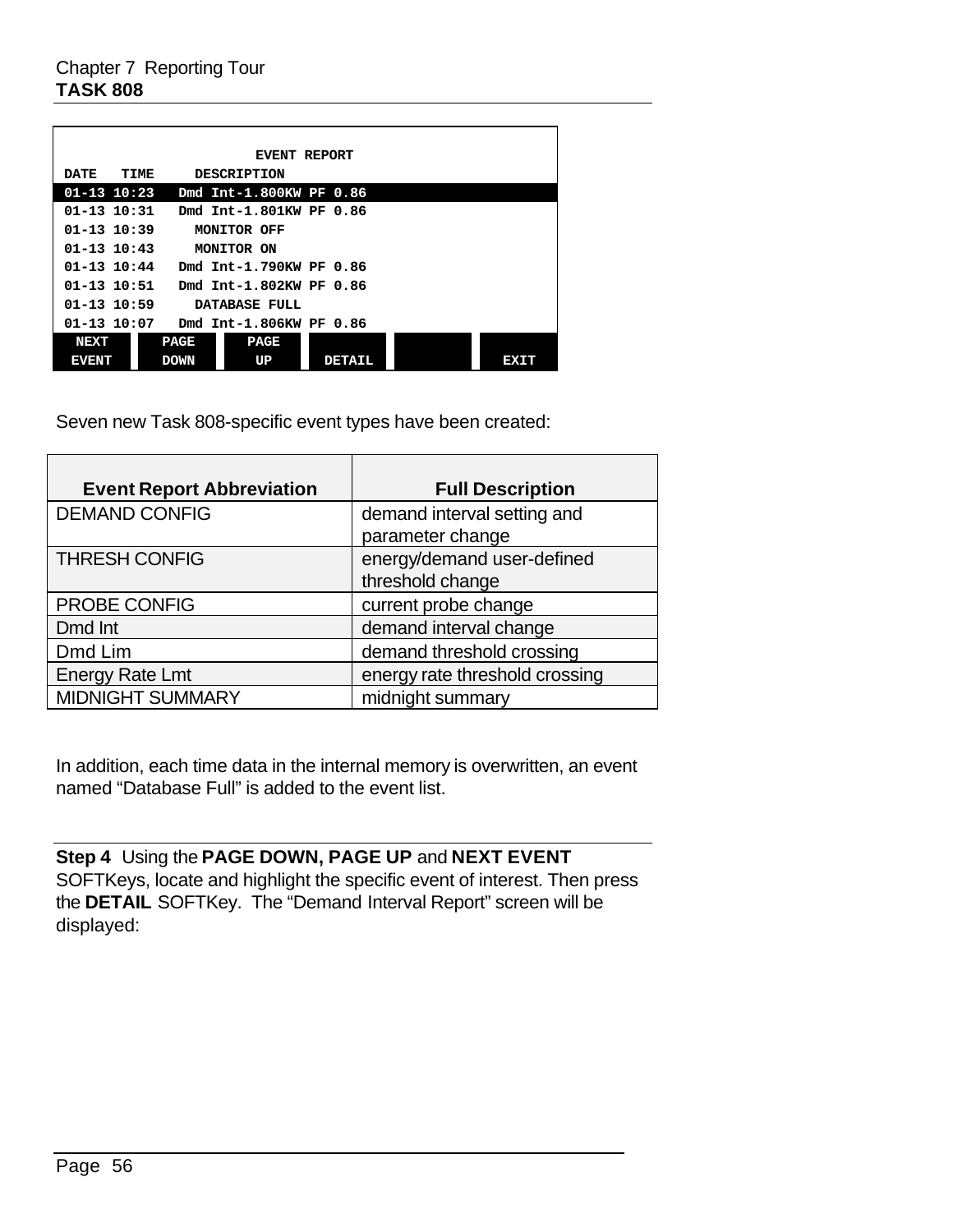```
                         EVENT REPORT
DATE   TIME      DESCRIPTION
01-13 10:23   Dmd Int-1.800KW PF 0.86
01-13 10:31   Dmd Int-1.801KW PF 0.86
01-13 10:39     MONITOR OFF
01-13 10:43     MONITOR ON
01-13 10:44   Dmd Int-1.790KW PF 0.86
01-13 10:51   Dmd Int-1.802KW PF 0.86
01-13 10:59     DATABASE FULL
01-13 10:07   Dmd Int-1.806KW PF 0.86
 NEXT      PAGE      PAGE
 EVENT     DOWN      UP       DETAIL              EXIT
```

Seven new Task 808-specific event types have been created:

| Event Report Abbreviation | Full Description |
|---|---|
| DEMAND CONFIG | demand interval setting and parameter change |
| THRESH CONFIG | energy/demand user-defined threshold change |
| PROBE CONFIG | current probe change |
| Dmd Int | demand interval change |
| Dmd Lim | demand threshold crossing |
| Energy Rate Lmt | energy rate threshold crossing |
| MIDNIGHT SUMMARY | midnight summary |

In addition, each time data in the internal memory is overwritten, an event named “Database Full” is added to the event list.

**Step 4** Using the **PAGE DOWN, PAGE UP** and **NEXT EVENT** SOFTKeys, locate and highlight the specific event of interest. Then press the **DETAIL** SOFTKey. The “Demand Interval Report” screen will be displayed: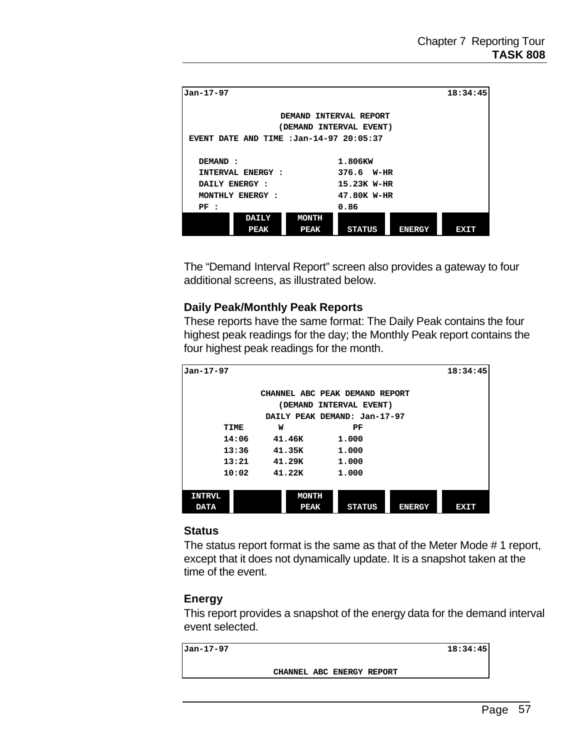```
Jan-17-97                                                       18:34:45

                      DEMAND INTERVAL REPORT
                      (DEMAND INTERVAL EVENT)
 EVENT DATE AND TIME :Jan-14-97 20:05:37

   DEMAND :                    1.806KW
   INTERVAL ENERGY :           376.6  W-HR
   DAILY ENERGY :              15.23K W-HR
   MONTHLY ENERGY :            47.80K W-HR
   PF :                        0.86
          DAILY      MONTH
          PEAK       PEAK      STATUS     ENERGY     EXIT
```

The “Demand Interval Report” screen also provides a gateway to four additional screens, as illustrated below.

### Daily Peak/Monthly Peak Reports

These reports have the same format: The Daily Peak contains the four highest peak readings for the day; the Monthly Peak report contains the four highest peak readings for the month.

```
Jan-17-97                                                       18:34:45

                  CHANNEL ABC PEAK DEMAND REPORT
                      (DEMAND INTERVAL EVENT)
                   DAILY PEAK DEMAND: Jan-17-97
        TIME       W             PF
        14:06     41.46K       1.000
        13:36     41.35K       1.000
        13:21     41.29K       1.000
        10:02     41.22K       1.000

 INTRVL                MONTH
 DATA                  PEAK      STATUS     ENERGY     EXIT
```

### Status

The status report format is the same as that of the Meter Mode # 1 report, except that it does not dynamically update. It is a snapshot taken at the time of the event.

### Energy

This report provides a snapshot of the energy data for the demand interval event selected.

```
Jan-17-97                                                       18:34:45

                     CHANNEL ABC ENERGY REPORT
```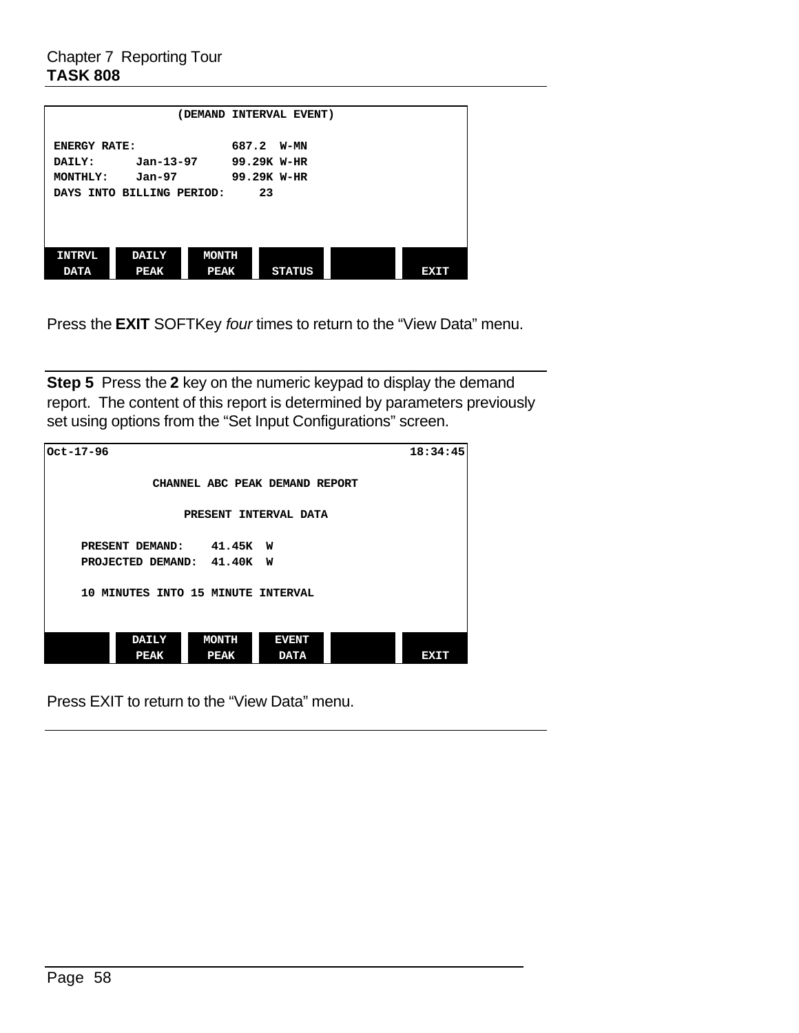```
                  (DEMAND INTERVAL EVENT)

ENERGY RATE:                687.2  W-MN
DAILY:       Jan-13-97     99.29K W-HR
MONTHLY:     Jan-97        99.29K W-HR
DAYS INTO BILLING PERIOD:     23



INTRVL    DAILY    MONTH
 DATA      PEAK     PEAK     STATUS               EXIT
```

Press the **EXIT** SOFTKey *four* times to return to the "View Data" menu.

---

**Step 5** Press the **2** key on the numeric keypad to display the demand report. The content of this report is determined by parameters previously set using options from the "Set Input Configurations" screen.

```
Oct-17-96                                        18:34:45

             CHANNEL ABC PEAK DEMAND REPORT

                  PRESENT INTERVAL DATA

     PRESENT DEMAND:    41.45K  W
     PROJECTED DEMAND:  41.40K  W

     10 MINUTES INTO 15 MINUTE INTERVAL


          DAILY    MONTH    EVENT
           PEAK     PEAK     DATA                 EXIT
```

Press EXIT to return to the "View Data" menu.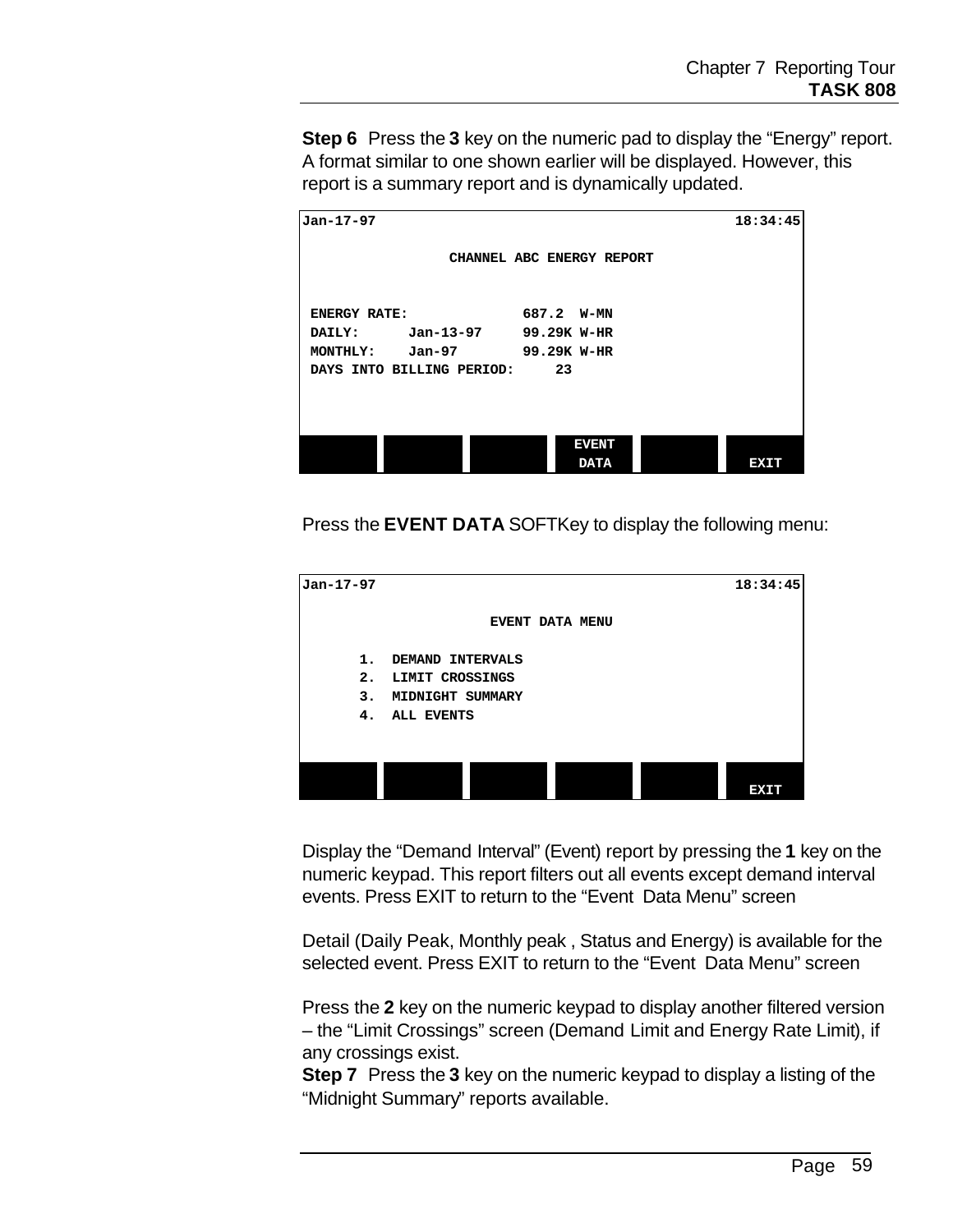**Step 6** Press the **3** key on the numeric pad to display the “Energy” report. A format similar to one shown earlier will be displayed. However, this report is a summary report and is dynamically updated.

```
Jan-17-97                                                18:34:45

                  CHANNEL ABC ENERGY REPORT


 ENERGY RATE:               687.2  W-MN
 DAILY:      Jan-13-97      99.29K W-HR
 MONTHLY:    Jan-97         99.29K W-HR
 DAYS INTO BILLING PERIOD:     23



                                  EVENT
                                  DATA                 EXIT
```

Press the **EVENT DATA** SOFTKey to display the following menu:

```
Jan-17-97                                                18:34:45

                       EVENT DATA MENU

       1.  DEMAND INTERVALS
       2.  LIMIT CROSSINGS
       3.  MIDNIGHT SUMMARY
       4.  ALL EVENTS


                                                       EXIT
```

Display the “Demand Interval” (Event) report by pressing the **1** key on the numeric keypad. This report filters out all events except demand interval events. Press EXIT to return to the “Event Data Menu” screen

Detail (Daily Peak, Monthly peak , Status and Energy) is available for the selected event. Press EXIT to return to the “Event Data Menu” screen

Press the **2** key on the numeric keypad to display another filtered version – the “Limit Crossings” screen (Demand Limit and Energy Rate Limit), if any crossings exist.

**Step 7** Press the **3** key on the numeric keypad to display a listing of the “Midnight Summary” reports available.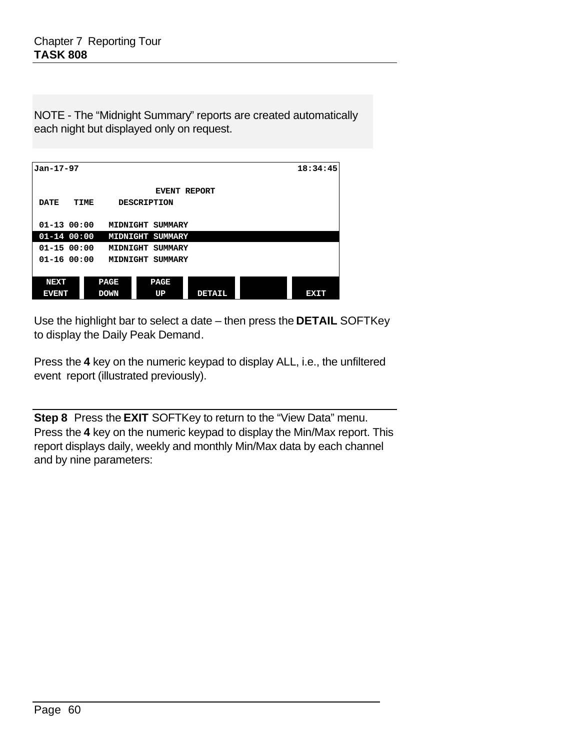NOTE - The “Midnight Summary” reports are created automatically each night but displayed only on request.

```
Jan-17-97                                            18:34:45

                        EVENT REPORT
 DATE   TIME     DESCRIPTION

 01-13 00:00   MIDNIGHT SUMMARY
 01-14 00:00   MIDNIGHT SUMMARY
 01-15 00:00   MIDNIGHT SUMMARY
 01-16 00:00   MIDNIGHT SUMMARY

  NEXT     PAGE     PAGE
 EVENT     DOWN      UP      DETAIL                   EXIT
```

Use the highlight bar to select a date – then press the **DETAIL** SOFTKey to display the Daily Peak Demand.

Press the **4** key on the numeric keypad to display ALL, i.e., the unfiltered event report (illustrated previously).

---

**Step 8** Press the **EXIT** SOFTKey to return to the “View Data” menu. Press the **4** key on the numeric keypad to display the Min/Max report. This report displays daily, weekly and monthly Min/Max data by each channel and by nine parameters: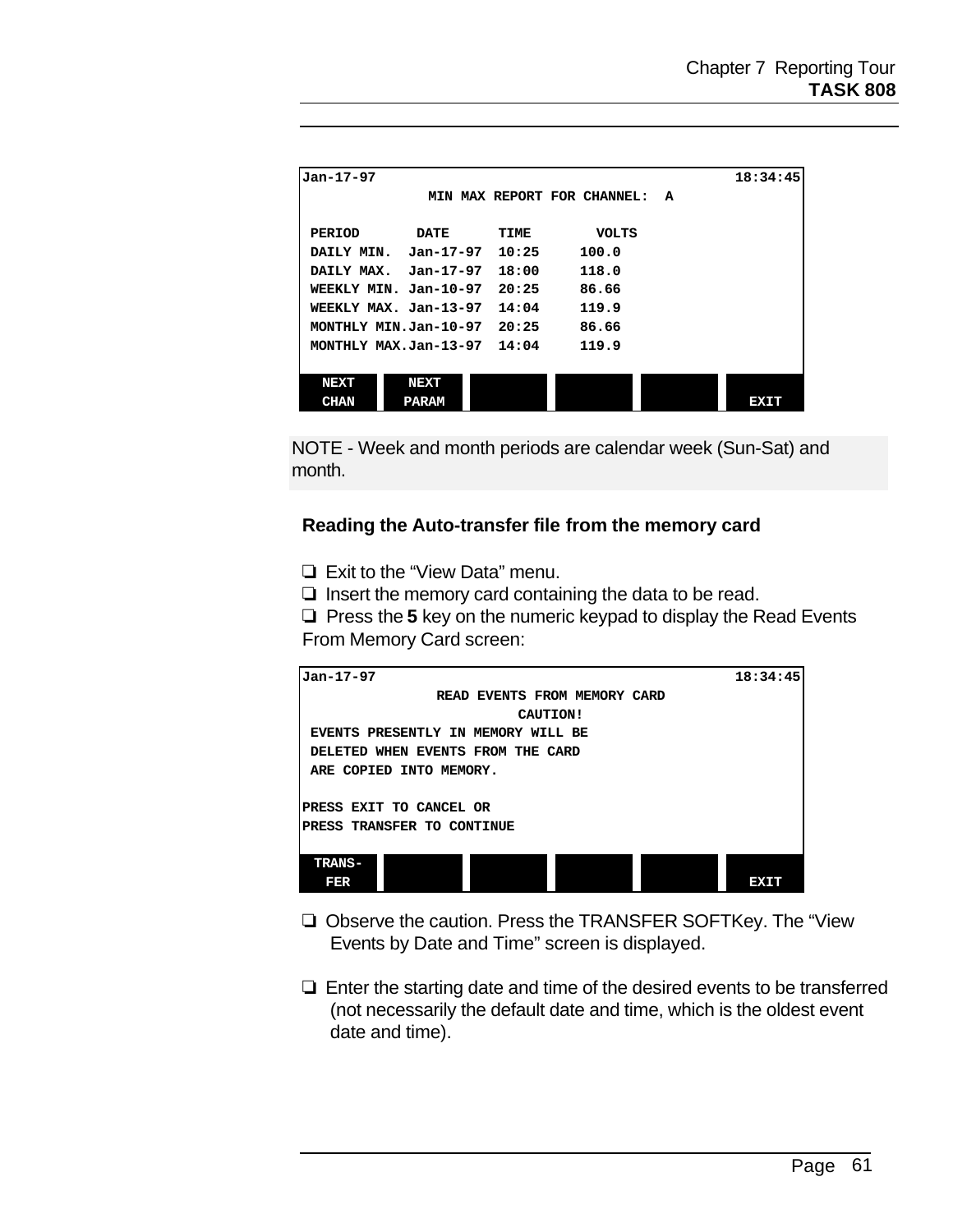```
Jan-17-97                                                    18:34:45
                MIN MAX REPORT FOR CHANNEL:  A

 PERIOD        DATE      TIME       VOLTS
 DAILY MIN.   Jan-17-97  10:25     100.0
 DAILY MAX.   Jan-17-97  18:00     118.0
 WEEKLY MIN.  Jan-10-97  20:25     86.66
 WEEKLY MAX.  Jan-13-97  14:04     119.9
 MONTHLY MIN.Jan-10-97   20:25     86.66
 MONTHLY MAX.Jan-13-97   14:04     119.9

  NEXT      NEXT
  CHAN      PARAM                                          EXIT
```

NOTE - Week and month periods are calendar week (Sun-Sat) and month.

**Reading the Auto-transfer file from the memory card**

- ❏ Exit to the “View Data” menu.
- ❏ Insert the memory card containing the data to be read.
- ❏ Press the **5** key on the numeric keypad to display the Read Events From Memory Card screen:

```
Jan-17-97                                                    18:34:45
                 READ EVENTS FROM MEMORY CARD
                           CAUTION!
 EVENTS PRESENTLY IN MEMORY WILL BE
 DELETED WHEN EVENTS FROM THE CARD
 ARE COPIED INTO MEMORY.

PRESS EXIT TO CANCEL OR
PRESS TRANSFER TO CONTINUE

 TRANS-
  FER                                                      EXIT
```

- ❏ Observe the caution. Press the TRANSFER SOFTKey. The “View Events by Date and Time” screen is displayed.
- ❏ Enter the starting date and time of the desired events to be transferred (not necessarily the default date and time, which is the oldest event date and time).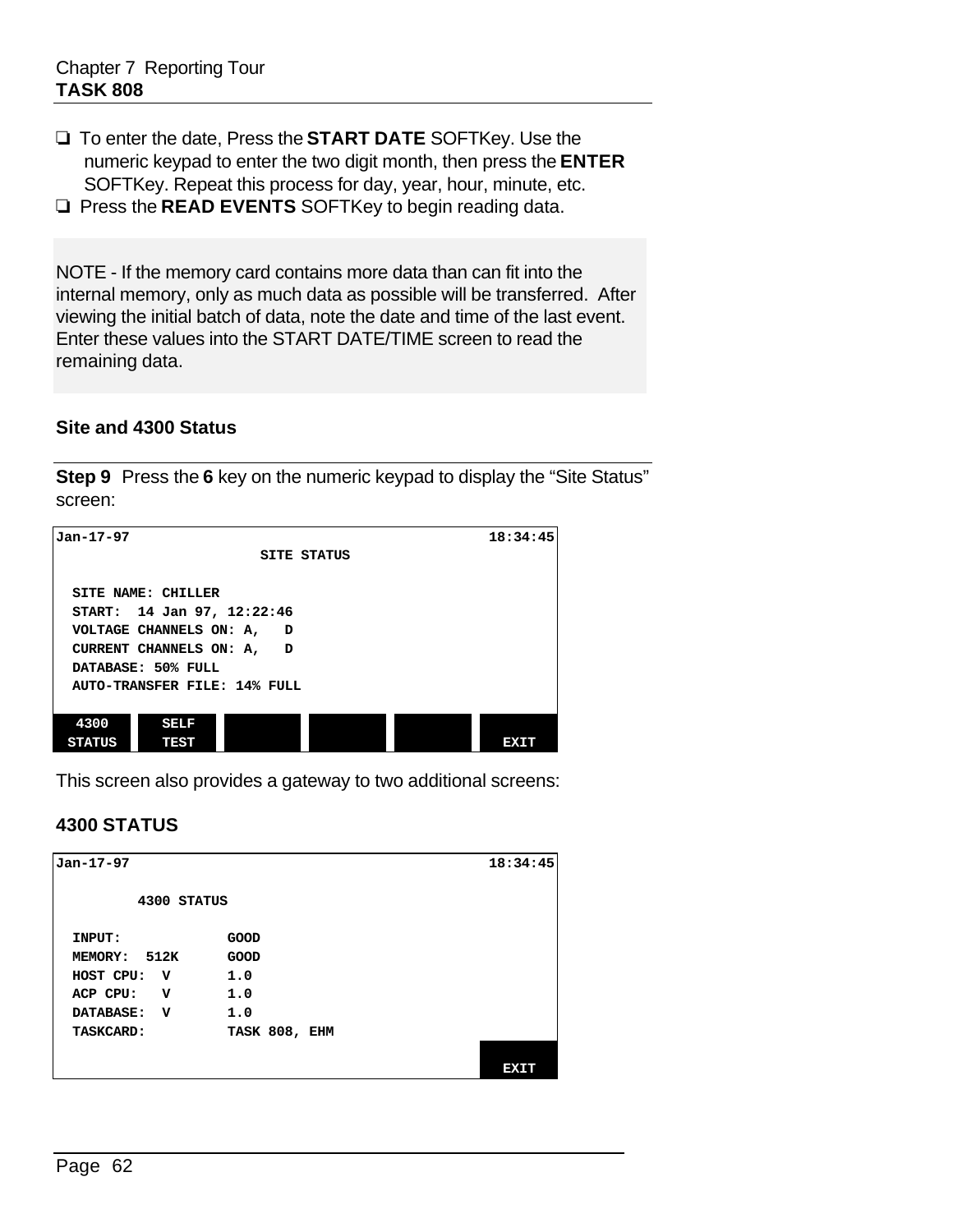- ❑ To enter the date, Press the **START DATE** SOFTKey. Use the numeric keypad to enter the two digit month, then press the **ENTER** SOFTKey. Repeat this process for day, year, hour, minute, etc.
- ❑ Press the **READ EVENTS** SOFTKey to begin reading data.

NOTE - If the memory card contains more data than can fit into the internal memory, only as much data as possible will be transferred. After viewing the initial batch of data, note the date and time of the last event. Enter these values into the START DATE/TIME screen to read the remaining data.

### Site and 4300 Status

**Step 9** Press the **6** key on the numeric keypad to display the “Site Status” screen:

```
Jan-17-97                                              18:34:45
                        SITE STATUS

  SITE NAME: CHILLER
  START:  14 Jan 97, 12:22:46
  VOLTAGE CHANNELS ON: A,   D
  CURRENT CHANNELS ON: A,   D
  DATABASE: 50% FULL
  AUTO-TRANSFER FILE: 14% FULL

  4300      SELF
 STATUS     TEST                                          EXIT
```

This screen also provides a gateway to two additional screens:

### 4300 STATUS

```
Jan-17-97                                              18:34:45

        4300 STATUS

  INPUT:             GOOD
  MEMORY:  512K      GOOD
  HOST CPU:  V       1.0
  ACP CPU:   V       1.0
  DATABASE:  V       1.0
  TASKCARD:          TASK 808, EHM

                                                          EXIT
```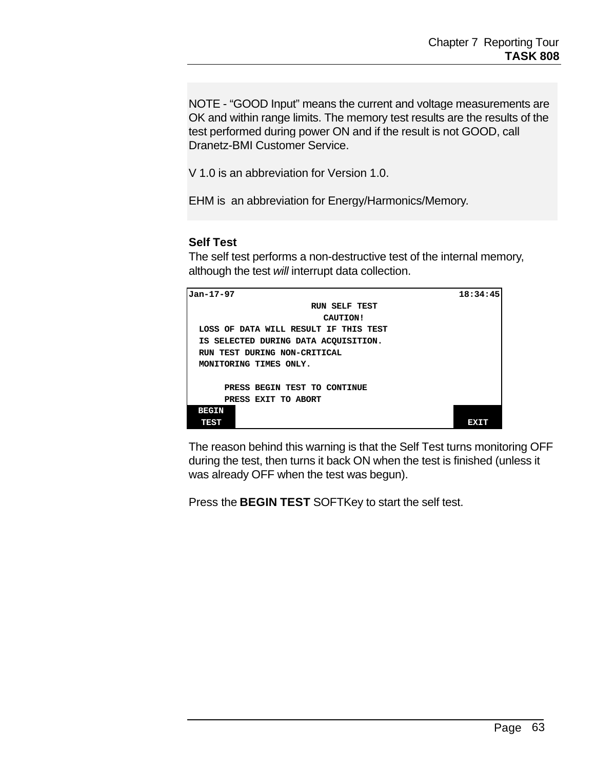NOTE - “GOOD Input” means the current and voltage measurements are OK and within range limits. The memory test results are the results of the test performed during power ON and if the result is not GOOD, call Dranetz-BMI Customer Service.

V 1.0 is an abbreviation for Version 1.0.

EHM is an abbreviation for Energy/Harmonics/Memory.

### Self Test

The self test performs a non-destructive test of the internal memory, although the test *will* interrupt data collection.

```
Jan-17-97                                          18:34:45
                        RUN SELF TEST
                           CAUTION!
  LOSS OF DATA WILL RESULT IF THIS TEST
  IS SELECTED DURING DATA ACQUISITION.
  RUN TEST DURING NON-CRITICAL
  MONITORING TIMES ONLY.

       PRESS BEGIN TEST TO CONTINUE
       PRESS EXIT TO ABORT
 BEGIN
  TEST                                              EXIT
```

The reason behind this warning is that the Self Test turns monitoring OFF during the test, then turns it back ON when the test is finished (unless it was already OFF when the test was begun).

Press the **BEGIN TEST** SOFTKey to start the self test.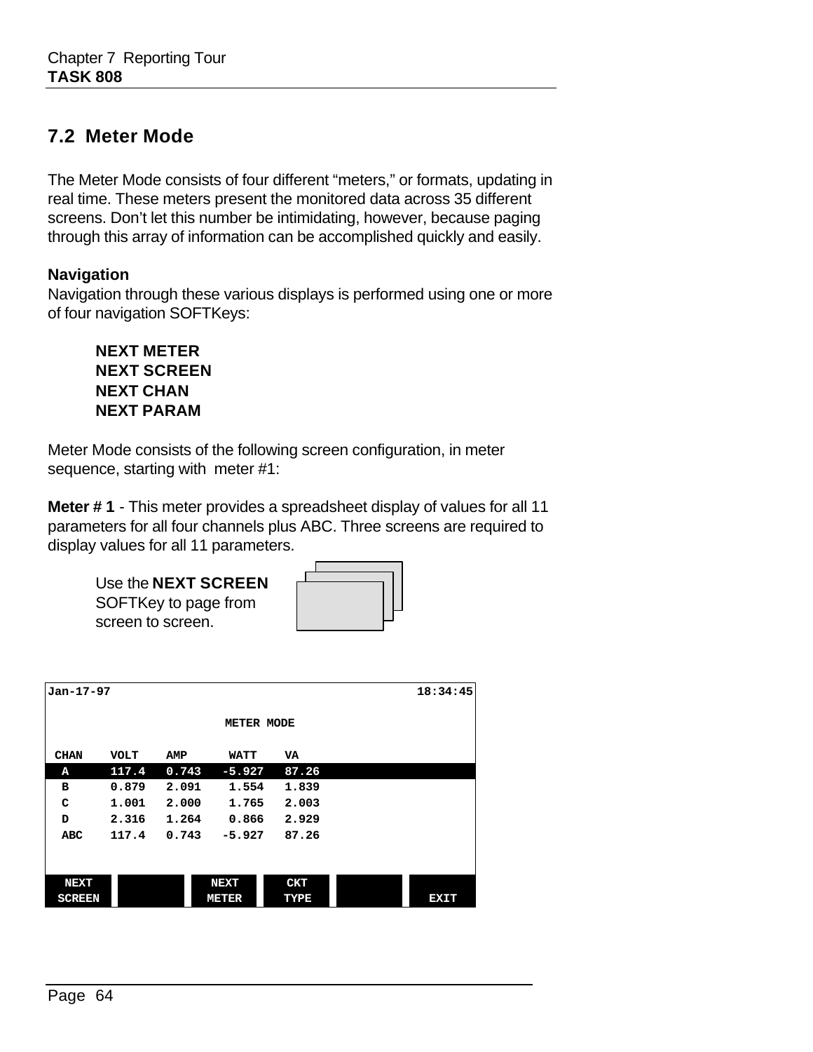## 7.2 Meter Mode

The Meter Mode consists of four different “meters,” or formats, updating in real time. These meters present the monitored data across 35 different screens. Don’t let this number be intimidating, however, because paging through this array of information can be accomplished quickly and easily.

**Navigation**

Navigation through these various displays is performed using one or more of four navigation SOFTKeys:

**NEXT METER**
**NEXT SCREEN**
**NEXT CHAN**
**NEXT PARAM**

Meter Mode consists of the following screen configuration, in meter sequence, starting with meter #1:

**Meter # 1** - This meter provides a spreadsheet display of values for all 11 parameters for all four channels plus ABC. Three screens are required to display values for all 11 parameters.

Use the **NEXT SCREEN** SOFTKey to page from screen to screen.

```
Jan-17-97                                                    18:34:45

                          METER MODE

 CHAN    VOLT    AMP      WATT    VA
  A      117.4   0.743   -5.927   87.26
  B      0.879   2.091    1.554   1.839
  C      1.001   2.000    1.765   2.003
  D      2.316   1.264    0.866   2.929
 ABC     117.4   0.743   -5.927   87.26

 NEXT              NEXT    CKT
 SCREEN            METER   TYPE                EXIT
```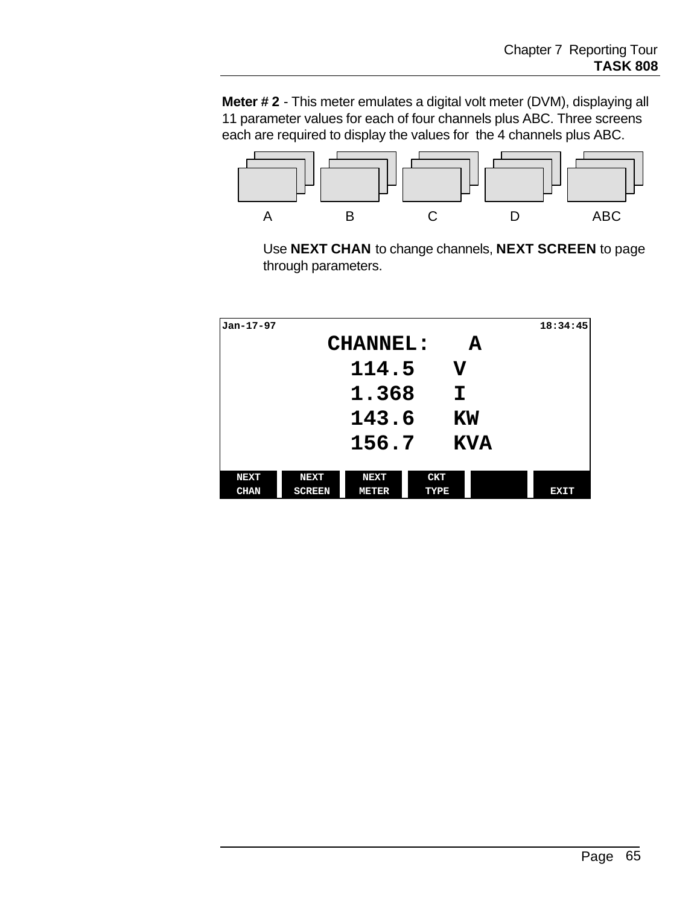**Meter # 2** - This meter emulates a digital volt meter (DVM), displaying all 11 parameter values for each of four channels plus ABC. Three screens each are required to display the values for the 4 channels plus ABC.

A B C D ABC

Use **NEXT CHAN** to change channels, **NEXT SCREEN** to page through parameters.

```
Jan-17-97                                    18:34:45
                CHANNEL:   A
                  114.5   V
                  1.368   I
                  143.6   KW
                  156.7   KVA

NEXT    NEXT    NEXT    CKT
CHAN    SCREEN  METER   TYPE                 EXIT
```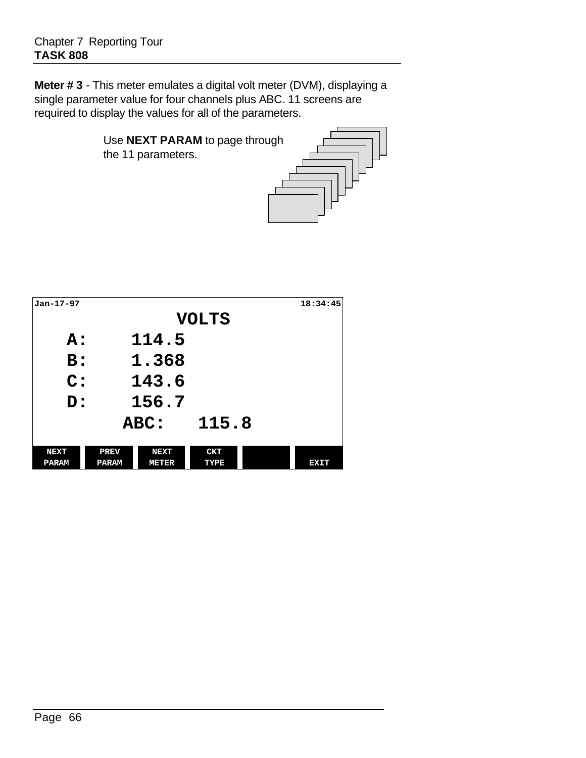**Meter # 3** - This meter emulates a digital volt meter (DVM), displaying a single parameter value for four channels plus ABC. 11 screens are required to display the values for all of the parameters.

Use **NEXT PARAM** to page through the 11 parameters.

```
Jan-17-97                                          18:34:45
                          VOLTS
     A:      114.5
     B:      1.368
     C:      143.6
     D:      156.7
              ABC:    115.8

 NEXT     PREV     NEXT     CKT
 PARAM    PARAM    METER    TYPE                   EXIT
```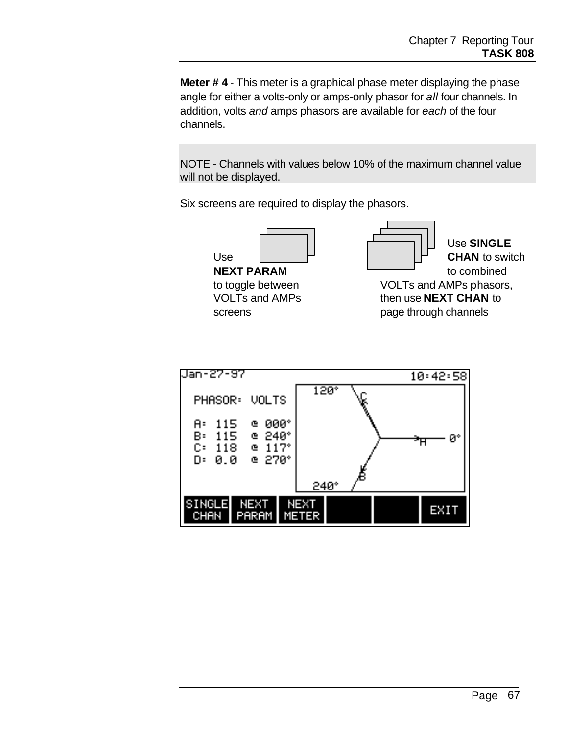**Meter # 4** - This meter is a graphical phase meter displaying the phase angle for either a volts-only or amps-only phasor for *all* four channels. In addition, volts *and* amps phasors are available for *each* of the four channels.

NOTE - Channels with values below 10% of the maximum channel value will not be displayed.

Six screens are required to display the phasors.

Use **NEXT PARAM** to toggle between VOLTs and AMPs screens

Use **SINGLE CHAN** to switch to combined VOLTs and AMPs phasors, then use **NEXT CHAN** to page through channels

```
Jan-27-97                                   10:42:58

  PHASOR:  VOLTS

  A:  115   @ 000°
  B:  115   @ 240°
  C:  118   @ 117°
  D:  0.0   @ 270°

SINGLE  NEXT   NEXT                         EXIT
CHAN    PARAM  METER
```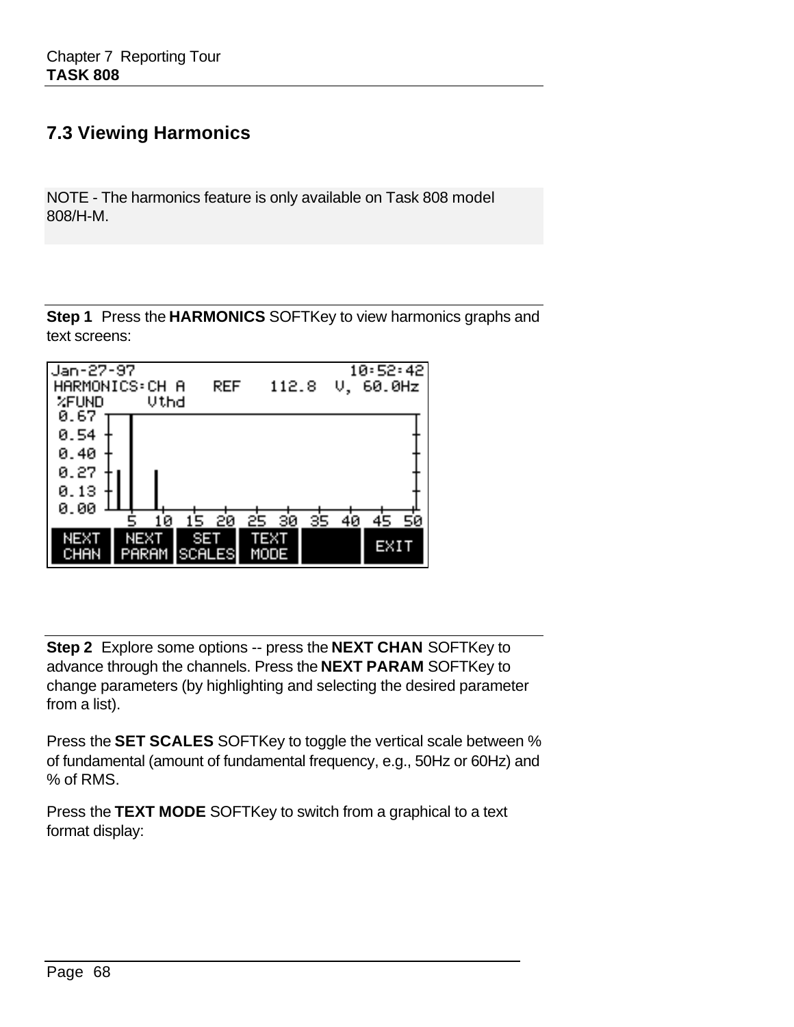## 7.3 Viewing Harmonics

NOTE - The harmonics feature is only available on Task 808 model 808/H-M.

**Step 1** Press the **HARMONICS** SOFTKey to view harmonics graphs and text screens:

```
Jan-27-97                                  10:52:42
HARMONICS:CH A    REF    112.8  V, 60.0Hz
%FUND      Vthd
0.67
0.54
0.40
0.27
0.13
0.00
        5  10  15  20  25  30  35  40  45  50
NEXT   NEXT   SET     TEXT
CHAN   PARAM  SCALES  MODE          EXIT
```

**Step 2** Explore some options -- press the **NEXT CHAN** SOFTKey to advance through the channels. Press the **NEXT PARAM** SOFTKey to change parameters (by highlighting and selecting the desired parameter from a list).

Press the **SET SCALES** SOFTKey to toggle the vertical scale between % of fundamental (amount of fundamental frequency, e.g., 50Hz or 60Hz) and % of RMS.

Press the **TEXT MODE** SOFTKey to switch from a graphical to a text format display: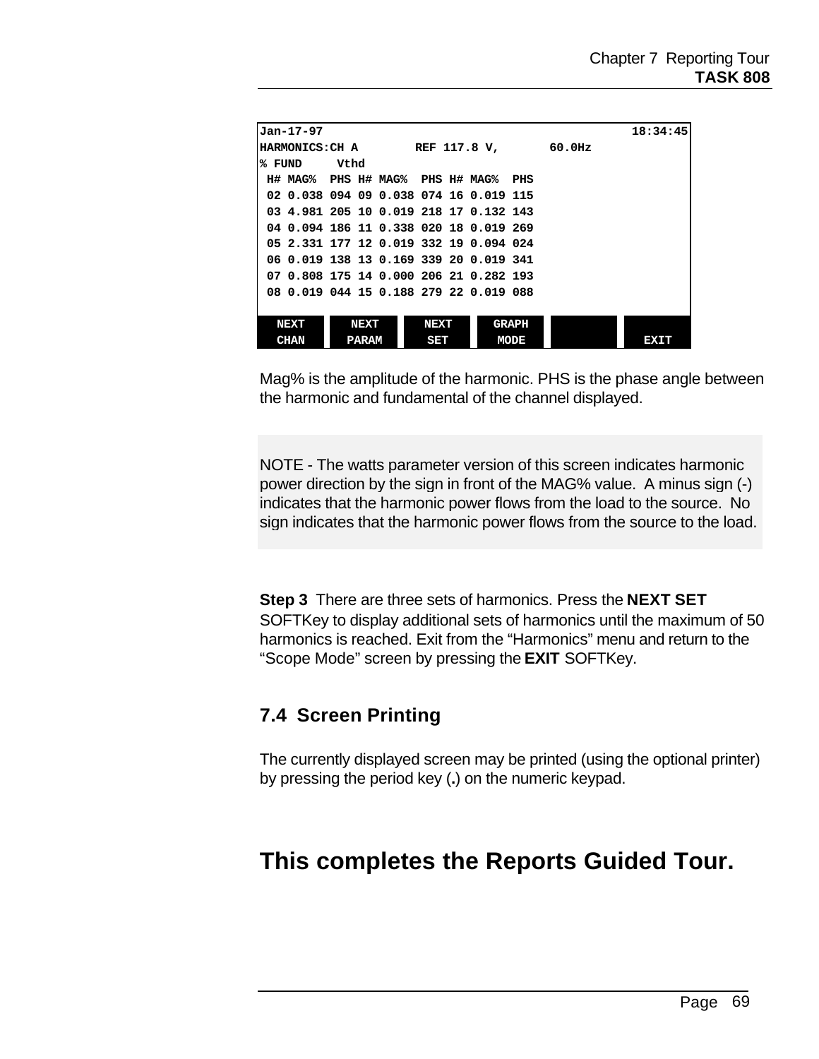```
Jan-17-97                                                  18:34:45
HARMONICS:CH A        REF 117.8 V,       60.0Hz
% FUND     Vthd
 H# MAG%  PHS H# MAG%  PHS H# MAG%  PHS
 02 0.038 094 09 0.038 074 16 0.019 115
 03 4.981 205 10 0.019 218 17 0.132 143
 04 0.094 186 11 0.338 020 18 0.019 269
 05 2.331 177 12 0.019 332 19 0.094 024
 06 0.019 138 13 0.169 339 20 0.019 341
 07 0.808 175 14 0.000 206 21 0.282 193
 08 0.019 044 15 0.188 279 22 0.019 088

  NEXT      NEXT      NEXT      GRAPH
  CHAN      PARAM     SET       MODE                  EXIT
```

Mag% is the amplitude of the harmonic. PHS is the phase angle between the harmonic and fundamental of the channel displayed.

NOTE - The watts parameter version of this screen indicates harmonic power direction by the sign in front of the MAG% value. A minus sign (-) indicates that the harmonic power flows from the load to the source. No sign indicates that the harmonic power flows from the source to the load.

**Step 3** There are three sets of harmonics. Press the **NEXT SET** SOFTKey to display additional sets of harmonics until the maximum of 50 harmonics is reached. Exit from the “Harmonics” menu and return to the “Scope Mode” screen by pressing the **EXIT** SOFTKey.

## 7.4 Screen Printing

The currently displayed screen may be printed (using the optional printer) by pressing the period key (**.**) on the numeric keypad.

# This completes the Reports Guided Tour.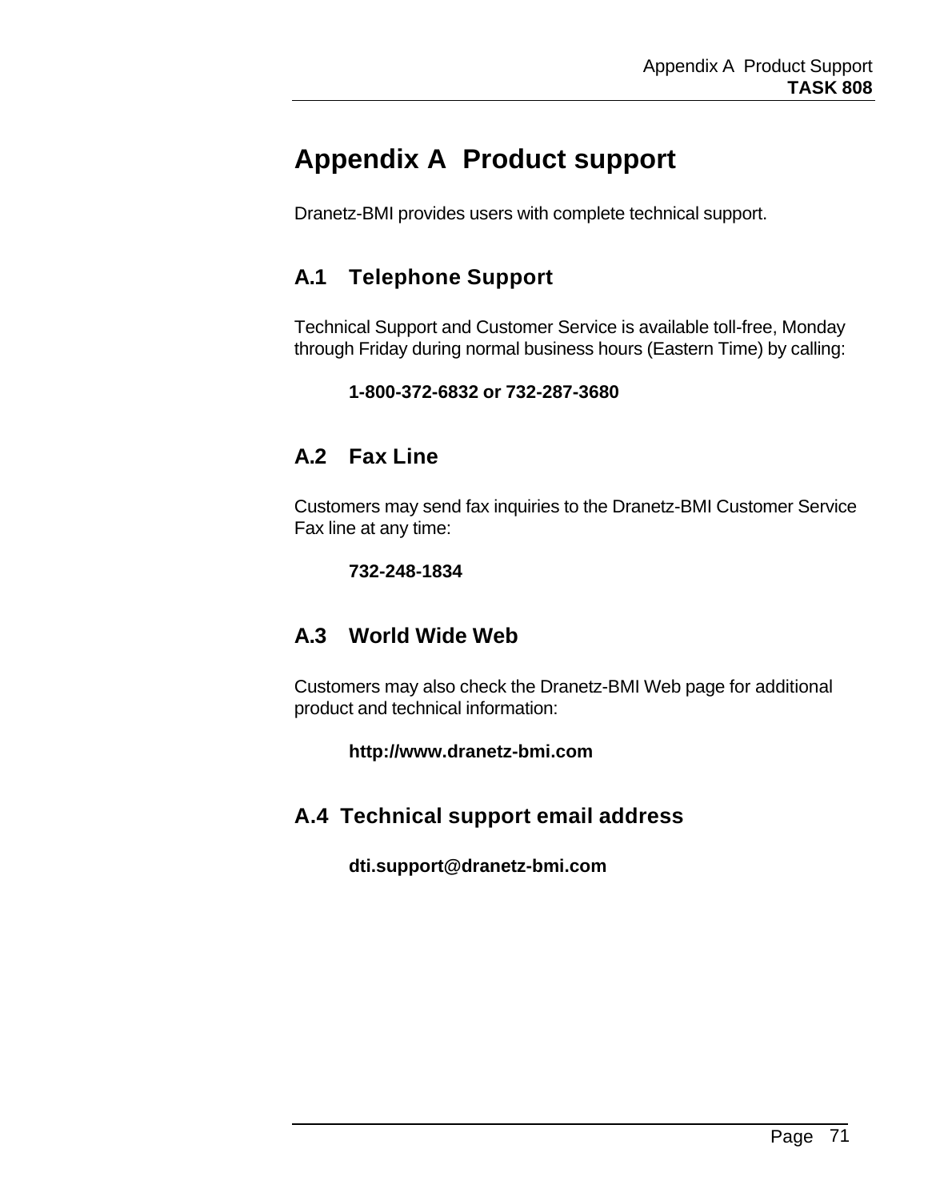# Appendix A  Product support

Dranetz-BMI provides users with complete technical support.

## A.1    Telephone Support

Technical Support and Customer Service is available toll-free, Monday through Friday during normal business hours (Eastern Time) by calling:

**1-800-372-6832 or 732-287-3680**

## A.2    Fax Line

Customers may send fax inquiries to the Dranetz-BMI Customer Service Fax line at any time:

**732-248-1834**

## A.3    World Wide Web

Customers may also check the Dranetz-BMI Web page for additional product and technical information:

**http://www.dranetz-bmi.com**

## A.4  Technical support email address

**dti.support@dranetz-bmi.com**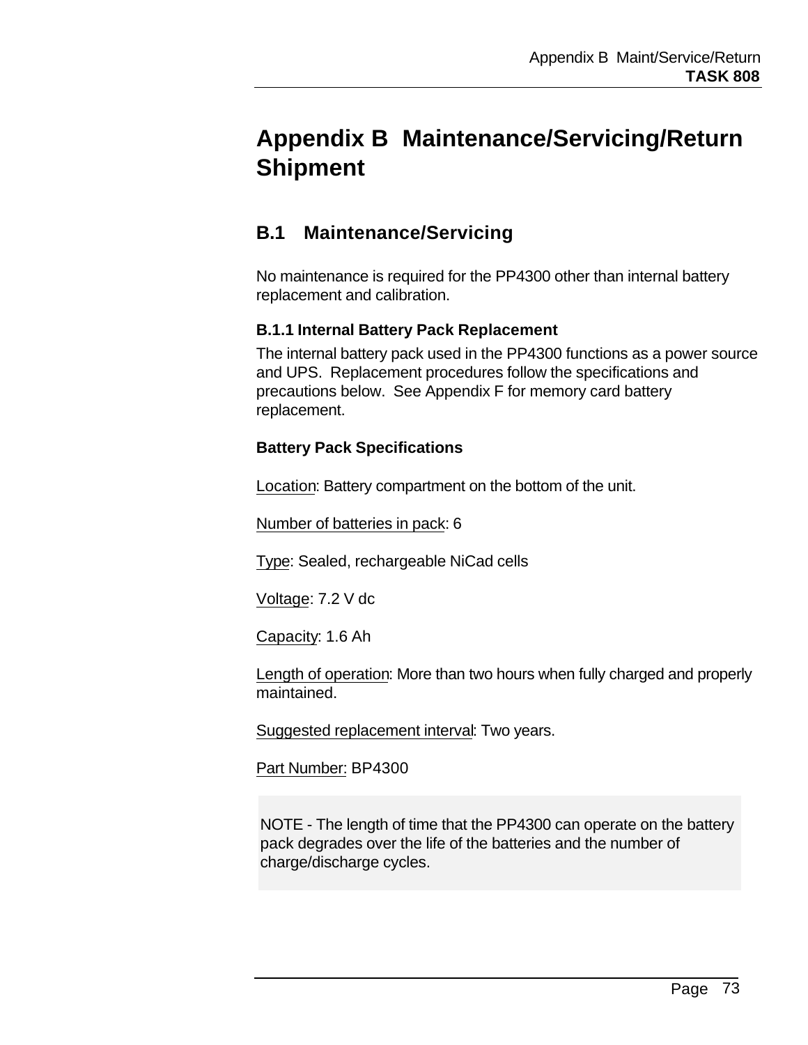# Appendix B Maintenance/Servicing/Return Shipment

## B.1 Maintenance/Servicing

No maintenance is required for the PP4300 other than internal battery replacement and calibration.

### B.1.1 Internal Battery Pack Replacement

The internal battery pack used in the PP4300 functions as a power source and UPS. Replacement procedures follow the specifications and precautions below. See Appendix F for memory card battery replacement.

**Battery Pack Specifications**

Location: Battery compartment on the bottom of the unit.

Number of batteries in pack: 6

Type: Sealed, rechargeable NiCad cells

Voltage: 7.2 V dc

Capacity: 1.6 Ah

Length of operation: More than two hours when fully charged and properly maintained.

Suggested replacement interval: Two years.

Part Number: BP4300

NOTE - The length of time that the PP4300 can operate on the battery pack degrades over the life of the batteries and the number of charge/discharge cycles.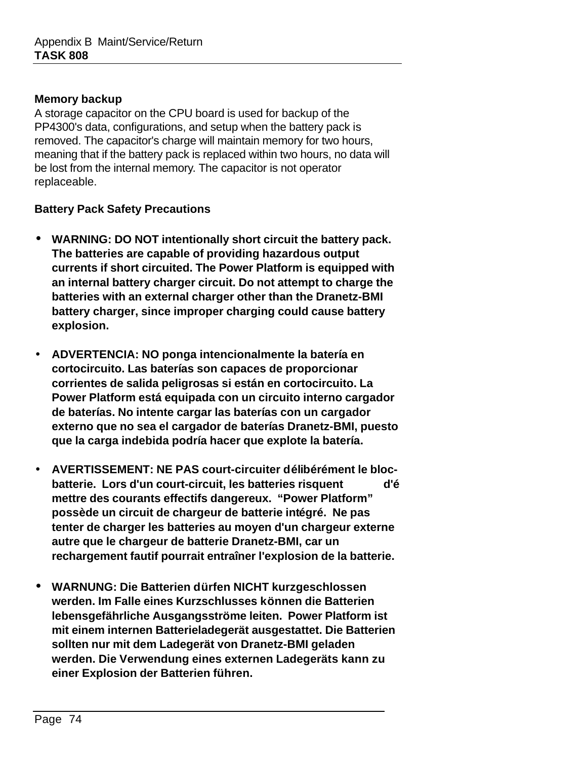**Memory backup**

A storage capacitor on the CPU board is used for backup of the PP4300's data, configurations, and setup when the battery pack is removed. The capacitor's charge will maintain memory for two hours, meaning that if the battery pack is replaced within two hours, no data will be lost from the internal memory. The capacitor is not operator replaceable.

**Battery Pack Safety Precautions**

- **WARNING: DO NOT intentionally short circuit the battery pack. The batteries are capable of providing hazardous output currents if short circuited. The Power Platform is equipped with an internal battery charger circuit. Do not attempt to charge the batteries with an external charger other than the Dranetz-BMI battery charger, since improper charging could cause battery explosion.**

- **ADVERTENCIA: NO ponga intencionalmente la batería en cortocircuito. Las baterías son capaces de proporcionar corrientes de salida peligrosas si están en cortocircuito. La Power Platform está equipada con un circuito interno cargador de baterías. No intente cargar las baterías con un cargador externo que no sea el cargador de baterías Dranetz-BMI, puesto que la carga indebida podría hacer que explote la batería.**

- **AVERTISSEMENT: NE PAS court-circuiter délibérément le bloc-batterie. Lors d'un court-circuit, les batteries risquent d'émettre des courants effectifs dangereux. “Power Platform” possède un circuit de chargeur de batterie intégré. Ne pas tenter de charger les batteries au moyen d'un chargeur externe autre que le chargeur de batterie Dranetz-BMI, car un rechargement fautif pourrait entraîner l'explosion de la batterie.**

- **WARNUNG: Die Batterien dürfen NICHT kurzgeschlossen werden. Im Falle eines Kurzschlusses können die Batterien lebensgefährliche Ausgangsströme leiten. Power Platform ist mit einem internen Batterieladegerät ausgestattet. Die Batterien sollten nur mit dem Ladegerät von Dranetz-BMI geladen werden. Die Verwendung eines externen Ladegeräts kann zu einer Explosion der Batterien führen.**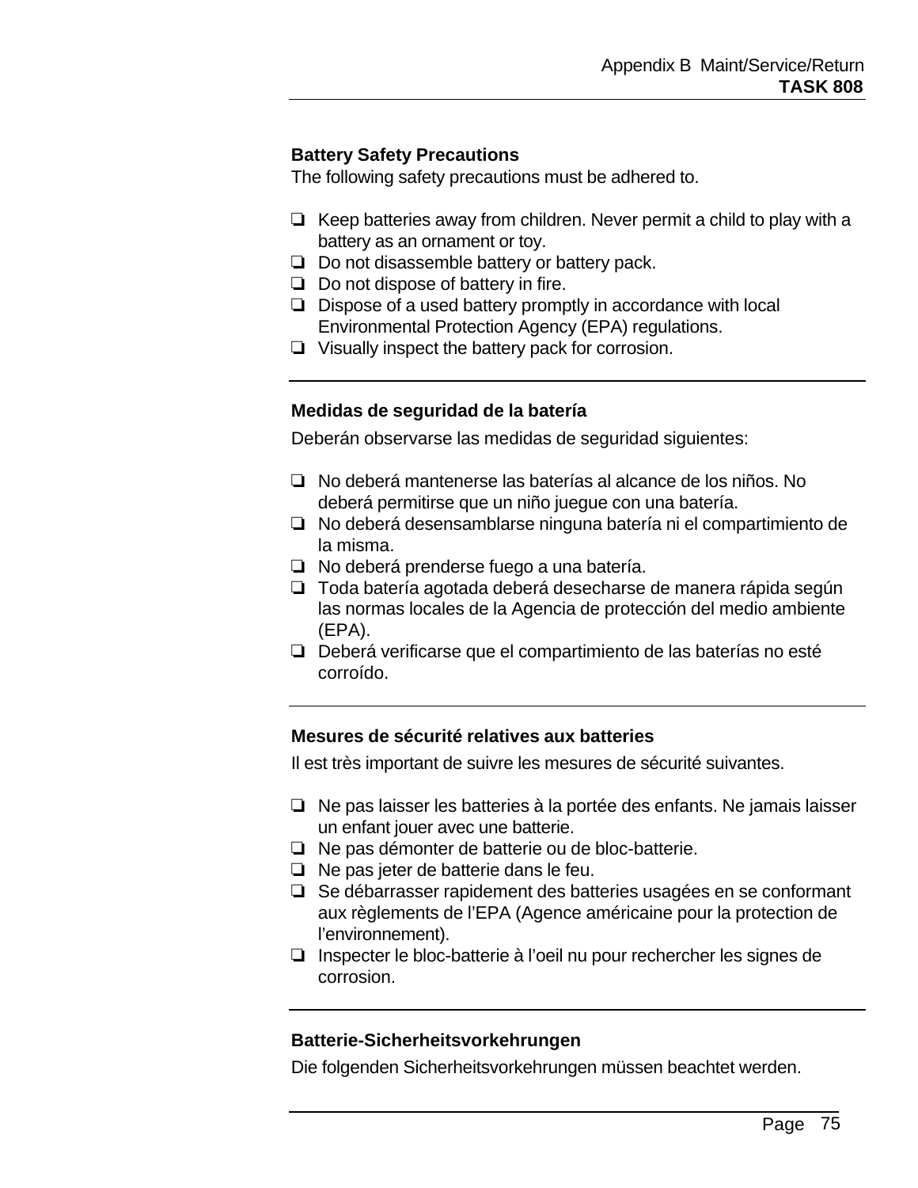## Battery Safety Precautions

The following safety precautions must be adhered to.

- Keep batteries away from children. Never permit a child to play with a battery as an ornament or toy.
- Do not disassemble battery or battery pack.
- Do not dispose of battery in fire.
- Dispose of a used battery promptly in accordance with local Environmental Protection Agency (EPA) regulations.
- Visually inspect the battery pack for corrosion.

---

## Medidas de seguridad de la batería

Deberán observarse las medidas de seguridad siguientes:

- No deberá mantenerse las baterías al alcance de los niños. No deberá permitirse que un niño juegue con una batería.
- No deberá desensamblarse ninguna batería ni el compartimiento de la misma.
- No deberá prenderse fuego a una batería.
- Toda batería agotada deberá desecharse de manera rápida según las normas locales de la Agencia de protección del medio ambiente (EPA).
- Deberá verificarse que el compartimiento de las baterías no esté corroído.

---

## Mesures de sécurité relatives aux batteries

Il est très important de suivre les mesures de sécurité suivantes.

- Ne pas laisser les batteries à la portée des enfants. Ne jamais laisser un enfant jouer avec une batterie.
- Ne pas démonter de batterie ou de bloc-batterie.
- Ne pas jeter de batterie dans le feu.
- Se débarrasser rapidement des batteries usagées en se conformant aux règlements de l'EPA (Agence américaine pour la protection de l'environnement).
- Inspecter le bloc-batterie à l'oeil nu pour rechercher les signes de corrosion.

---

## Batterie-Sicherheitsvorkehrungen

Die folgenden Sicherheitsvorkehrungen müssen beachtet werden.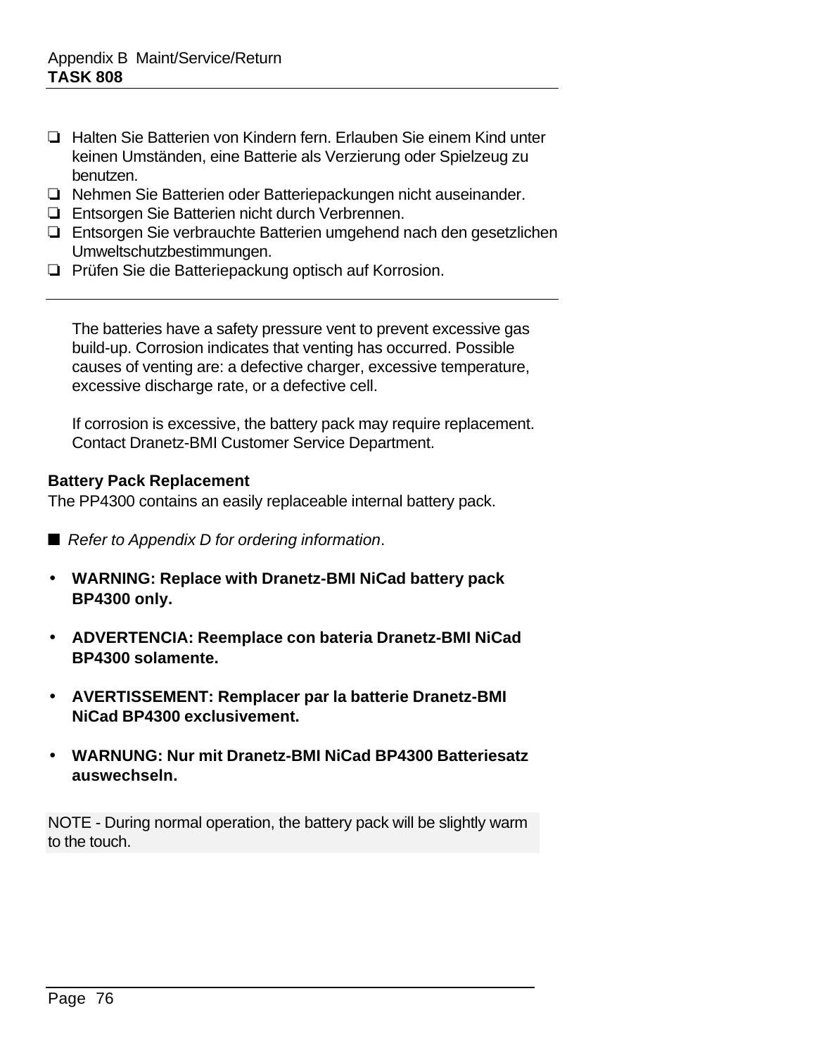- ❏ Halten Sie Batterien von Kindern fern. Erlauben Sie einem Kind unter keinen Umständen, eine Batterie als Verzierung oder Spielzeug zu benutzen.
- ❏ Nehmen Sie Batterien oder Batteriepackungen nicht auseinander.
- ❏ Entsorgen Sie Batterien nicht durch Verbrennen.
- ❏ Entsorgen Sie verbrauchte Batterien umgehend nach den gesetzlichen Umweltschutzbestimmungen.
- ❏ Prüfen Sie die Batteriepackung optisch auf Korrosion.

---

The batteries have a safety pressure vent to prevent excessive gas build-up. Corrosion indicates that venting has occurred. Possible causes of venting are: a defective charger, excessive temperature, excessive discharge rate, or a defective cell.

If corrosion is excessive, the battery pack may require replacement. Contact Dranetz-BMI Customer Service Department.

**Battery Pack Replacement**

The PP4300 contains an easily replaceable internal battery pack.

■ *Refer to Appendix D for ordering information*.

- **WARNING: Replace with Dranetz-BMI NiCad battery pack BP4300 only.**
- **ADVERTENCIA: Reemplace con bateria Dranetz-BMI NiCad BP4300 solamente.**
- **AVERTISSEMENT: Remplacer par la batterie Dranetz-BMI NiCad BP4300 exclusivement.**
- **WARNUNG: Nur mit Dranetz-BMI NiCad BP4300 Batteriesatz auswechseln.**

NOTE - During normal operation, the battery pack will be slightly warm to the touch.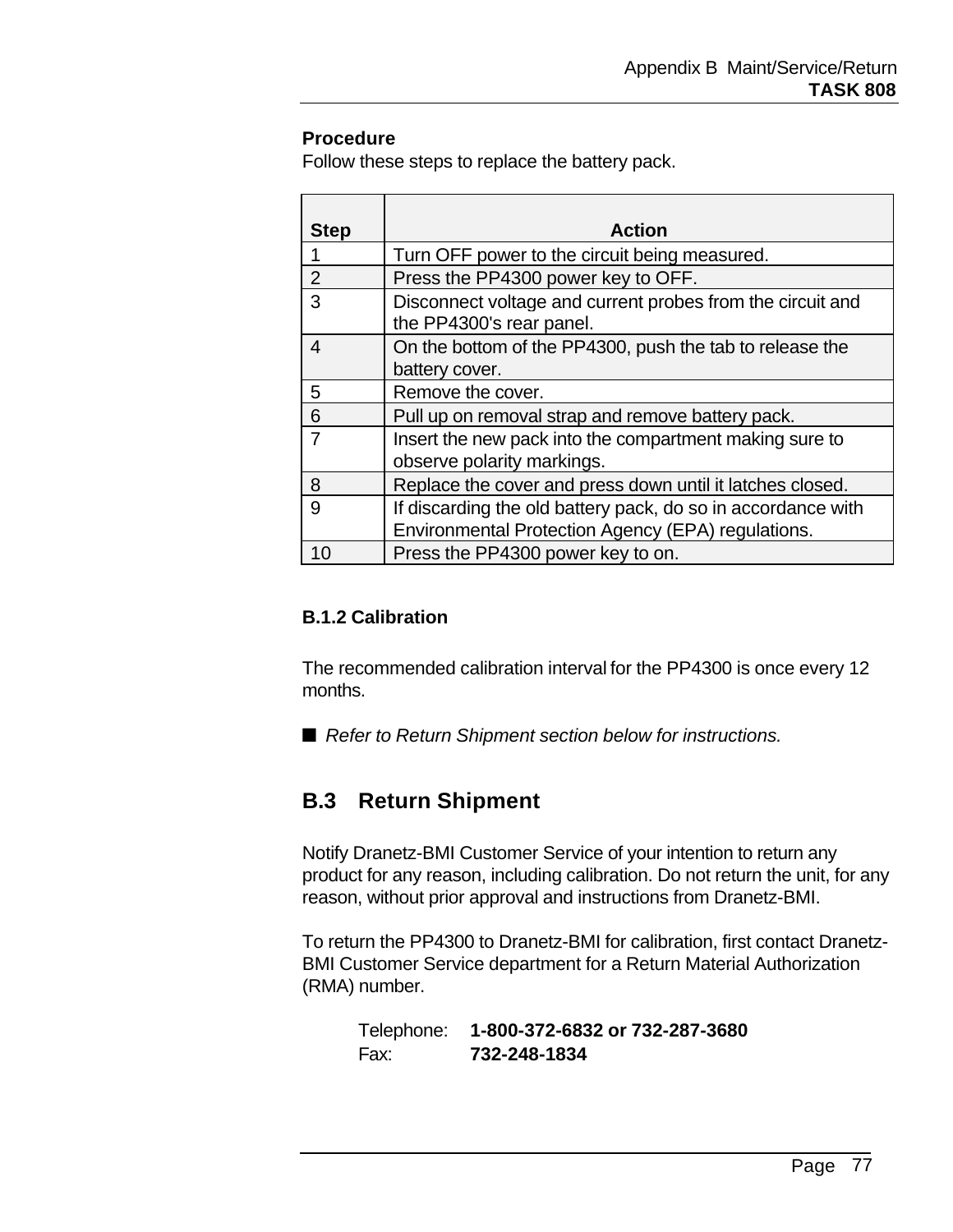**Procedure**

Follow these steps to replace the battery pack.

| Step | Action |
|---|---|
| 1 | Turn OFF power to the circuit being measured. |
| 2 | Press the PP4300 power key to OFF. |
| 3 | Disconnect voltage and current probes from the circuit and the PP4300's rear panel. |
| 4 | On the bottom of the PP4300, push the tab to release the battery cover. |
| 5 | Remove the cover. |
| 6 | Pull up on removal strap and remove battery pack. |
| 7 | Insert the new pack into the compartment making sure to observe polarity markings. |
| 8 | Replace the cover and press down until it latches closed. |
| 9 | If discarding the old battery pack, do so in accordance with Environmental Protection Agency (EPA) regulations. |
| 10 | Press the PP4300 power key to on. |

### B.1.2 Calibration

The recommended calibration interval for the PP4300 is once every 12 months.

■ *Refer to Return Shipment section below for instructions.*

## B.3 Return Shipment

Notify Dranetz-BMI Customer Service of your intention to return any product for any reason, including calibration. Do not return the unit, for any reason, without prior approval and instructions from Dranetz-BMI.

To return the PP4300 to Dranetz-BMI for calibration, first contact Dranetz-BMI Customer Service department for a Return Material Authorization (RMA) number.

Telephone: **1-800-372-6832 or 732-287-3680**
Fax: **732-248-1834**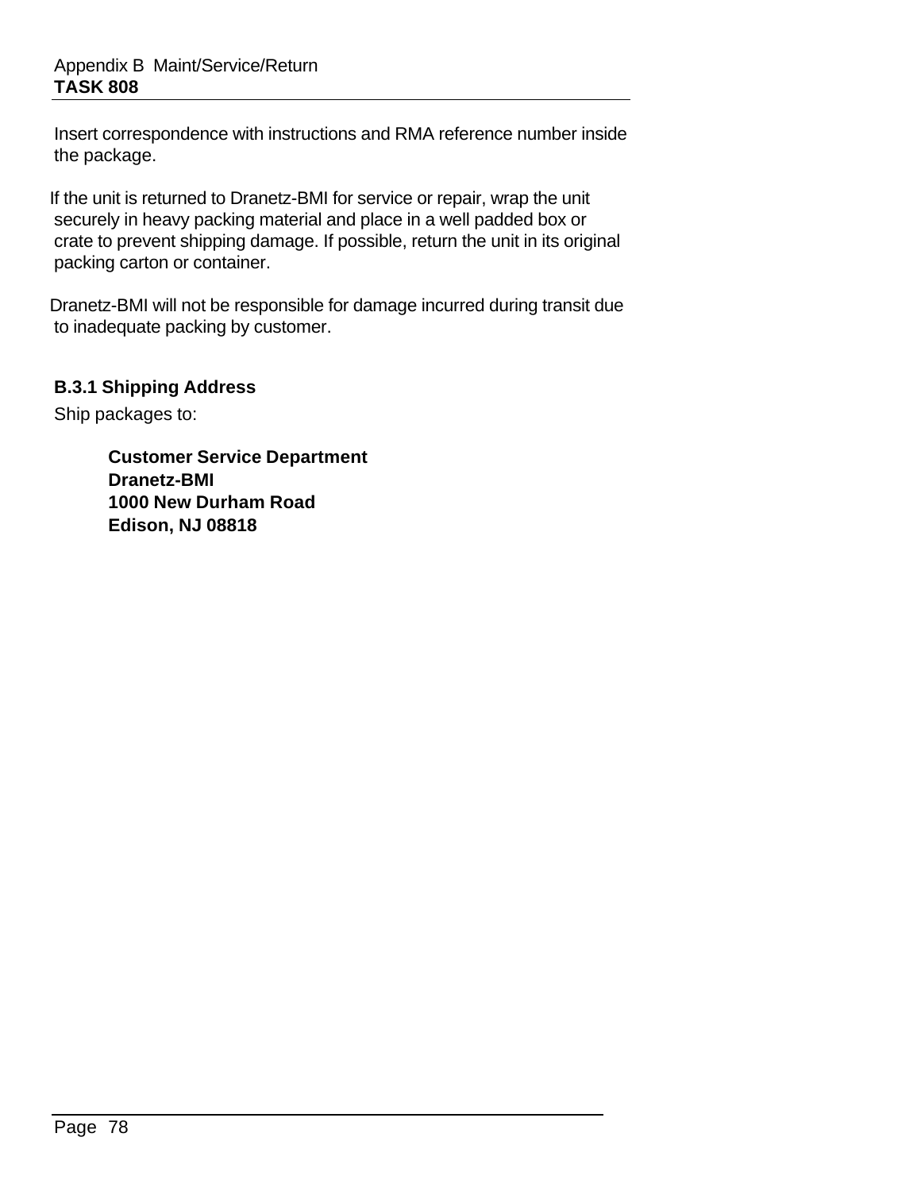Insert correspondence with instructions and RMA reference number inside the package.

If the unit is returned to Dranetz-BMI for service or repair, wrap the unit securely in heavy packing material and place in a well padded box or crate to prevent shipping damage. If possible, return the unit in its original packing carton or container.

Dranetz-BMI will not be responsible for damage incurred during transit due to inadequate packing by customer.

### B.3.1 Shipping Address

Ship packages to:

**Customer Service Department**
**Dranetz-BMI**
**1000 New Durham Road**
**Edison, NJ 08818**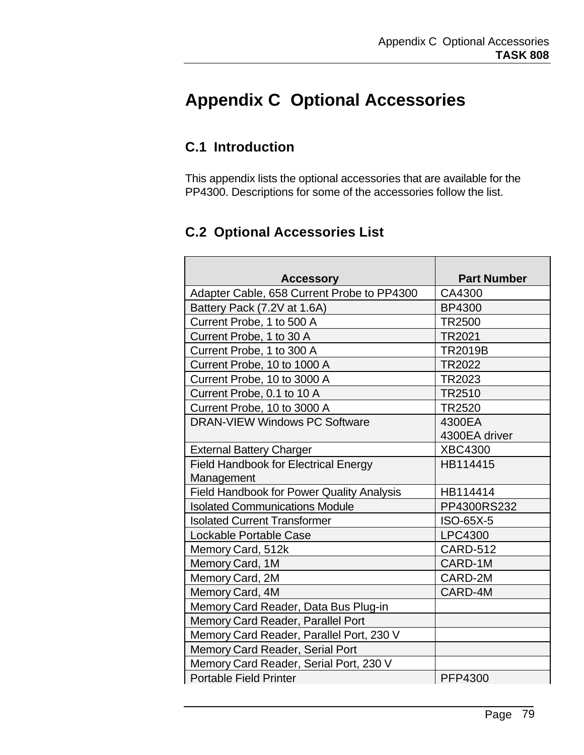# Appendix C  Optional Accessories

## C.1  Introduction

This appendix lists the optional accessories that are available for the PP4300. Descriptions for some of the accessories follow the list.

## C.2  Optional Accessories List

| Accessory | Part Number |
|---|---|
| Adapter Cable, 658 Current Probe to PP4300 | CA4300 |
| Battery Pack (7.2V at 1.6A) | BP4300 |
| Current Probe, 1 to 500 A | TR2500 |
| Current Probe, 1 to 30 A | TR2021 |
| Current Probe, 1 to 300 A | TR2019B |
| Current Probe, 10 to 1000 A | TR2022 |
| Current Probe, 10 to 3000 A | TR2023 |
| Current Probe, 0.1 to 10 A | TR2510 |
| Current Probe, 10 to 3000 A | TR2520 |
| DRAN-VIEW Windows PC Software | 4300EA<br>4300EA driver |
| External Battery Charger | XBC4300 |
| Field Handbook for Electrical Energy Management | HB114415 |
| Field Handbook for Power Quality Analysis | HB114414 |
| Isolated Communications Module | PP4300RS232 |
| Isolated Current Transformer | ISO-65X-5 |
| Lockable Portable Case | LPC4300 |
| Memory Card, 512k | CARD-512 |
| Memory Card, 1M | CARD-1M |
| Memory Card, 2M | CARD-2M |
| Memory Card, 4M | CARD-4M |
| Memory Card Reader, Data Bus Plug-in | |
| Memory Card Reader, Parallel Port | |
| Memory Card Reader, Parallel Port, 230 V | |
| Memory Card Reader, Serial Port | |
| Memory Card Reader, Serial Port, 230 V | |
| Portable Field Printer | PFP4300 |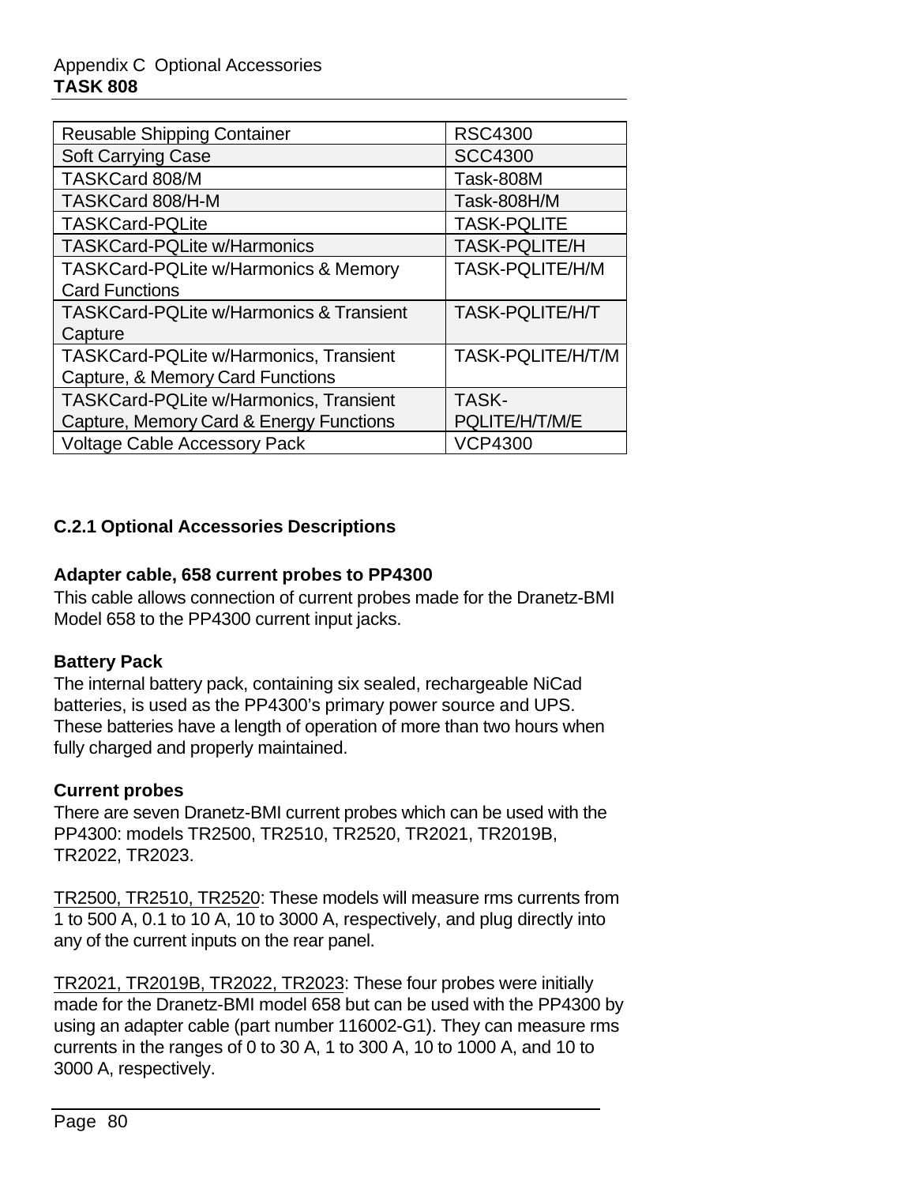| Reusable Shipping Container | RSC4300 |
|---|---|
| Soft Carrying Case | SCC4300 |
| TASKCard 808/M | Task-808M |
| TASKCard 808/H-M | Task-808H/M |
| TASKCard-PQLite | TASK-PQLITE |
| TASKCard-PQLite w/Harmonics | TASK-PQLITE/H |
| TASKCard-PQLite w/Harmonics & Memory Card Functions | TASK-PQLITE/H/M |
| TASKCard-PQLite w/Harmonics & Transient Capture | TASK-PQLITE/H/T |
| TASKCard-PQLite w/Harmonics, Transient Capture, & Memory Card Functions | TASK-PQLITE/H/T/M |
| TASKCard-PQLite w/Harmonics, Transient Capture, Memory Card & Energy Functions | TASK-PQLITE/H/T/M/E |
| Voltage Cable Accessory Pack | VCP4300 |

### C.2.1 Optional Accessories Descriptions

**Adapter cable, 658 current probes to PP4300**

This cable allows connection of current probes made for the Dranetz-BMI Model 658 to the PP4300 current input jacks.

**Battery Pack**

The internal battery pack, containing six sealed, rechargeable NiCad batteries, is used as the PP4300's primary power source and UPS. These batteries have a length of operation of more than two hours when fully charged and properly maintained.

**Current probes**

There are seven Dranetz-BMI current probes which can be used with the PP4300: models TR2500, TR2510, TR2520, TR2021, TR2019B, TR2022, TR2023.

TR2500, TR2510, TR2520: These models will measure rms currents from 1 to 500 A, 0.1 to 10 A, 10 to 3000 A, respectively, and plug directly into any of the current inputs on the rear panel.

TR2021, TR2019B, TR2022, TR2023: These four probes were initially made for the Dranetz-BMI model 658 but can be used with the PP4300 by using an adapter cable (part number 116002-G1). They can measure rms currents in the ranges of 0 to 30 A, 1 to 300 A, 10 to 1000 A, and 10 to 3000 A, respectively.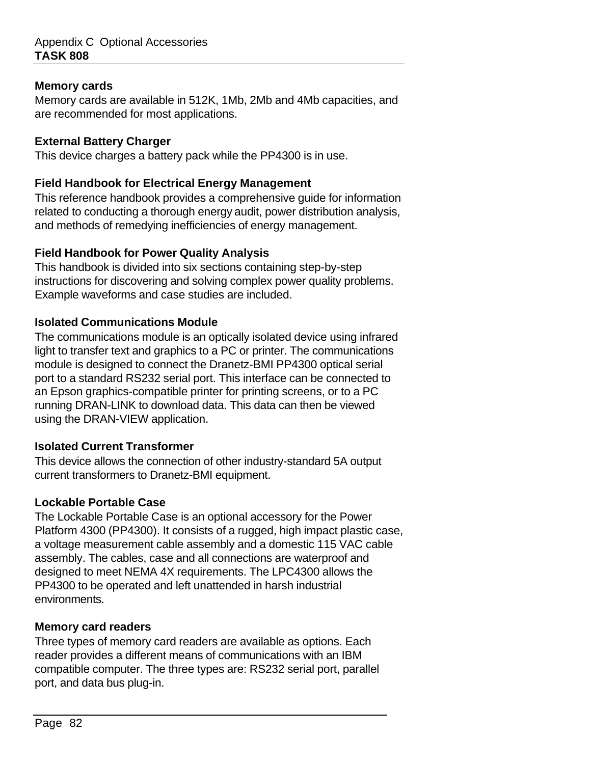### Memory cards

Memory cards are available in 512K, 1Mb, 2Mb and 4Mb capacities, and are recommended for most applications.

### External Battery Charger

This device charges a battery pack while the PP4300 is in use.

### Field Handbook for Electrical Energy Management

This reference handbook provides a comprehensive guide for information related to conducting a thorough energy audit, power distribution analysis, and methods of remedying inefficiencies of energy management.

### Field Handbook for Power Quality Analysis

This handbook is divided into six sections containing step-by-step instructions for discovering and solving complex power quality problems. Example waveforms and case studies are included.

### Isolated Communications Module

The communications module is an optically isolated device using infrared light to transfer text and graphics to a PC or printer. The communications module is designed to connect the Dranetz-BMI PP4300 optical serial port to a standard RS232 serial port. This interface can be connected to an Epson graphics-compatible printer for printing screens, or to a PC running DRAN-LINK to download data. This data can then be viewed using the DRAN-VIEW application.

### Isolated Current Transformer

This device allows the connection of other industry-standard 5A output current transformers to Dranetz-BMI equipment.

### Lockable Portable Case

The Lockable Portable Case is an optional accessory for the Power Platform 4300 (PP4300). It consists of a rugged, high impact plastic case, a voltage measurement cable assembly and a domestic 115 VAC cable assembly. The cables, case and all connections are waterproof and designed to meet NEMA 4X requirements. The LPC4300 allows the PP4300 to be operated and left unattended in harsh industrial environments.

### Memory card readers

Three types of memory card readers are available as options. Each reader provides a different means of communications with an IBM compatible computer. The three types are: RS232 serial port, parallel port, and data bus plug-in.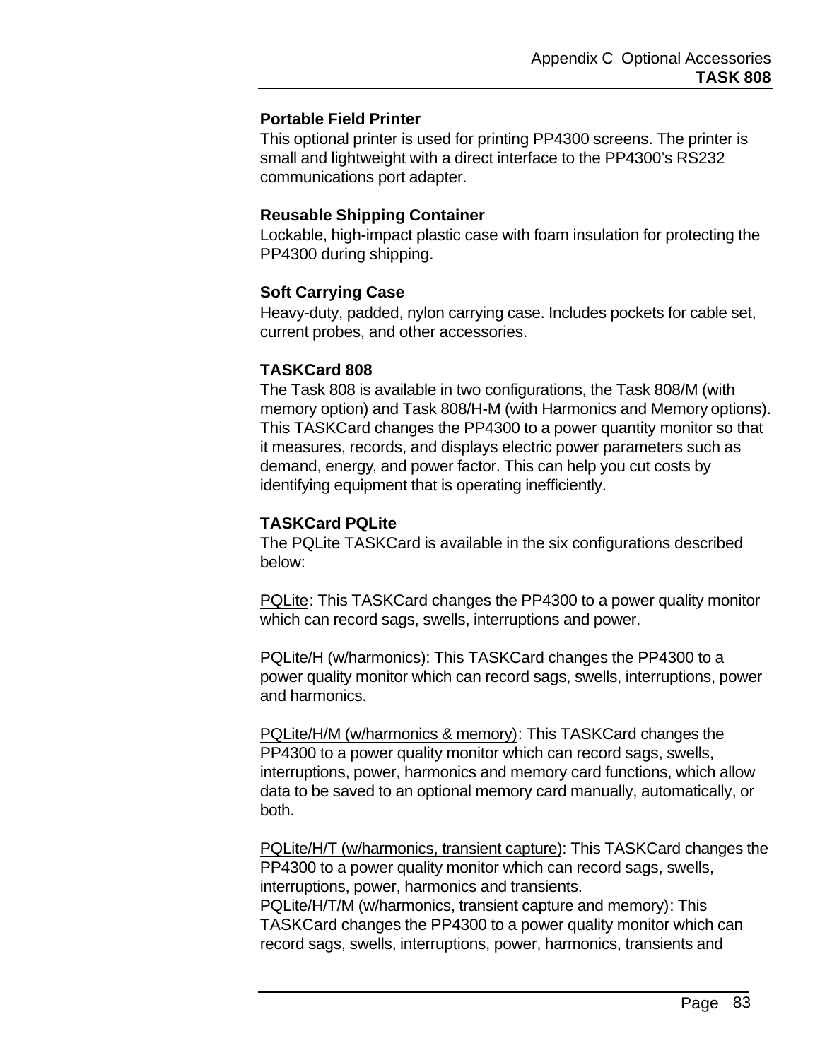### Portable Field Printer

This optional printer is used for printing PP4300 screens. The printer is small and lightweight with a direct interface to the PP4300's RS232 communications port adapter.

### Reusable Shipping Container

Lockable, high-impact plastic case with foam insulation for protecting the PP4300 during shipping.

### Soft Carrying Case

Heavy-duty, padded, nylon carrying case. Includes pockets for cable set, current probes, and other accessories.

### TASKCard 808

The Task 808 is available in two configurations, the Task 808/M (with memory option) and Task 808/H-M (with Harmonics and Memory options). This TASKCard changes the PP4300 to a power quantity monitor so that it measures, records, and displays electric power parameters such as demand, energy, and power factor. This can help you cut costs by identifying equipment that is operating inefficiently.

### TASKCard PQLite

The PQLite TASKCard is available in the six configurations described below:

<u>PQLite</u>: This TASKCard changes the PP4300 to a power quality monitor which can record sags, swells, interruptions and power.

<u>PQLite/H (w/harmonics)</u>: This TASKCard changes the PP4300 to a power quality monitor which can record sags, swells, interruptions, power and harmonics.

<u>PQLite/H/M (w/harmonics & memory)</u>: This TASKCard changes the PP4300 to a power quality monitor which can record sags, swells, interruptions, power, harmonics and memory card functions, which allow data to be saved to an optional memory card manually, automatically, or both.

<u>PQLite/H/T (w/harmonics, transient capture)</u>: This TASKCard changes the PP4300 to a power quality monitor which can record sags, swells, interruptions, power, harmonics and transients.
<u>PQLite/H/T/M (w/harmonics, transient capture and memory)</u>: This TASKCard changes the PP4300 to a power quality monitor which can record sags, swells, interruptions, power, harmonics, transients and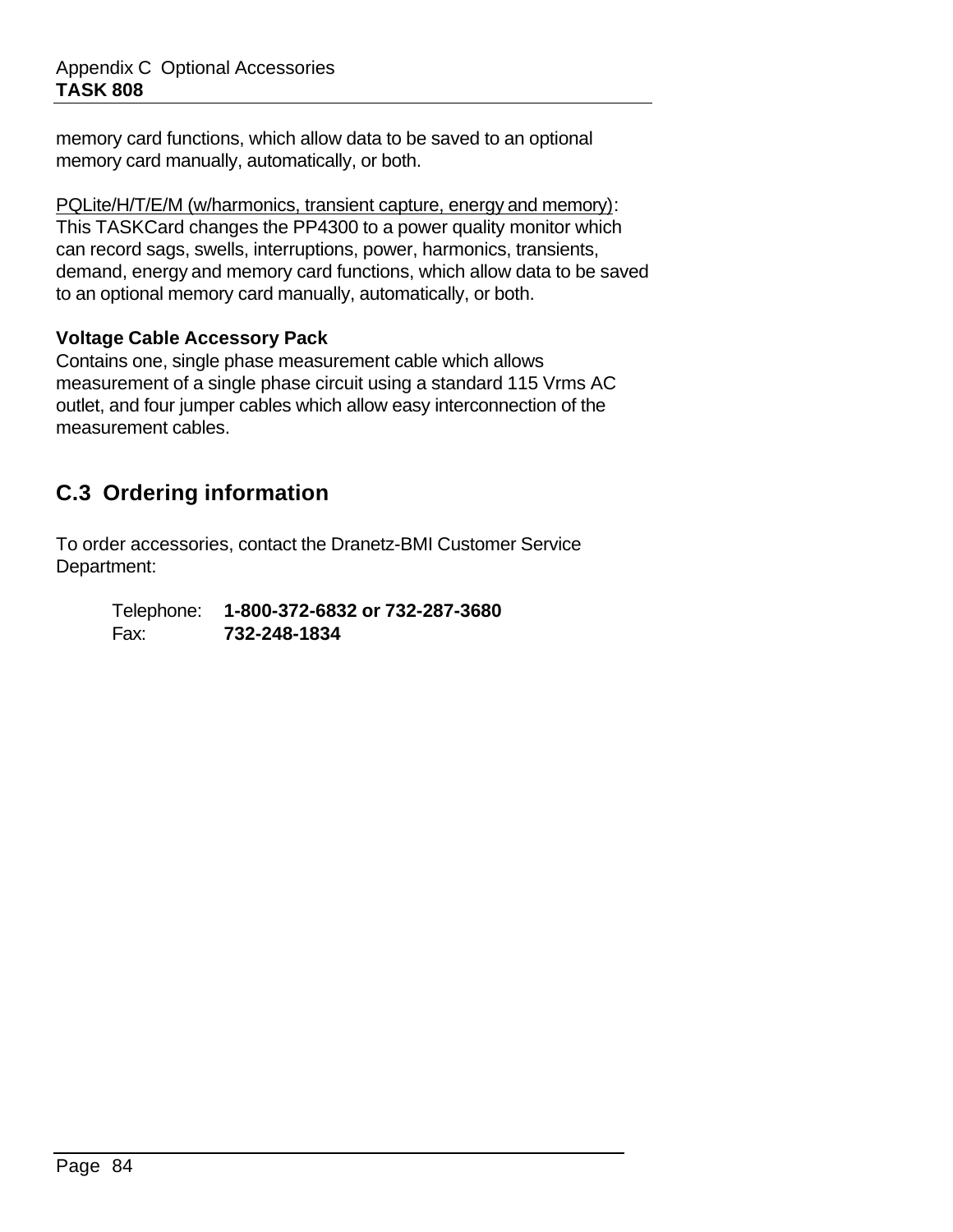memory card functions, which allow data to be saved to an optional memory card manually, automatically, or both.

<u>PQLite/H/T/E/M (w/harmonics, transient capture, energy and memory)</u>: This TASKCard changes the PP4300 to a power quality monitor which can record sags, swells, interruptions, power, harmonics, transients, demand, energy and memory card functions, which allow data to be saved to an optional memory card manually, automatically, or both.

**Voltage Cable Accessory Pack**

Contains one, single phase measurement cable which allows measurement of a single phase circuit using a standard 115 Vrms AC outlet, and four jumper cables which allow easy interconnection of the measurement cables.

## C.3 Ordering information

To order accessories, contact the Dranetz-BMI Customer Service Department:

Telephone: **1-800-372-6832 or 732-287-3680**
Fax: **732-248-1834**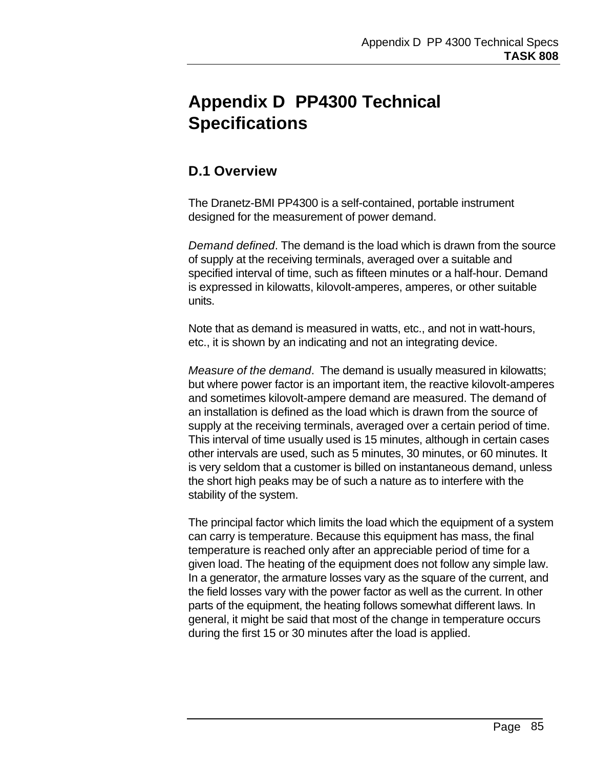# Appendix D PP4300 Technical Specifications

## D.1 Overview

The Dranetz-BMI PP4300 is a self-contained, portable instrument designed for the measurement of power demand.

*Demand defined*. The demand is the load which is drawn from the source of supply at the receiving terminals, averaged over a suitable and specified interval of time, such as fifteen minutes or a half-hour. Demand is expressed in kilowatts, kilovolt-amperes, amperes, or other suitable units.

Note that as demand is measured in watts, etc., and not in watt-hours, etc., it is shown by an indicating and not an integrating device.

*Measure of the demand*. The demand is usually measured in kilowatts; but where power factor is an important item, the reactive kilovolt-amperes and sometimes kilovolt-ampere demand are measured. The demand of an installation is defined as the load which is drawn from the source of supply at the receiving terminals, averaged over a certain period of time. This interval of time usually used is 15 minutes, although in certain cases other intervals are used, such as 5 minutes, 30 minutes, or 60 minutes. It is very seldom that a customer is billed on instantaneous demand, unless the short high peaks may be of such a nature as to interfere with the stability of the system.

The principal factor which limits the load which the equipment of a system can carry is temperature. Because this equipment has mass, the final temperature is reached only after an appreciable period of time for a given load. The heating of the equipment does not follow any simple law. In a generator, the armature losses vary as the square of the current, and the field losses vary with the power factor as well as the current. In other parts of the equipment, the heating follows somewhat different laws. In general, it might be said that most of the change in temperature occurs during the first 15 or 30 minutes after the load is applied.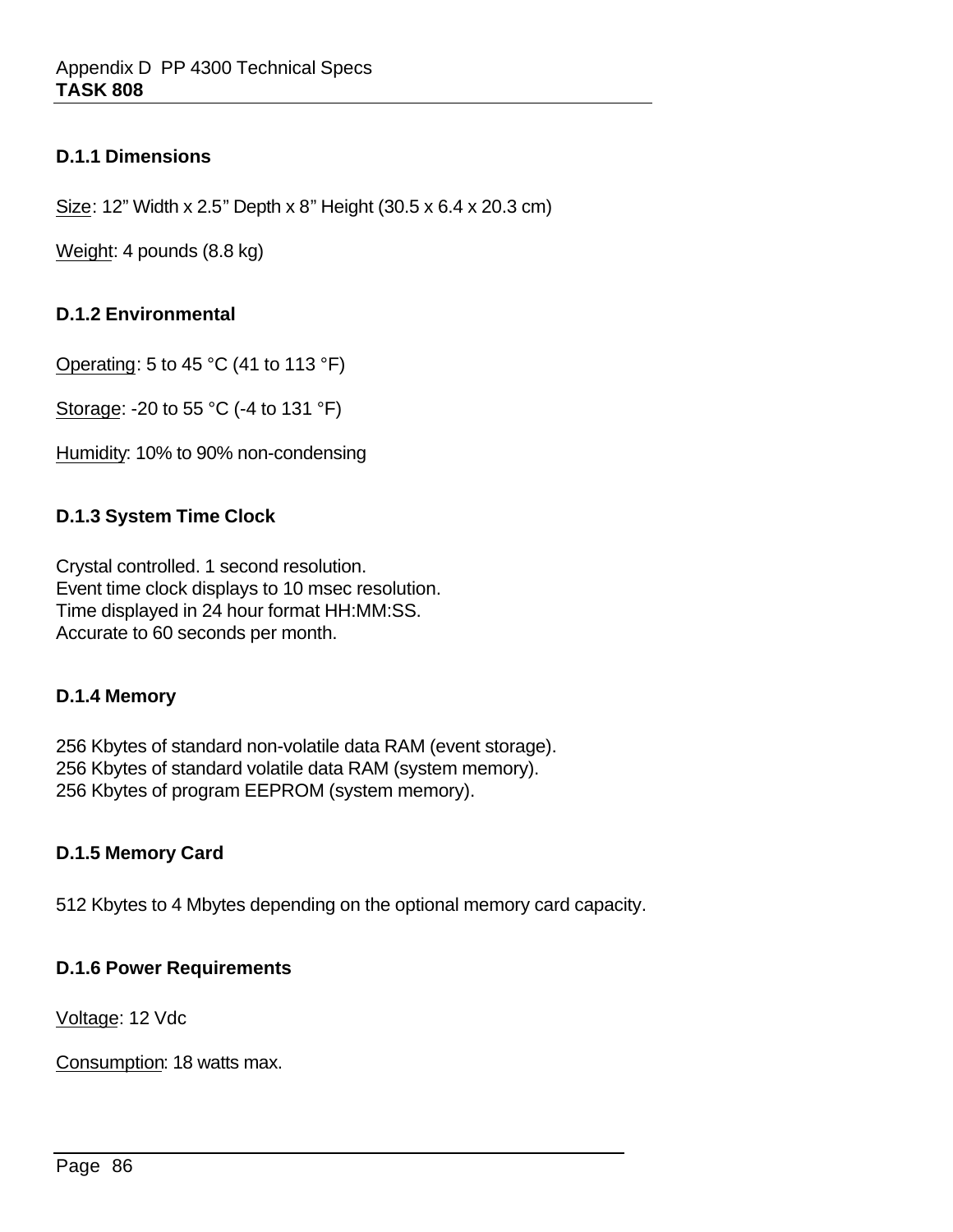### D.1.1 Dimensions

Size: 12” Width x 2.5” Depth x 8” Height (30.5 x 6.4 x 20.3 cm)

Weight: 4 pounds (8.8 kg)

### D.1.2 Environmental

Operating: 5 to 45 °C (41 to 113 °F)

Storage: -20 to 55 °C (-4 to 131 °F)

Humidity: 10% to 90% non-condensing

### D.1.3 System Time Clock

Crystal controlled. 1 second resolution.
Event time clock displays to 10 msec resolution.
Time displayed in 24 hour format HH:MM:SS.
Accurate to 60 seconds per month.

### D.1.4 Memory

256 Kbytes of standard non-volatile data RAM (event storage).
256 Kbytes of standard volatile data RAM (system memory).
256 Kbytes of program EEPROM (system memory).

### D.1.5 Memory Card

512 Kbytes to 4 Mbytes depending on the optional memory card capacity.

### D.1.6 Power Requirements

Voltage: 12 Vdc

Consumption: 18 watts max.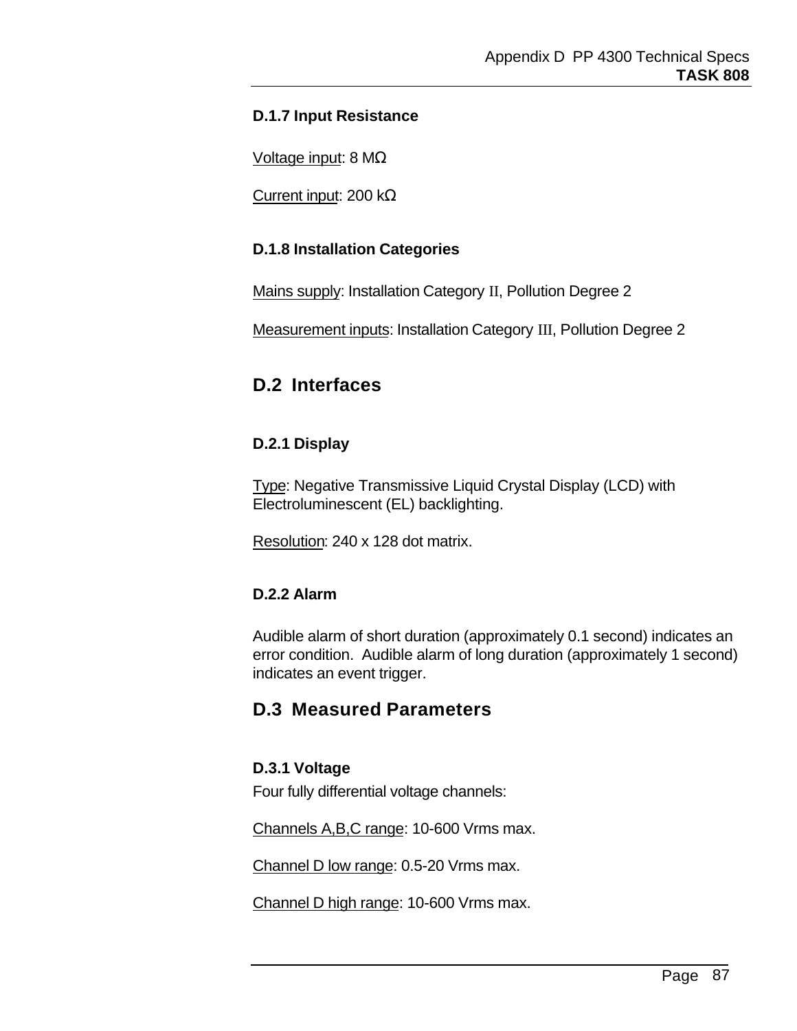### D.1.7 Input Resistance

Voltage input: 8 MΩ

Current input: 200 kΩ

### D.1.8 Installation Categories

Mains supply: Installation Category II, Pollution Degree 2

Measurement inputs: Installation Category III, Pollution Degree 2

## D.2 Interfaces

### D.2.1 Display

Type: Negative Transmissive Liquid Crystal Display (LCD) with Electroluminescent (EL) backlighting.

Resolution: 240 x 128 dot matrix.

### D.2.2 Alarm

Audible alarm of short duration (approximately 0.1 second) indicates an error condition. Audible alarm of long duration (approximately 1 second) indicates an event trigger.

## D.3 Measured Parameters

### D.3.1 Voltage

Four fully differential voltage channels:

Channels A,B,C range: 10-600 Vrms max.

Channel D low range: 0.5-20 Vrms max.

Channel D high range: 10-600 Vrms max.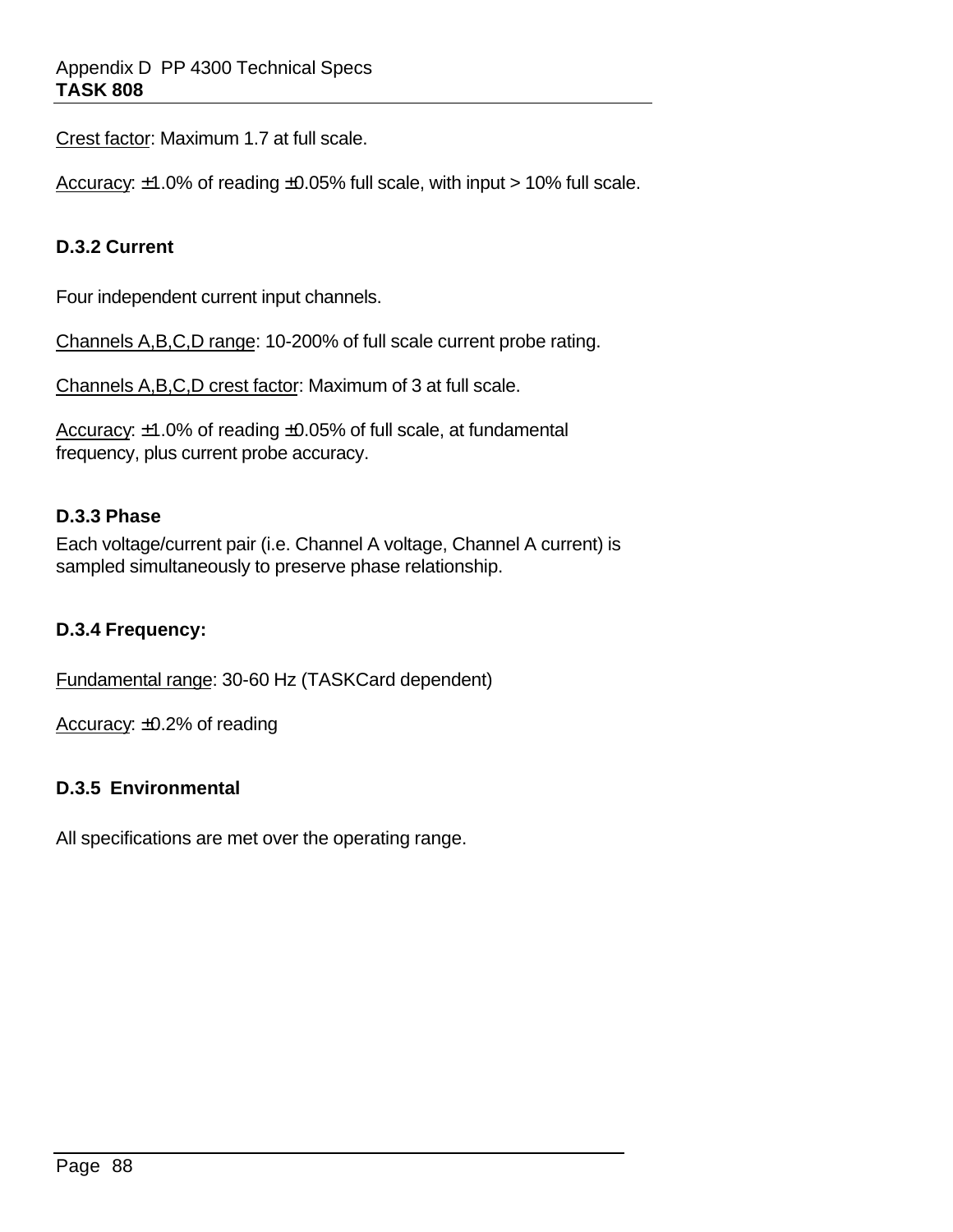Crest factor: Maximum 1.7 at full scale.

Accuracy: ±1.0% of reading ±0.05% full scale, with input > 10% full scale.

### D.3.2 Current

Four independent current input channels.

Channels A,B,C,D range: 10-200% of full scale current probe rating.

Channels A,B,C,D crest factor: Maximum of 3 at full scale.

Accuracy: ±1.0% of reading ±0.05% of full scale, at fundamental frequency, plus current probe accuracy.

### D.3.3 Phase

Each voltage/current pair (i.e. Channel A voltage, Channel A current) is sampled simultaneously to preserve phase relationship.

### D.3.4 Frequency:

Fundamental range: 30-60 Hz (TASKCard dependent)

Accuracy: ±0.2% of reading

### D.3.5 Environmental

All specifications are met over the operating range.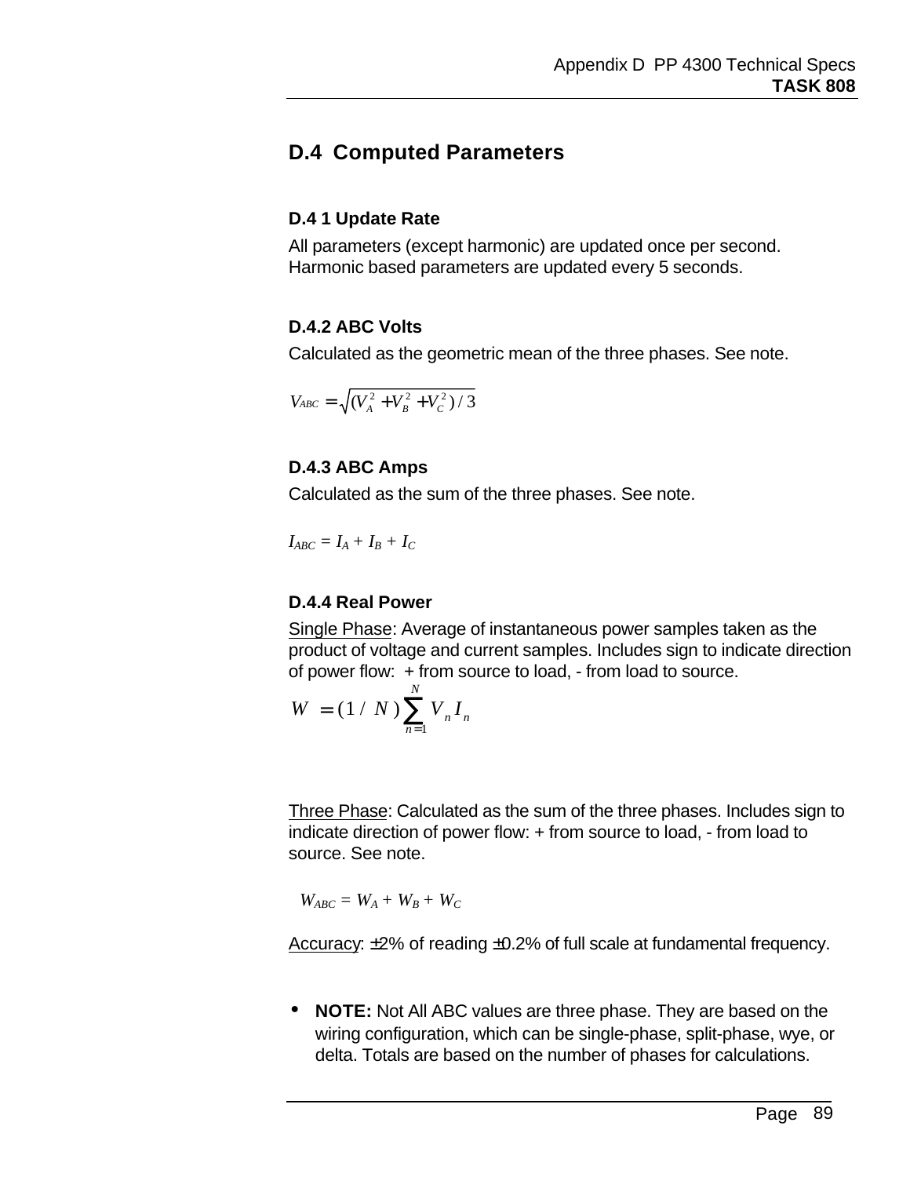## D.4 Computed Parameters

### D.4 1 Update Rate

All parameters (except harmonic) are updated once per second. Harmonic based parameters are updated every 5 seconds.

### D.4.2 ABC Volts

Calculated as the geometric mean of the three phases. See note.

$$V_{ABC} = \sqrt{(V_A^2 + V_B^2 + V_C^2)/3}$$

### D.4.3 ABC Amps

Calculated as the sum of the three phases. See note.

$$I_{ABC} = I_A + I_B + I_C$$

### D.4.4 Real Power

Single Phase: Average of instantaneous power samples taken as the product of voltage and current samples. Includes sign to indicate direction of power flow: + from source to load, - from load to source.

$$W = (1/N)\sum_{n=1}^{N} V_n I_n$$

Three Phase: Calculated as the sum of the three phases. Includes sign to indicate direction of power flow: + from source to load, - from load to source. See note.

$$W_{ABC} = W_A + W_B + W_C$$

Accuracy: ±2% of reading ±0.2% of full scale at fundamental frequency.

- **NOTE:** Not All ABC values are three phase. They are based on the wiring configuration, which can be single-phase, split-phase, wye, or delta. Totals are based on the number of phases for calculations.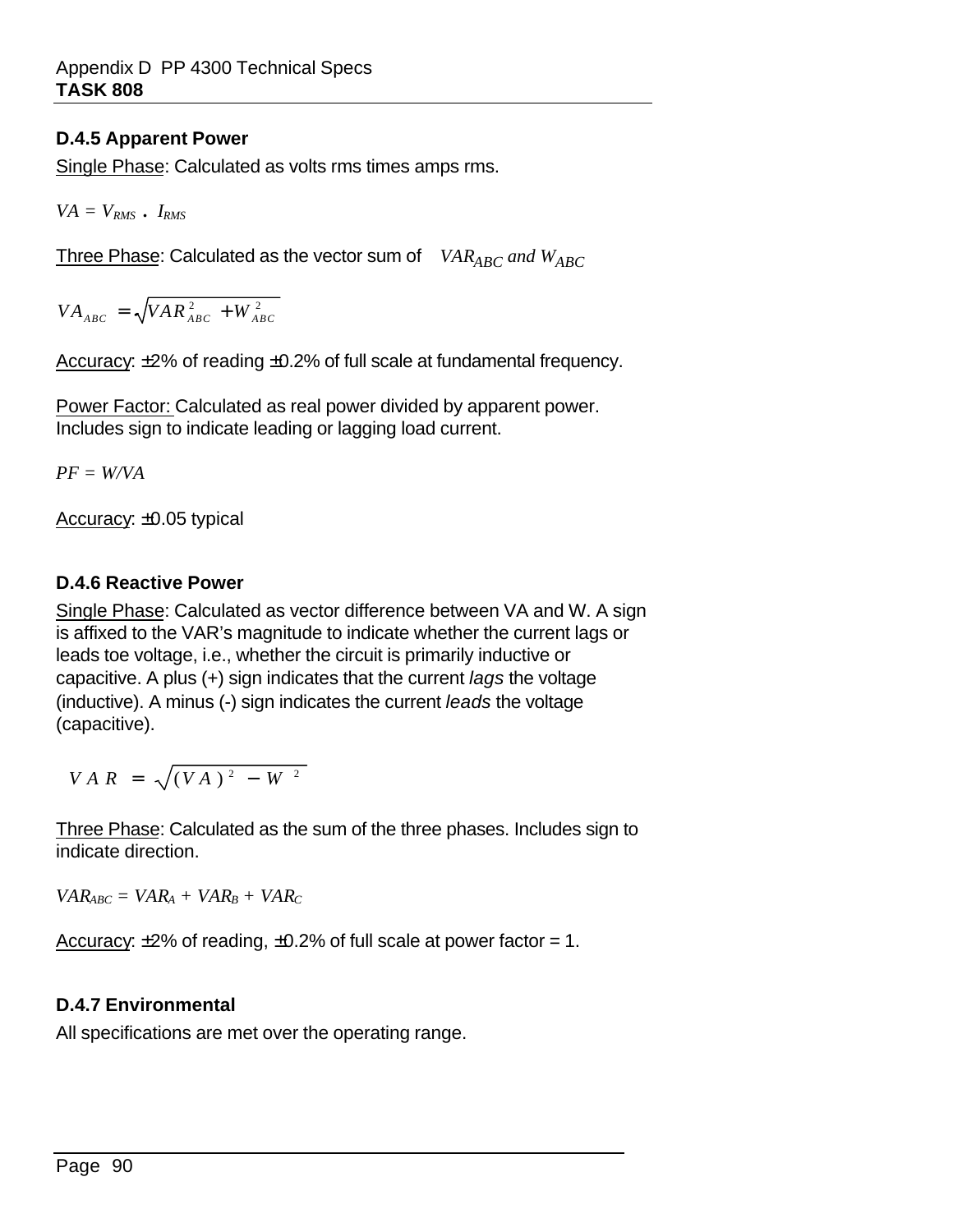### D.4.5 Apparent Power

Single Phase: Calculated as volts rms times amps rms.

$VA = V_{RMS} \cdot I_{RMS}$

Three Phase: Calculated as the vector sum of $VAR_{ABC}$ *and* $W_{ABC}$

$$VA_{ABC} = \sqrt{VAR^2_{ABC} + W^2_{ABC}}$$

Accuracy: ±2% of reading ±0.2% of full scale at fundamental frequency.

Power Factor: Calculated as real power divided by apparent power. Includes sign to indicate leading or lagging load current.

$PF = W/VA$

Accuracy: ±0.05 typical

### D.4.6 Reactive Power

Single Phase: Calculated as vector difference between VA and W. A sign is affixed to the VAR's magnitude to indicate whether the current lags or leads toe voltage, i.e., whether the circuit is primarily inductive or capacitive. A plus (+) sign indicates that the current *lags* the voltage (inductive). A minus (-) sign indicates the current *leads* the voltage (capacitive).

$$VAR = \sqrt{(VA)^2 - W^2}$$

Three Phase: Calculated as the sum of the three phases. Includes sign to indicate direction.

$VAR_{ABC} = VAR_A + VAR_B + VAR_C$

Accuracy: ±2% of reading, ±0.2% of full scale at power factor = 1.

### D.4.7 Environmental

All specifications are met over the operating range.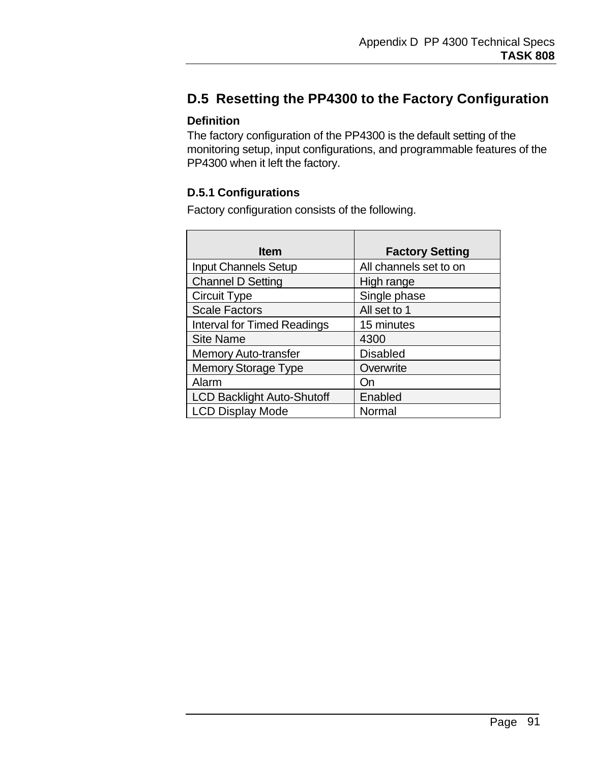## D.5 Resetting the PP4300 to the Factory Configuration

**Definition**

The factory configuration of the PP4300 is the default setting of the monitoring setup, input configurations, and programmable features of the PP4300 when it left the factory.

### D.5.1 Configurations

Factory configuration consists of the following.

| Item | Factory Setting |
|---|---|
| Input Channels Setup | All channels set to on |
| Channel D Setting | High range |
| Circuit Type | Single phase |
| Scale Factors | All set to 1 |
| Interval for Timed Readings | 15 minutes |
| Site Name | 4300 |
| Memory Auto-transfer | Disabled |
| Memory Storage Type | Overwrite |
| Alarm | On |
| LCD Backlight Auto-Shutoff | Enabled |
| LCD Display Mode | Normal |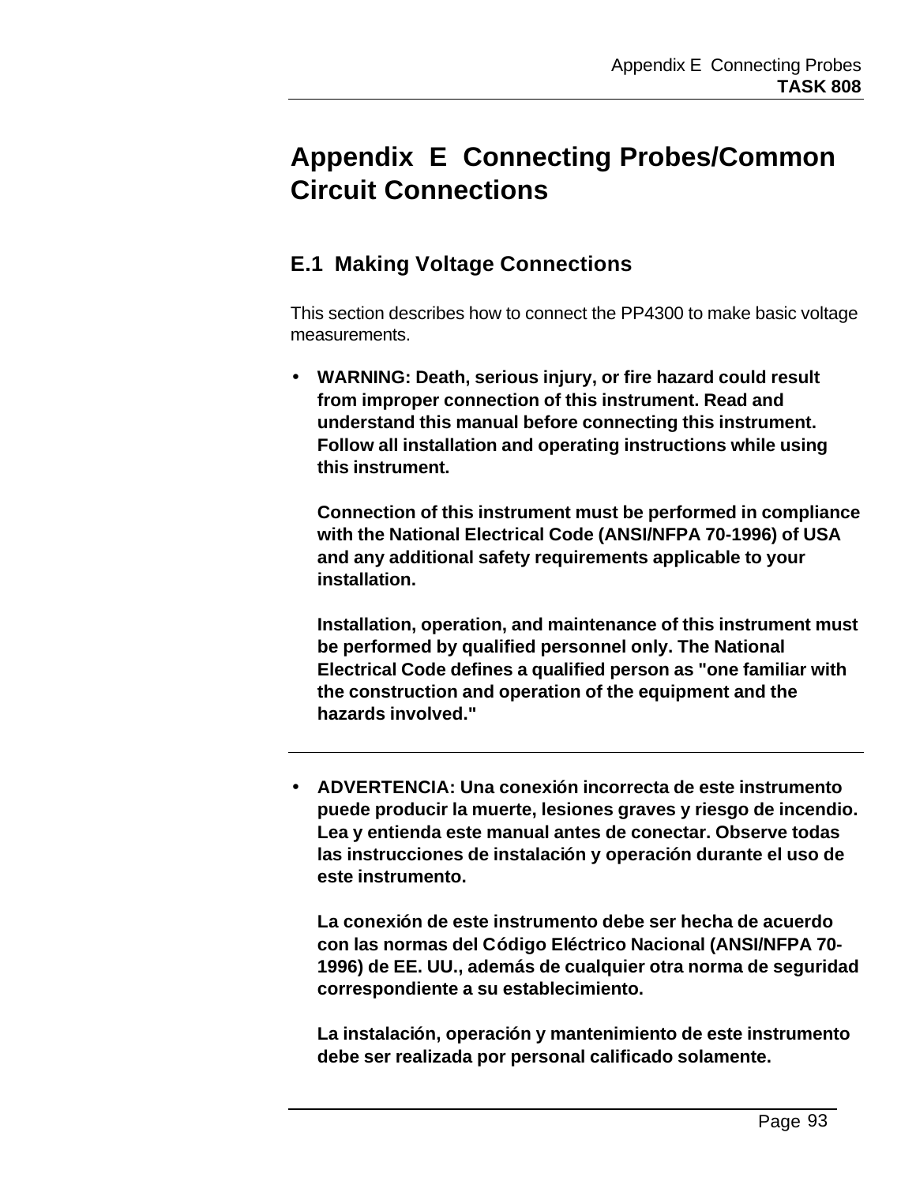# Appendix E Connecting Probes/Common Circuit Connections

## E.1 Making Voltage Connections

This section describes how to connect the PP4300 to make basic voltage measurements.

- **WARNING: Death, serious injury, or fire hazard could result from improper connection of this instrument. Read and understand this manual before connecting this instrument. Follow all installation and operating instructions while using this instrument.**

  **Connection of this instrument must be performed in compliance with the National Electrical Code (ANSI/NFPA 70-1996) of USA and any additional safety requirements applicable to your installation.**

  **Installation, operation, and maintenance of this instrument must be performed by qualified personnel only. The National Electrical Code defines a qualified person as "one familiar with the construction and operation of the equipment and the hazards involved."**

---

- **ADVERTENCIA: Una conexión incorrecta de este instrumento puede producir la muerte, lesiones graves y riesgo de incendio. Lea y entienda este manual antes de conectar. Observe todas las instrucciones de instalación y operación durante el uso de este instrumento.**

  **La conexión de este instrumento debe ser hecha de acuerdo con las normas del Código Eléctrico Nacional (ANSI/NFPA 70-1996) de EE. UU., además de cualquier otra norma de seguridad correspondiente a su establecimiento.**

  **La instalación, operación y mantenimiento de este instrumento debe ser realizada por personal calificado solamente.**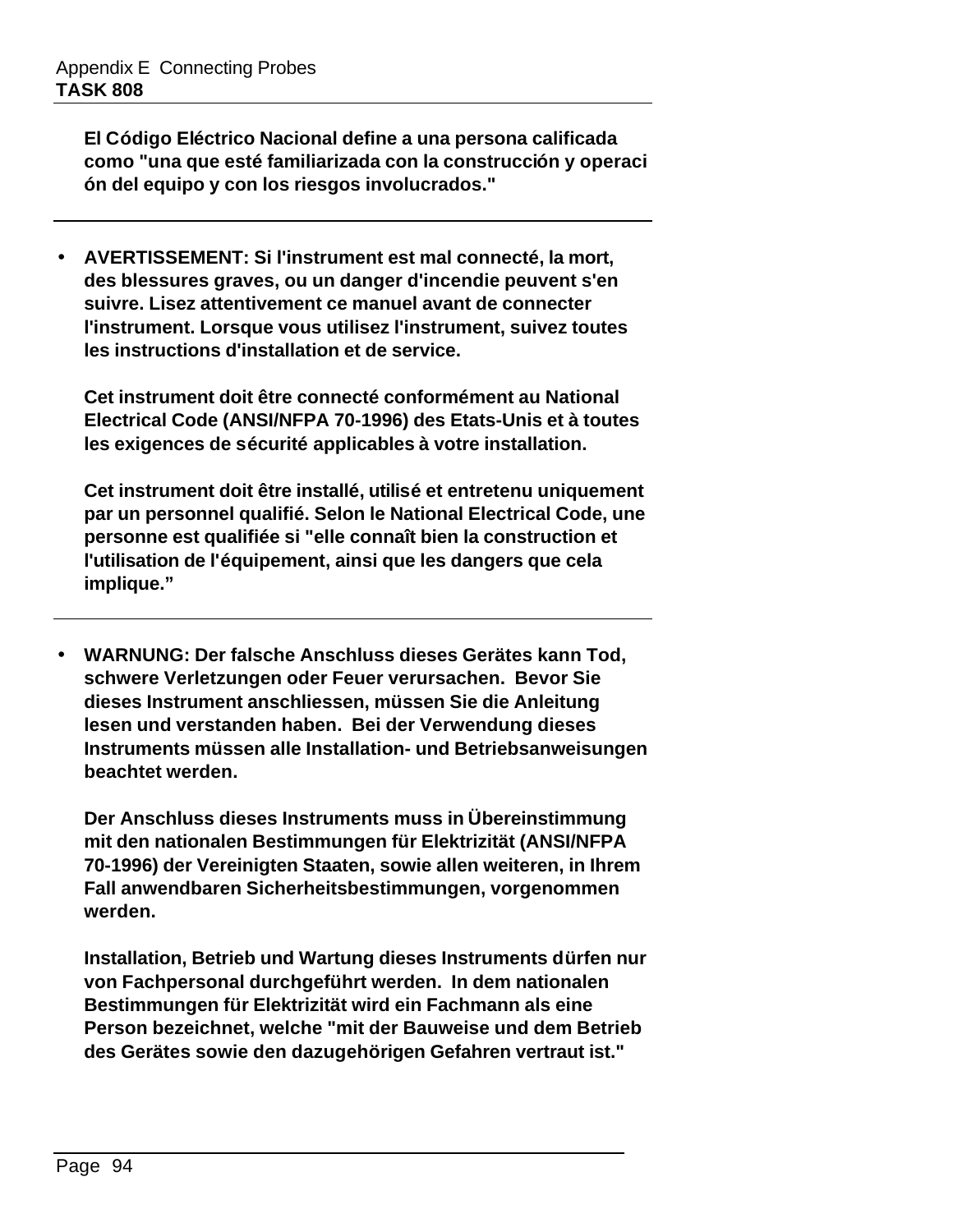**El Código Eléctrico Nacional define a una persona calificada como "una que esté familiarizada con la construcción y operaci ón del equipo y con los riesgos involucrados."**

---

- **AVERTISSEMENT: Si l'instrument est mal connecté, la mort, des blessures graves, ou un danger d'incendie peuvent s'en suivre. Lisez attentivement ce manuel avant de connecter l'instrument. Lorsque vous utilisez l'instrument, suivez toutes les instructions d'installation et de service.**

  **Cet instrument doit être connecté conformément au National Electrical Code (ANSI/NFPA 70-1996) des Etats-Unis et à toutes les exigences de sécurité applicables à votre installation.**

  **Cet instrument doit être installé, utilisé et entretenu uniquement par un personnel qualifié. Selon le National Electrical Code, une personne est qualifiée si "elle connaît bien la construction et l'utilisation de l'équipement, ainsi que les dangers que cela implique."**

---

- **WARNUNG: Der falsche Anschluss dieses Gerätes kann Tod, schwere Verletzungen oder Feuer verursachen. Bevor Sie dieses Instrument anschliessen, müssen Sie die Anleitung lesen und verstanden haben. Bei der Verwendung dieses Instruments müssen alle Installation- und Betriebsanweisungen beachtet werden.**

  **Der Anschluss dieses Instruments muss in Übereinstimmung mit den nationalen Bestimmungen für Elektrizität (ANSI/NFPA 70-1996) der Vereinigten Staaten, sowie allen weiteren, in Ihrem Fall anwendbaren Sicherheitsbestimmungen, vorgenommen werden.**

  **Installation, Betrieb und Wartung dieses Instruments dürfen nur von Fachpersonal durchgeführt werden. In dem nationalen Bestimmungen für Elektrizität wird ein Fachmann als eine Person bezeichnet, welche "mit der Bauweise und dem Betrieb des Gerätes sowie den dazugehörigen Gefahren vertraut ist."**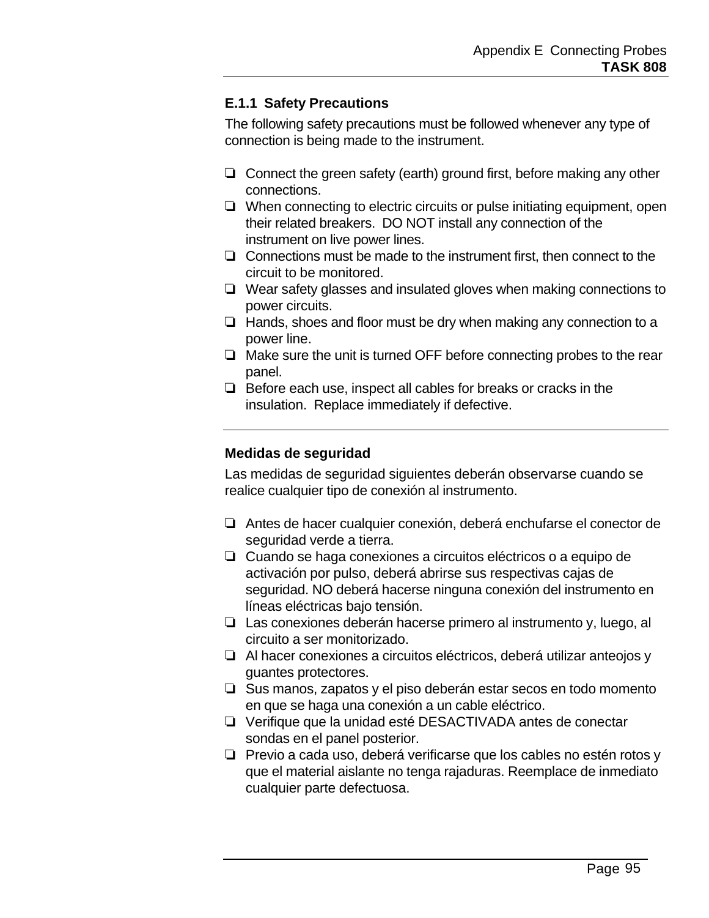### E.1.1 Safety Precautions

The following safety precautions must be followed whenever any type of connection is being made to the instrument.

- ❏ Connect the green safety (earth) ground first, before making any other connections.
- ❏ When connecting to electric circuits or pulse initiating equipment, open their related breakers. DO NOT install any connection of the instrument on live power lines.
- ❏ Connections must be made to the instrument first, then connect to the circuit to be monitored.
- ❏ Wear safety glasses and insulated gloves when making connections to power circuits.
- ❏ Hands, shoes and floor must be dry when making any connection to a power line.
- ❏ Make sure the unit is turned OFF before connecting probes to the rear panel.
- ❏ Before each use, inspect all cables for breaks or cracks in the insulation. Replace immediately if defective.

---

### Medidas de seguridad

Las medidas de seguridad siguientes deberán observarse cuando se realice cualquier tipo de conexión al instrumento.

- ❏ Antes de hacer cualquier conexión, deberá enchufarse el conector de seguridad verde a tierra.
- ❏ Cuando se haga conexiones a circuitos eléctricos o a equipo de activación por pulso, deberá abrirse sus respectivas cajas de seguridad. NO deberá hacerse ninguna conexión del instrumento en líneas eléctricas bajo tensión.
- ❏ Las conexiones deberán hacerse primero al instrumento y, luego, al circuito a ser monitorizado.
- ❏ Al hacer conexiones a circuitos eléctricos, deberá utilizar anteojos y guantes protectores.
- ❏ Sus manos, zapatos y el piso deberán estar secos en todo momento en que se haga una conexión a un cable eléctrico.
- ❏ Verifique que la unidad esté DESACTIVADA antes de conectar sondas en el panel posterior.
- ❏ Previo a cada uso, deberá verificarse que los cables no estén rotos y que el material aislante no tenga rajaduras. Reemplace de inmediato cualquier parte defectuosa.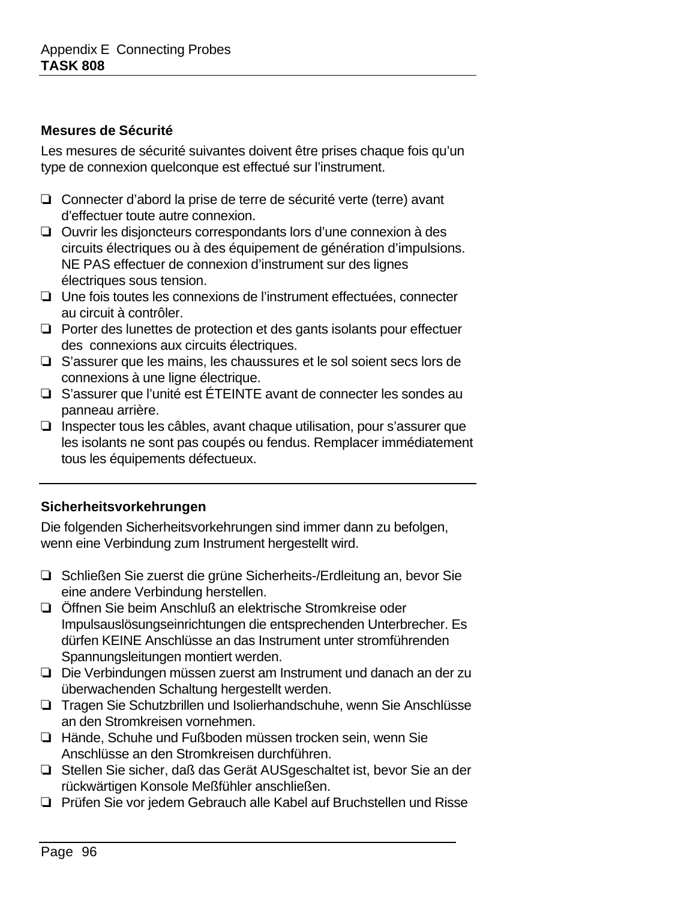### Mesures de Sécurité

Les mesures de sécurité suivantes doivent être prises chaque fois qu'un type de connexion quelconque est effectué sur l'instrument.

- ❏ Connecter d'abord la prise de terre de sécurité verte (terre) avant d'effectuer toute autre connexion.
- ❏ Ouvrir les disjoncteurs correspondants lors d'une connexion à des circuits électriques ou à des équipement de génération d'impulsions. NE PAS effectuer de connexion d'instrument sur des lignes électriques sous tension.
- ❏ Une fois toutes les connexions de l'instrument effectuées, connecter au circuit à contrôler.
- ❏ Porter des lunettes de protection et des gants isolants pour effectuer des connexions aux circuits électriques.
- ❏ S'assurer que les mains, les chaussures et le sol soient secs lors de connexions à une ligne électrique.
- ❏ S'assurer que l'unité est ÉTEINTE avant de connecter les sondes au panneau arrière.
- ❏ Inspecter tous les câbles, avant chaque utilisation, pour s'assurer que les isolants ne sont pas coupés ou fendus. Remplacer immédiatement tous les équipements défectueux.

---

### Sicherheitsvorkehrungen

Die folgenden Sicherheitsvorkehrungen sind immer dann zu befolgen, wenn eine Verbindung zum Instrument hergestellt wird.

- ❏ Schließen Sie zuerst die grüne Sicherheits-/Erdleitung an, bevor Sie eine andere Verbindung herstellen.
- ❏ Öffnen Sie beim Anschluß an elektrische Stromkreise oder Impulsauslösungseinrichtungen die entsprechenden Unterbrecher. Es dürfen KEINE Anschlüsse an das Instrument unter stromführenden Spannungsleitungen montiert werden.
- ❏ Die Verbindungen müssen zuerst am Instrument und danach an der zu überwachenden Schaltung hergestellt werden.
- ❏ Tragen Sie Schutzbrillen und Isolierhandschuhe, wenn Sie Anschlüsse an den Stromkreisen vornehmen.
- ❏ Hände, Schuhe und Fußboden müssen trocken sein, wenn Sie Anschlüsse an den Stromkreisen durchführen.
- ❏ Stellen Sie sicher, daß das Gerät AUSgeschaltet ist, bevor Sie an der rückwärtigen Konsole Meßfühler anschließen.
- ❏ Prüfen Sie vor jedem Gebrauch alle Kabel auf Bruchstellen und Risse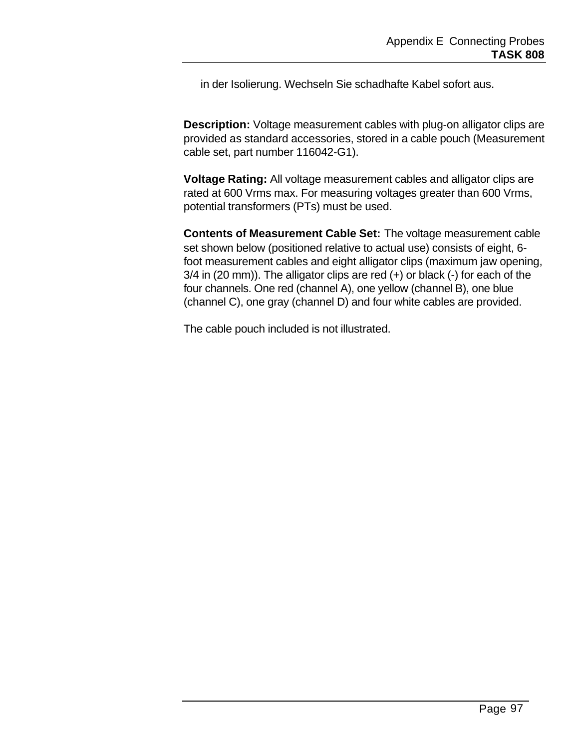in der Isolierung. Wechseln Sie schadhafte Kabel sofort aus.

**Description:** Voltage measurement cables with plug-on alligator clips are provided as standard accessories, stored in a cable pouch (Measurement cable set, part number 116042-G1).

**Voltage Rating:** All voltage measurement cables and alligator clips are rated at 600 Vrms max. For measuring voltages greater than 600 Vrms, potential transformers (PTs) must be used.

**Contents of Measurement Cable Set:** The voltage measurement cable set shown below (positioned relative to actual use) consists of eight, 6-foot measurement cables and eight alligator clips (maximum jaw opening, 3/4 in (20 mm)). The alligator clips are red (+) or black (-) for each of the four channels. One red (channel A), one yellow (channel B), one blue (channel C), one gray (channel D) and four white cables are provided.

The cable pouch included is not illustrated.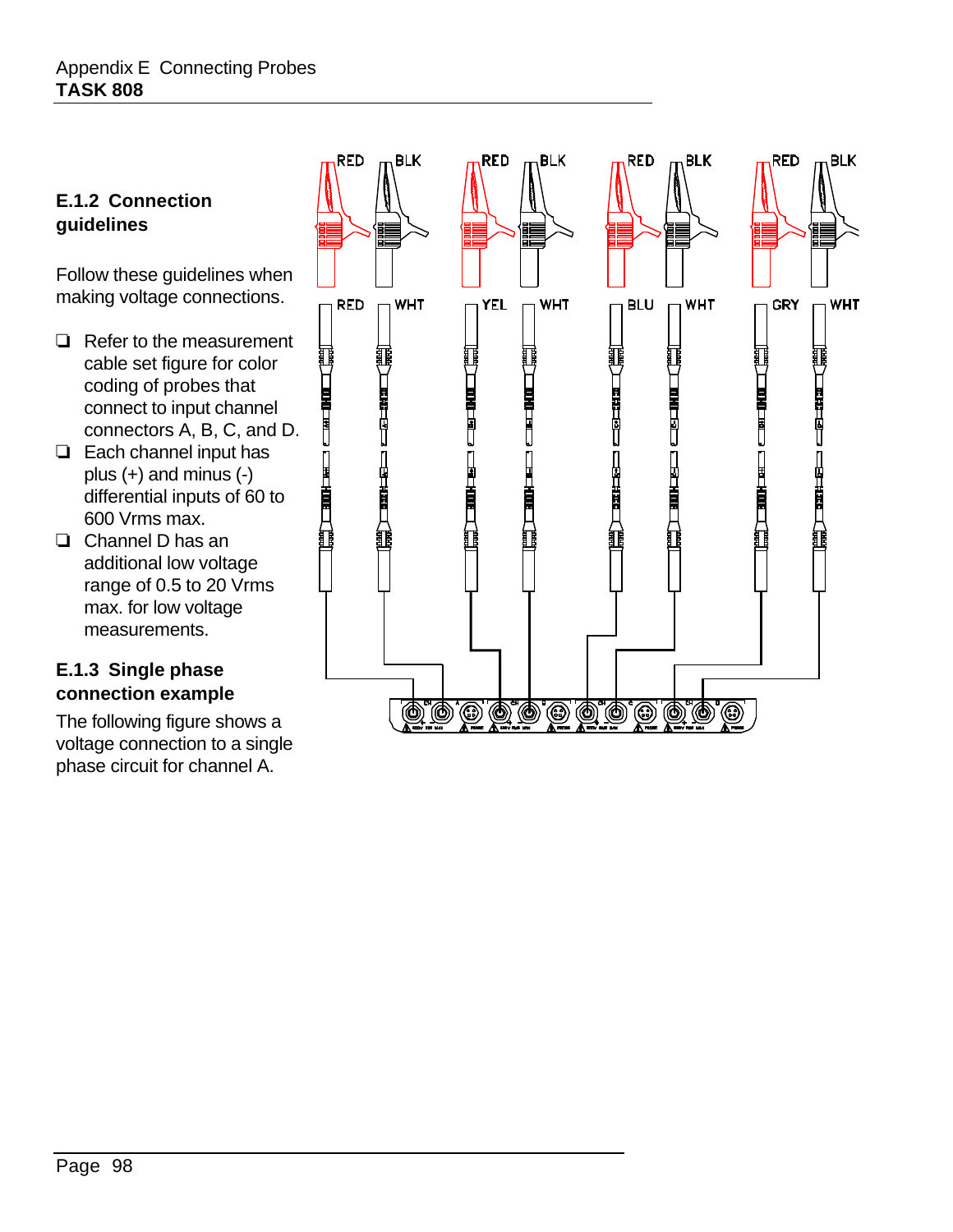### E.1.2 Connection guidelines

Follow these guidelines when making voltage connections.

- ❏ Refer to the measurement cable set figure for color coding of probes that connect to input channel connectors A, B, C, and D.
- ❏ Each channel input has plus (+) and minus (-) differential inputs of 60 to 600 Vrms max.
- ❏ Channel D has an additional low voltage range of 0.5 to 20 Vrms max. for low voltage measurements.

### E.1.3 Single phase connection example

The following figure shows a voltage connection to a single phase circuit for channel A.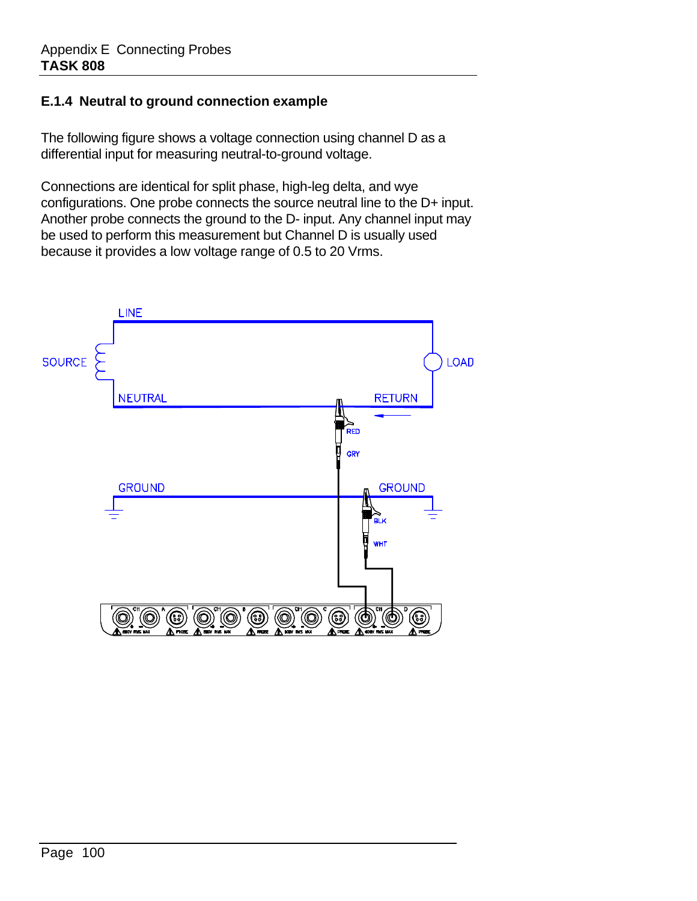### E.1.4 Neutral to ground connection example

The following figure shows a voltage connection using channel D as a differential input for measuring neutral-to-ground voltage.

Connections are identical for split phase, high-leg delta, and wye configurations. One probe connects the source neutral line to the D+ input. Another probe connects the ground to the D- input. Any channel input may be used to perform this measurement but Channel D is usually used because it provides a low voltage range of 0.5 to 20 Vrms.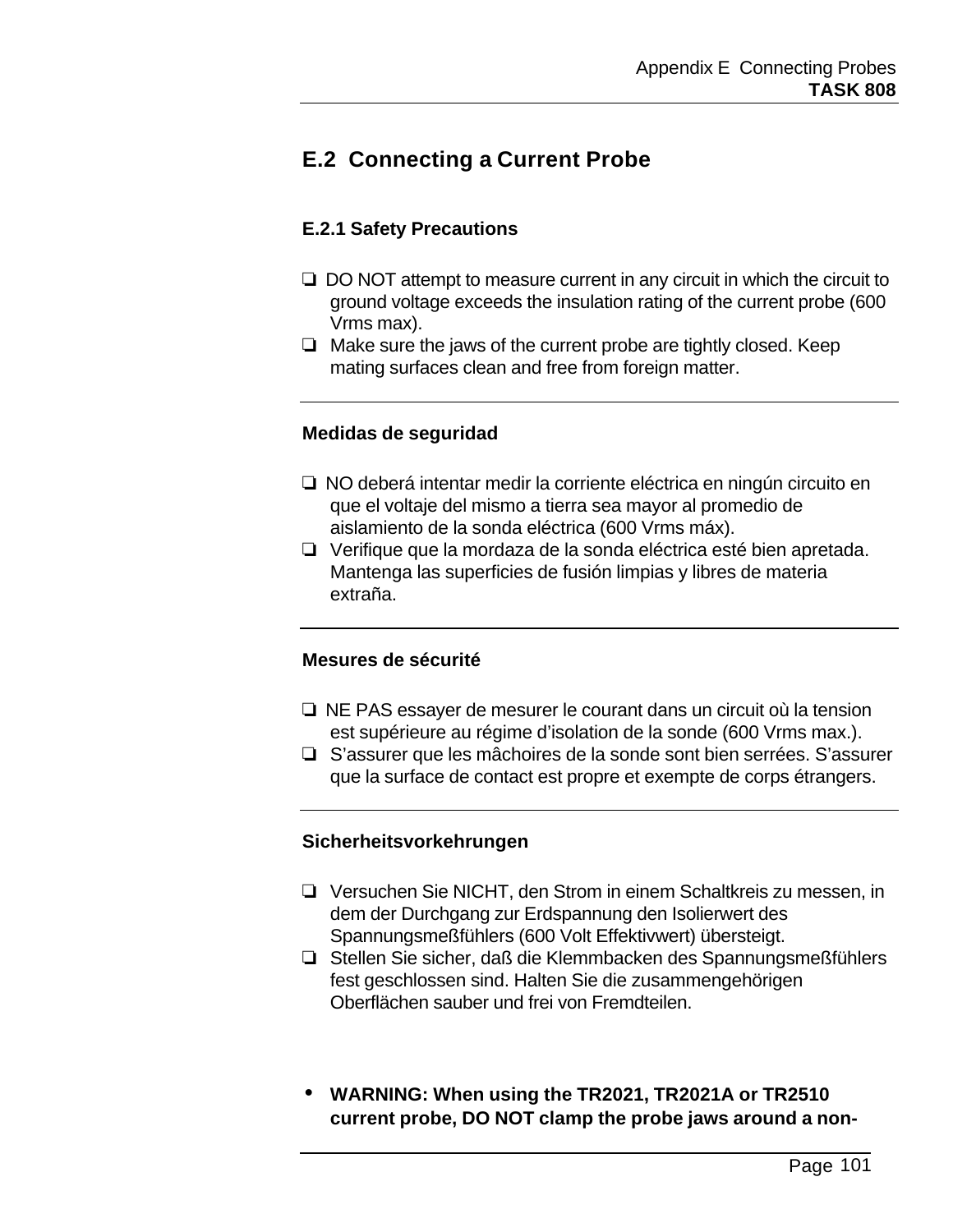## E.2 Connecting a Current Probe

### E.2.1 Safety Precautions

- ❏ DO NOT attempt to measure current in any circuit in which the circuit to ground voltage exceeds the insulation rating of the current probe (600 Vrms max).
- ❏ Make sure the jaws of the current probe are tightly closed. Keep mating surfaces clean and free from foreign matter.

---

### Medidas de seguridad

- ❏ NO deberá intentar medir la corriente eléctrica en ningún circuito en que el voltaje del mismo a tierra sea mayor al promedio de aislamiento de la sonda eléctrica (600 Vrms máx).
- ❏ Verifique que la mordaza de la sonda eléctrica esté bien apretada. Mantenga las superficies de fusión limpias y libres de materia extraña.

---

### Mesures de sécurité

- ❏ NE PAS essayer de mesurer le courant dans un circuit où la tension est supérieure au régime d'isolation de la sonde (600 Vrms max.).
- ❏ S'assurer que les mâchoires de la sonde sont bien serrées. S'assurer que la surface de contact est propre et exempte de corps étrangers.

---

### Sicherheitsvorkehrungen

- ❏ Versuchen Sie NICHT, den Strom in einem Schaltkreis zu messen, in dem der Durchgang zur Erdspannung den Isolierwert des Spannungsmeßfühlers (600 Volt Effektivwert) übersteigt.
- ❏ Stellen Sie sicher, daß die Klemmbacken des Spannungsmeßfühlers fest geschlossen sind. Halten Sie die zusammengehörigen Oberflächen sauber und frei von Fremdteilen.

- **WARNING: When using the TR2021, TR2021A or TR2510 current probe, DO NOT clamp the probe jaws around a non-**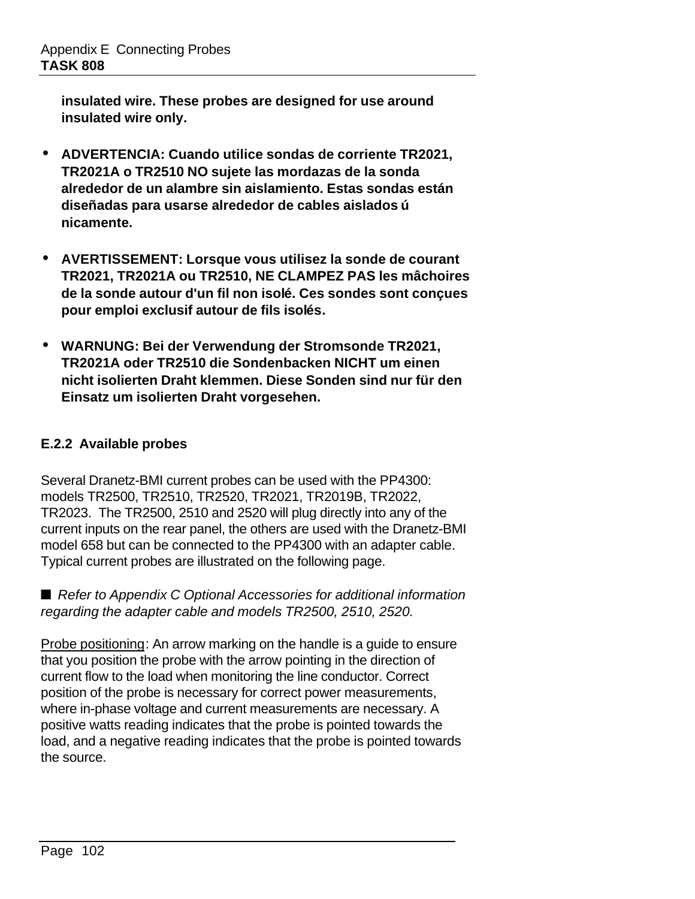**insulated wire. These probes are designed for use around insulated wire only.**

- **ADVERTENCIA: Cuando utilice sondas de corriente TR2021, TR2021A o TR2510 NO sujete las mordazas de la sonda alrededor de un alambre sin aislamiento. Estas sondas están diseñadas para usarse alrededor de cables aislados ú nicamente.**

- **AVERTISSEMENT: Lorsque vous utilisez la sonde de courant TR2021, TR2021A ou TR2510, NE CLAMPEZ PAS les mâchoires de la sonde autour d'un fil non isolé. Ces sondes sont conçues pour emploi exclusif autour de fils isolés.**

- **WARNUNG: Bei der Verwendung der Stromsonde TR2021, TR2021A oder TR2510 die Sondenbacken NICHT um einen nicht isolierten Draht klemmen. Diese Sonden sind nur für den Einsatz um isolierten Draht vorgesehen.**

### E.2.2 Available probes

Several Dranetz-BMI current probes can be used with the PP4300: models TR2500, TR2510, TR2520, TR2021, TR2019B, TR2022, TR2023. The TR2500, 2510 and 2520 will plug directly into any of the current inputs on the rear panel, the others are used with the Dranetz-BMI model 658 but can be connected to the PP4300 with an adapter cable. Typical current probes are illustrated on the following page.

■ *Refer to Appendix C Optional Accessories for additional information regarding the adapter cable and models TR2500, 2510, 2520.*

Probe positioning: An arrow marking on the handle is a guide to ensure that you position the probe with the arrow pointing in the direction of current flow to the load when monitoring the line conductor. Correct position of the probe is necessary for correct power measurements, where in-phase voltage and current measurements are necessary. A positive watts reading indicates that the probe is pointed towards the load, and a negative reading indicates that the probe is pointed towards the source.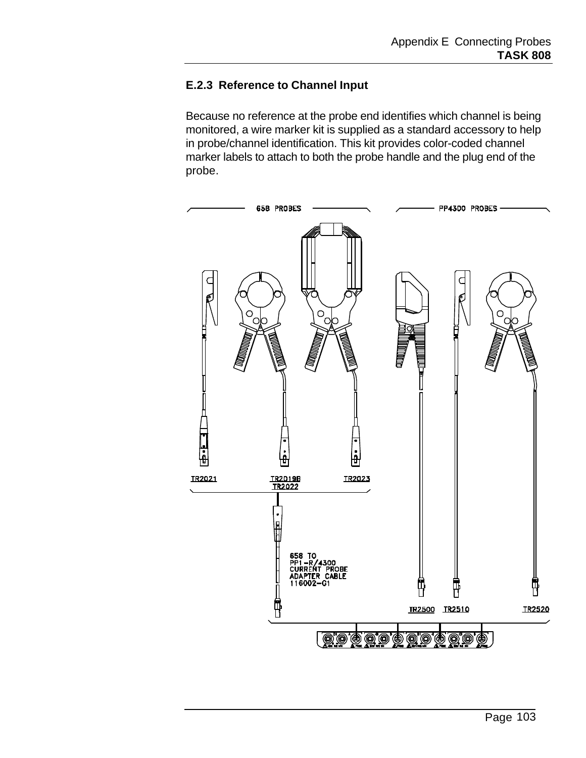### E.2.3 Reference to Channel Input

Because no reference at the probe end identifies which channel is being monitored, a wire marker kit is supplied as a standard accessory to help in probe/channel identification. This kit provides color-coded channel marker labels to attach to both the probe handle and the plug end of the probe.

658 PROBES

PP4300 PROBES

TR2021

TR2019B
TR2022

TR2023

658 TO
PP1-R/4300
CURRENT PROBE
ADAPTER CABLE
116002-G1

TR2500

TR2510

TR2520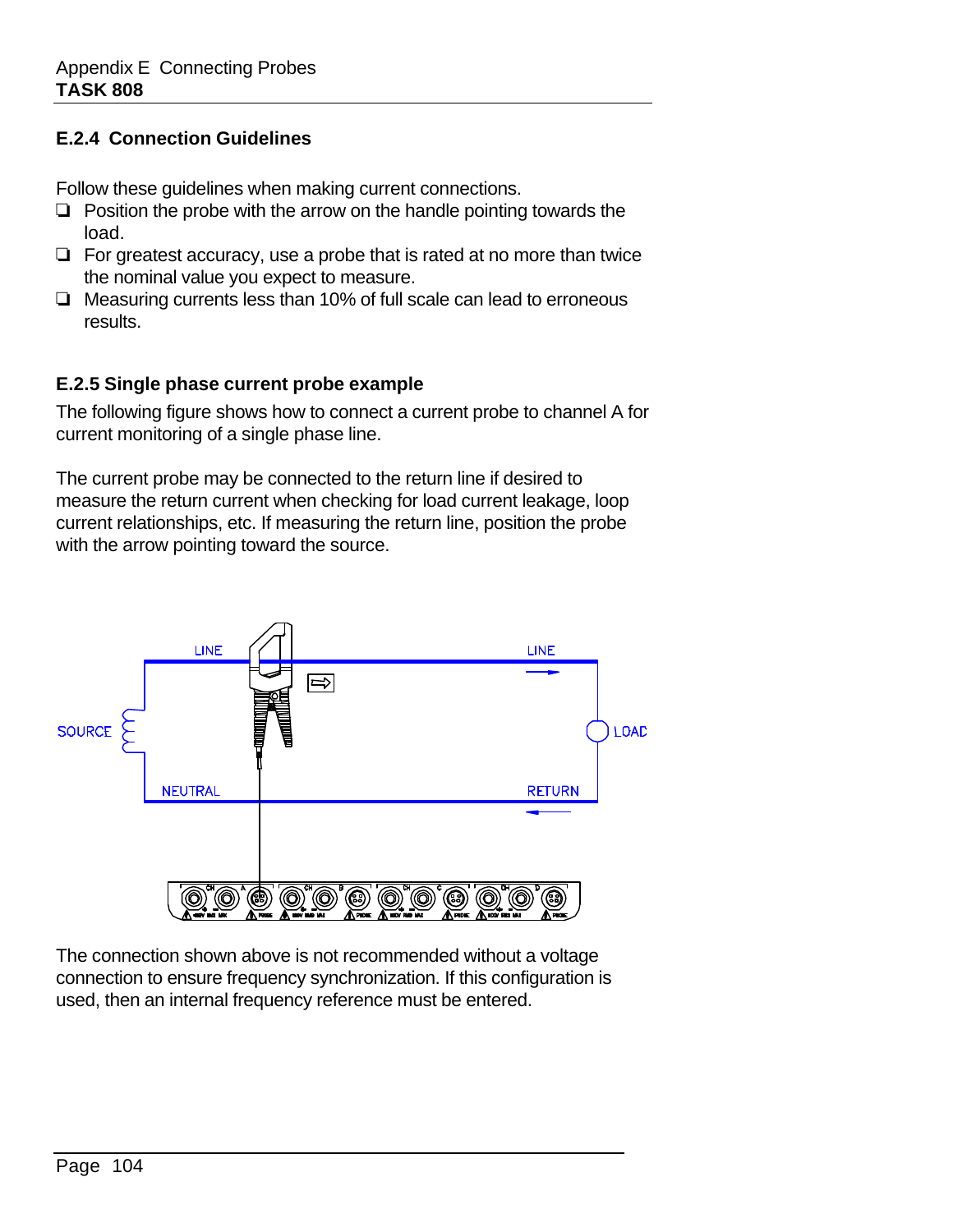### E.2.4 Connection Guidelines

Follow these guidelines when making current connections.

- ❏ Position the probe with the arrow on the handle pointing towards the load.
- ❏ For greatest accuracy, use a probe that is rated at no more than twice the nominal value you expect to measure.
- ❏ Measuring currents less than 10% of full scale can lead to erroneous results.

### E.2.5 Single phase current probe example

The following figure shows how to connect a current probe to channel A for current monitoring of a single phase line.

The current probe may be connected to the return line if desired to measure the return current when checking for load current leakage, loop current relationships, etc. If measuring the return line, position the probe with the arrow pointing toward the source.

The connection shown above is not recommended without a voltage connection to ensure frequency synchronization. If this configuration is used, then an internal frequency reference must be entered.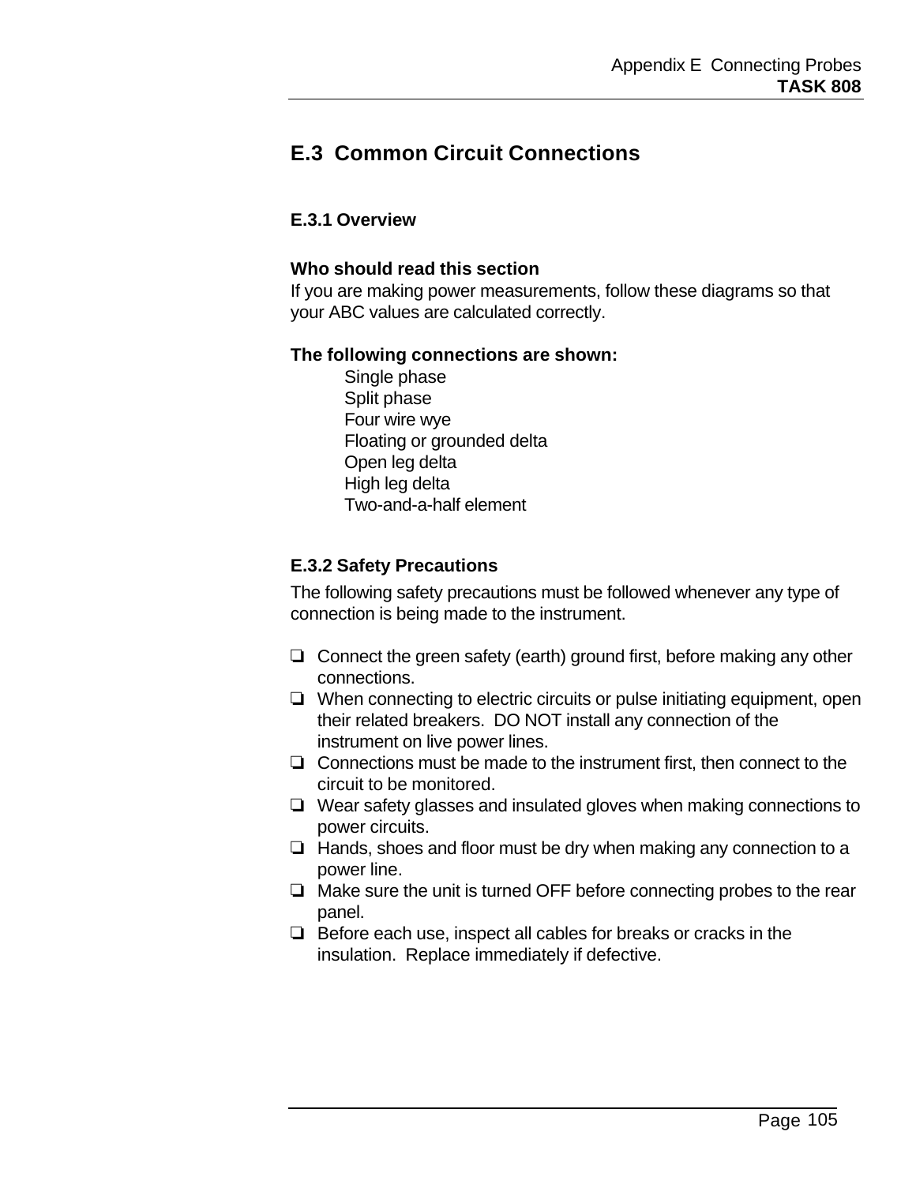## E.3 Common Circuit Connections

### E.3.1 Overview

**Who should read this section**

If you are making power measurements, follow these diagrams so that your ABC values are calculated correctly.

**The following connections are shown:**

Single phase
Split phase
Four wire wye
Floating or grounded delta
Open leg delta
High leg delta
Two-and-a-half element

### E.3.2 Safety Precautions

The following safety precautions must be followed whenever any type of connection is being made to the instrument.

- ❏ Connect the green safety (earth) ground first, before making any other connections.
- ❏ When connecting to electric circuits or pulse initiating equipment, open their related breakers. DO NOT install any connection of the instrument on live power lines.
- ❏ Connections must be made to the instrument first, then connect to the circuit to be monitored.
- ❏ Wear safety glasses and insulated gloves when making connections to power circuits.
- ❏ Hands, shoes and floor must be dry when making any connection to a power line.
- ❏ Make sure the unit is turned OFF before connecting probes to the rear panel.
- ❏ Before each use, inspect all cables for breaks or cracks in the insulation. Replace immediately if defective.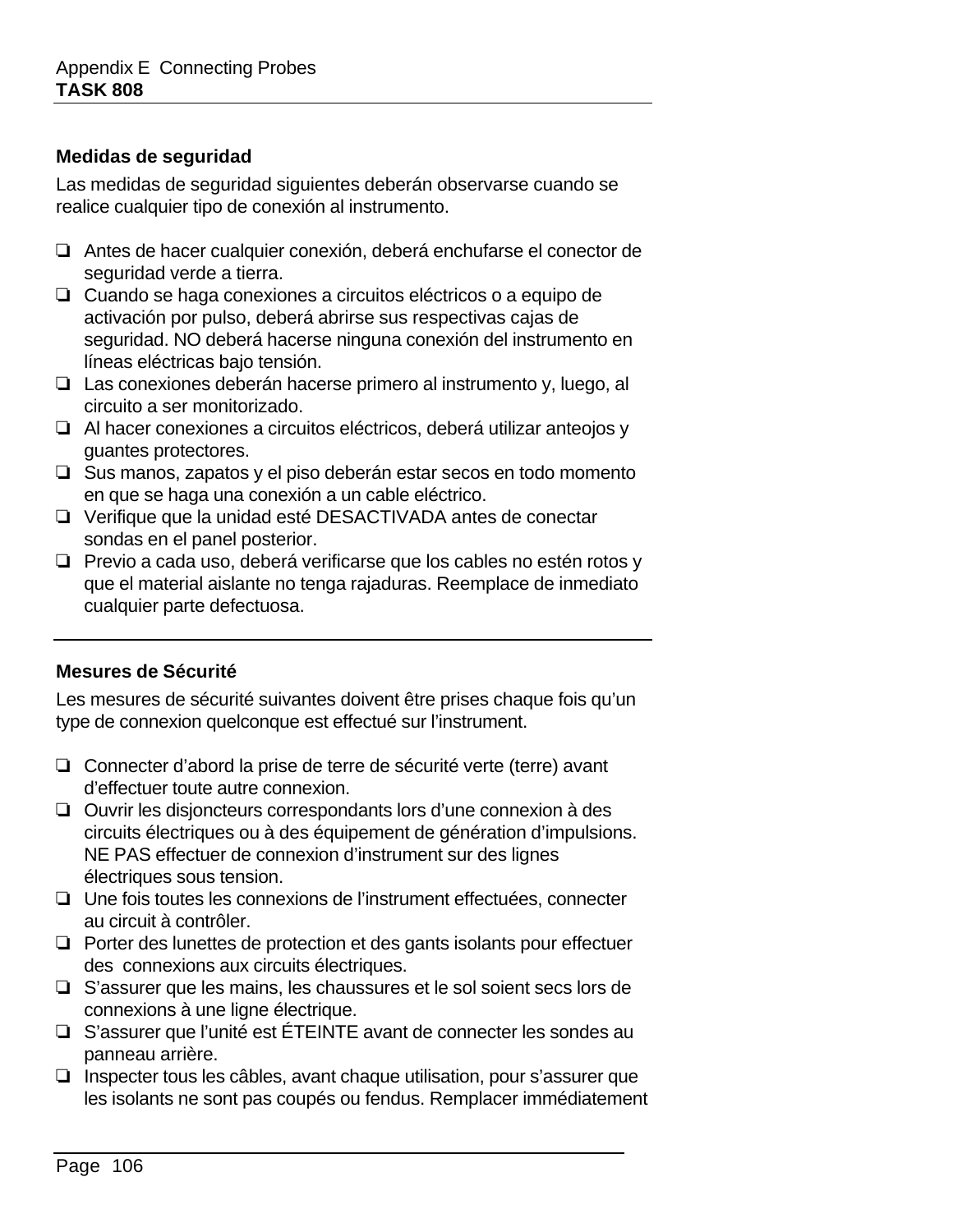### Medidas de seguridad

Las medidas de seguridad siguientes deberán observarse cuando se realice cualquier tipo de conexión al instrumento.

- ❏ Antes de hacer cualquier conexión, deberá enchufarse el conector de seguridad verde a tierra.
- ❏ Cuando se haga conexiones a circuitos eléctricos o a equipo de activación por pulso, deberá abrirse sus respectivas cajas de seguridad. NO deberá hacerse ninguna conexión del instrumento en líneas eléctricas bajo tensión.
- ❏ Las conexiones deberán hacerse primero al instrumento y, luego, al circuito a ser monitorizado.
- ❏ Al hacer conexiones a circuitos eléctricos, deberá utilizar anteojos y guantes protectores.
- ❏ Sus manos, zapatos y el piso deberán estar secos en todo momento en que se haga una conexión a un cable eléctrico.
- ❏ Verifique que la unidad esté DESACTIVADA antes de conectar sondas en el panel posterior.
- ❏ Previo a cada uso, deberá verificarse que los cables no estén rotos y que el material aislante no tenga rajaduras. Reemplace de inmediato cualquier parte defectuosa.

---

### Mesures de Sécurité

Les mesures de sécurité suivantes doivent être prises chaque fois qu'un type de connexion quelconque est effectué sur l'instrument.

- ❏ Connecter d'abord la prise de terre de sécurité verte (terre) avant d'effectuer toute autre connexion.
- ❏ Ouvrir les disjoncteurs correspondants lors d'une connexion à des circuits électriques ou à des équipement de génération d'impulsions. NE PAS effectuer de connexion d'instrument sur des lignes électriques sous tension.
- ❏ Une fois toutes les connexions de l'instrument effectuées, connecter au circuit à contrôler.
- ❏ Porter des lunettes de protection et des gants isolants pour effectuer des connexions aux circuits électriques.
- ❏ S'assurer que les mains, les chaussures et le sol soient secs lors de connexions à une ligne électrique.
- ❏ S'assurer que l'unité est ÉTEINTE avant de connecter les sondes au panneau arrière.
- ❏ Inspecter tous les câbles, avant chaque utilisation, pour s'assurer que les isolants ne sont pas coupés ou fendus. Remplacer immédiatement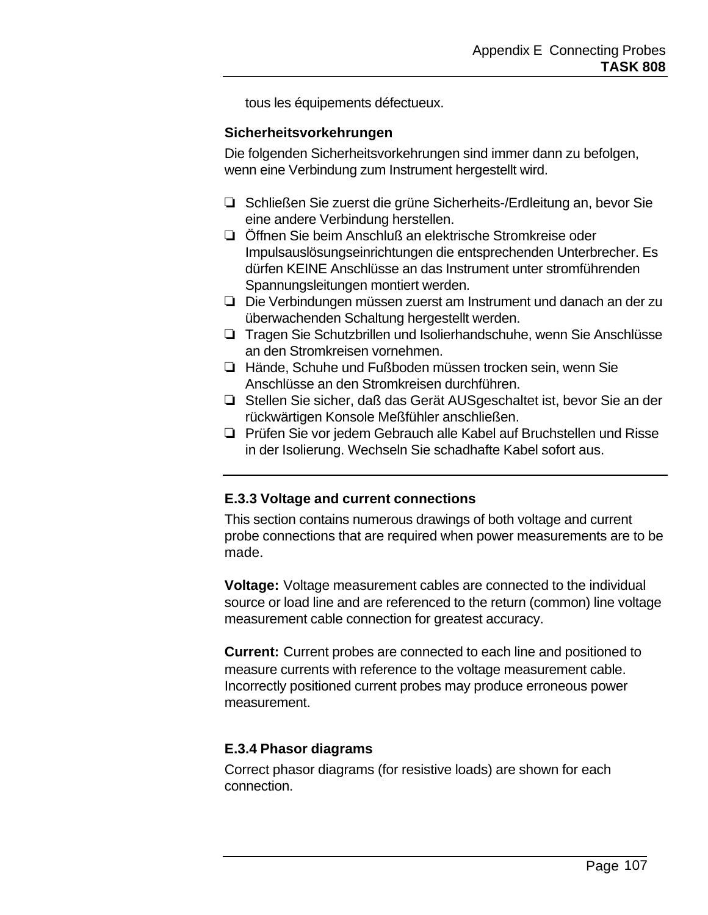tous les équipements défectueux.

**Sicherheitsvorkehrungen**

Die folgenden Sicherheitsvorkehrungen sind immer dann zu befolgen, wenn eine Verbindung zum Instrument hergestellt wird.

- ❏ Schließen Sie zuerst die grüne Sicherheits-/Erdleitung an, bevor Sie eine andere Verbindung herstellen.
- ❏ Öffnen Sie beim Anschluß an elektrische Stromkreise oder Impulsauslösungseinrichtungen die entsprechenden Unterbrecher. Es dürfen KEINE Anschlüsse an das Instrument unter stromführenden Spannungsleitungen montiert werden.
- ❏ Die Verbindungen müssen zuerst am Instrument und danach an der zu überwachenden Schaltung hergestellt werden.
- ❏ Tragen Sie Schutzbrillen und Isolierhandschuhe, wenn Sie Anschlüsse an den Stromkreisen vornehmen.
- ❏ Hände, Schuhe und Fußboden müssen trocken sein, wenn Sie Anschlüsse an den Stromkreisen durchführen.
- ❏ Stellen Sie sicher, daß das Gerät AUSgeschaltet ist, bevor Sie an der rückwärtigen Konsole Meßfühler anschließen.
- ❏ Prüfen Sie vor jedem Gebrauch alle Kabel auf Bruchstellen und Risse in der Isolierung. Wechseln Sie schadhafte Kabel sofort aus.

---

### E.3.3 Voltage and current connections

This section contains numerous drawings of both voltage and current probe connections that are required when power measurements are to be made.

**Voltage:** Voltage measurement cables are connected to the individual source or load line and are referenced to the return (common) line voltage measurement cable connection for greatest accuracy.

**Current:** Current probes are connected to each line and positioned to measure currents with reference to the voltage measurement cable. Incorrectly positioned current probes may produce erroneous power measurement.

### E.3.4 Phasor diagrams

Correct phasor diagrams (for resistive loads) are shown for each connection.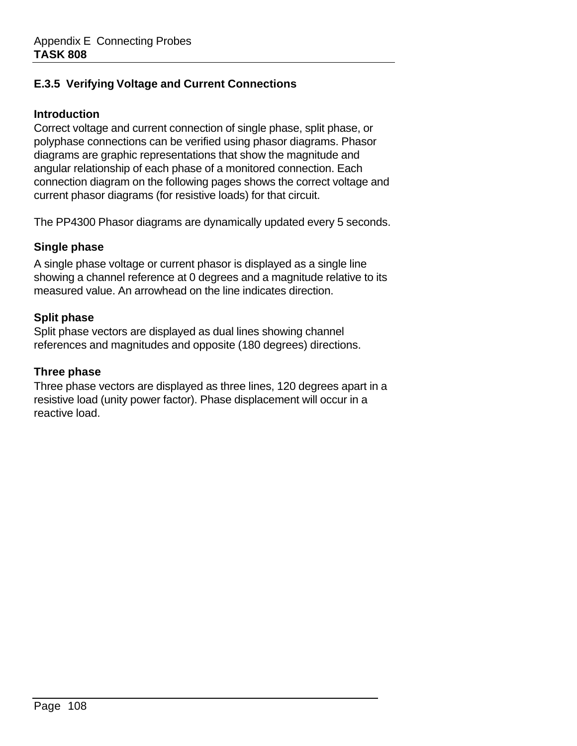## E.3.5 Verifying Voltage and Current Connections

### Introduction

Correct voltage and current connection of single phase, split phase, or polyphase connections can be verified using phasor diagrams. Phasor diagrams are graphic representations that show the magnitude and angular relationship of each phase of a monitored connection. Each connection diagram on the following pages shows the correct voltage and current phasor diagrams (for resistive loads) for that circuit.

The PP4300 Phasor diagrams are dynamically updated every 5 seconds.

### Single phase

A single phase voltage or current phasor is displayed as a single line showing a channel reference at 0 degrees and a magnitude relative to its measured value. An arrowhead on the line indicates direction.

### Split phase

Split phase vectors are displayed as dual lines showing channel references and magnitudes and opposite (180 degrees) directions.

### Three phase

Three phase vectors are displayed as three lines, 120 degrees apart in a resistive load (unity power factor). Phase displacement will occur in a reactive load.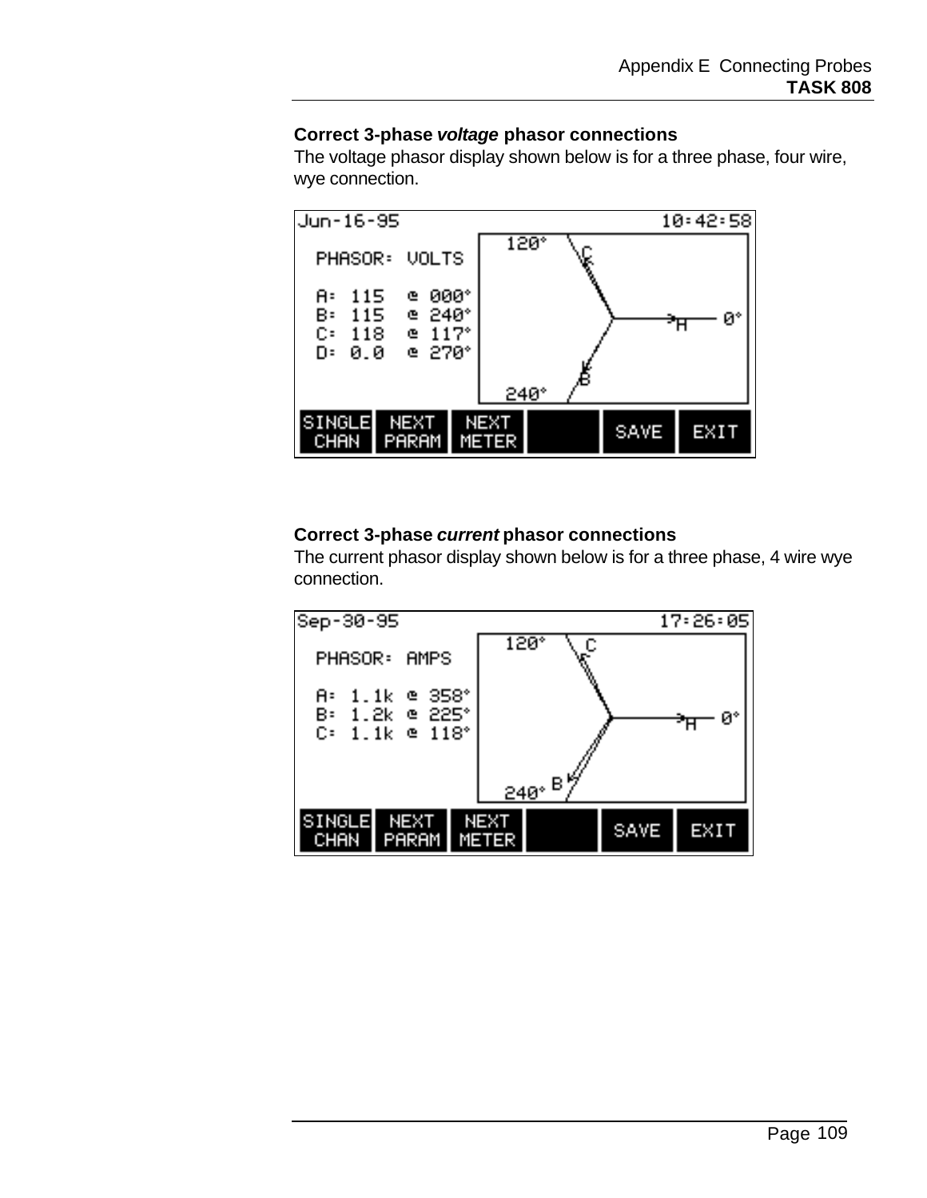### Correct 3-phase ***voltage*** phasor connections

The voltage phasor display shown below is for a three phase, four wire, wye connection.

```
Jun-16-95                                   10:42:58
  PHASOR:  VOLTS

  A:  115   @ 000°
  B:  115   @ 240°
  C:  118   @ 117°
  D:  0.0   @ 270°

SINGLE  NEXT   NEXT          SAVE   EXIT
 CHAN   PARAM  METER
```

### Correct 3-phase ***current*** phasor connections

The current phasor display shown below is for a three phase, 4 wire wye connection.

```
Sep-30-95                                   17:26:05
  PHASOR:  AMPS

  A:  1.1k  @ 358°
  B:  1.2k  @ 225°
  C:  1.1k  @ 118°

SINGLE  NEXT   NEXT          SAVE   EXIT
 CHAN   PARAM  METER
```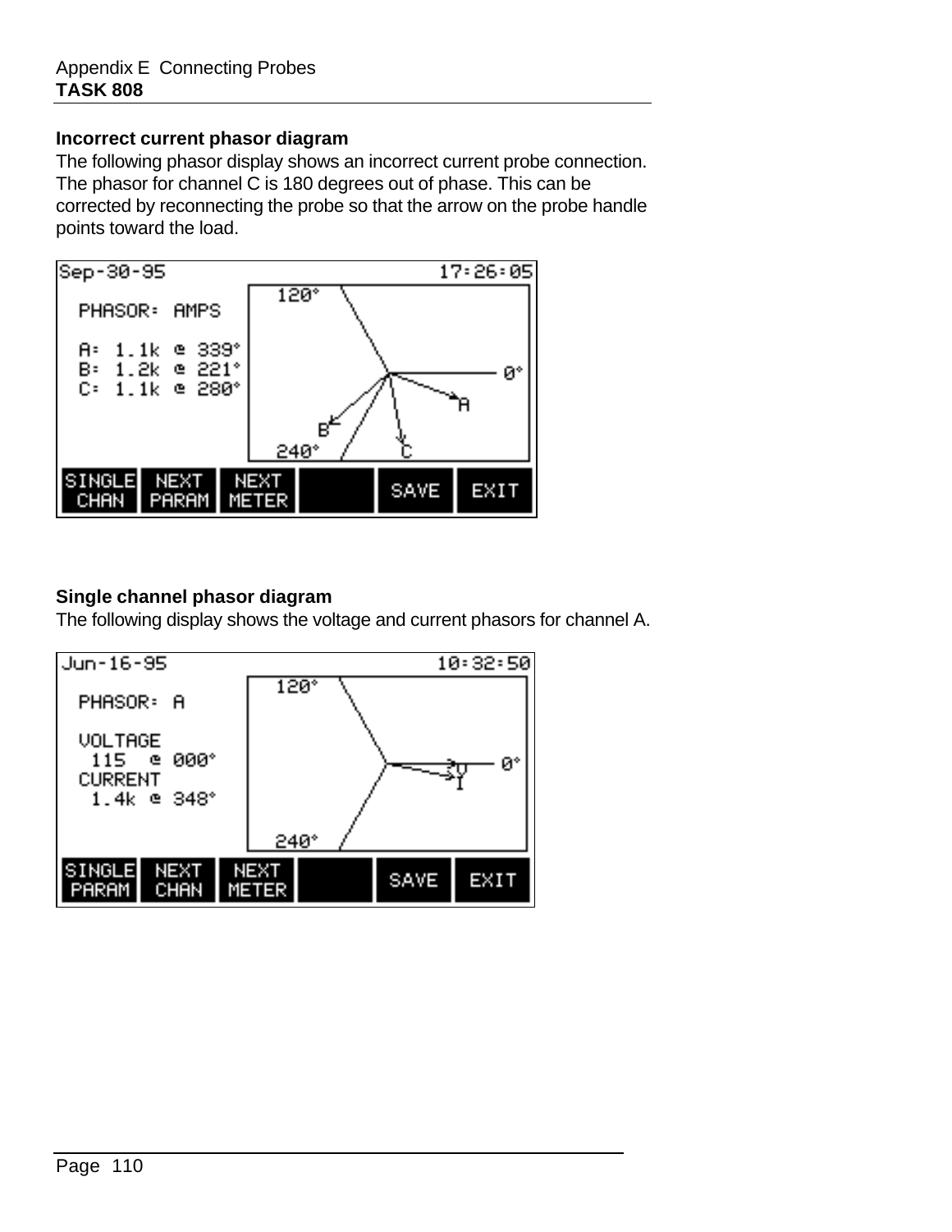### Incorrect current phasor diagram

The following phasor display shows an incorrect current probe connection. The phasor for channel C is 180 degrees out of phase. This can be corrected by reconnecting the probe so that the arrow on the probe handle points toward the load.

```
Sep-30-95                                17:26:05
  PHASOR:  AMPS
  A:  1.1k @ 339°
  B:  1.2k @ 221°
  C:  1.1k @ 280°
SINGLE CHAN | NEXT PARAM | NEXT METER | | SAVE | EXIT
```

### Single channel phasor diagram

The following display shows the voltage and current phasors for channel A.

```
Jun-16-95                                10:32:50
  PHASOR:  A
  VOLTAGE
   115  @ 000°
  CURRENT
   1.4k @ 348°
SINGLE PARAM | NEXT CHAN | NEXT METER | | SAVE | EXIT
```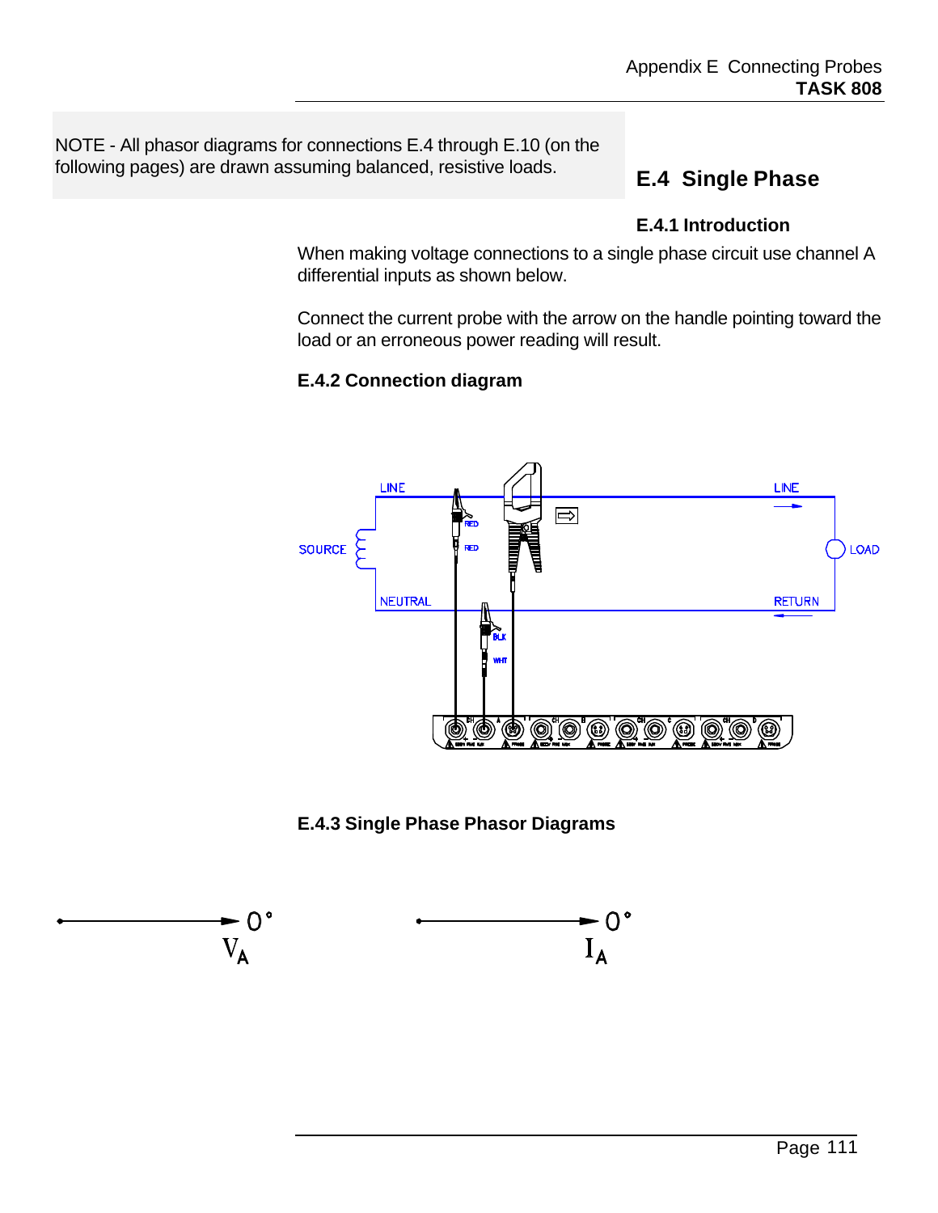NOTE - All phasor diagrams for connections E.4 through E.10 (on the following pages) are drawn assuming balanced, resistive loads.

## E.4 Single Phase

### E.4.1 Introduction

When making voltage connections to a single phase circuit use channel A differential inputs as shown below.

Connect the current probe with the arrow on the handle pointing toward the load or an erroneous power reading will result.

### E.4.2 Connection diagram

### E.4.3 Single Phase Phasor Diagrams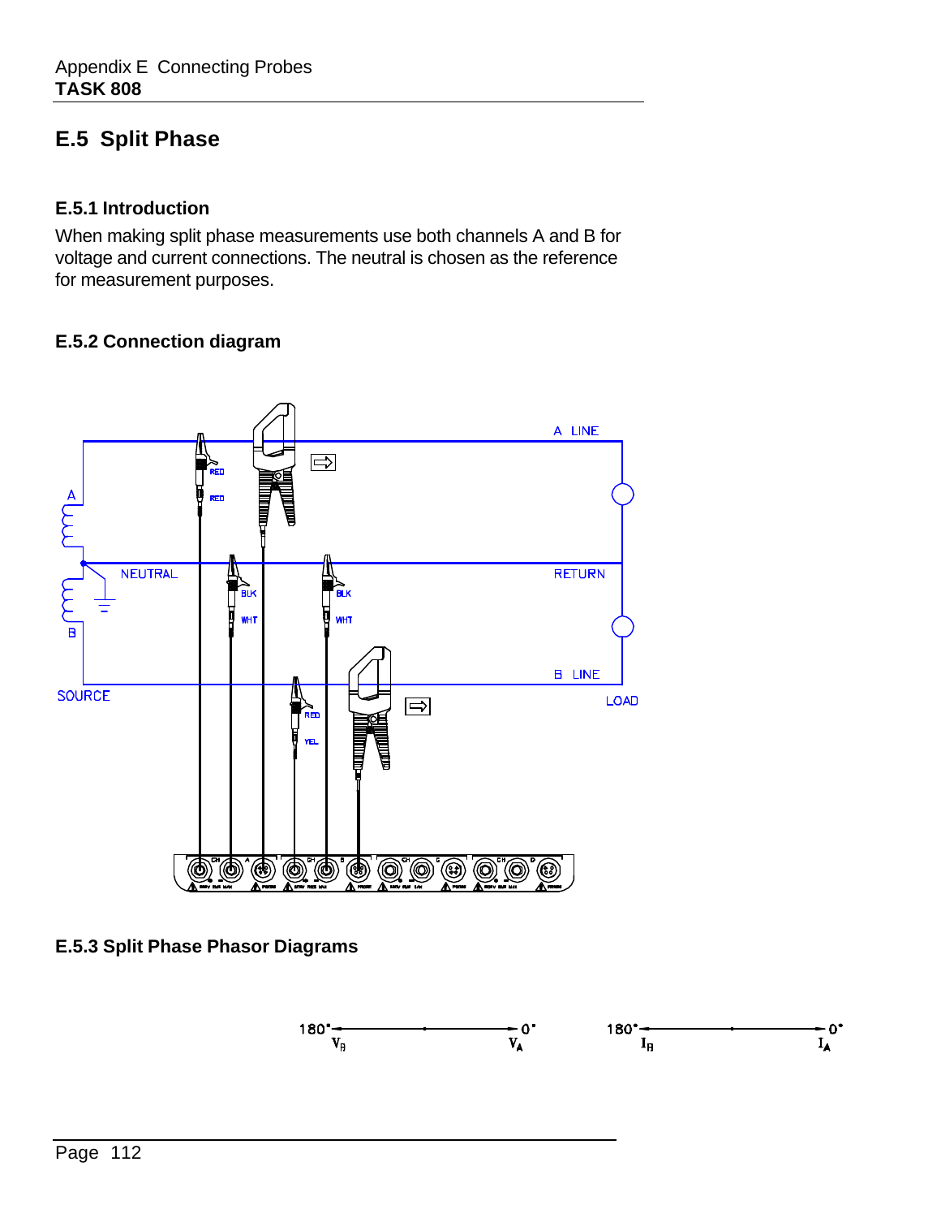## E.5 Split Phase

### E.5.1 Introduction

When making split phase measurements use both channels A and B for voltage and current connections. The neutral is chosen as the reference for measurement purposes.

### E.5.2 Connection diagram

### E.5.3 Split Phase Phasor Diagrams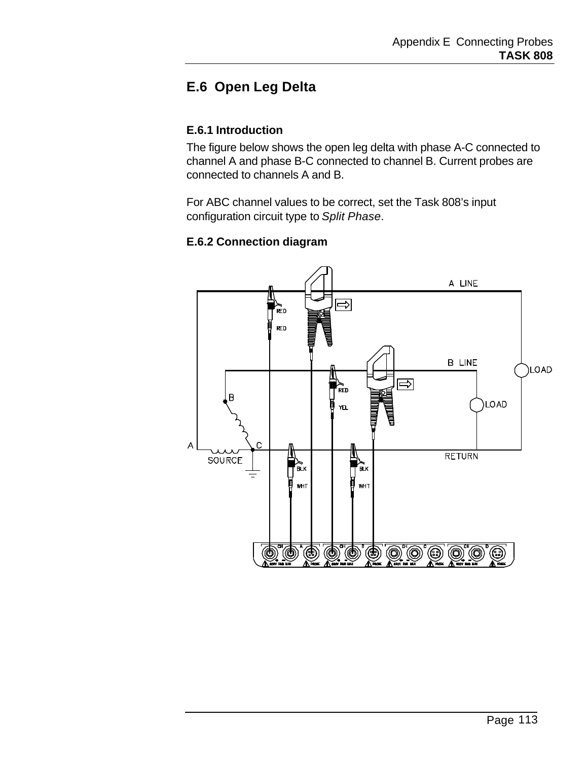## E.6 Open Leg Delta

### E.6.1 Introduction

The figure below shows the open leg delta with phase A-C connected to channel A and phase B-C connected to channel B. Current probes are connected to channels A and B.

For ABC channel values to be correct, set the Task 808's input configuration circuit type to *Split Phase*.

### E.6.2 Connection diagram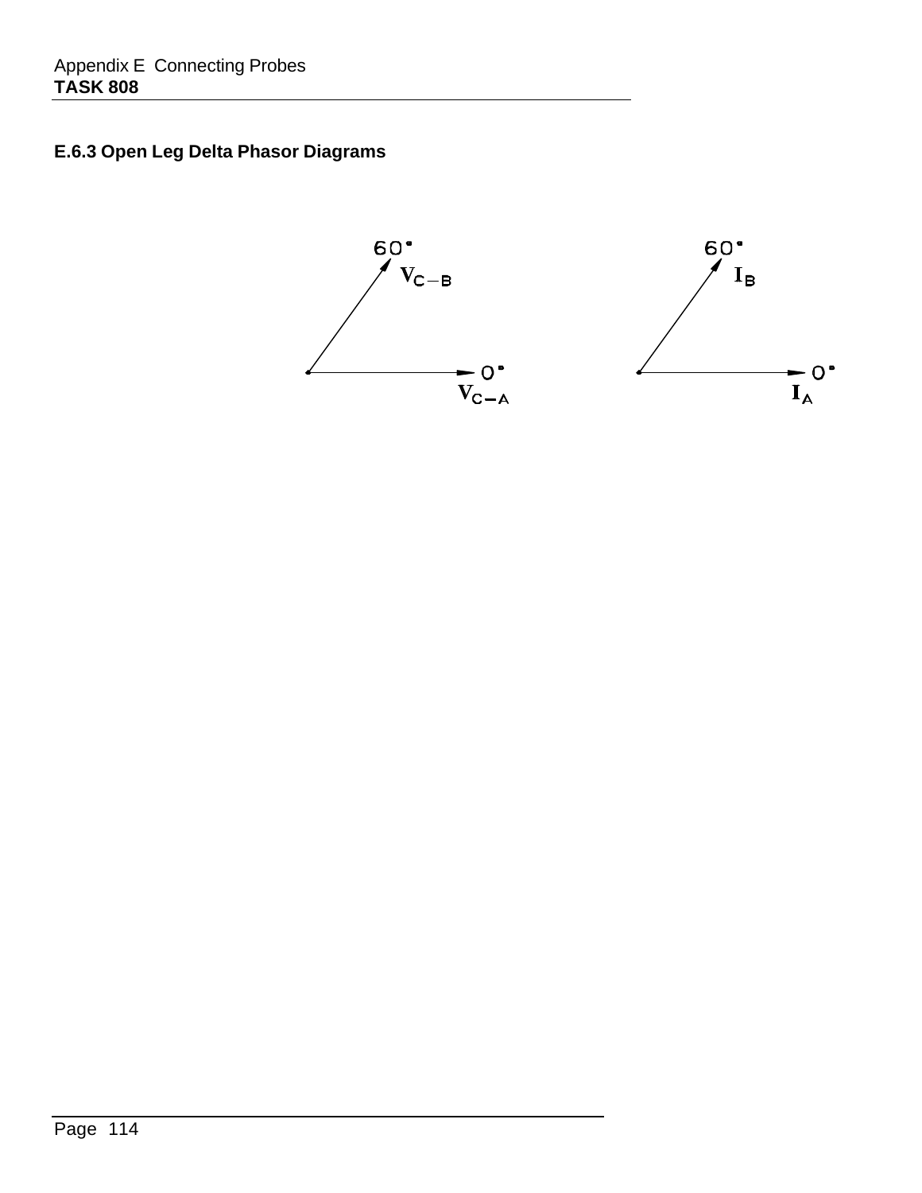### E.6.3 Open Leg Delta Phasor Diagrams

60°
$V_{C-B}$

0°
$V_{C-A}$

60°
$I_B$

0°
$I_A$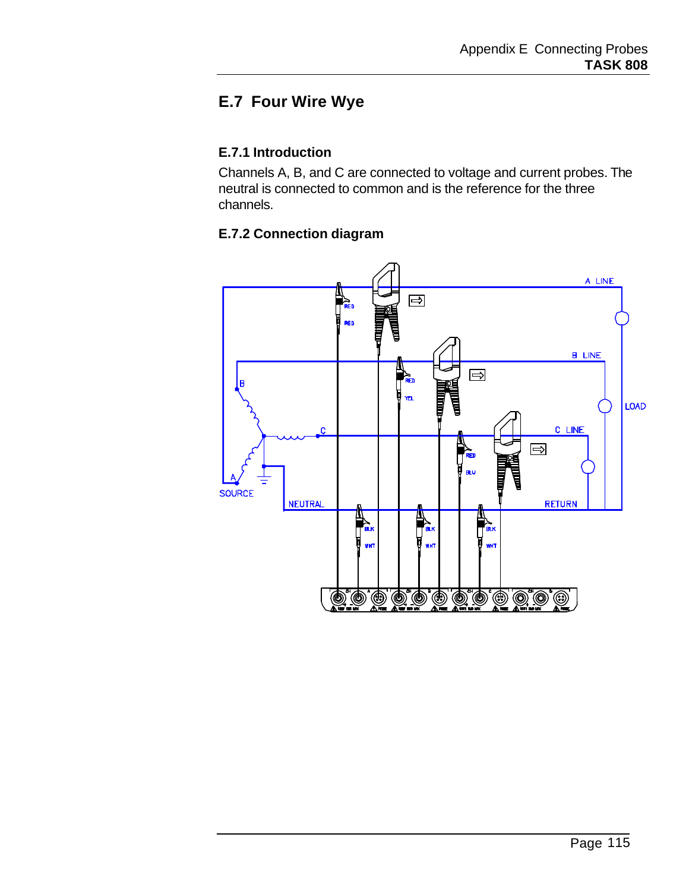# E.7 Four Wire Wye

## E.7.1 Introduction

Channels A, B, and C are connected to voltage and current probes. The neutral is connected to common and is the reference for the three channels.

## E.7.2 Connection diagram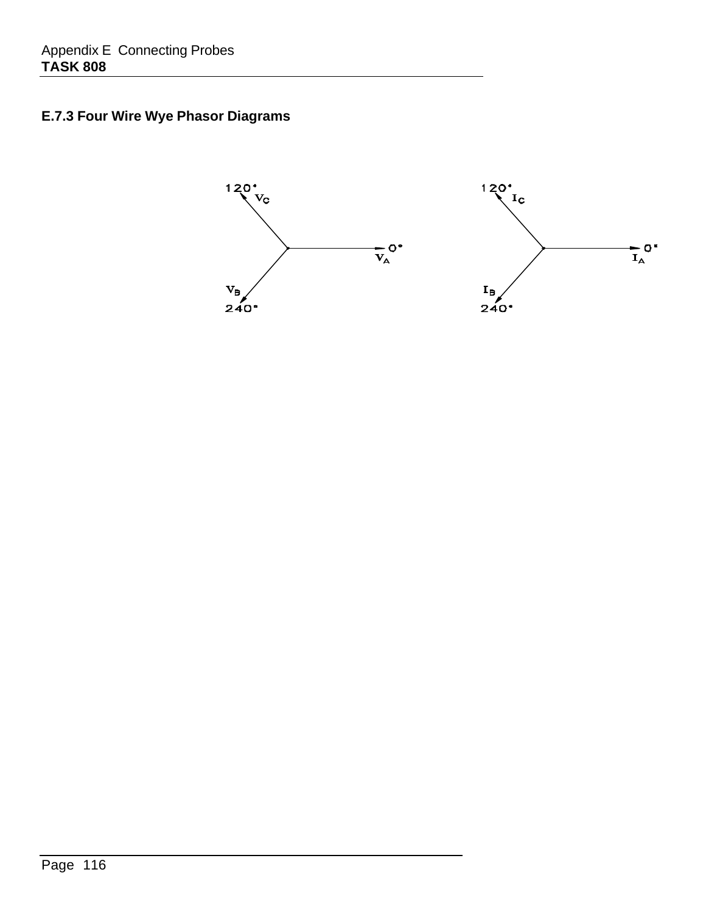### E.7.3 Four Wire Wye Phasor Diagrams

120° $V_C$

0° $V_A$

$V_B$ 240°

120° $I_C$

0° $I_A$

$I_B$ 240°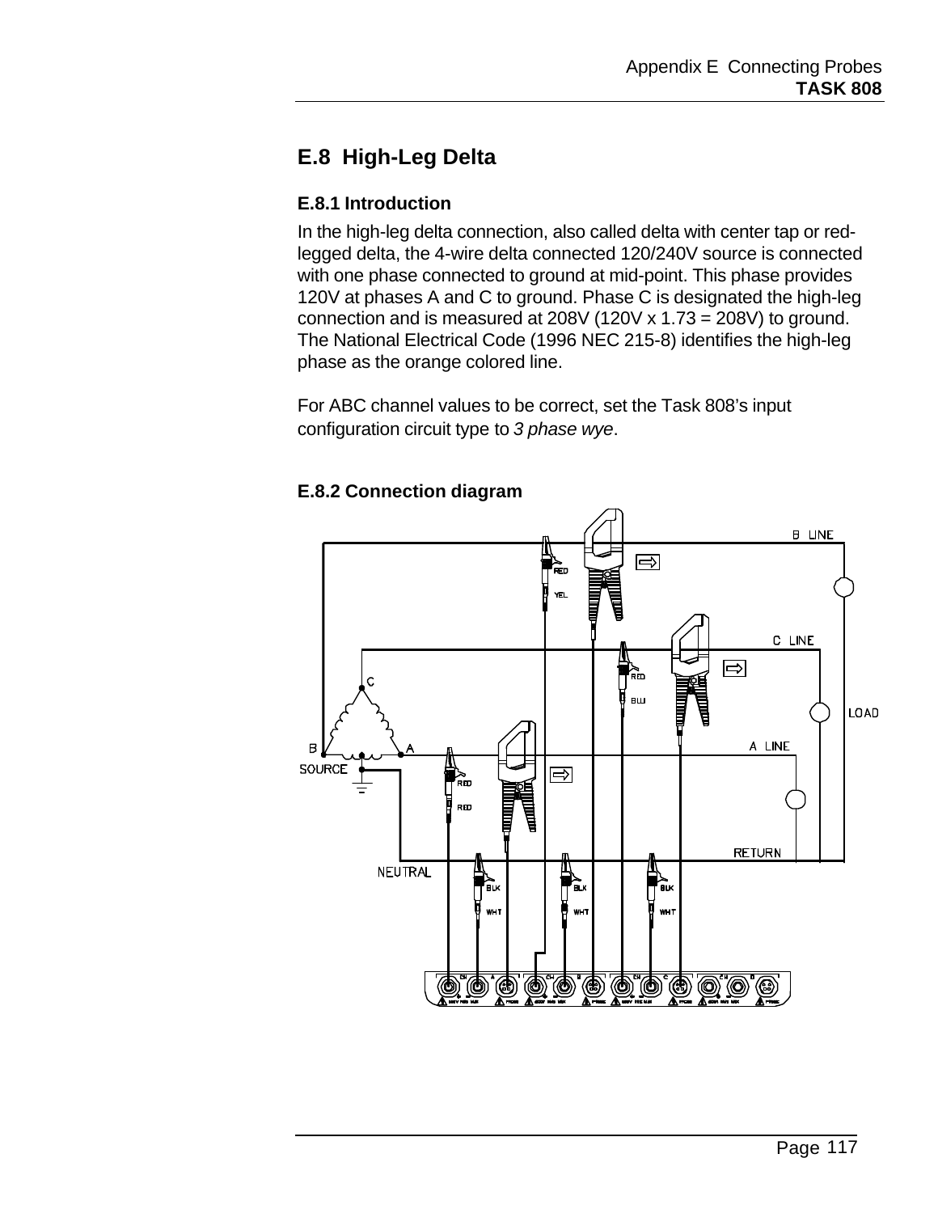## E.8 High-Leg Delta

### E.8.1 Introduction

In the high-leg delta connection, also called delta with center tap or red-legged delta, the 4-wire delta connected 120/240V source is connected with one phase connected to ground at mid-point. This phase provides 120V at phases A and C to ground. Phase C is designated the high-leg connection and is measured at 208V (120V x 1.73 = 208V) to ground. The National Electrical Code (1996 NEC 215-8) identifies the high-leg phase as the orange colored line.

For ABC channel values to be correct, set the Task 808's input configuration circuit type to *3 phase wye*.

### E.8.2 Connection diagram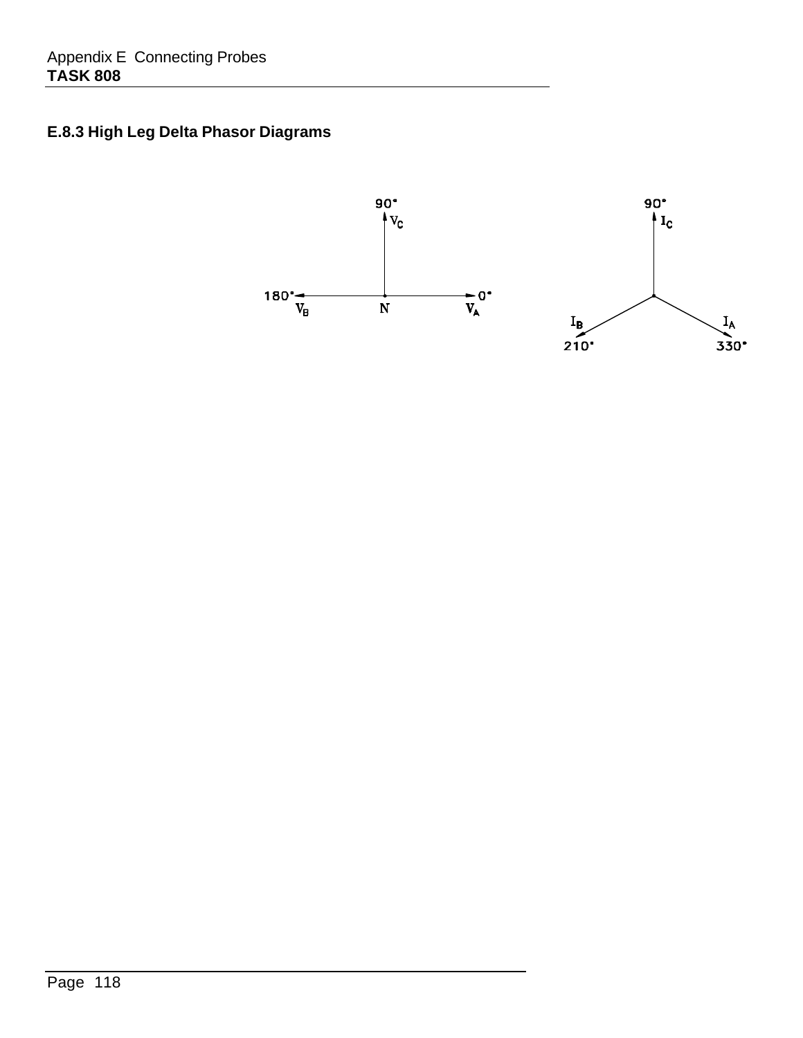### E.8.3 High Leg Delta Phasor Diagrams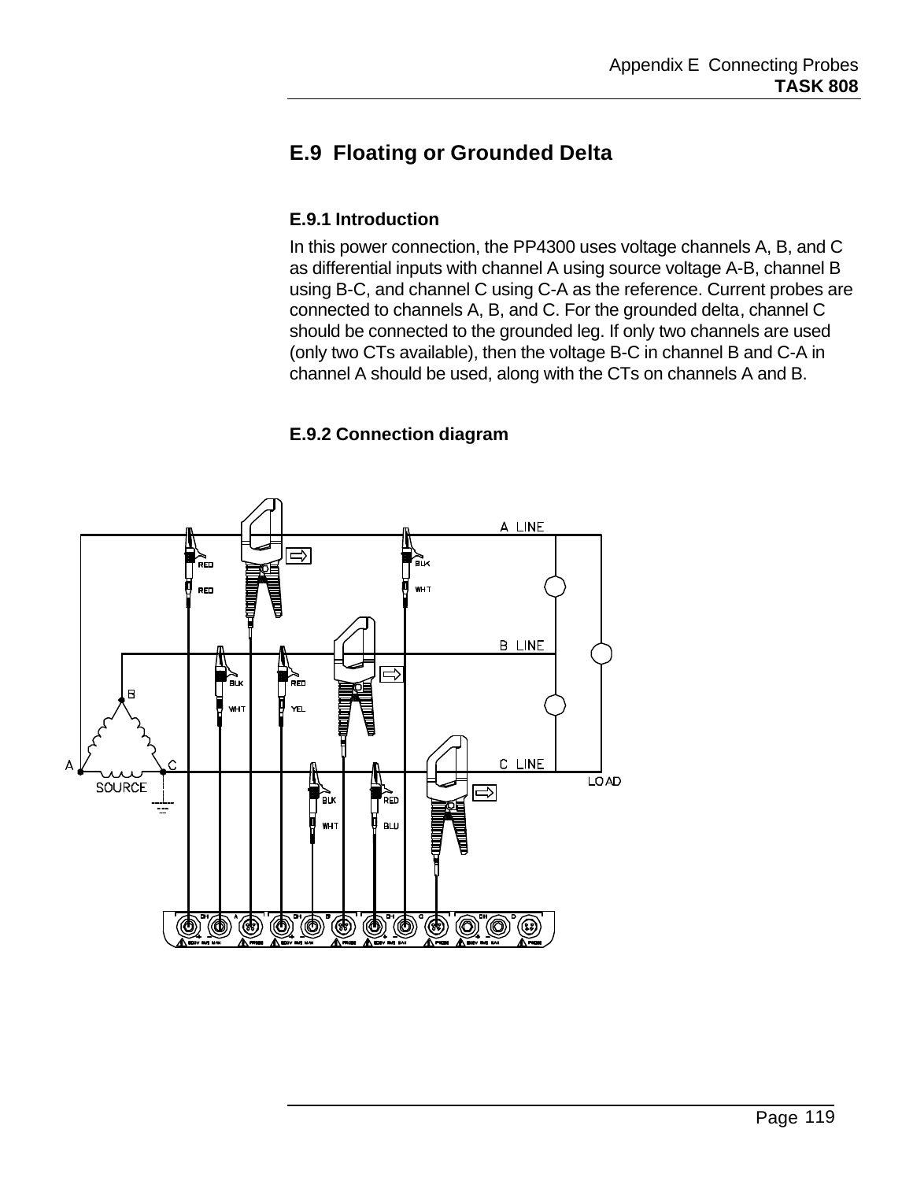## E.9 Floating or Grounded Delta

### E.9.1 Introduction

In this power connection, the PP4300 uses voltage channels A, B, and C as differential inputs with channel A using source voltage A-B, channel B using B-C, and channel C using C-A as the reference. Current probes are connected to channels A, B, and C. For the grounded delta, channel C should be connected to the grounded leg. If only two channels are used (only two CTs available), then the voltage B-C in channel B and C-A in channel A should be used, along with the CTs on channels A and B.

### E.9.2 Connection diagram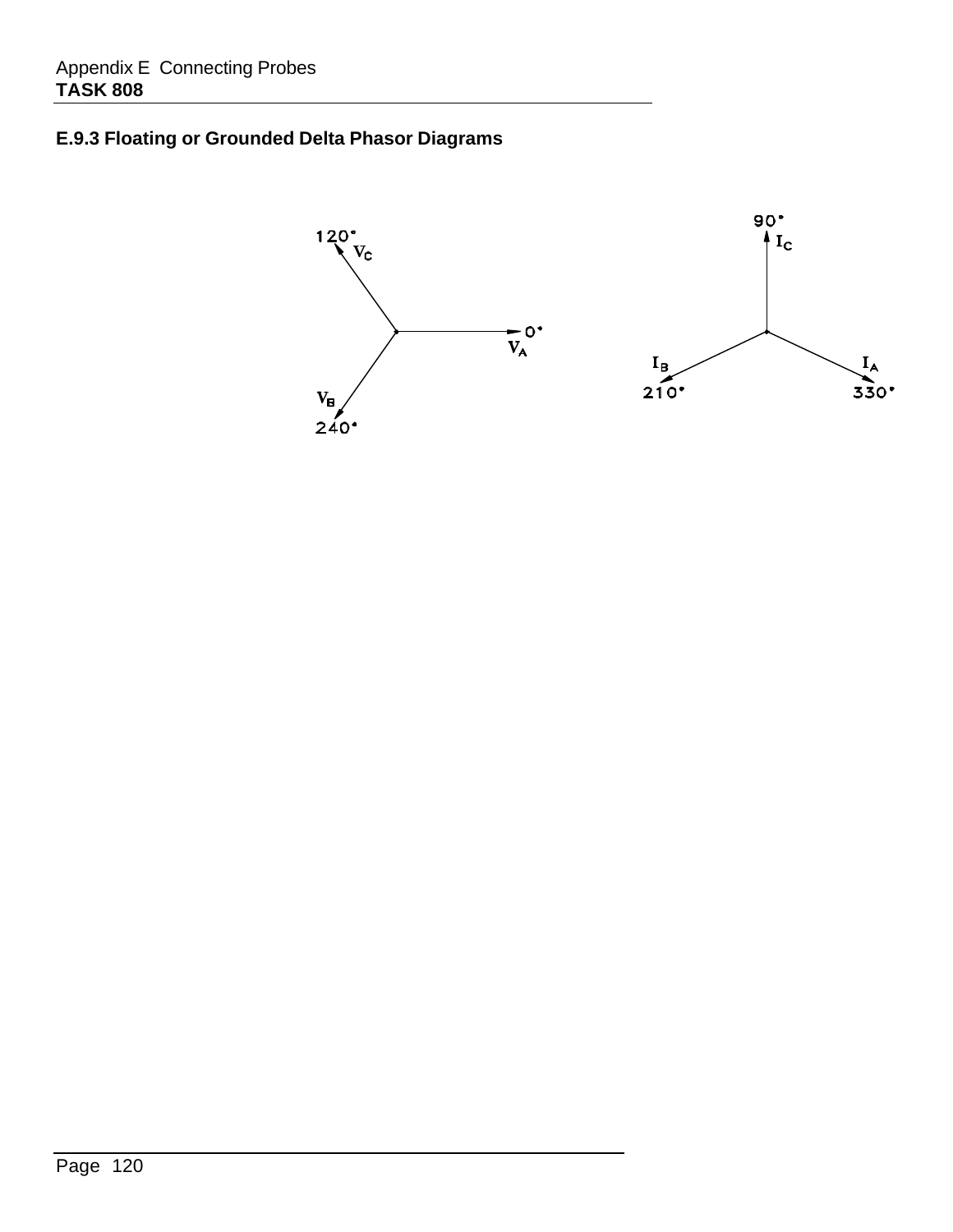### E.9.3 Floating or Grounded Delta Phasor Diagrams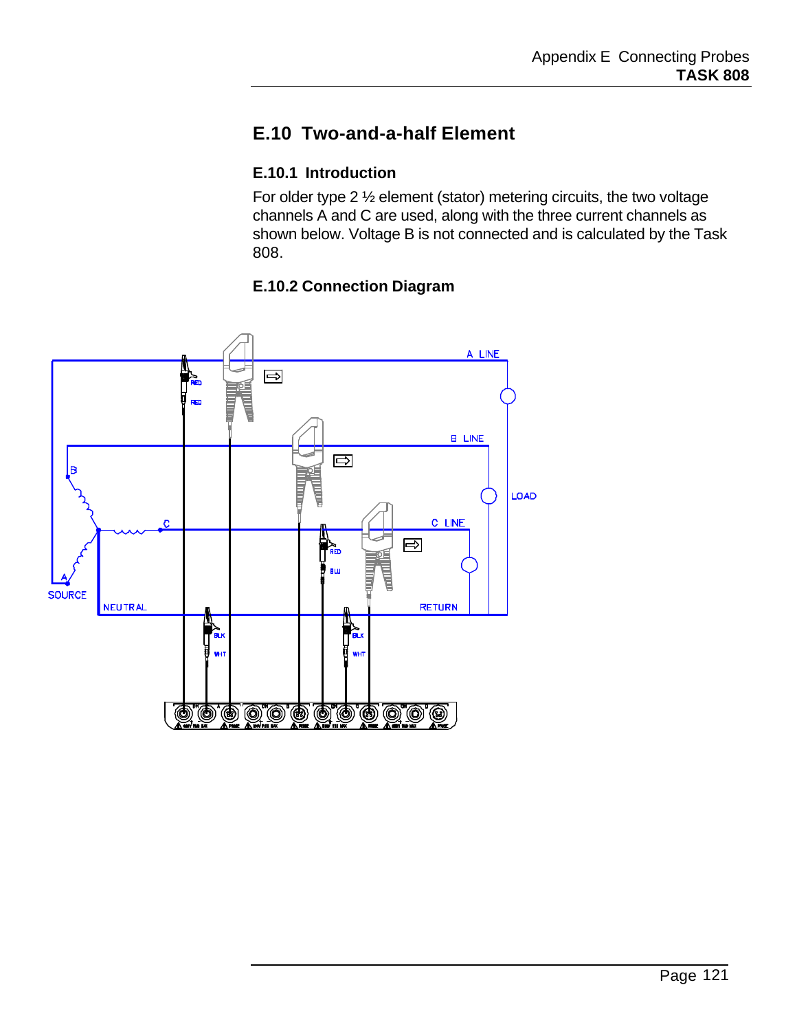## E.10 Two-and-a-half Element

### E.10.1 Introduction

For older type 2 ½ element (stator) metering circuits, the two voltage channels A and C are used, along with the three current channels as shown below. Voltage B is not connected and is calculated by the Task 808.

### E.10.2 Connection Diagram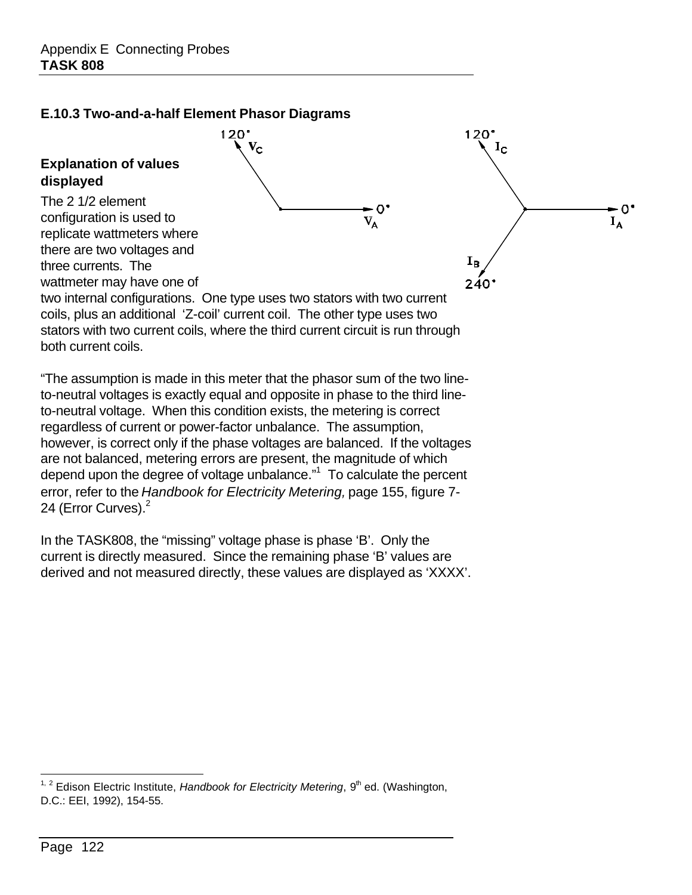### E.10.3 Two-and-a-half Element Phasor Diagrams

**Explanation of values displayed**

The 2 1/2 element configuration is used to replicate wattmeters where there are two voltages and three currents. The wattmeter may have one of two internal configurations. One type uses two stators with two current coils, plus an additional 'Z-coil' current coil. The other type uses two stators with two current coils, where the third current circuit is run through both current coils.

"The assumption is made in this meter that the phasor sum of the two line-to-neutral voltages is exactly equal and opposite in phase to the third line-to-neutral voltage. When this condition exists, the metering is correct regardless of current or power-factor unbalance. The assumption, however, is correct only if the phase voltages are balanced. If the voltages are not balanced, metering errors are present, the magnitude of which depend upon the degree of voltage unbalance."[1] To calculate the percent error, refer to the *Handbook for Electricity Metering,* page 155, figure 7-24 (Error Curves).[2]

In the TASK808, the "missing" voltage phase is phase 'B'. Only the current is directly measured. Since the remaining phase 'B' values are derived and not measured directly, these values are displayed as 'XXXX'.

---

[1, 2] Edison Electric Institute, *Handbook for Electricity Metering*, 9th ed. (Washington, D.C.: EEI, 1992), 154-55.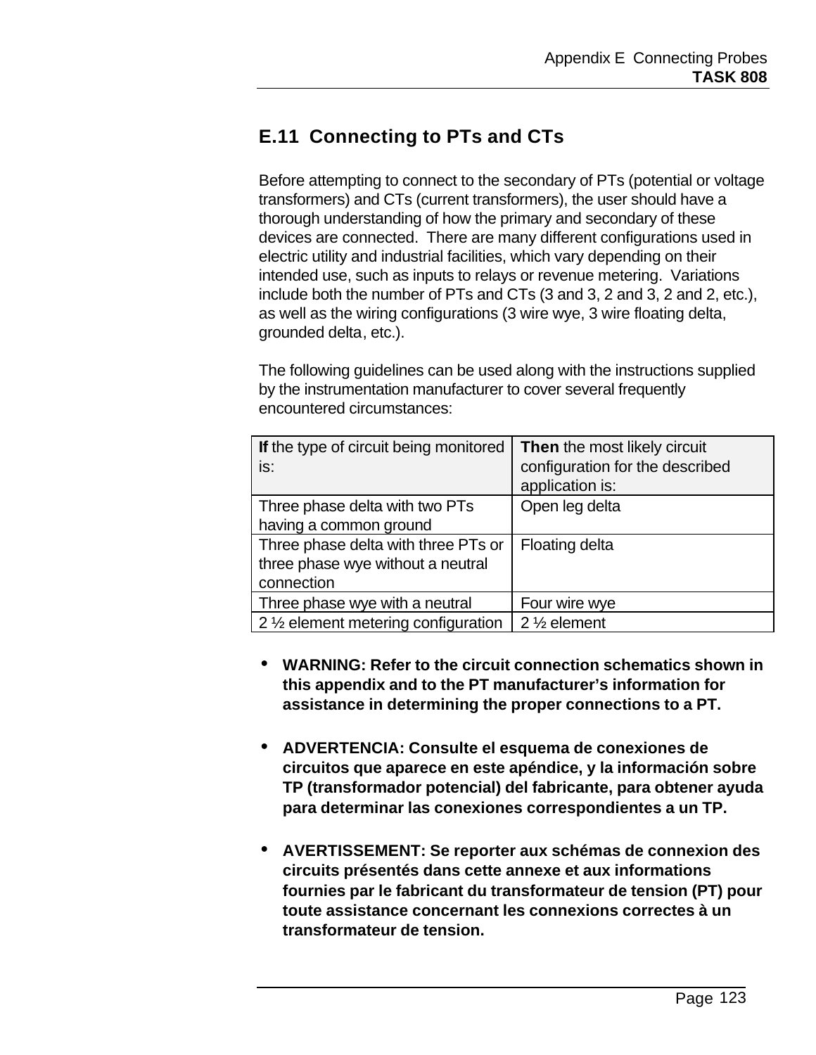## E.11 Connecting to PTs and CTs

Before attempting to connect to the secondary of PTs (potential or voltage transformers) and CTs (current transformers), the user should have a thorough understanding of how the primary and secondary of these devices are connected. There are many different configurations used in electric utility and industrial facilities, which vary depending on their intended use, such as inputs to relays or revenue metering. Variations include both the number of PTs and CTs (3 and 3, 2 and 3, 2 and 2, etc.), as well as the wiring configurations (3 wire wye, 3 wire floating delta, grounded delta, etc.).

The following guidelines can be used along with the instructions supplied by the instrumentation manufacturer to cover several frequently encountered circumstances:

| **If** the type of circuit being monitored is: | **Then** the most likely circuit configuration for the described application is: |
|---|---|
| Three phase delta with two PTs having a common ground | Open leg delta |
| Three phase delta with three PTs or three phase wye without a neutral connection | Floating delta |
| Three phase wye with a neutral | Four wire wye |
| 2 ½ element metering configuration | 2 ½ element |

- **WARNING: Refer to the circuit connection schematics shown in this appendix and to the PT manufacturer's information for assistance in determining the proper connections to a PT.**

- **ADVERTENCIA: Consulte el esquema de conexiones de circuitos que aparece en este apéndice, y la información sobre TP (transformador potencial) del fabricante, para obtener ayuda para determinar las conexiones correspondientes a un TP.**

- **AVERTISSEMENT: Se reporter aux schémas de connexion des circuits présentés dans cette annexe et aux informations fournies par le fabricant du transformateur de tension (PT) pour toute assistance concernant les connexions correctes à un transformateur de tension.**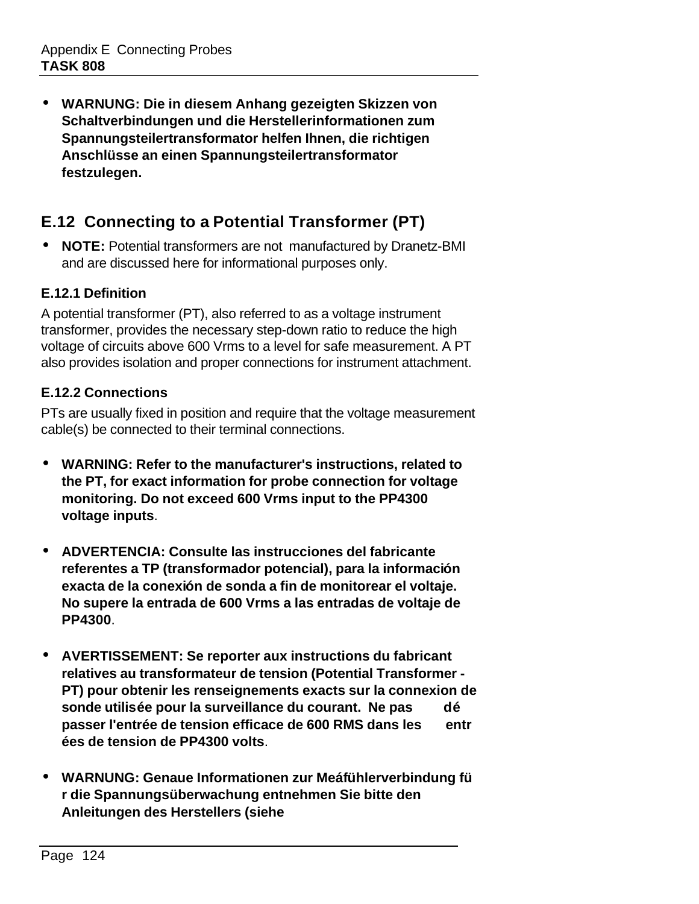- **WARNUNG: Die in diesem Anhang gezeigten Skizzen von Schaltverbindungen und die Herstellerinformationen zum Spannungsteilertransformator helfen Ihnen, die richtigen Anschlüsse an einen Spannungsteilertransformator festzulegen.**

## E.12 Connecting to a Potential Transformer (PT)

- **NOTE:** Potential transformers are not manufactured by Dranetz-BMI and are discussed here for informational purposes only.

### E.12.1 Definition

A potential transformer (PT), also referred to as a voltage instrument transformer, provides the necessary step-down ratio to reduce the high voltage of circuits above 600 Vrms to a level for safe measurement. A PT also provides isolation and proper connections for instrument attachment.

### E.12.2 Connections

PTs are usually fixed in position and require that the voltage measurement cable(s) be connected to their terminal connections.

- **WARNING: Refer to the manufacturer's instructions, related to the PT, for exact information for probe connection for voltage monitoring. Do not exceed 600 Vrms input to the PP4300 voltage inputs**.

- **ADVERTENCIA: Consulte las instrucciones del fabricante referentes a TP (transformador potencial), para la información exacta de la conexión de sonda a fin de monitorear el voltaje. No supere la entrada de 600 Vrms a las entradas de voltaje de PP4300**.

- **AVERTISSEMENT: Se reporter aux instructions du fabricant relatives au transformateur de tension (Potential Transformer - PT) pour obtenir les renseignements exacts sur la connexion de sonde utilisée pour la surveillance du courant. Ne pas dépasser l'entrée de tension efficace de 600 RMS dans les entrées de tension de PP4300 volts**.

- **WARNUNG: Genaue Informationen zur Meáfühlerverbindung für die Spannungsüberwachung entnehmen Sie bitte den Anleitungen des Herstellers (siehe**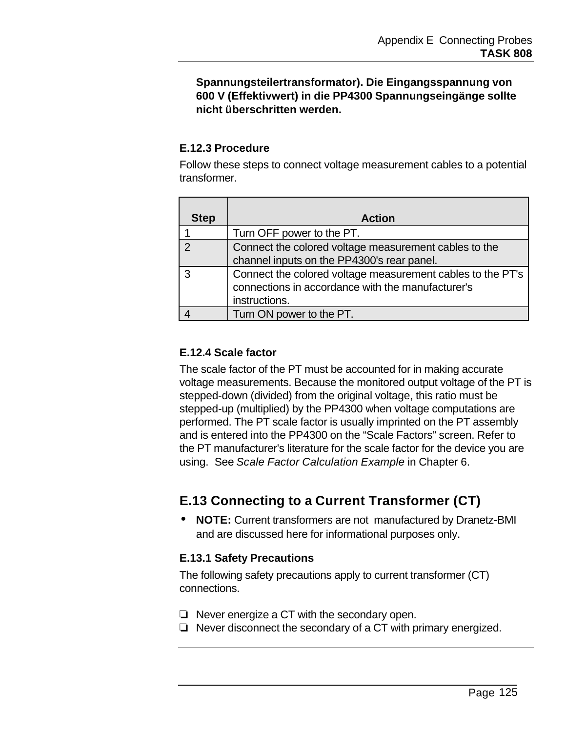**Spannungsteilertransformator). Die Eingangsspannung von 600 V (Effektivwert) in die PP4300 Spannungseingänge sollte nicht überschritten werden.**

### E.12.3 Procedure

Follow these steps to connect voltage measurement cables to a potential transformer.

| Step | Action |
|---|---|
| 1 | Turn OFF power to the PT. |
| 2 | Connect the colored voltage measurement cables to the channel inputs on the PP4300's rear panel. |
| 3 | Connect the colored voltage measurement cables to the PT's connections in accordance with the manufacturer's instructions. |
| 4 | Turn ON power to the PT. |

### E.12.4 Scale factor

The scale factor of the PT must be accounted for in making accurate voltage measurements. Because the monitored output voltage of the PT is stepped-down (divided) from the original voltage, this ratio must be stepped-up (multiplied) by the PP4300 when voltage computations are performed. The PT scale factor is usually imprinted on the PT assembly and is entered into the PP4300 on the "Scale Factors" screen. Refer to the PT manufacturer's literature for the scale factor for the device you are using. See *Scale Factor Calculation Example* in Chapter 6.

## E.13 Connecting to a Current Transformer (CT)

- **NOTE:** Current transformers are not manufactured by Dranetz-BMI and are discussed here for informational purposes only.

### E.13.1 Safety Precautions

The following safety precautions apply to current transformer (CT) connections.

- ❑ Never energize a CT with the secondary open.
- ❑ Never disconnect the secondary of a CT with primary energized.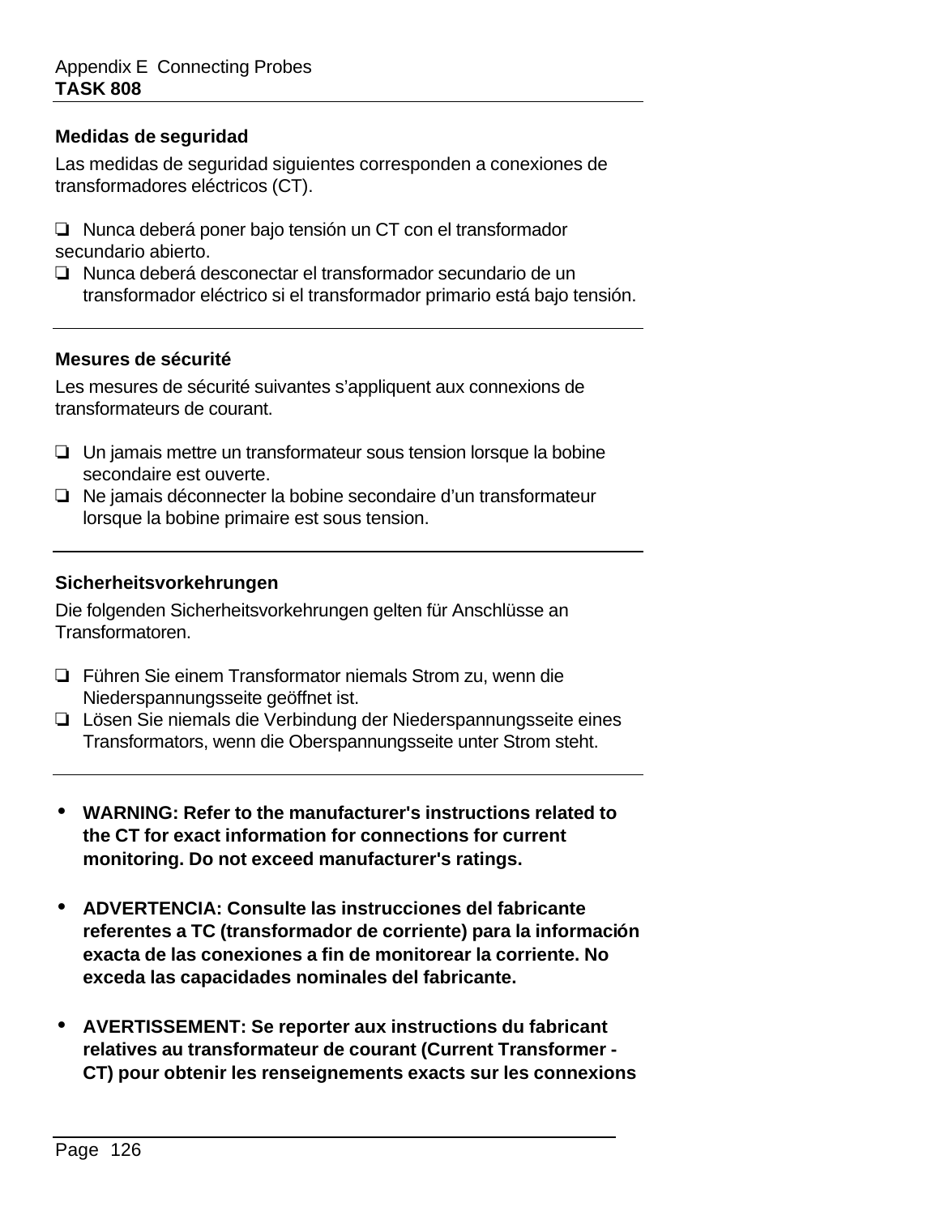### Medidas de seguridad

Las medidas de seguridad siguientes corresponden a conexiones de transformadores eléctricos (CT).

- ❏ Nunca deberá poner bajo tensión un CT con el transformador secundario abierto.
- ❏ Nunca deberá desconectar el transformador secundario de un transformador eléctrico si el transformador primario está bajo tensión.

### Mesures de sécurité

Les mesures de sécurité suivantes s'appliquent aux connexions de transformateurs de courant.

- ❏ Un jamais mettre un transformateur sous tension lorsque la bobine secondaire est ouverte.
- ❏ Ne jamais déconnecter la bobine secondaire d'un transformateur lorsque la bobine primaire est sous tension.

### Sicherheitsvorkehrungen

Die folgenden Sicherheitsvorkehrungen gelten für Anschlüsse an Transformatoren.

- ❏ Führen Sie einem Transformator niemals Strom zu, wenn die Niederspannungsseite geöffnet ist.
- ❏ Lösen Sie niemals die Verbindung der Niederspannungsseite eines Transformators, wenn die Oberspannungsseite unter Strom steht.

- **WARNING: Refer to the manufacturer's instructions related to the CT for exact information for connections for current monitoring. Do not exceed manufacturer's ratings.**

- **ADVERTENCIA: Consulte las instrucciones del fabricante referentes a TC (transformador de corriente) para la información exacta de las conexiones a fin de monitorear la corriente. No exceda las capacidades nominales del fabricante.**

- **AVERTISSEMENT: Se reporter aux instructions du fabricant relatives au transformateur de courant (Current Transformer - CT) pour obtenir les renseignements exacts sur les connexions**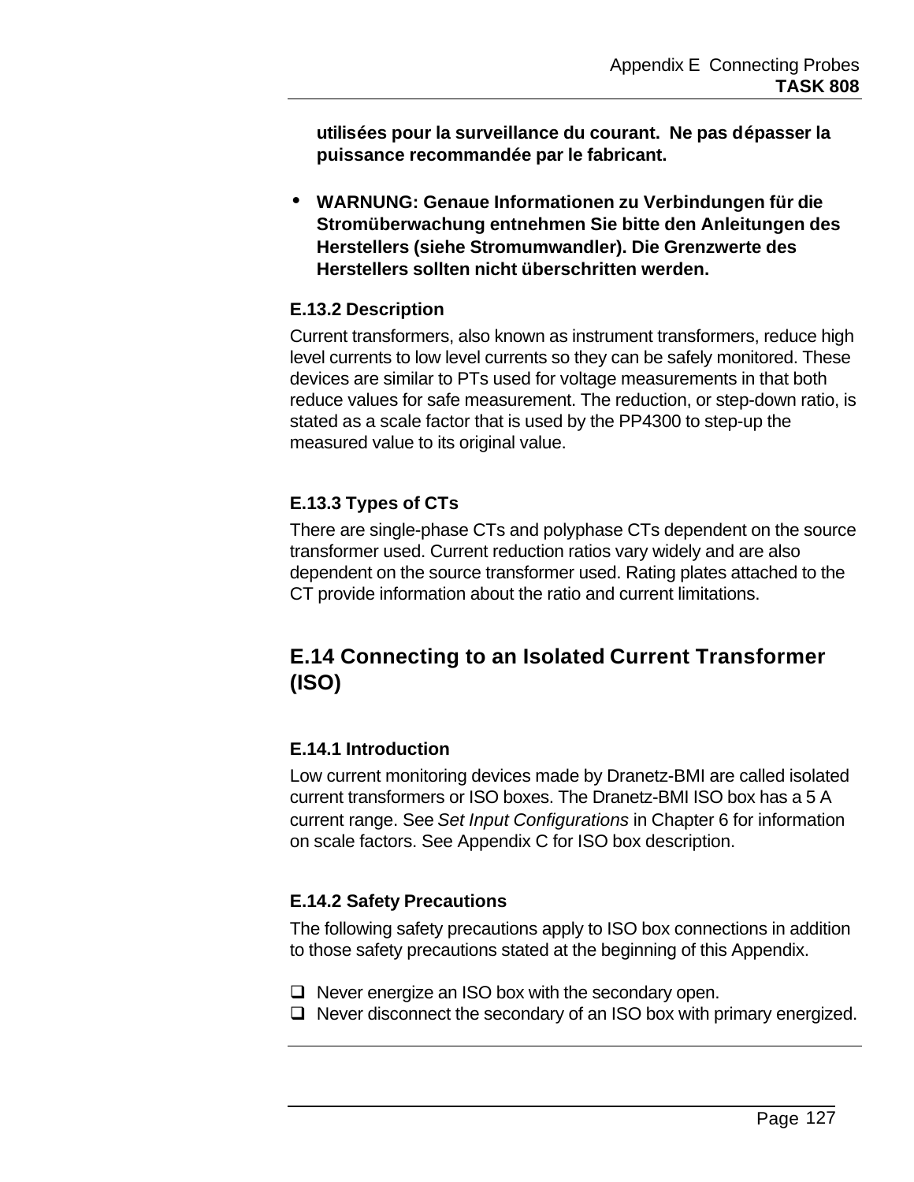**utilisées pour la surveillance du courant. Ne pas dépasser la puissance recommandée par le fabricant.**

- **WARNUNG: Genaue Informationen zu Verbindungen für die Stromüberwachung entnehmen Sie bitte den Anleitungen des Herstellers (siehe Stromumwandler). Die Grenzwerte des Herstellers sollten nicht überschritten werden.**

### E.13.2 Description

Current transformers, also known as instrument transformers, reduce high level currents to low level currents so they can be safely monitored. These devices are similar to PTs used for voltage measurements in that both reduce values for safe measurement. The reduction, or step-down ratio, is stated as a scale factor that is used by the PP4300 to step-up the measured value to its original value.

### E.13.3 Types of CTs

There are single-phase CTs and polyphase CTs dependent on the source transformer used. Current reduction ratios vary widely and are also dependent on the source transformer used. Rating plates attached to the CT provide information about the ratio and current limitations.

## E.14 Connecting to an Isolated Current Transformer (ISO)

### E.14.1 Introduction

Low current monitoring devices made by Dranetz-BMI are called isolated current transformers or ISO boxes. The Dranetz-BMI ISO box has a 5 A current range. See *Set Input Configurations* in Chapter 6 for information on scale factors. See Appendix C for ISO box description.

### E.14.2 Safety Precautions

The following safety precautions apply to ISO box connections in addition to those safety precautions stated at the beginning of this Appendix.

- ❑ Never energize an ISO box with the secondary open.
- ❑ Never disconnect the secondary of an ISO box with primary energized.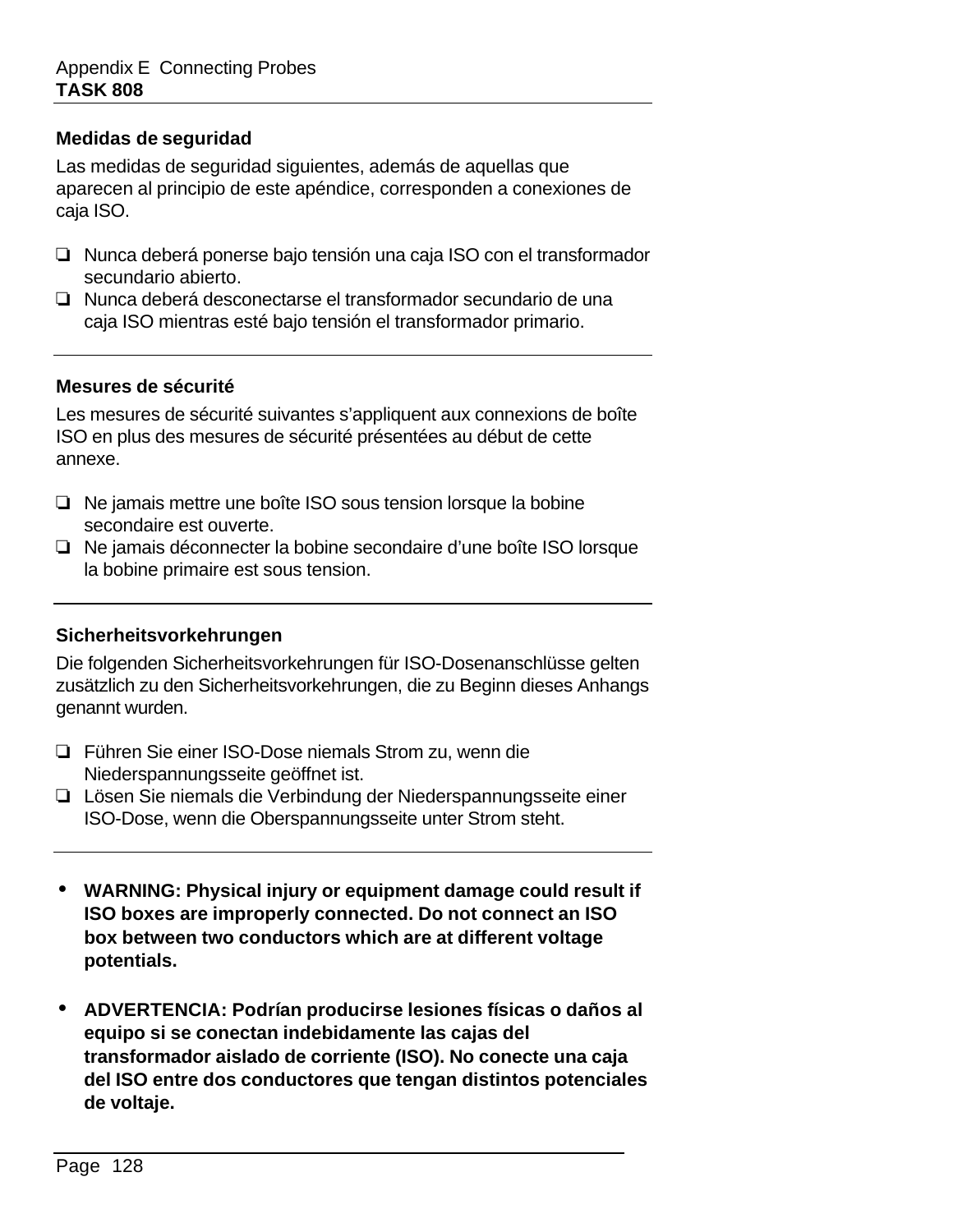### Medidas de seguridad

Las medidas de seguridad siguientes, además de aquellas que aparecen al principio de este apéndice, corresponden a conexiones de caja ISO.

- ❏ Nunca deberá ponerse bajo tensión una caja ISO con el transformador secundario abierto.
- ❏ Nunca deberá desconectarse el transformador secundario de una caja ISO mientras esté bajo tensión el transformador primario.

---

### Mesures de sécurité

Les mesures de sécurité suivantes s'appliquent aux connexions de boîte ISO en plus des mesures de sécurité présentées au début de cette annexe.

- ❏ Ne jamais mettre une boîte ISO sous tension lorsque la bobine secondaire est ouverte.
- ❏ Ne jamais déconnecter la bobine secondaire d'une boîte ISO lorsque la bobine primaire est sous tension.

---

### Sicherheitsvorkehrungen

Die folgenden Sicherheitsvorkehrungen für ISO-Dosenanschlüsse gelten zusätzlich zu den Sicherheitsvorkehrungen, die zu Beginn dieses Anhangs genannt wurden.

- ❏ Führen Sie einer ISO-Dose niemals Strom zu, wenn die Niederspannungsseite geöffnet ist.
- ❏ Lösen Sie niemals die Verbindung der Niederspannungsseite einer ISO-Dose, wenn die Oberspannungsseite unter Strom steht.

---

- **WARNING: Physical injury or equipment damage could result if ISO boxes are improperly connected. Do not connect an ISO box between two conductors which are at different voltage potentials.**

- **ADVERTENCIA: Podrían producirse lesiones físicas o daños al equipo si se conectan indebidamente las cajas del transformador aislado de corriente (ISO). No conecte una caja del ISO entre dos conductores que tengan distintos potenciales de voltaje.**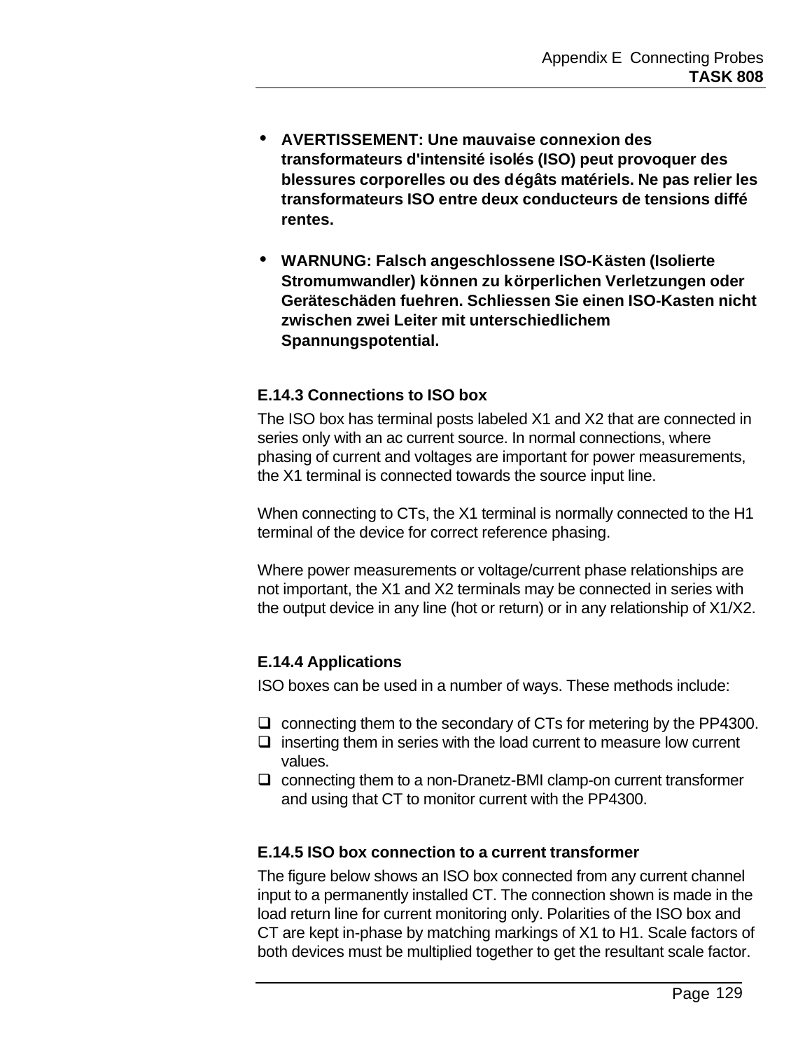- **AVERTISSEMENT: Une mauvaise connexion des transformateurs d'intensité isolés (ISO) peut provoquer des blessures corporelles ou des dégâts matériels. Ne pas relier les transformateurs ISO entre deux conducteurs de tensions différentes.**

- **WARNUNG: Falsch angeschlossene ISO-Kästen (Isolierte Stromumwandler) können zu körperlichen Verletzungen oder Geräteschäden fuehren. Schliessen Sie einen ISO-Kasten nicht zwischen zwei Leiter mit unterschiedlichem Spannungspotential.**

### E.14.3 Connections to ISO box

The ISO box has terminal posts labeled X1 and X2 that are connected in series only with an ac current source. In normal connections, where phasing of current and voltages are important for power measurements, the X1 terminal is connected towards the source input line.

When connecting to CTs, the X1 terminal is normally connected to the H1 terminal of the device for correct reference phasing.

Where power measurements or voltage/current phase relationships are not important, the X1 and X2 terminals may be connected in series with the output device in any line (hot or return) or in any relationship of X1/X2.

### E.14.4 Applications

ISO boxes can be used in a number of ways. These methods include:

- connecting them to the secondary of CTs for metering by the PP4300.
- inserting them in series with the load current to measure low current values.
- connecting them to a non-Dranetz-BMI clamp-on current transformer and using that CT to monitor current with the PP4300.

### E.14.5 ISO box connection to a current transformer

The figure below shows an ISO box connected from any current channel input to a permanently installed CT. The connection shown is made in the load return line for current monitoring only. Polarities of the ISO box and CT are kept in-phase by matching markings of X1 to H1. Scale factors of both devices must be multiplied together to get the resultant scale factor.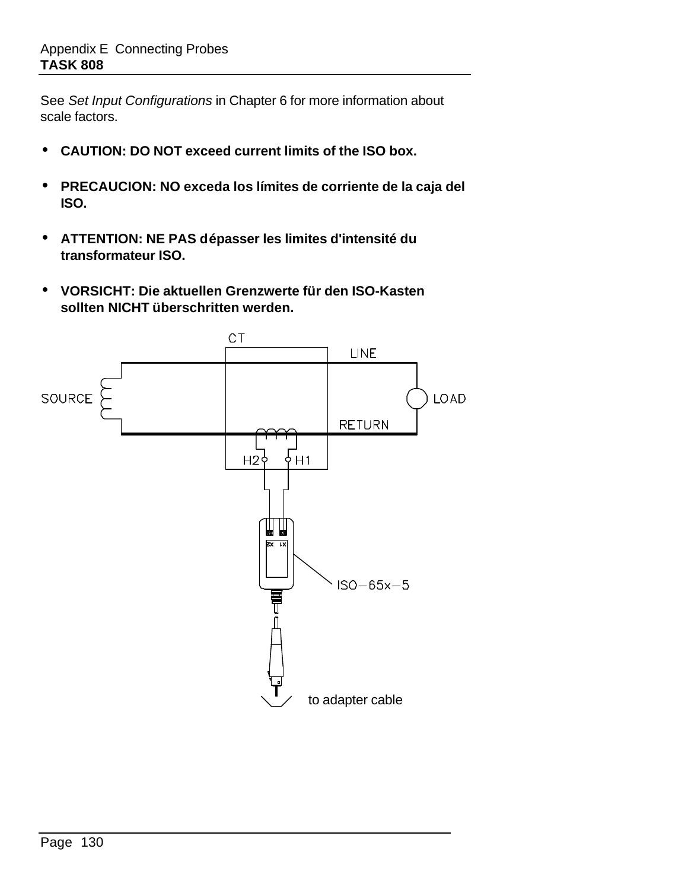See *Set Input Configurations* in Chapter 6 for more information about scale factors.

- **CAUTION: DO NOT exceed current limits of the ISO box.**
- **PRECAUCION: NO exceda los límites de corriente de la caja del ISO.**
- **ATTENTION: NE PAS dépasser les limites d'intensité du transformateur ISO.**
- **VORSICHT: Die aktuellen Grenzwerte für den ISO-Kasten sollten NICHT überschritten werden.**

CT

LINE

SOURCE

LOAD

RETURN

H2 H1

ISO−65x−5

to adapter cable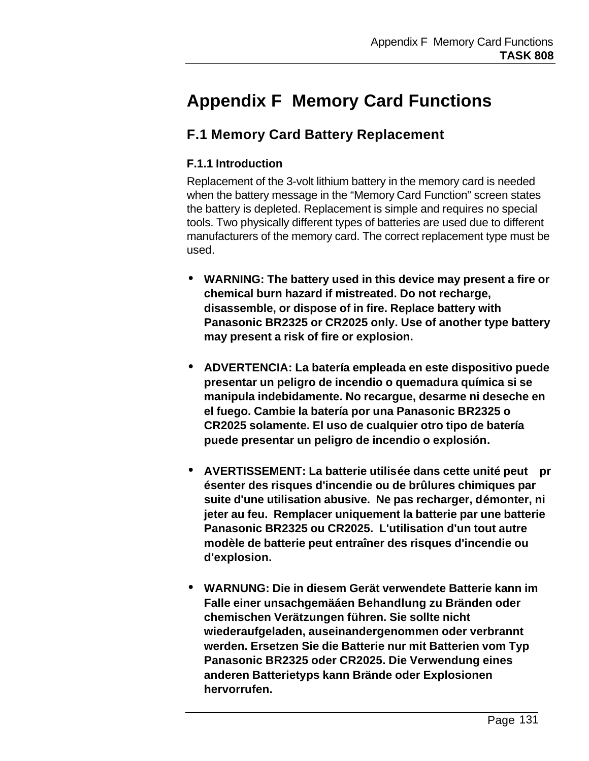# Appendix F  Memory Card Functions

## F.1 Memory Card Battery Replacement

### F.1.1 Introduction

Replacement of the 3-volt lithium battery in the memory card is needed when the battery message in the "Memory Card Function" screen states the battery is depleted. Replacement is simple and requires no special tools. Two physically different types of batteries are used due to different manufacturers of the memory card. The correct replacement type must be used.

- **WARNING: The battery used in this device may present a fire or chemical burn hazard if mistreated. Do not recharge, disassemble, or dispose of in fire. Replace battery with Panasonic BR2325 or CR2025 only. Use of another type battery may present a risk of fire or explosion.**

- **ADVERTENCIA: La batería empleada en este dispositivo puede presentar un peligro de incendio o quemadura química si se manipula indebidamente. No recargue, desarme ni deseche en el fuego. Cambie la batería por una Panasonic BR2325 o CR2025 solamente. El uso de cualquier otro tipo de batería puede presentar un peligro de incendio o explosión.**

- **AVERTISSEMENT: La batterie utilisée dans cette unité peut présenter des risques d'incendie ou de brûlures chimiques par suite d'une utilisation abusive. Ne pas recharger, démonter, ni jeter au feu. Remplacer uniquement la batterie par une batterie Panasonic BR2325 ou CR2025. L'utilisation d'un tout autre modèle de batterie peut entraîner des risques d'incendie ou d'explosion.**

- **WARNUNG: Die in diesem Gerät verwendete Batterie kann im Falle einer unsachgemäáen Behandlung zu Bränden oder chemischen Verätzungen führen. Sie sollte nicht wiederaufgeladen, auseinandergenommen oder verbrannt werden. Ersetzen Sie die Batterie nur mit Batterien vom Typ Panasonic BR2325 oder CR2025. Die Verwendung eines anderen Batterietyps kann Brände oder Explosionen hervorrufen.**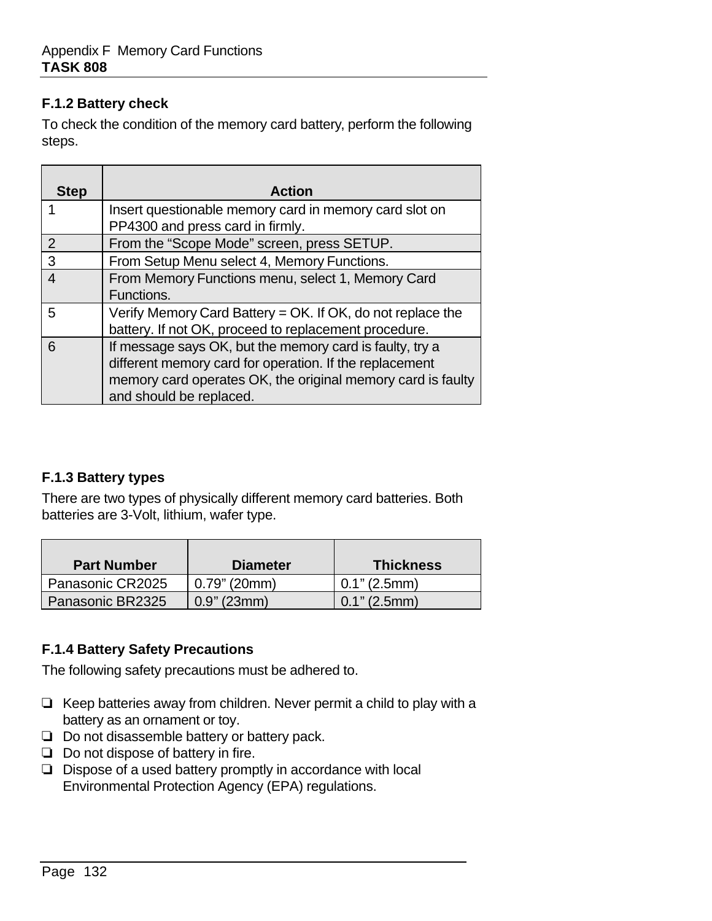### F.1.2 Battery check

To check the condition of the memory card battery, perform the following steps.

| Step | Action |
|---|---|
| 1 | Insert questionable memory card in memory card slot on PP4300 and press card in firmly. |
| 2 | From the “Scope Mode” screen, press SETUP. |
| 3 | From Setup Menu select 4, Memory Functions. |
| 4 | From Memory Functions menu, select 1, Memory Card Functions. |
| 5 | Verify Memory Card Battery = OK. If OK, do not replace the battery. If not OK, proceed to replacement procedure. |
| 6 | If message says OK, but the memory card is faulty, try a different memory card for operation. If the replacement memory card operates OK, the original memory card is faulty and should be replaced. |

### F.1.3 Battery types

There are two types of physically different memory card batteries. Both batteries are 3-Volt, lithium, wafer type.

| Part Number | Diameter | Thickness |
|---|---|---|
| Panasonic CR2025 | 0.79” (20mm) | 0.1” (2.5mm) |
| Panasonic BR2325 | 0.9” (23mm) | 0.1” (2.5mm) |

### F.1.4 Battery Safety Precautions

The following safety precautions must be adhered to.

- ❏ Keep batteries away from children. Never permit a child to play with a battery as an ornament or toy.
- ❏ Do not disassemble battery or battery pack.
- ❏ Do not dispose of battery in fire.
- ❏ Dispose of a used battery promptly in accordance with local Environmental Protection Agency (EPA) regulations.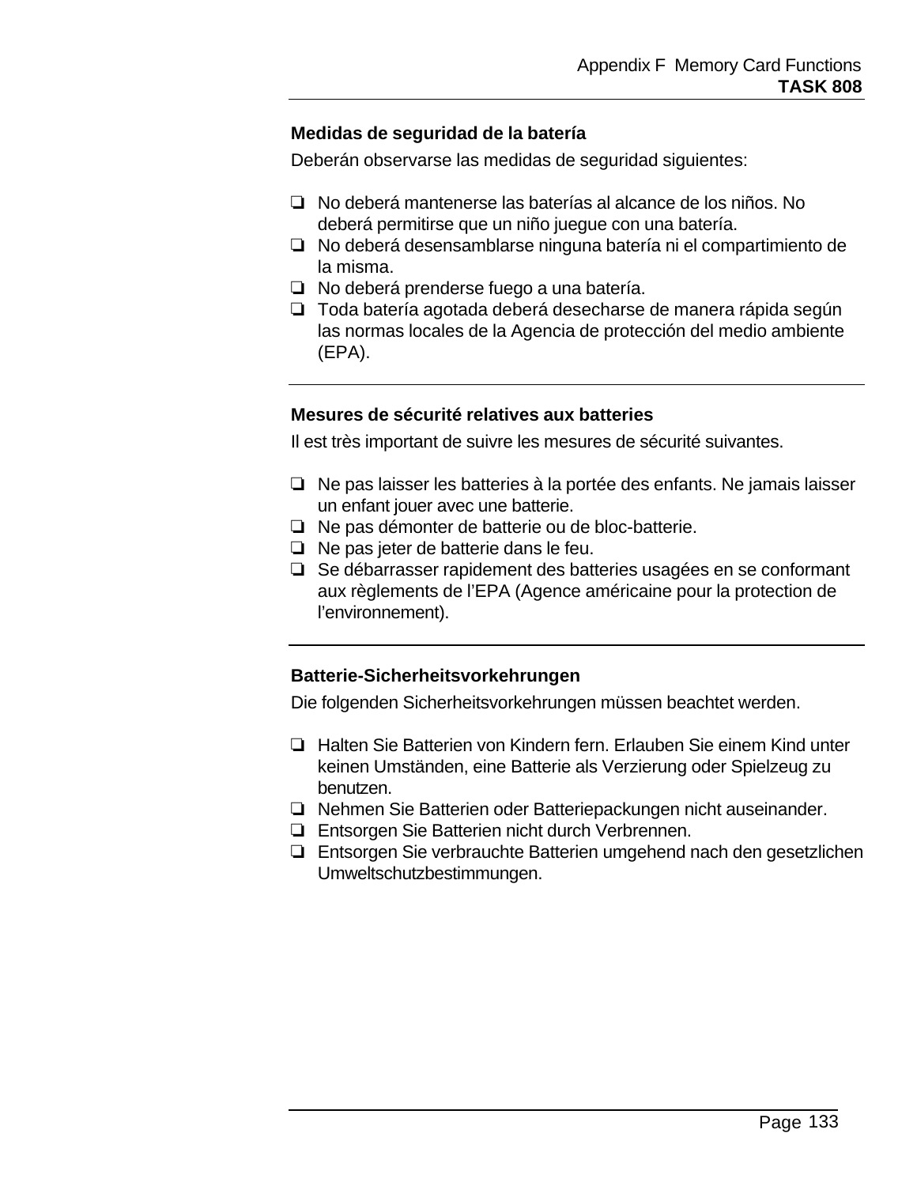### Medidas de seguridad de la batería

Deberán observarse las medidas de seguridad siguientes:

- ❏ No deberá mantenerse las baterías al alcance de los niños. No deberá permitirse que un niño juegue con una batería.
- ❏ No deberá desensamblarse ninguna batería ni el compartimiento de la misma.
- ❏ No deberá prenderse fuego a una batería.
- ❏ Toda batería agotada deberá desecharse de manera rápida según las normas locales de la Agencia de protección del medio ambiente (EPA).

---

### Mesures de sécurité relatives aux batteries

Il est très important de suivre les mesures de sécurité suivantes.

- ❏ Ne pas laisser les batteries à la portée des enfants. Ne jamais laisser un enfant jouer avec une batterie.
- ❏ Ne pas démonter de batterie ou de bloc-batterie.
- ❏ Ne pas jeter de batterie dans le feu.
- ❏ Se débarrasser rapidement des batteries usagées en se conformant aux règlements de l'EPA (Agence américaine pour la protection de l'environnement).

---

### Batterie-Sicherheitsvorkehrungen

Die folgenden Sicherheitsvorkehrungen müssen beachtet werden.

- ❏ Halten Sie Batterien von Kindern fern. Erlauben Sie einem Kind unter keinen Umständen, eine Batterie als Verzierung oder Spielzeug zu benutzen.
- ❏ Nehmen Sie Batterien oder Batteriepackungen nicht auseinander.
- ❏ Entsorgen Sie Batterien nicht durch Verbrennen.
- ❏ Entsorgen Sie verbrauchte Batterien umgehend nach den gesetzlichen Umweltschutzbestimmungen.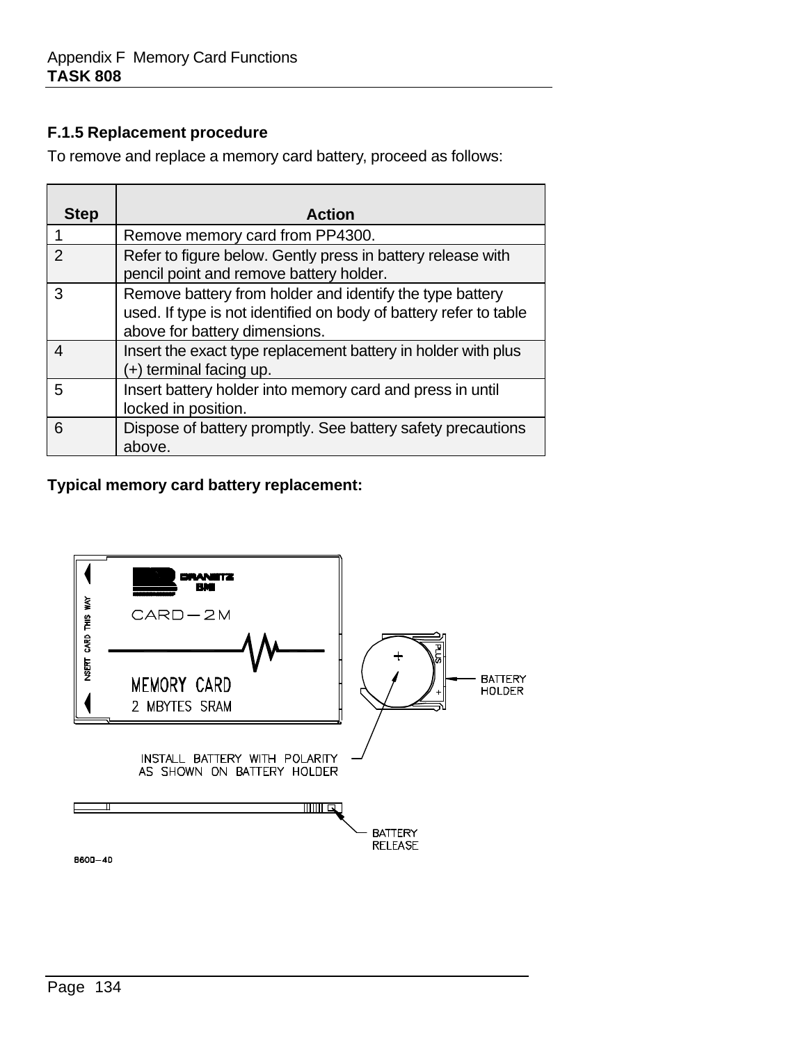### F.1.5 Replacement procedure

To remove and replace a memory card battery, proceed as follows:

| Step | Action |
|---|---|
| 1 | Remove memory card from PP4300. |
| 2 | Refer to figure below. Gently press in battery release with pencil point and remove battery holder. |
| 3 | Remove battery from holder and identify the type battery used. If type is not identified on body of battery refer to table above for battery dimensions. |
| 4 | Insert the exact type replacement battery in holder with plus (+) terminal facing up. |
| 5 | Insert battery holder into memory card and press in until locked in position. |
| 6 | Dispose of battery promptly. See battery safety precautions above. |

**Typical memory card battery replacement:**

INSERT CARD THIS WAY

DRANETZ BMI

CARD—2M

MEMORY CARD
2 MBYTES SRAM

PLUS

BATTERY HOLDER

INSTALL BATTERY WITH POLARITY AS SHOWN ON BATTERY HOLDER

BATTERY RELEASE

8600—40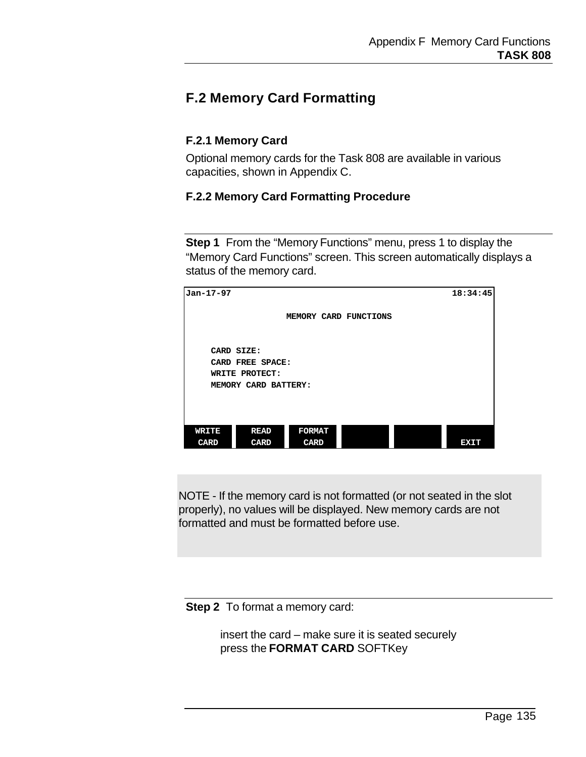## F.2 Memory Card Formatting

### F.2.1 Memory Card

Optional memory cards for the Task 808 are available in various capacities, shown in Appendix C.

### F.2.2 Memory Card Formatting Procedure

**Step 1** From the “Memory Functions” menu, press 1 to display the “Memory Card Functions” screen. This screen automatically displays a status of the memory card.

```
Jan-17-97                                          18:34:45

                    MEMORY CARD FUNCTIONS


     CARD SIZE:
     CARD FREE SPACE:
     WRITE PROTECT:
     MEMORY CARD BATTERY:



 WRITE     READ     FORMAT
 CARD      CARD     CARD                               EXIT
```

NOTE - If the memory card is not formatted (or not seated in the slot properly), no values will be displayed. New memory cards are not formatted and must be formatted before use.

**Step 2** To format a memory card:

insert the card – make sure it is seated securely
press the **FORMAT CARD** SOFTKey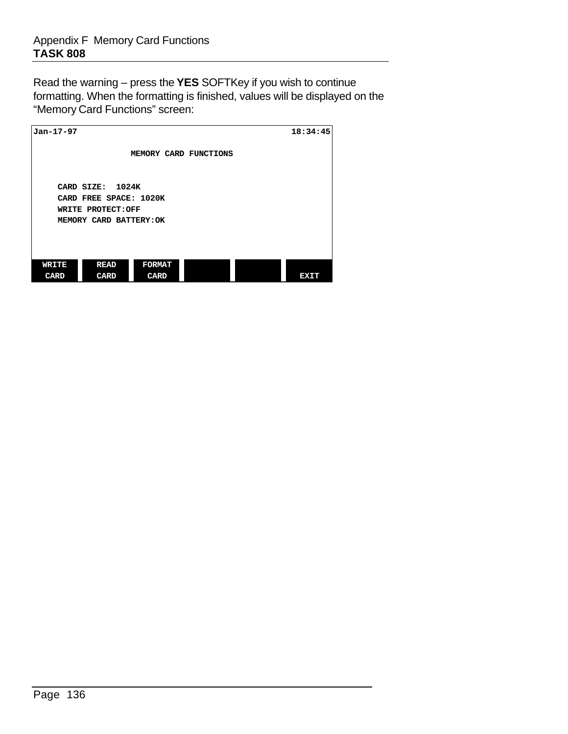Read the warning – press the **YES** SOFTKey if you wish to continue formatting. When the formatting is finished, values will be displayed on the "Memory Card Functions" screen:

```
Jan-17-97                                              18:34:45

                     MEMORY CARD FUNCTIONS


     CARD SIZE:  1024K
     CARD FREE SPACE: 1020K
     WRITE PROTECT:OFF
     MEMORY CARD BATTERY:OK



  WRITE      READ      FORMAT
  CARD       CARD      CARD                              EXIT
```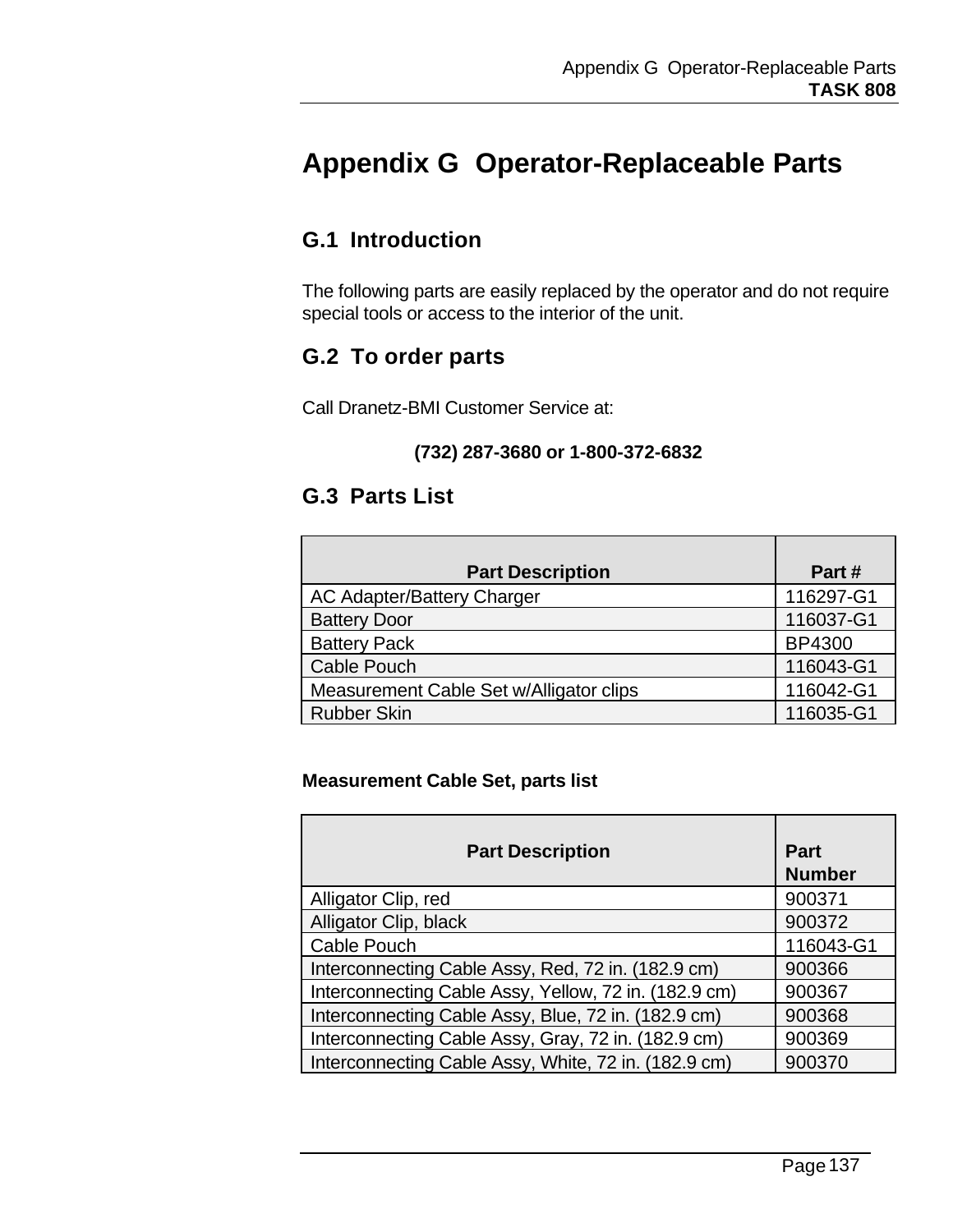# Appendix G  Operator-Replaceable Parts

## G.1  Introduction

The following parts are easily replaced by the operator and do not require special tools or access to the interior of the unit.

## G.2  To order parts

Call Dranetz-BMI Customer Service at:

**(732) 287-3680 or 1-800-372-6832**

## G.3  Parts List

| Part Description | Part # |
|---|---|
| AC Adapter/Battery Charger | 116297-G1 |
| Battery Door | 116037-G1 |
| Battery Pack | BP4300 |
| Cable Pouch | 116043-G1 |
| Measurement Cable Set w/Alligator clips | 116042-G1 |
| Rubber Skin | 116035-G1 |

**Measurement Cable Set, parts list**

| Part Description | Part Number |
|---|---|
| Alligator Clip, red | 900371 |
| Alligator Clip, black | 900372 |
| Cable Pouch | 116043-G1 |
| Interconnecting Cable Assy, Red, 72 in. (182.9 cm) | 900366 |
| Interconnecting Cable Assy, Yellow, 72 in. (182.9 cm) | 900367 |
| Interconnecting Cable Assy, Blue, 72 in. (182.9 cm) | 900368 |
| Interconnecting Cable Assy, Gray, 72 in. (182.9 cm) | 900369 |
| Interconnecting Cable Assy, White, 72 in. (182.9 cm) | 900370 |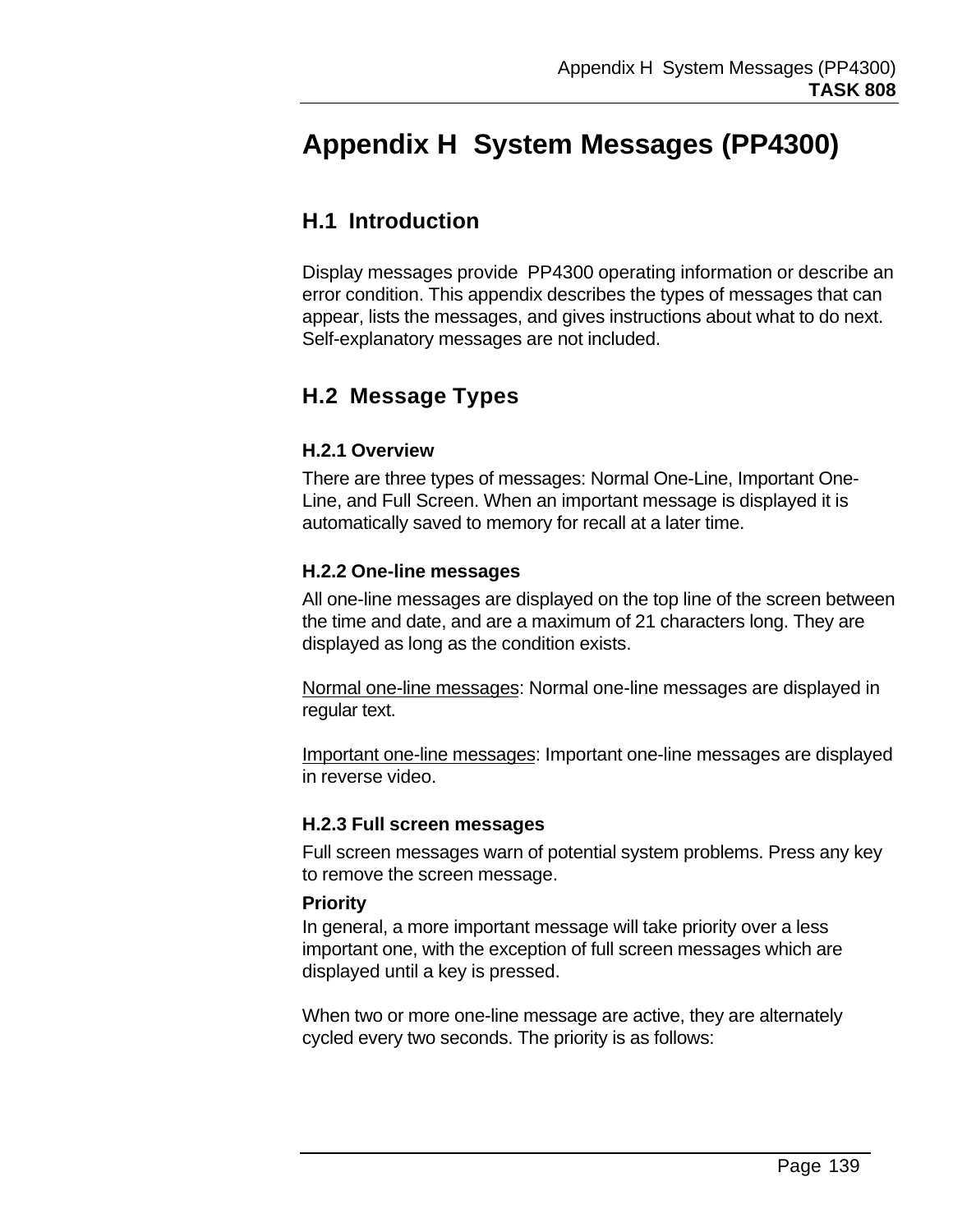# Appendix H System Messages (PP4300)

## H.1 Introduction

Display messages provide PP4300 operating information or describe an error condition. This appendix describes the types of messages that can appear, lists the messages, and gives instructions about what to do next. Self-explanatory messages are not included.

## H.2 Message Types

### H.2.1 Overview

There are three types of messages: Normal One-Line, Important One-Line, and Full Screen. When an important message is displayed it is automatically saved to memory for recall at a later time.

### H.2.2 One-line messages

All one-line messages are displayed on the top line of the screen between the time and date, and are a maximum of 21 characters long. They are displayed as long as the condition exists.

Normal one-line messages: Normal one-line messages are displayed in regular text.

Important one-line messages: Important one-line messages are displayed in reverse video.

### H.2.3 Full screen messages

Full screen messages warn of potential system problems. Press any key to remove the screen message.

**Priority**

In general, a more important message will take priority over a less important one, with the exception of full screen messages which are displayed until a key is pressed.

When two or more one-line message are active, they are alternately cycled every two seconds. The priority is as follows: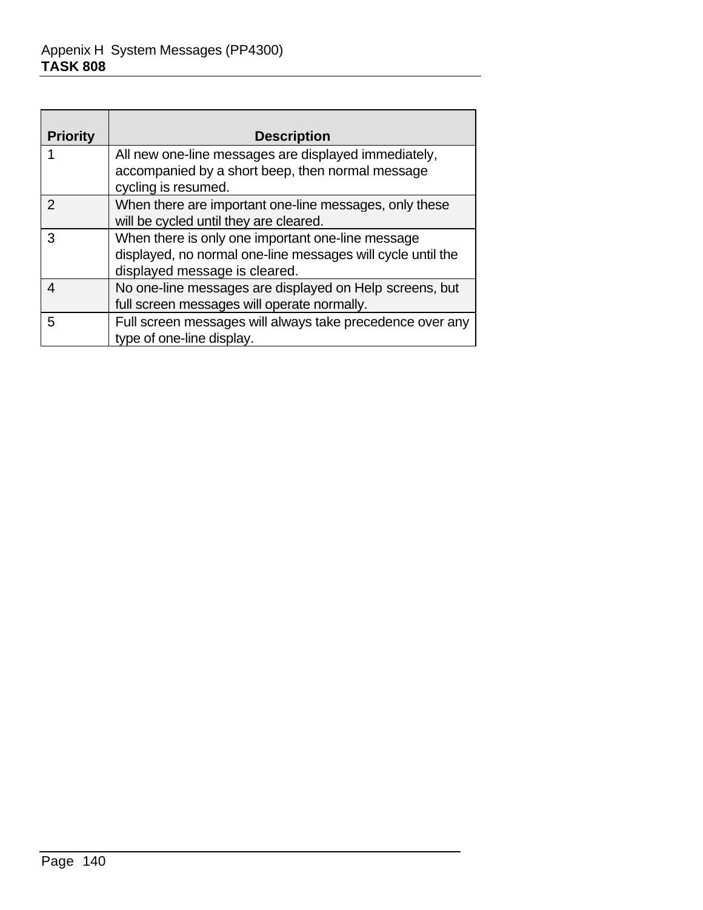| Priority | Description |
|---|---|
| 1 | All new one-line messages are displayed immediately, accompanied by a short beep, then normal message cycling is resumed. |
| 2 | When there are important one-line messages, only these will be cycled until they are cleared. |
| 3 | When there is only one important one-line message displayed, no normal one-line messages will cycle until the displayed message is cleared. |
| 4 | No one-line messages are displayed on Help screens, but full screen messages will operate normally. |
| 5 | Full screen messages will always take precedence over any type of one-line display. |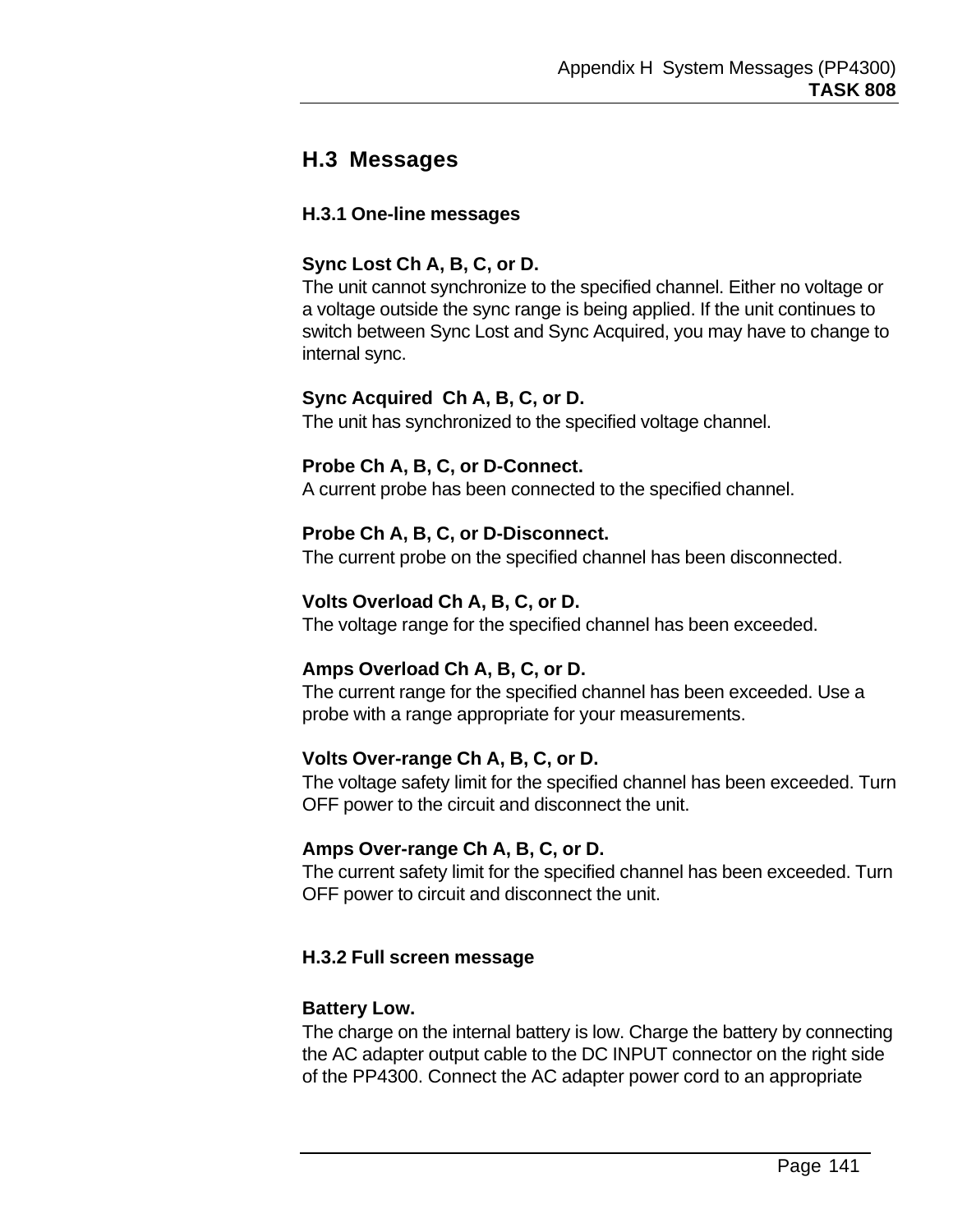## H.3 Messages

### H.3.1 One-line messages

**Sync Lost Ch A, B, C, or D.**
The unit cannot synchronize to the specified channel. Either no voltage or a voltage outside the sync range is being applied. If the unit continues to switch between Sync Lost and Sync Acquired, you may have to change to internal sync.

**Sync Acquired Ch A, B, C, or D.**
The unit has synchronized to the specified voltage channel.

**Probe Ch A, B, C, or D-Connect.**
A current probe has been connected to the specified channel.

**Probe Ch A, B, C, or D-Disconnect.**
The current probe on the specified channel has been disconnected.

**Volts Overload Ch A, B, C, or D.**
The voltage range for the specified channel has been exceeded.

**Amps Overload Ch A, B, C, or D.**
The current range for the specified channel has been exceeded. Use a probe with a range appropriate for your measurements.

**Volts Over-range Ch A, B, C, or D.**
The voltage safety limit for the specified channel has been exceeded. Turn OFF power to the circuit and disconnect the unit.

**Amps Over-range Ch A, B, C, or D.**
The current safety limit for the specified channel has been exceeded. Turn OFF power to circuit and disconnect the unit.

### H.3.2 Full screen message

**Battery Low.**
The charge on the internal battery is low. Charge the battery by connecting the AC adapter output cable to the DC INPUT connector on the right side of the PP4300. Connect the AC adapter power cord to an appropriate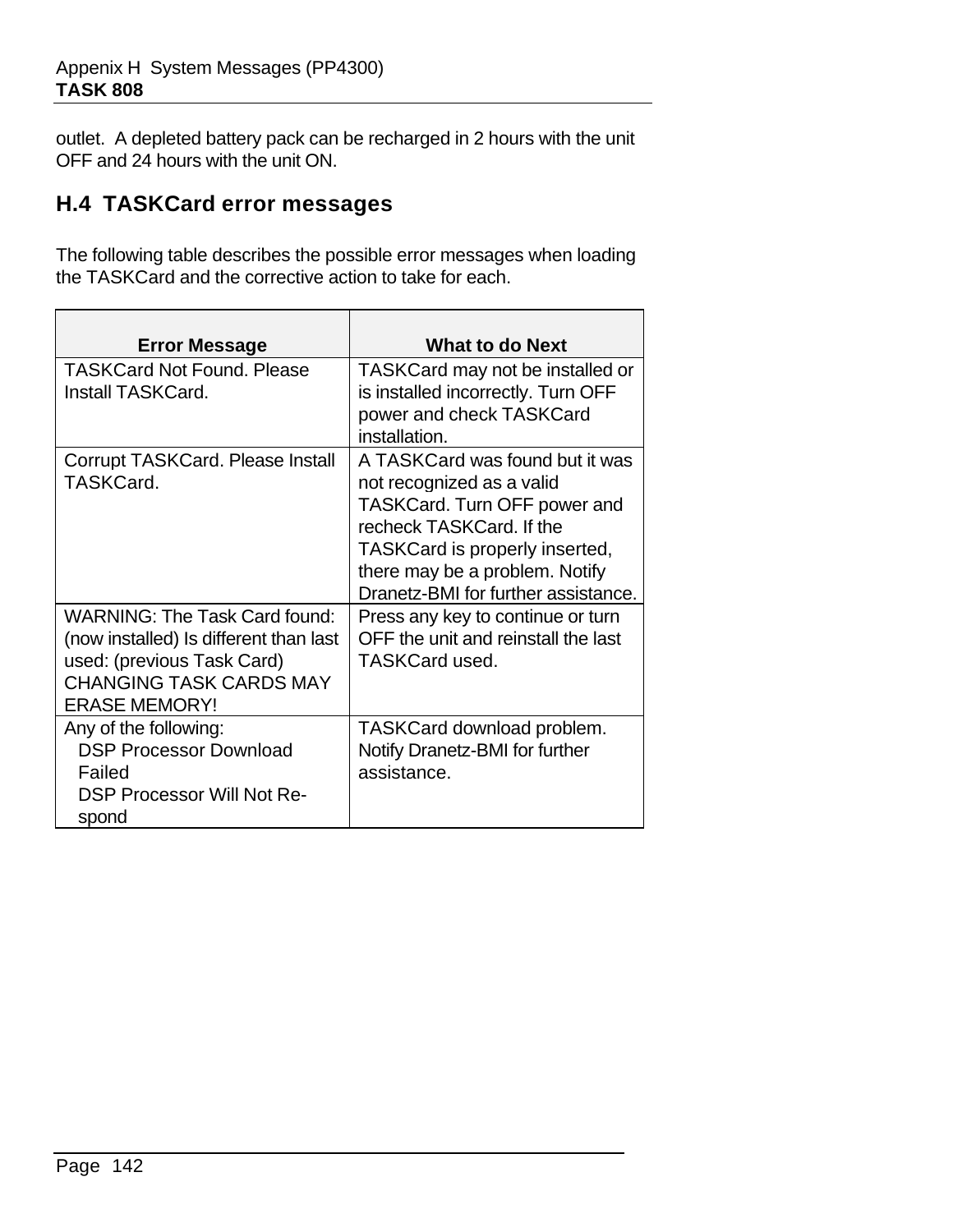outlet.  A depleted battery pack can be recharged in 2 hours with the unit OFF and 24 hours with the unit ON.

## H.4  TASKCard error messages

The following table describes the possible error messages when loading the TASKCard and the corrective action to take for each.

| Error Message | What to do Next |
|---|---|
| TASKCard Not Found. Please Install TASKCard. | TASKCard may not be installed or is installed incorrectly. Turn OFF power and check TASKCard installation. |
| Corrupt TASKCard. Please Install TASKCard. | A TASKCard was found but it was not recognized as a valid TASKCard. Turn OFF power and recheck TASKCard. If the TASKCard is properly inserted, there may be a problem. Notify Dranetz-BMI for further assistance. |
| WARNING: The Task Card found: (now installed) Is different than last used: (previous Task Card) CHANGING TASK CARDS MAY ERASE MEMORY! | Press any key to continue or turn OFF the unit and reinstall the last TASKCard used. |
| Any of the following: DSP Processor Download Failed; DSP Processor Will Not Respond | TASKCard download problem. Notify Dranetz-BMI for further assistance. |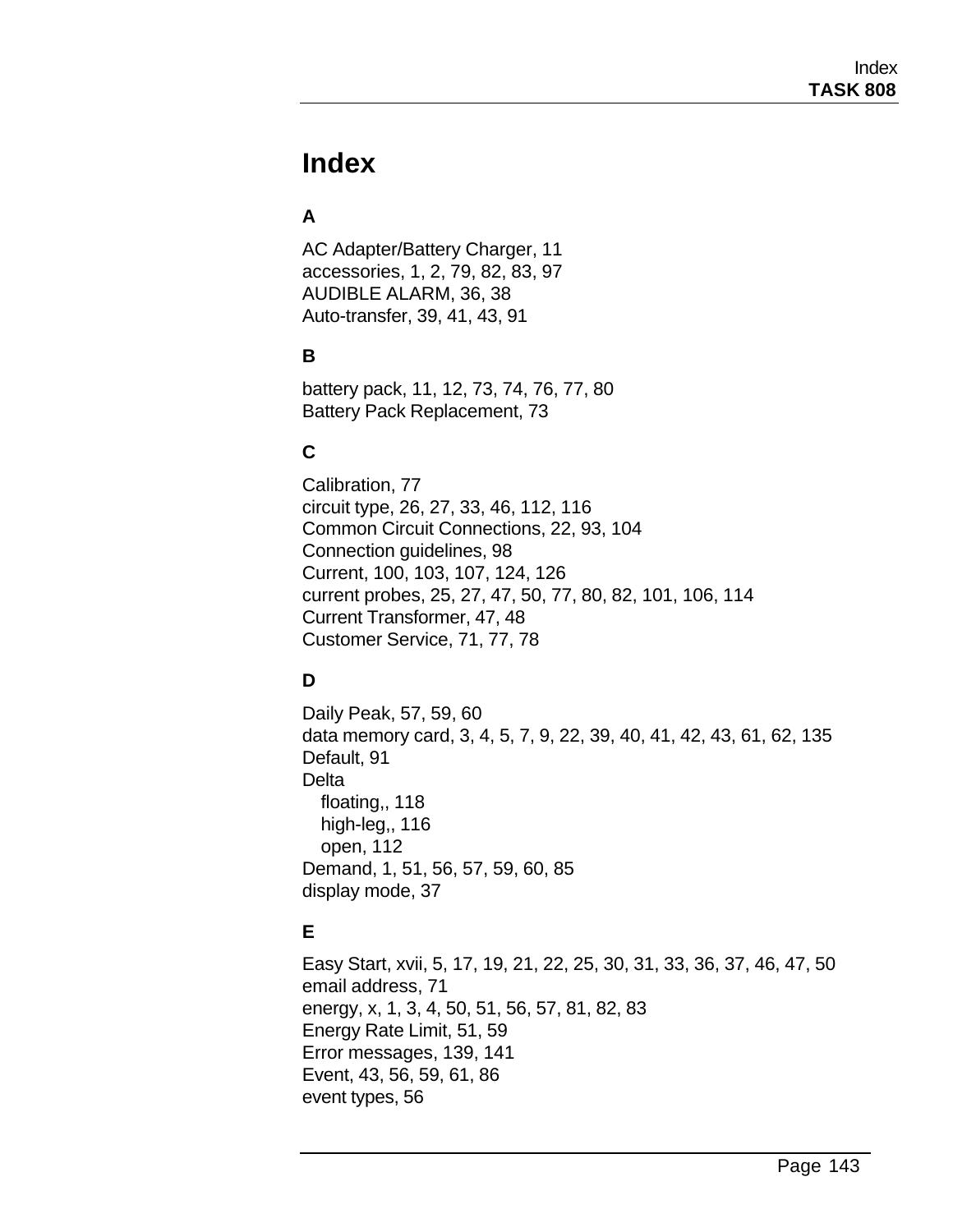# Index

## A

AC Adapter/Battery Charger, 11
accessories, 1, 2, 79, 82, 83, 97
AUDIBLE ALARM, 36, 38
Auto-transfer, 39, 41, 43, 91

## B

battery pack, 11, 12, 73, 74, 76, 77, 80
Battery Pack Replacement, 73

## C

Calibration, 77
circuit type, 26, 27, 33, 46, 112, 116
Common Circuit Connections, 22, 93, 104
Connection guidelines, 98
Current, 100, 103, 107, 124, 126
current probes, 25, 27, 47, 50, 77, 80, 82, 101, 106, 114
Current Transformer, 47, 48
Customer Service, 71, 77, 78

## D

Daily Peak, 57, 59, 60
data memory card, 3, 4, 5, 7, 9, 22, 39, 40, 41, 42, 43, 61, 62, 135
Default, 91
Delta
  floating,, 118
  high-leg,, 116
  open, 112
Demand, 1, 51, 56, 57, 59, 60, 85
display mode, 37

## E

Easy Start, xvii, 5, 17, 19, 21, 22, 25, 30, 31, 33, 36, 37, 46, 47, 50
email address, 71
energy, x, 1, 3, 4, 50, 51, 56, 57, 81, 82, 83
Energy Rate Limit, 51, 59
Error messages, 139, 141
Event, 43, 56, 59, 61, 86
event types, 56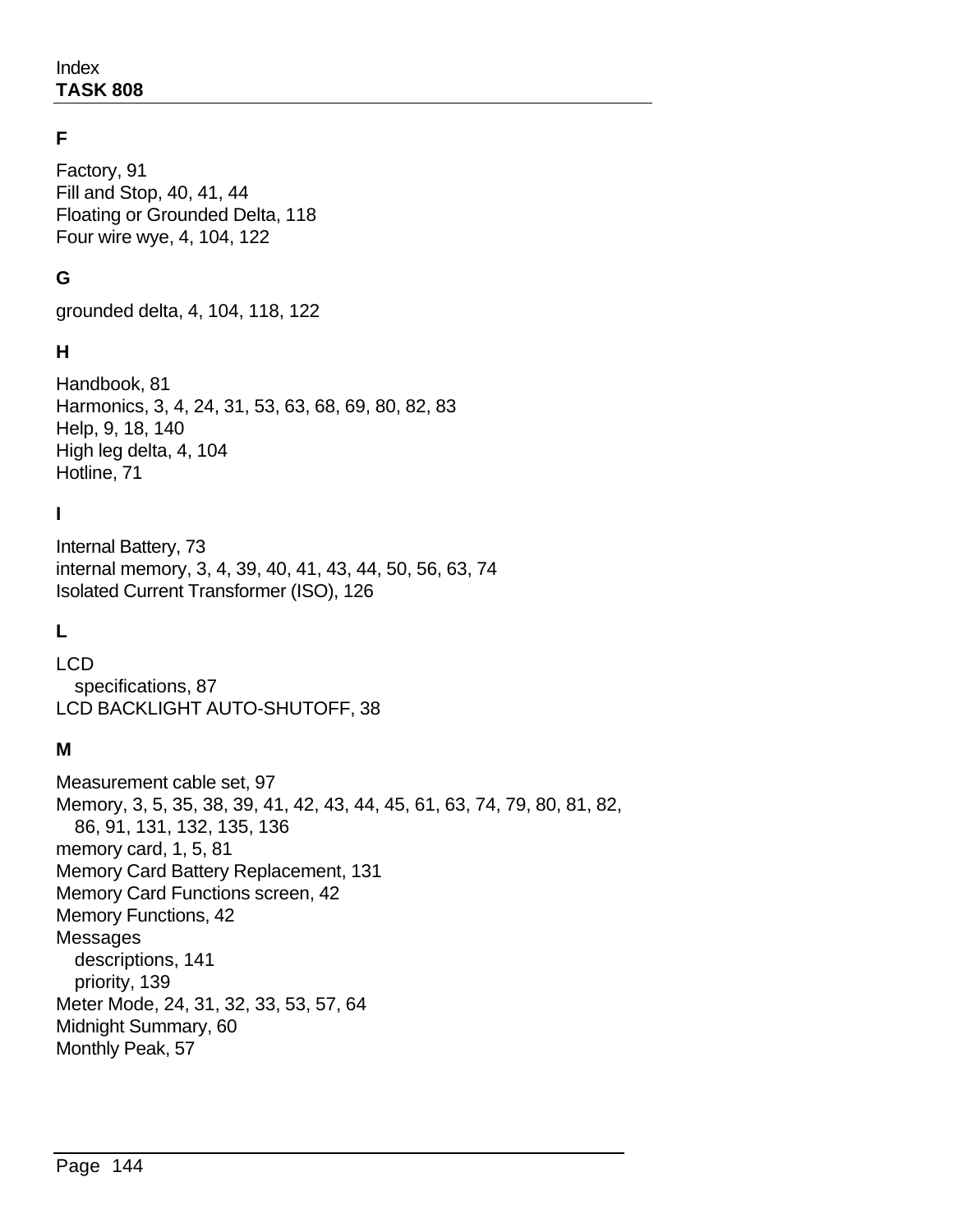## F

Factory, 91
Fill and Stop, 40, 41, 44
Floating or Grounded Delta, 118
Four wire wye, 4, 104, 122

## G

grounded delta, 4, 104, 118, 122

## H

Handbook, 81
Harmonics, 3, 4, 24, 31, 53, 63, 68, 69, 80, 82, 83
Help, 9, 18, 140
High leg delta, 4, 104
Hotline, 71

## I

Internal Battery, 73
internal memory, 3, 4, 39, 40, 41, 43, 44, 50, 56, 63, 74
Isolated Current Transformer (ISO), 126

## L

LCD
   specifications, 87
LCD BACKLIGHT AUTO-SHUTOFF, 38

## M

Measurement cable set, 97
Memory, 3, 5, 35, 38, 39, 41, 42, 43, 44, 45, 61, 63, 74, 79, 80, 81, 82, 86, 91, 131, 132, 135, 136
memory card, 1, 5, 81
Memory Card Battery Replacement, 131
Memory Card Functions screen, 42
Memory Functions, 42
Messages
   descriptions, 141
   priority, 139
Meter Mode, 24, 31, 32, 33, 53, 57, 64
Midnight Summary, 60
Monthly Peak, 57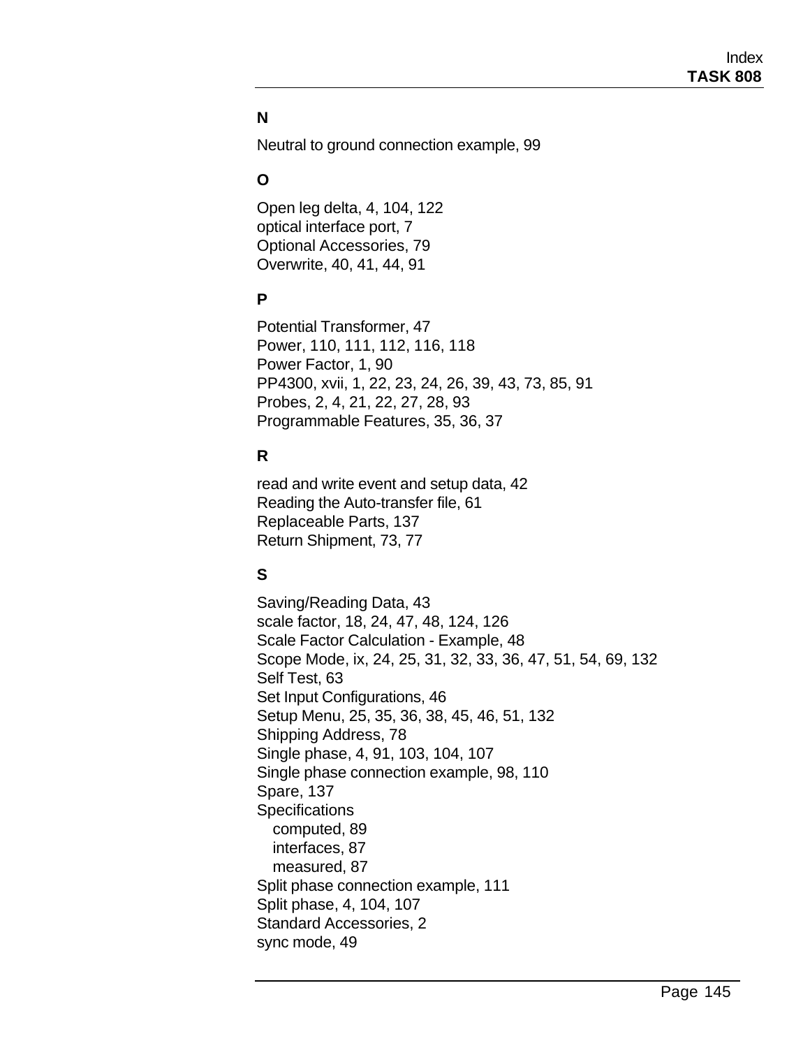## N

Neutral to ground connection example, 99

## O

Open leg delta, 4, 104, 122
optical interface port, 7
Optional Accessories, 79
Overwrite, 40, 41, 44, 91

## P

Potential Transformer, 47
Power, 110, 111, 112, 116, 118
Power Factor, 1, 90
PP4300, xvii, 1, 22, 23, 24, 26, 39, 43, 73, 85, 91
Probes, 2, 4, 21, 22, 27, 28, 93
Programmable Features, 35, 36, 37

## R

read and write event and setup data, 42
Reading the Auto-transfer file, 61
Replaceable Parts, 137
Return Shipment, 73, 77

## S

Saving/Reading Data, 43
scale factor, 18, 24, 47, 48, 124, 126
Scale Factor Calculation - Example, 48
Scope Mode, ix, 24, 25, 31, 32, 33, 36, 47, 51, 54, 69, 132
Self Test, 63
Set Input Configurations, 46
Setup Menu, 25, 35, 36, 38, 45, 46, 51, 132
Shipping Address, 78
Single phase, 4, 91, 103, 104, 107
Single phase connection example, 98, 110
Spare, 137
Specifications
- computed, 89
- interfaces, 87
- measured, 87

Split phase connection example, 111
Split phase, 4, 104, 107
Standard Accessories, 2
sync mode, 49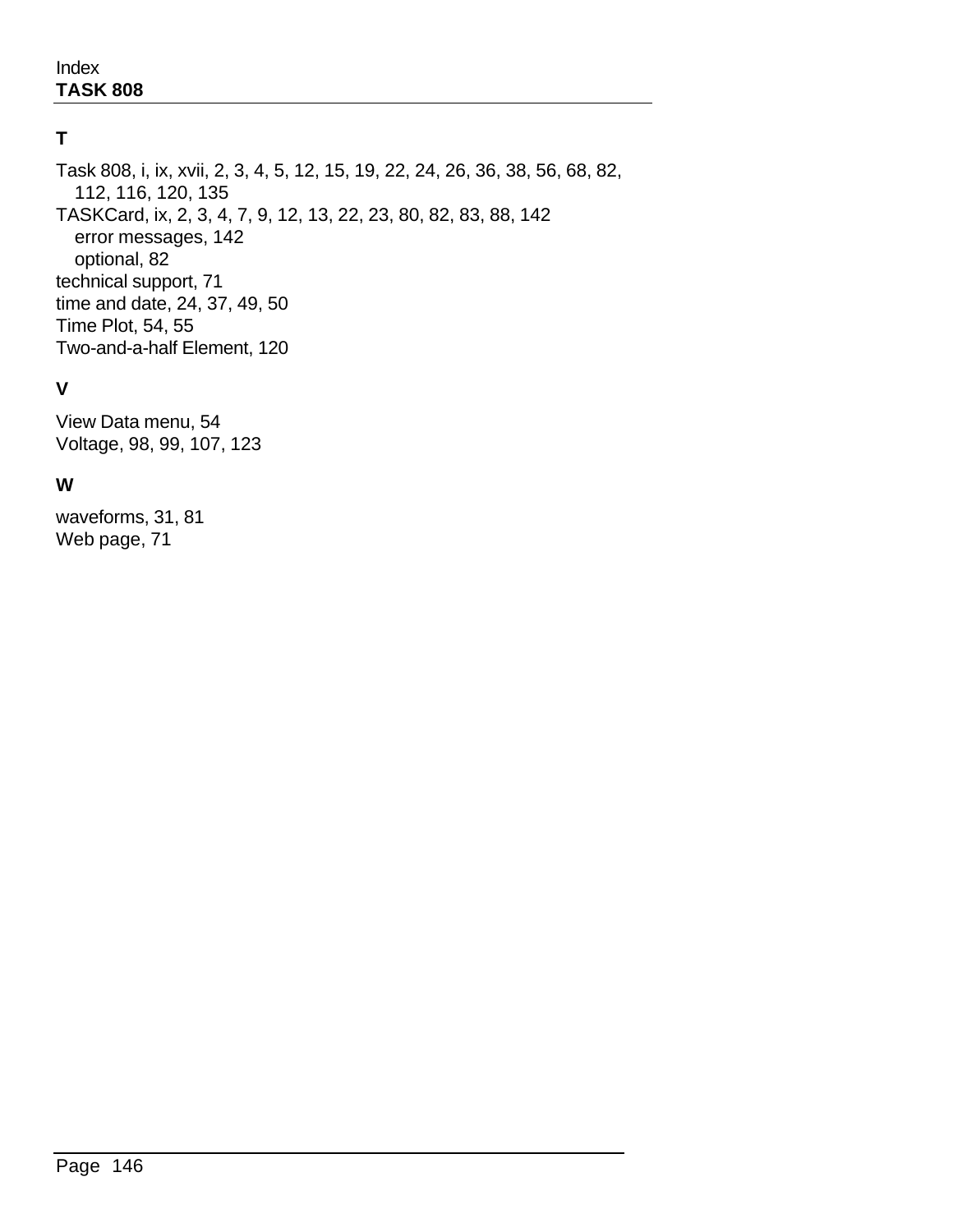## T

Task 808, i, ix, xvii, 2, 3, 4, 5, 12, 15, 19, 22, 24, 26, 36, 38, 56, 68, 82, 112, 116, 120, 135

TASKCard, ix, 2, 3, 4, 7, 9, 12, 13, 22, 23, 80, 82, 83, 88, 142
  error messages, 142
  optional, 82

technical support, 71

time and date, 24, 37, 49, 50

Time Plot, 54, 55

Two-and-a-half Element, 120

## V

View Data menu, 54

Voltage, 98, 99, 107, 123

## W

waveforms, 31, 81

Web page, 71